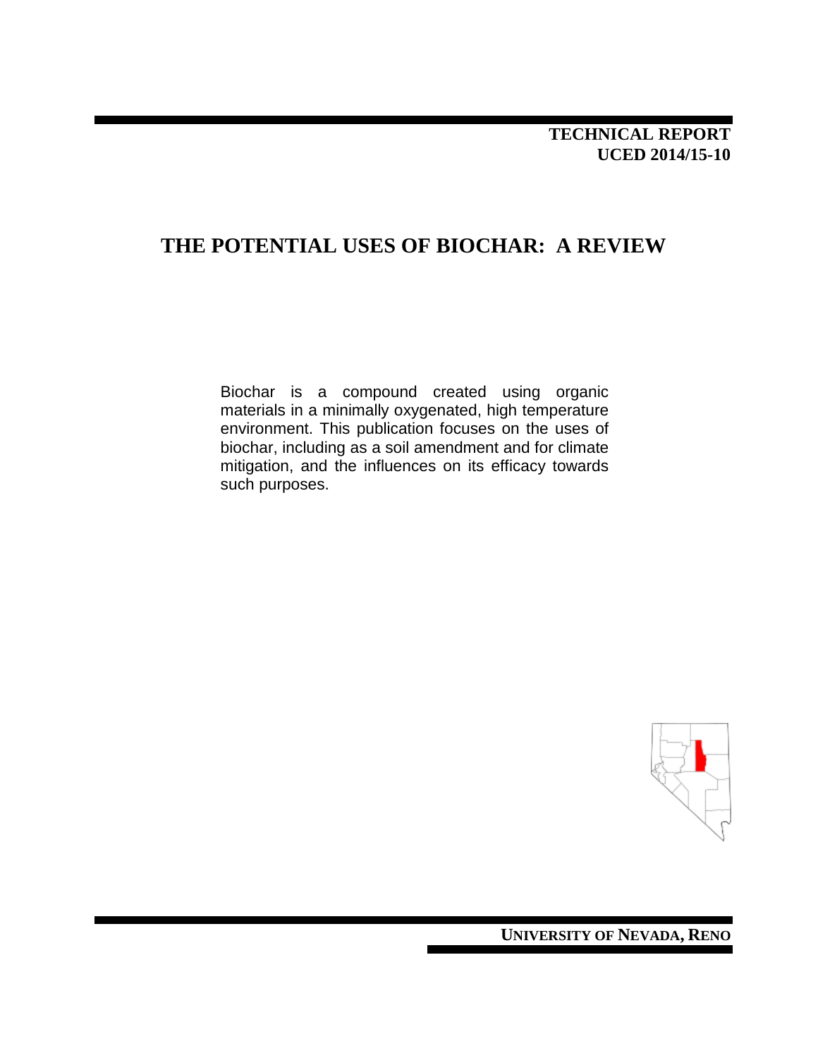**TECHNICAL REPORT**
**UCED 2014/15-10**

# THE POTENTIAL USES OF BIOCHAR: A REVIEW

Biochar is a compound created using organic materials in a minimally oxygenated, high temperature environment. This publication focuses on the uses of biochar, including as a soil amendment and for climate mitigation, and the influences on its efficacy towards such purposes.

**UNIVERSITY OF NEVADA, RENO**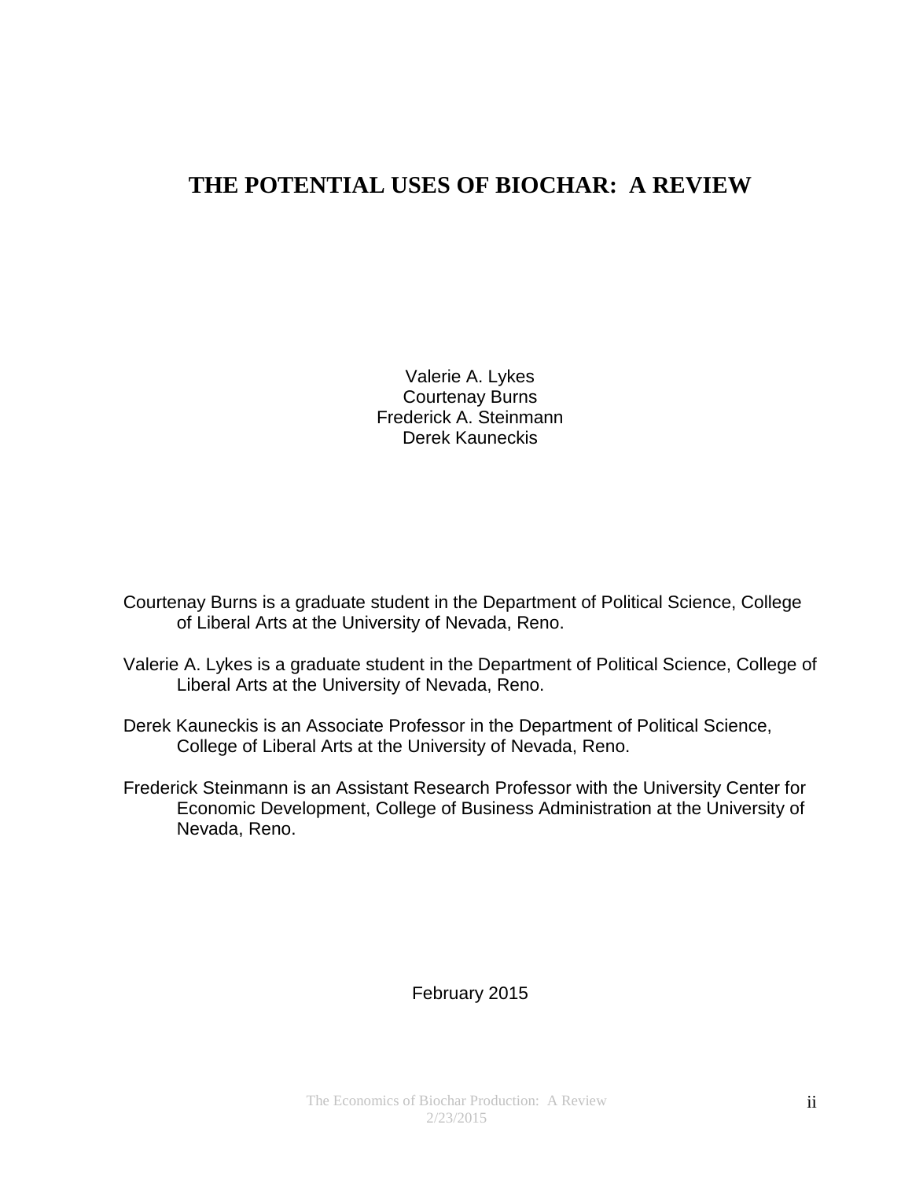# THE POTENTIAL USES OF BIOCHAR: A REVIEW

Valerie A. Lykes
Courtenay Burns
Frederick A. Steinmann
Derek Kauneckis

Courtenay Burns is a graduate student in the Department of Political Science, College of Liberal Arts at the University of Nevada, Reno.

Valerie A. Lykes is a graduate student in the Department of Political Science, College of Liberal Arts at the University of Nevada, Reno.

Derek Kauneckis is an Associate Professor in the Department of Political Science, College of Liberal Arts at the University of Nevada, Reno.

Frederick Steinmann is an Assistant Research Professor with the University Center for Economic Development, College of Business Administration at the University of Nevada, Reno.

February 2015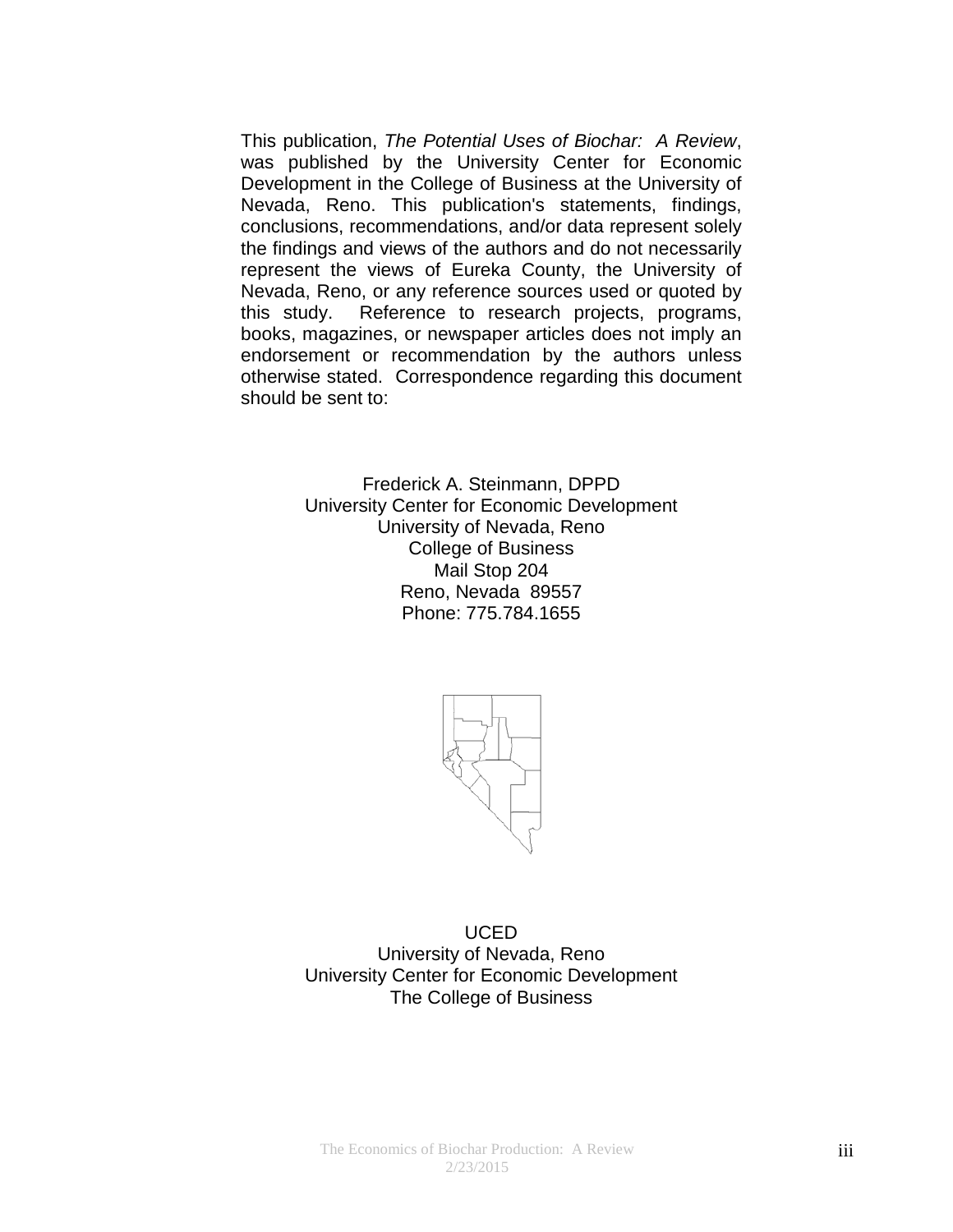This publication, *The Potential Uses of Biochar: A Review*, was published by the University Center for Economic Development in the College of Business at the University of Nevada, Reno. This publication's statements, findings, conclusions, recommendations, and/or data represent solely the findings and views of the authors and do not necessarily represent the views of Eureka County, the University of Nevada, Reno, or any reference sources used or quoted by this study. Reference to research projects, programs, books, magazines, or newspaper articles does not imply an endorsement or recommendation by the authors unless otherwise stated. Correspondence regarding this document should be sent to:

Frederick A. Steinmann, DPPD
University Center for Economic Development
University of Nevada, Reno
College of Business
Mail Stop 204
Reno, Nevada 89557
Phone: 775.784.1655

UCED
University of Nevada, Reno
University Center for Economic Development
The College of Business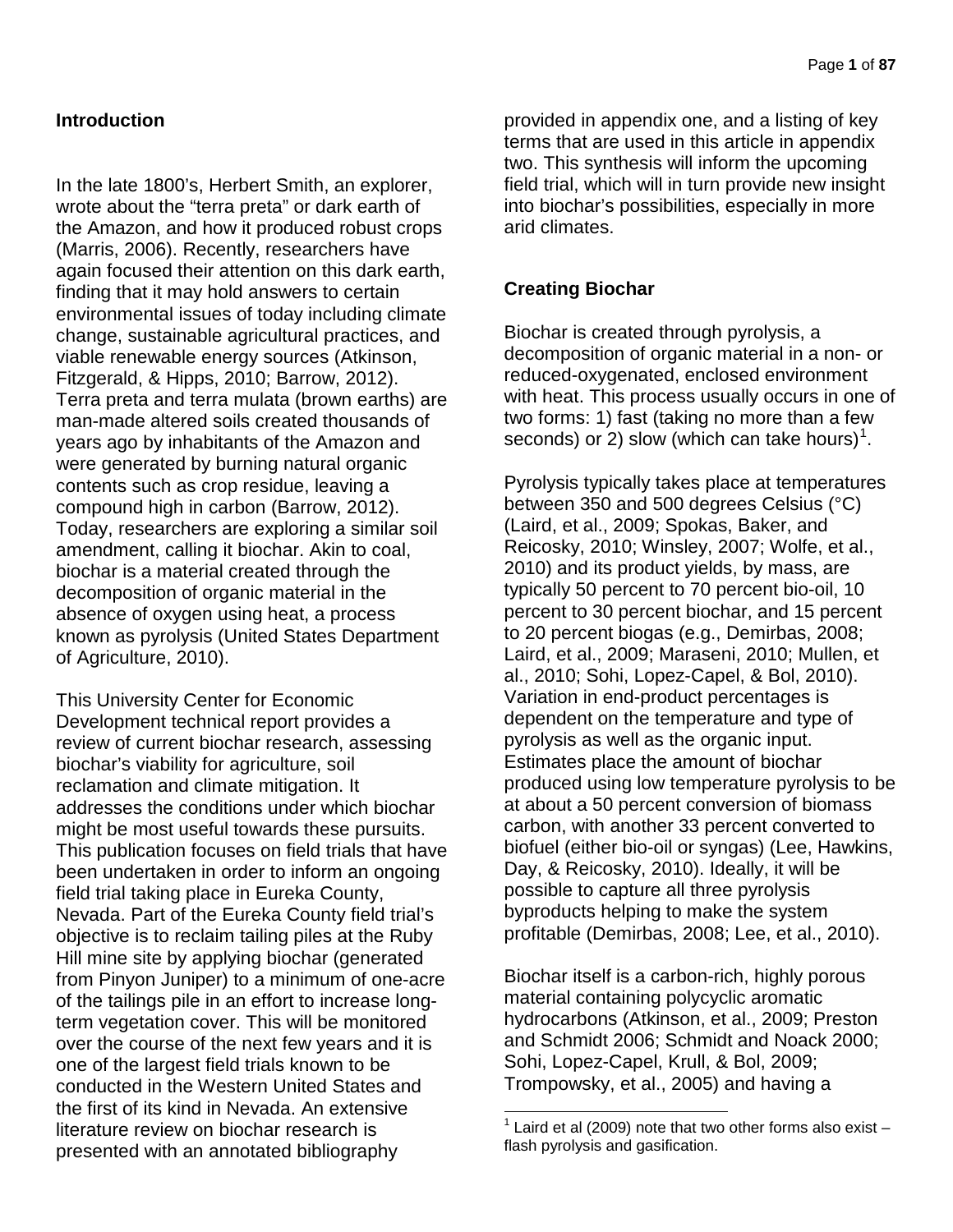## Introduction

In the late 1800's, Herbert Smith, an explorer, wrote about the "terra preta" or dark earth of the Amazon, and how it produced robust crops (Marris, 2006). Recently, researchers have again focused their attention on this dark earth, finding that it may hold answers to certain environmental issues of today including climate change, sustainable agricultural practices, and viable renewable energy sources (Atkinson, Fitzgerald, & Hipps, 2010; Barrow, 2012). Terra preta and terra mulata (brown earths) are man-made altered soils created thousands of years ago by inhabitants of the Amazon and were generated by burning natural organic contents such as crop residue, leaving a compound high in carbon (Barrow, 2012). Today, researchers are exploring a similar soil amendment, calling it biochar. Akin to coal, biochar is a material created through the decomposition of organic material in the absence of oxygen using heat, a process known as pyrolysis (United States Department of Agriculture, 2010).

This University Center for Economic Development technical report provides a review of current biochar research, assessing biochar's viability for agriculture, soil reclamation and climate mitigation. It addresses the conditions under which biochar might be most useful towards these pursuits. This publication focuses on field trials that have been undertaken in order to inform an ongoing field trial taking place in Eureka County, Nevada. Part of the Eureka County field trial's objective is to reclaim tailing piles at the Ruby Hill mine site by applying biochar (generated from Pinyon Juniper) to a minimum of one-acre of the tailings pile in an effort to increase long-term vegetation cover. This will be monitored over the course of the next few years and it is one of the largest field trials known to be conducted in the Western United States and the first of its kind in Nevada. An extensive literature review on biochar research is presented with an annotated bibliography provided in appendix one, and a listing of key terms that are used in this article in appendix two. This synthesis will inform the upcoming field trial, which will in turn provide new insight into biochar's possibilities, especially in more arid climates.

## Creating Biochar

Biochar is created through pyrolysis, a decomposition of organic material in a non- or reduced-oxygenated, enclosed environment with heat. This process usually occurs in one of two forms: 1) fast (taking no more than a few seconds) or 2) slow (which can take hours)[1].

Pyrolysis typically takes place at temperatures between 350 and 500 degrees Celsius (°C) (Laird, et al., 2009; Spokas, Baker, and Reicosky, 2010; Winsley, 2007; Wolfe, et al., 2010) and its product yields, by mass, are typically 50 percent to 70 percent bio-oil, 10 percent to 30 percent biochar, and 15 percent to 20 percent biogas (e.g., Demirbas, 2008; Laird, et al., 2009; Maraseni, 2010; Mullen, et al., 2010; Sohi, Lopez-Capel, & Bol, 2010). Variation in end-product percentages is dependent on the temperature and type of pyrolysis as well as the organic input. Estimates place the amount of biochar produced using low temperature pyrolysis to be at about a 50 percent conversion of biomass carbon, with another 33 percent converted to biofuel (either bio-oil or syngas) (Lee, Hawkins, Day, & Reicosky, 2010). Ideally, it will be possible to capture all three pyrolysis byproducts helping to make the system profitable (Demirbas, 2008; Lee, et al., 2010).

Biochar itself is a carbon-rich, highly porous material containing polycyclic aromatic hydrocarbons (Atkinson, et al., 2009; Preston and Schmidt 2006; Schmidt and Noack 2000; Sohi, Lopez-Capel, Krull, & Bol, 2009; Trompowsky, et al., 2005) and having a

[1] Laird et al (2009) note that two other forms also exist – flash pyrolysis and gasification.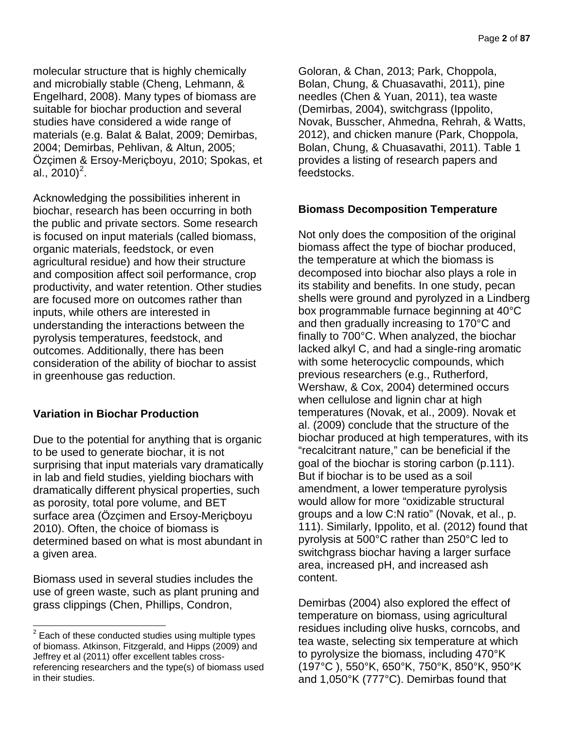molecular structure that is highly chemically and microbially stable (Cheng, Lehmann, & Engelhard, 2008). Many types of biomass are suitable for biochar production and several studies have considered a wide range of materials (e.g. Balat & Balat, 2009; Demirbas, 2004; Demirbas, Pehlivan, & Altun, 2005; Özçimen & Ersoy-Meriçboyu, 2010; Spokas, et al., 2010)[2].

Acknowledging the possibilities inherent in biochar, research has been occurring in both the public and private sectors. Some research is focused on input materials (called biomass, organic materials, feedstock, or even agricultural residue) and how their structure and composition affect soil performance, crop productivity, and water retention. Other studies are focused more on outcomes rather than inputs, while others are interested in understanding the interactions between the pyrolysis temperatures, feedstock, and outcomes. Additionally, there has been consideration of the ability of biochar to assist in greenhouse gas reduction.

### Variation in Biochar Production

Due to the potential for anything that is organic to be used to generate biochar, it is not surprising that input materials vary dramatically in lab and field studies, yielding biochars with dramatically different physical properties, such as porosity, total pore volume, and BET surface area (Özçimen and Ersoy-Meriçboyu 2010). Often, the choice of biomass is determined based on what is most abundant in a given area.

Biomass used in several studies includes the use of green waste, such as plant pruning and grass clippings (Chen, Phillips, Condron, Goloran, & Chan, 2013; Park, Choppola, Bolan, Chung, & Chuasavathi, 2011), pine needles (Chen & Yuan, 2011), tea waste (Demirbas, 2004), switchgrass (Ippolito, Novak, Busscher, Ahmedna, Rehrah, & Watts, 2012), and chicken manure (Park, Choppola, Bolan, Chung, & Chuasavathi, 2011). Table 1 provides a listing of research papers and feedstocks.

### Biomass Decomposition Temperature

Not only does the composition of the original biomass affect the type of biochar produced, the temperature at which the biomass is decomposed into biochar also plays a role in its stability and benefits. In one study, pecan shells were ground and pyrolyzed in a Lindberg box programmable furnace beginning at 40°C and then gradually increasing to 170°C and finally to 700°C. When analyzed, the biochar lacked alkyl C, and had a single-ring aromatic with some heterocyclic compounds, which previous researchers (e.g., Rutherford, Wershaw, & Cox, 2004) determined occurs when cellulose and lignin char at high temperatures (Novak, et al., 2009). Novak et al. (2009) conclude that the structure of the biochar produced at high temperatures, with its "recalcitrant nature," can be beneficial if the goal of the biochar is storing carbon (p.111). But if biochar is to be used as a soil amendment, a lower temperature pyrolysis would allow for more "oxidizable structural groups and a low C:N ratio" (Novak, et al., p. 111). Similarly, Ippolito, et al. (2012) found that pyrolysis at 500°C rather than 250°C led to switchgrass biochar having a larger surface area, increased pH, and increased ash content.

Demirbas (2004) also explored the effect of temperature on biomass, using agricultural residues including olive husks, corncobs, and tea waste, selecting six temperature at which to pyrolysize the biomass, including 470°K (197°C ), 550°K, 650°K, 750°K, 850°K, 950°K and 1,050°K (777°C). Demirbas found that

[2] Each of these conducted studies using multiple types of biomass. Atkinson, Fitzgerald, and Hipps (2009) and Jeffrey et al (2011) offer excellent tables cross-referencing researchers and the type(s) of biomass used in their studies.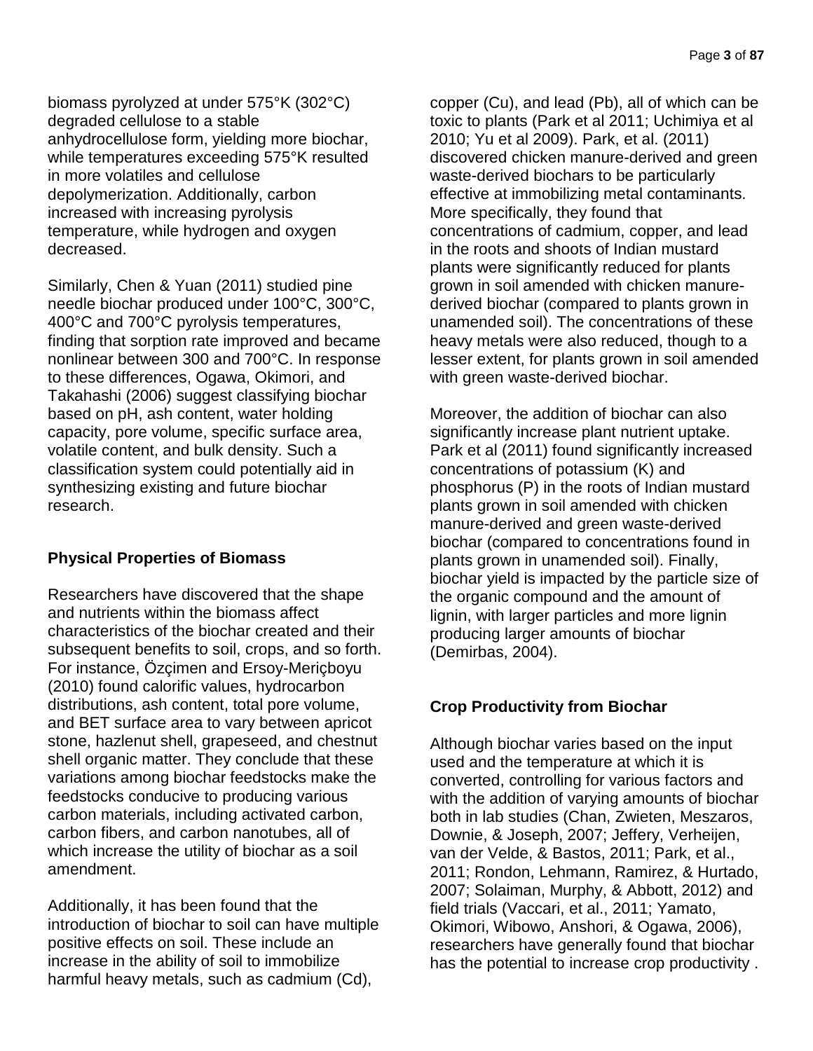biomass pyrolyzed at under 575°K (302°C) degraded cellulose to a stable anhydrocellulose form, yielding more biochar, while temperatures exceeding 575°K resulted in more volatiles and cellulose depolymerization. Additionally, carbon increased with increasing pyrolysis temperature, while hydrogen and oxygen decreased.

Similarly, Chen & Yuan (2011) studied pine needle biochar produced under 100°C, 300°C, 400°C and 700°C pyrolysis temperatures, finding that sorption rate improved and became nonlinear between 300 and 700°C. In response to these differences, Ogawa, Okimori, and Takahashi (2006) suggest classifying biochar based on pH, ash content, water holding capacity, pore volume, specific surface area, volatile content, and bulk density. Such a classification system could potentially aid in synthesizing existing and future biochar research.

## Physical Properties of Biomass

Researchers have discovered that the shape and nutrients within the biomass affect characteristics of the biochar created and their subsequent benefits to soil, crops, and so forth. For instance, Özçimen and Ersoy-Meriçboyu (2010) found calorific values, hydrocarbon distributions, ash content, total pore volume, and BET surface area to vary between apricot stone, hazlenut shell, grapeseed, and chestnut shell organic matter. They conclude that these variations among biochar feedstocks make the feedstocks conducive to producing various carbon materials, including activated carbon, carbon fibers, and carbon nanotubes, all of which increase the utility of biochar as a soil amendment.

Additionally, it has been found that the introduction of biochar to soil can have multiple positive effects on soil. These include an increase in the ability of soil to immobilize harmful heavy metals, such as cadmium (Cd), copper (Cu), and lead (Pb), all of which can be toxic to plants (Park et al 2011; Uchimiya et al 2010; Yu et al 2009). Park, et al. (2011) discovered chicken manure-derived and green waste-derived biochars to be particularly effective at immobilizing metal contaminants. More specifically, they found that concentrations of cadmium, copper, and lead in the roots and shoots of Indian mustard plants were significantly reduced for plants grown in soil amended with chicken manure-derived biochar (compared to plants grown in unamended soil). The concentrations of these heavy metals were also reduced, though to a lesser extent, for plants grown in soil amended with green waste-derived biochar.

Moreover, the addition of biochar can also significantly increase plant nutrient uptake. Park et al (2011) found significantly increased concentrations of potassium (K) and phosphorus (P) in the roots of Indian mustard plants grown in soil amended with chicken manure-derived and green waste-derived biochar (compared to concentrations found in plants grown in unamended soil). Finally, biochar yield is impacted by the particle size of the organic compound and the amount of lignin, with larger particles and more lignin producing larger amounts of biochar (Demirbas, 2004).

## Crop Productivity from Biochar

Although biochar varies based on the input used and the temperature at which it is converted, controlling for various factors and with the addition of varying amounts of biochar both in lab studies (Chan, Zwieten, Meszaros, Downie, & Joseph, 2007; Jeffery, Verheijen, van der Velde, & Bastos, 2011; Park, et al., 2011; Rondon, Lehmann, Ramirez, & Hurtado, 2007; Solaiman, Murphy, & Abbott, 2012) and field trials (Vaccari, et al., 2011; Yamato, Okimori, Wibowo, Anshori, & Ogawa, 2006), researchers have generally found that biochar has the potential to increase crop productivity .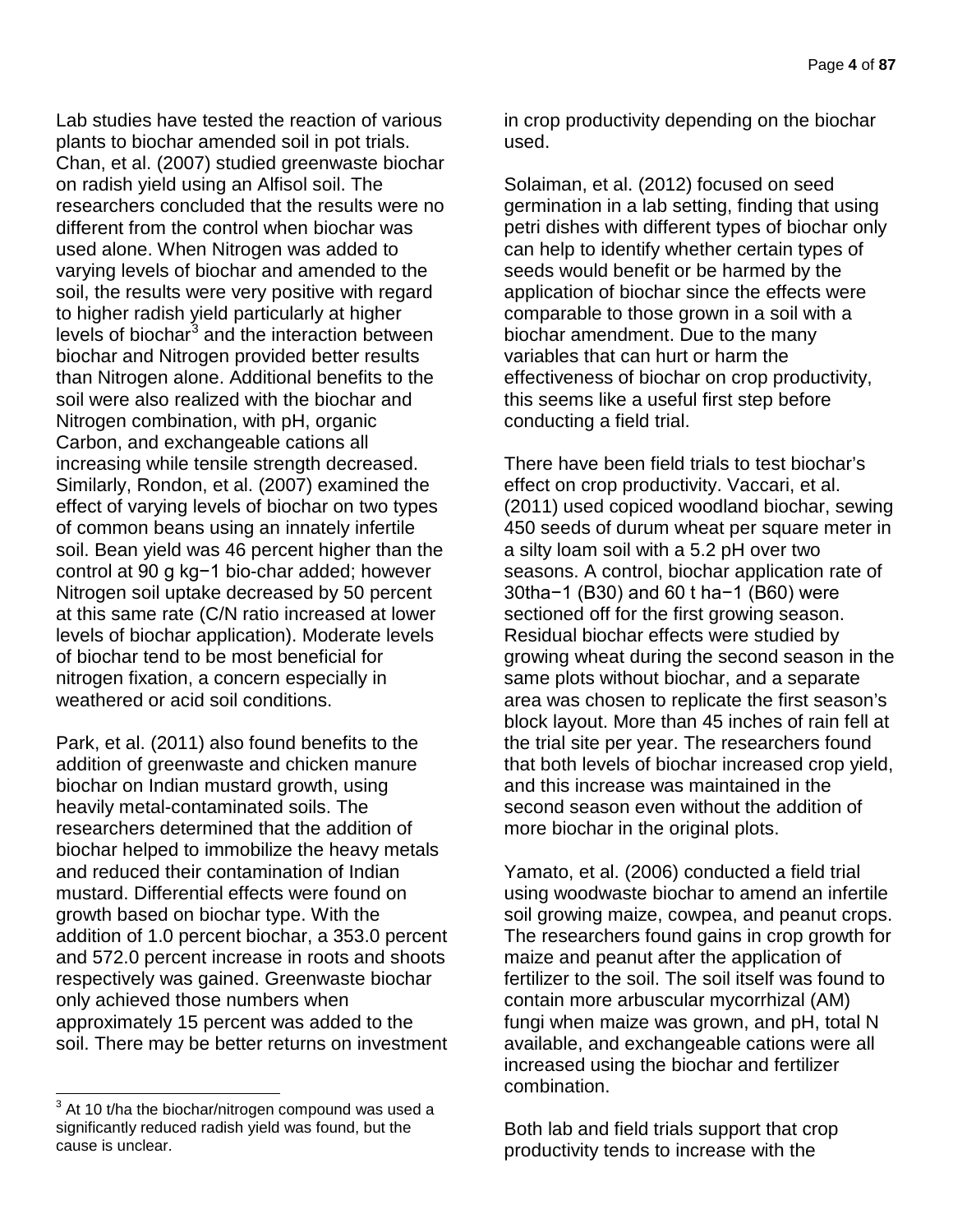Lab studies have tested the reaction of various plants to biochar amended soil in pot trials. Chan, et al. (2007) studied greenwaste biochar on radish yield using an Alfisol soil. The researchers concluded that the results were no different from the control when biochar was used alone. When Nitrogen was added to varying levels of biochar and amended to the soil, the results were very positive with regard to higher radish yield particularly at higher levels of biochar[3] and the interaction between biochar and Nitrogen provided better results than Nitrogen alone. Additional benefits to the soil were also realized with the biochar and Nitrogen combination, with pH, organic Carbon, and exchangeable cations all increasing while tensile strength decreased. Similarly, Rondon, et al. (2007) examined the effect of varying levels of biochar on two types of common beans using an innately infertile soil. Bean yield was 46 percent higher than the control at 90 g $kg^{-1}$ bio-char added; however Nitrogen soil uptake decreased by 50 percent at this same rate (C/N ratio increased at lower levels of biochar application). Moderate levels of biochar tend to be most beneficial for nitrogen fixation, a concern especially in weathered or acid soil conditions.

Park, et al. (2011) also found benefits to the addition of greenwaste and chicken manure biochar on Indian mustard growth, using heavily metal-contaminated soils. The researchers determined that the addition of biochar helped to immobilize the heavy metals and reduced their contamination of Indian mustard. Differential effects were found on growth based on biochar type. With the addition of 1.0 percent biochar, a 353.0 percent and 572.0 percent increase in roots and shoots respectively was gained. Greenwaste biochar only achieved those numbers when approximately 15 percent was added to the soil. There may be better returns on investment in crop productivity depending on the biochar used.

Solaiman, et al. (2012) focused on seed germination in a lab setting, finding that using petri dishes with different types of biochar only can help to identify whether certain types of seeds would benefit or be harmed by the application of biochar since the effects were comparable to those grown in a soil with a biochar amendment. Due to the many variables that can hurt or harm the effectiveness of biochar on crop productivity, this seems like a useful first step before conducting a field trial.

There have been field trials to test biochar's effect on crop productivity. Vaccari, et al. (2011) used copiced woodland biochar, sewing 450 seeds of durum wheat per square meter in a silty loam soil with a 5.2 pH over two seasons. A control, biochar application rate of 30t$ha^{-1}$ (B30) and 60 t $ha^{-1}$ (B60) were sectioned off for the first growing season. Residual biochar effects were studied by growing wheat during the second season in the same plots without biochar, and a separate area was chosen to replicate the first season's block layout. More than 45 inches of rain fell at the trial site per year. The researchers found that both levels of biochar increased crop yield, and this increase was maintained in the second season even without the addition of more biochar in the original plots.

Yamato, et al. (2006) conducted a field trial using woodwaste biochar to amend an infertile soil growing maize, cowpea, and peanut crops. The researchers found gains in crop growth for maize and peanut after the application of fertilizer to the soil. The soil itself was found to contain more arbuscular mycorrhizal (AM) fungi when maize was grown, and pH, total N available, and exchangeable cations were all increased using the biochar and fertilizer combination.

Both lab and field trials support that crop productivity tends to increase with the

[3] At 10 t/ha the biochar/nitrogen compound was used a significantly reduced radish yield was found, but the cause is unclear.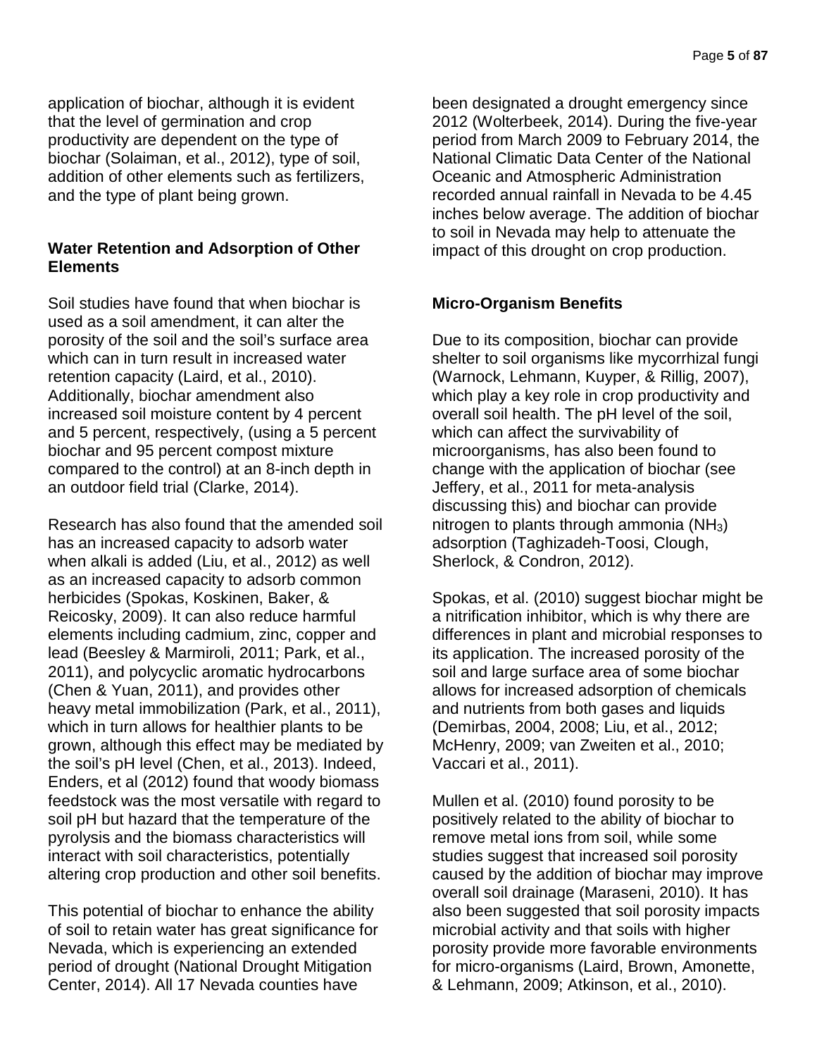application of biochar, although it is evident that the level of germination and crop productivity are dependent on the type of biochar (Solaiman, et al., 2012), type of soil, addition of other elements such as fertilizers, and the type of plant being grown.

**Water Retention and Adsorption of Other Elements**

Soil studies have found that when biochar is used as a soil amendment, it can alter the porosity of the soil and the soil's surface area which can in turn result in increased water retention capacity (Laird, et al., 2010). Additionally, biochar amendment also increased soil moisture content by 4 percent and 5 percent, respectively, (using a 5 percent biochar and 95 percent compost mixture compared to the control) at an 8-inch depth in an outdoor field trial (Clarke, 2014).

Research has also found that the amended soil has an increased capacity to adsorb water when alkali is added (Liu, et al., 2012) as well as an increased capacity to adsorb common herbicides (Spokas, Koskinen, Baker, & Reicosky, 2009). It can also reduce harmful elements including cadmium, zinc, copper and lead (Beesley & Marmiroli, 2011; Park, et al., 2011), and polycyclic aromatic hydrocarbons (Chen & Yuan, 2011), and provides other heavy metal immobilization (Park, et al., 2011), which in turn allows for healthier plants to be grown, although this effect may be mediated by the soil's pH level (Chen, et al., 2013). Indeed, Enders, et al (2012) found that woody biomass feedstock was the most versatile with regard to soil pH but hazard that the temperature of the pyrolysis and the biomass characteristics will interact with soil characteristics, potentially altering crop production and other soil benefits.

This potential of biochar to enhance the ability of soil to retain water has great significance for Nevada, which is experiencing an extended period of drought (National Drought Mitigation Center, 2014). All 17 Nevada counties have been designated a drought emergency since 2012 (Wolterbeek, 2014). During the five-year period from March 2009 to February 2014, the National Climatic Data Center of the National Oceanic and Atmospheric Administration recorded annual rainfall in Nevada to be 4.45 inches below average. The addition of biochar to soil in Nevada may help to attenuate the impact of this drought on crop production.

**Micro-Organism Benefits**

Due to its composition, biochar can provide shelter to soil organisms like mycorrhizal fungi (Warnock, Lehmann, Kuyper, & Rillig, 2007), which play a key role in crop productivity and overall soil health. The pH level of the soil, which can affect the survivability of microorganisms, has also been found to change with the application of biochar (see Jeffery, et al., 2011 for meta-analysis discussing this) and biochar can provide nitrogen to plants through ammonia ($NH_3$) adsorption (Taghizadeh-Toosi, Clough, Sherlock, & Condron, 2012).

Spokas, et al. (2010) suggest biochar might be a nitrification inhibitor, which is why there are differences in plant and microbial responses to its application. The increased porosity of the soil and large surface area of some biochar allows for increased adsorption of chemicals and nutrients from both gases and liquids (Demirbas, 2004, 2008; Liu, et al., 2012; McHenry, 2009; van Zweiten et al., 2010; Vaccari et al., 2011).

Mullen et al. (2010) found porosity to be positively related to the ability of biochar to remove metal ions from soil, while some studies suggest that increased soil porosity caused by the addition of biochar may improve overall soil drainage (Maraseni, 2010). It has also been suggested that soil porosity impacts microbial activity and that soils with higher porosity provide more favorable environments for micro-organisms (Laird, Brown, Amonette, & Lehmann, 2009; Atkinson, et al., 2010).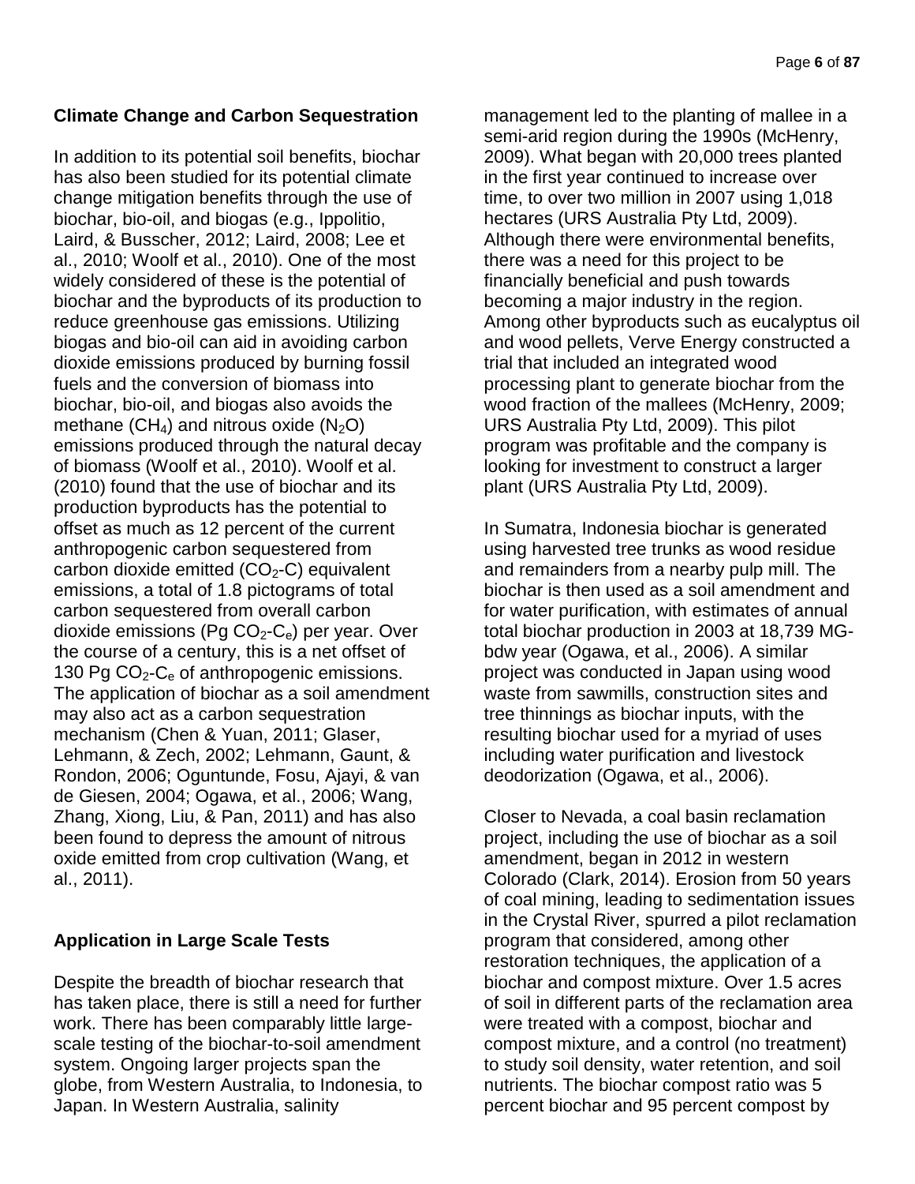## Climate Change and Carbon Sequestration

In addition to its potential soil benefits, biochar has also been studied for its potential climate change mitigation benefits through the use of biochar, bio-oil, and biogas (e.g., Ippolitio, Laird, & Busscher, 2012; Laird, 2008; Lee et al., 2010; Woolf et al., 2010). One of the most widely considered of these is the potential of biochar and the byproducts of its production to reduce greenhouse gas emissions. Utilizing biogas and bio-oil can aid in avoiding carbon dioxide emissions produced by burning fossil fuels and the conversion of biomass into biochar, bio-oil, and biogas also avoids the methane ($CH_4$) and nitrous oxide ($N_2O$) emissions produced through the natural decay of biomass (Woolf et al., 2010). Woolf et al. (2010) found that the use of biochar and its production byproducts has the potential to offset as much as 12 percent of the current anthropogenic carbon sequestered from carbon dioxide emitted ($CO_2$-C) equivalent emissions, a total of 1.8 pictograms of total carbon sequestered from overall carbon dioxide emissions (Pg $CO_2$-$C_e$) per year. Over the course of a century, this is a net offset of 130 Pg $CO_2$-$C_e$ of anthropogenic emissions. The application of biochar as a soil amendment may also act as a carbon sequestration mechanism (Chen & Yuan, 2011; Glaser, Lehmann, & Zech, 2002; Lehmann, Gaunt, & Rondon, 2006; Oguntunde, Fosu, Ajayi, & van de Giesen, 2004; Ogawa, et al., 2006; Wang, Zhang, Xiong, Liu, & Pan, 2011) and has also been found to depress the amount of nitrous oxide emitted from crop cultivation (Wang, et al., 2011).

## Application in Large Scale Tests

Despite the breadth of biochar research that has taken place, there is still a need for further work. There has been comparably little large-scale testing of the biochar-to-soil amendment system. Ongoing larger projects span the globe, from Western Australia, to Indonesia, to Japan. In Western Australia, salinity management led to the planting of mallee in a semi-arid region during the 1990s (McHenry, 2009). What began with 20,000 trees planted in the first year continued to increase over time, to over two million in 2007 using 1,018 hectares (URS Australia Pty Ltd, 2009). Although there were environmental benefits, there was a need for this project to be financially beneficial and push towards becoming a major industry in the region. Among other byproducts such as eucalyptus oil and wood pellets, Verve Energy constructed a trial that included an integrated wood processing plant to generate biochar from the wood fraction of the mallees (McHenry, 2009; URS Australia Pty Ltd, 2009). This pilot program was profitable and the company is looking for investment to construct a larger plant (URS Australia Pty Ltd, 2009).

In Sumatra, Indonesia biochar is generated using harvested tree trunks as wood residue and remainders from a nearby pulp mill. The biochar is then used as a soil amendment and for water purification, with estimates of annual total biochar production in 2003 at 18,739 MG-bdw year (Ogawa, et al., 2006). A similar project was conducted in Japan using wood waste from sawmills, construction sites and tree thinnings as biochar inputs, with the resulting biochar used for a myriad of uses including water purification and livestock deodorization (Ogawa, et al., 2006).

Closer to Nevada, a coal basin reclamation project, including the use of biochar as a soil amendment, began in 2012 in western Colorado (Clark, 2014). Erosion from 50 years of coal mining, leading to sedimentation issues in the Crystal River, spurred a pilot reclamation program that considered, among other restoration techniques, the application of a biochar and compost mixture. Over 1.5 acres of soil in different parts of the reclamation area were treated with a compost, biochar and compost mixture, and a control (no treatment) to study soil density, water retention, and soil nutrients. The biochar compost ratio was 5 percent biochar and 95 percent compost by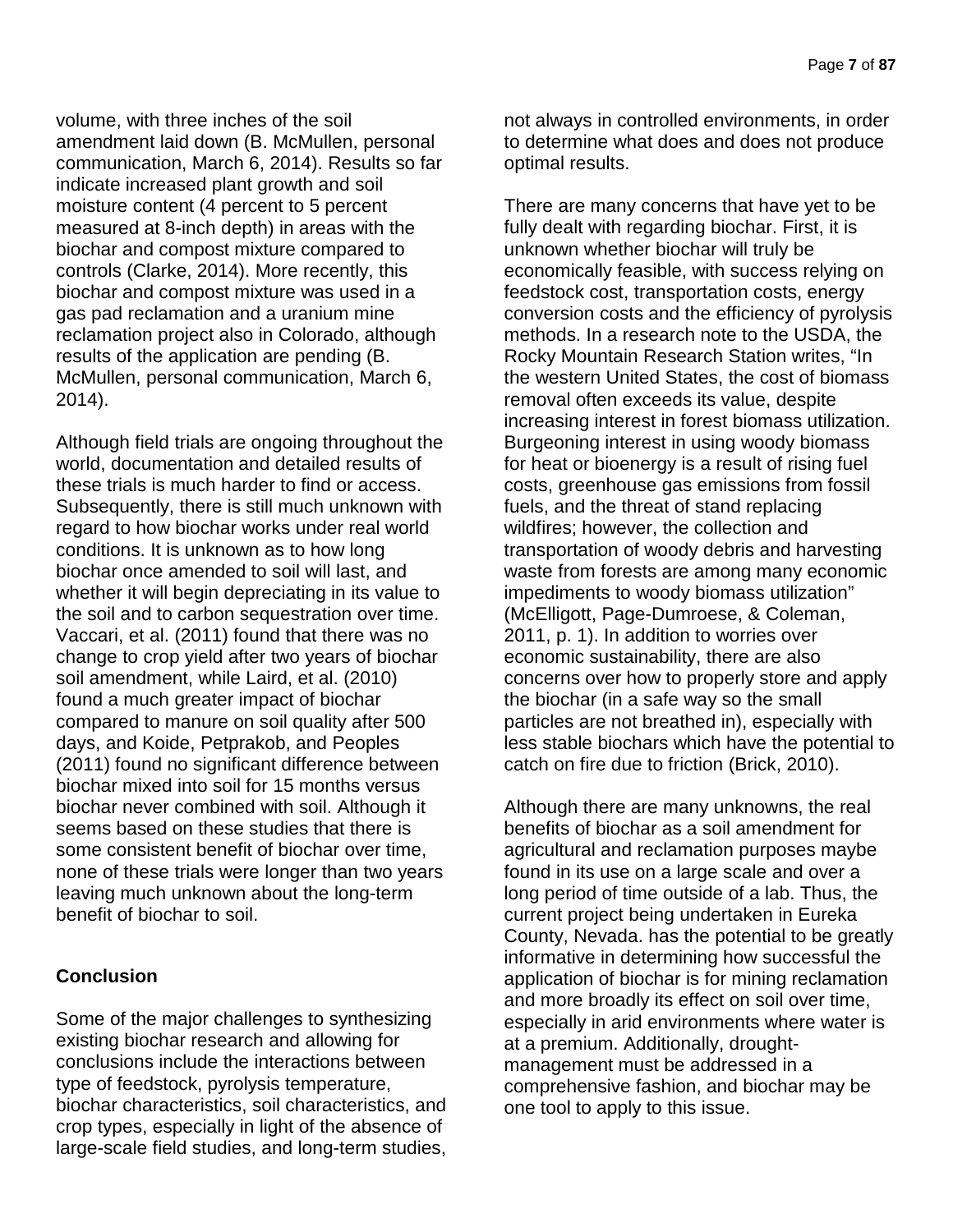volume, with three inches of the soil amendment laid down (B. McMullen, personal communication, March 6, 2014). Results so far indicate increased plant growth and soil moisture content (4 percent to 5 percent measured at 8-inch depth) in areas with the biochar and compost mixture compared to controls (Clarke, 2014). More recently, this biochar and compost mixture was used in a gas pad reclamation and a uranium mine reclamation project also in Colorado, although results of the application are pending (B. McMullen, personal communication, March 6, 2014).

Although field trials are ongoing throughout the world, documentation and detailed results of these trials is much harder to find or access. Subsequently, there is still much unknown with regard to how biochar works under real world conditions. It is unknown as to how long biochar once amended to soil will last, and whether it will begin depreciating in its value to the soil and to carbon sequestration over time. Vaccari, et al. (2011) found that there was no change to crop yield after two years of biochar soil amendment, while Laird, et al. (2010) found a much greater impact of biochar compared to manure on soil quality after 500 days, and Koide, Petprakob, and Peoples (2011) found no significant difference between biochar mixed into soil for 15 months versus biochar never combined with soil. Although it seems based on these studies that there is some consistent benefit of biochar over time, none of these trials were longer than two years leaving much unknown about the long-term benefit of biochar to soil.

**Conclusion**

Some of the major challenges to synthesizing existing biochar research and allowing for conclusions include the interactions between type of feedstock, pyrolysis temperature, biochar characteristics, soil characteristics, and crop types, especially in light of the absence of large-scale field studies, and long-term studies, not always in controlled environments, in order to determine what does and does not produce optimal results.

There are many concerns that have yet to be fully dealt with regarding biochar. First, it is unknown whether biochar will truly be economically feasible, with success relying on feedstock cost, transportation costs, energy conversion costs and the efficiency of pyrolysis methods. In a research note to the USDA, the Rocky Mountain Research Station writes, "In the western United States, the cost of biomass removal often exceeds its value, despite increasing interest in forest biomass utilization. Burgeoning interest in using woody biomass for heat or bioenergy is a result of rising fuel costs, greenhouse gas emissions from fossil fuels, and the threat of stand replacing wildfires; however, the collection and transportation of woody debris and harvesting waste from forests are among many economic impediments to woody biomass utilization" (McElligott, Page-Dumroese, & Coleman, 2011, p. 1). In addition to worries over economic sustainability, there are also concerns over how to properly store and apply the biochar (in a safe way so the small particles are not breathed in), especially with less stable biochars which have the potential to catch on fire due to friction (Brick, 2010).

Although there are many unknowns, the real benefits of biochar as a soil amendment for agricultural and reclamation purposes maybe found in its use on a large scale and over a long period of time outside of a lab. Thus, the current project being undertaken in Eureka County, Nevada. has the potential to be greatly informative in determining how successful the application of biochar is for mining reclamation and more broadly its effect on soil over time, especially in arid environments where water is at a premium. Additionally, drought-management must be addressed in a comprehensive fashion, and biochar may be one tool to apply to this issue.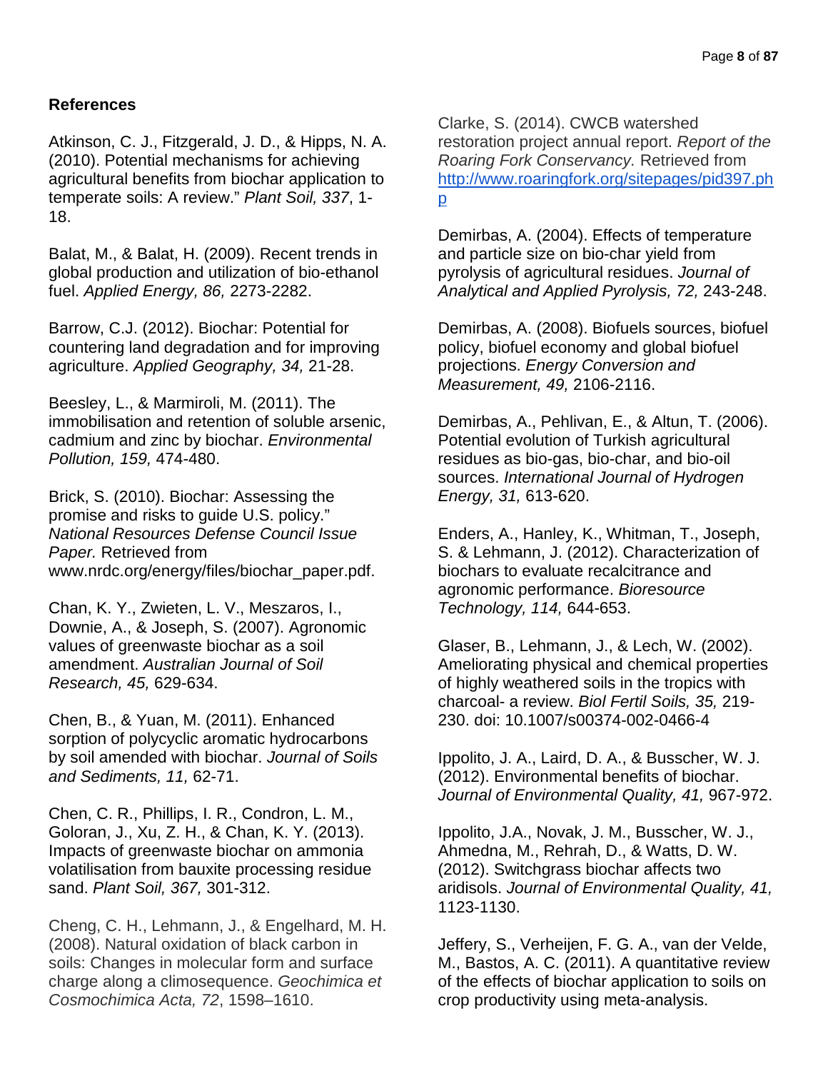## References

Atkinson, C. J., Fitzgerald, J. D., & Hipps, N. A. (2010). Potential mechanisms for achieving agricultural benefits from biochar application to temperate soils: A review." *Plant Soil, 337*, 1-18.

Balat, M., & Balat, H. (2009). Recent trends in global production and utilization of bio-ethanol fuel. *Applied Energy, 86,* 2273-2282.

Barrow, C.J. (2012). Biochar: Potential for countering land degradation and for improving agriculture. *Applied Geography, 34,* 21-28.

Beesley, L., & Marmiroli, M. (2011). The immobilisation and retention of soluble arsenic, cadmium and zinc by biochar. *Environmental Pollution, 159,* 474-480.

Brick, S. (2010). Biochar: Assessing the promise and risks to guide U.S. policy." *National Resources Defense Council Issue Paper.* Retrieved from www.nrdc.org/energy/files/biochar_paper.pdf.

Chan, K. Y., Zwieten, L. V., Meszaros, I., Downie, A., & Joseph, S. (2007). Agronomic values of greenwaste biochar as a soil amendment. *Australian Journal of Soil Research, 45,* 629-634.

Chen, B., & Yuan, M. (2011). Enhanced sorption of polycyclic aromatic hydrocarbons by soil amended with biochar. *Journal of Soils and Sediments, 11,* 62-71.

Chen, C. R., Phillips, I. R., Condron, L. M., Goloran, J., Xu, Z. H., & Chan, K. Y. (2013). Impacts of greenwaste biochar on ammonia volatilisation from bauxite processing residue sand. *Plant Soil, 367,* 301-312.

Cheng, C. H., Lehmann, J., & Engelhard, M. H. (2008). Natural oxidation of black carbon in soils: Changes in molecular form and surface charge along a climosequence. *Geochimica et Cosmochimica Acta, 72*, 1598–1610.

Clarke, S. (2014). CWCB watershed restoration project annual report. *Report of the Roaring Fork Conservancy.* Retrieved from http://www.roaringfork.org/sitepages/pid397.php

Demirbas, A. (2004). Effects of temperature and particle size on bio-char yield from pyrolysis of agricultural residues. *Journal of Analytical and Applied Pyrolysis, 72,* 243-248.

Demirbas, A. (2008). Biofuels sources, biofuel policy, biofuel economy and global biofuel projections. *Energy Conversion and Measurement, 49,* 2106-2116.

Demirbas, A., Pehlivan, E., & Altun, T. (2006). Potential evolution of Turkish agricultural residues as bio-gas, bio-char, and bio-oil sources. *International Journal of Hydrogen Energy, 31,* 613-620.

Enders, A., Hanley, K., Whitman, T., Joseph, S. & Lehmann, J. (2012). Characterization of biochars to evaluate recalcitrance and agronomic performance. *Bioresource Technology, 114,* 644-653.

Glaser, B., Lehmann, J., & Lech, W. (2002). Ameliorating physical and chemical properties of highly weathered soils in the tropics with charcoal- a review. *Biol Fertil Soils, 35,* 219-230. doi: 10.1007/s00374-002-0466-4

Ippolito, J. A., Laird, D. A., & Busscher, W. J. (2012). Environmental benefits of biochar. *Journal of Environmental Quality, 41,* 967-972.

Ippolito, J.A., Novak, J. M., Busscher, W. J., Ahmedna, M., Rehrah, D., & Watts, D. W. (2012). Switchgrass biochar affects two aridisols. *Journal of Environmental Quality, 41,* 1123-1130.

Jeffery, S., Verheijen, F. G. A., van der Velde, M., Bastos, A. C. (2011). A quantitative review of the effects of biochar application to soils on crop productivity using meta-analysis.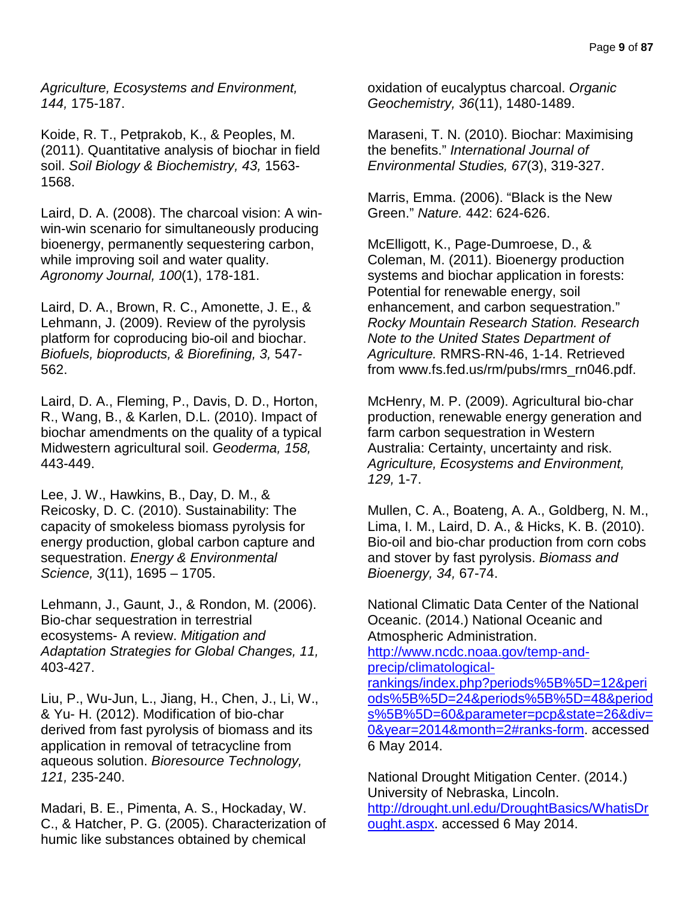*Agriculture, Ecosystems and Environment, 144,* 175-187.

Koide, R. T., Petprakob, K., & Peoples, M. (2011). Quantitative analysis of biochar in field soil. *Soil Biology & Biochemistry, 43,* 1563-1568.

Laird, D. A. (2008). The charcoal vision: A win-win-win scenario for simultaneously producing bioenergy, permanently sequestering carbon, while improving soil and water quality. *Agronomy Journal, 100*(1), 178-181.

Laird, D. A., Brown, R. C., Amonette, J. E., & Lehmann, J. (2009). Review of the pyrolysis platform for coproducing bio-oil and biochar. *Biofuels, bioproducts, & Biorefining, 3,* 547-562.

Laird, D. A., Fleming, P., Davis, D. D., Horton, R., Wang, B., & Karlen, D.L. (2010). Impact of biochar amendments on the quality of a typical Midwestern agricultural soil. *Geoderma, 158,* 443-449.

Lee, J. W., Hawkins, B., Day, D. M., & Reicosky, D. C. (2010). Sustainability: The capacity of smokeless biomass pyrolysis for energy production, global carbon capture and sequestration. *Energy & Environmental Science, 3*(11), 1695 – 1705.

Lehmann, J., Gaunt, J., & Rondon, M. (2006). Bio-char sequestration in terrestrial ecosystems- A review. *Mitigation and Adaptation Strategies for Global Changes, 11,* 403-427.

Liu, P., Wu-Jun, L., Jiang, H., Chen, J., Li, W., & Yu- H. (2012). Modification of bio-char derived from fast pyrolysis of biomass and its application in removal of tetracycline from aqueous solution. *Bioresource Technology, 121,* 235-240.

Madari, B. E., Pimenta, A. S., Hockaday, W. C., & Hatcher, P. G. (2005). Characterization of humic like substances obtained by chemical oxidation of eucalyptus charcoal. *Organic Geochemistry, 36*(11), 1480-1489.

Maraseni, T. N. (2010). Biochar: Maximising the benefits." *International Journal of Environmental Studies, 67*(3), 319-327.

Marris, Emma. (2006). "Black is the New Green." *Nature.* 442: 624-626.

McElligott, K., Page-Dumroese, D., & Coleman, M. (2011). Bioenergy production systems and biochar application in forests: Potential for renewable energy, soil enhancement, and carbon sequestration." *Rocky Mountain Research Station. Research Note to the United States Department of Agriculture.* RMRS-RN-46, 1-14. Retrieved from www.fs.fed.us/rm/pubs/rmrs_rn046.pdf.

McHenry, M. P. (2009). Agricultural bio-char production, renewable energy generation and farm carbon sequestration in Western Australia: Certainty, uncertainty and risk. *Agriculture, Ecosystems and Environment, 129,* 1-7.

Mullen, C. A., Boateng, A. A., Goldberg, N. M., Lima, I. M., Laird, D. A., & Hicks, K. B. (2010). Bio-oil and bio-char production from corn cobs and stover by fast pyrolysis. *Biomass and Bioenergy, 34,* 67-74.

National Climatic Data Center of the National Oceanic. (2014.) National Oceanic and Atmospheric Administration. http://www.ncdc.noaa.gov/temp-and-precip/climatological-rankings/index.php?periods%5B%5D=12&periods%5B%5D=24&periods%5B%5D=48&periods%5B%5D=60&parameter=pcp&state=26&div=0&year=2014&month=2#ranks-form. accessed 6 May 2014.

National Drought Mitigation Center. (2014.) University of Nebraska, Lincoln. http://drought.unl.edu/DroughtBasics/WhatisDrought.aspx. accessed 6 May 2014.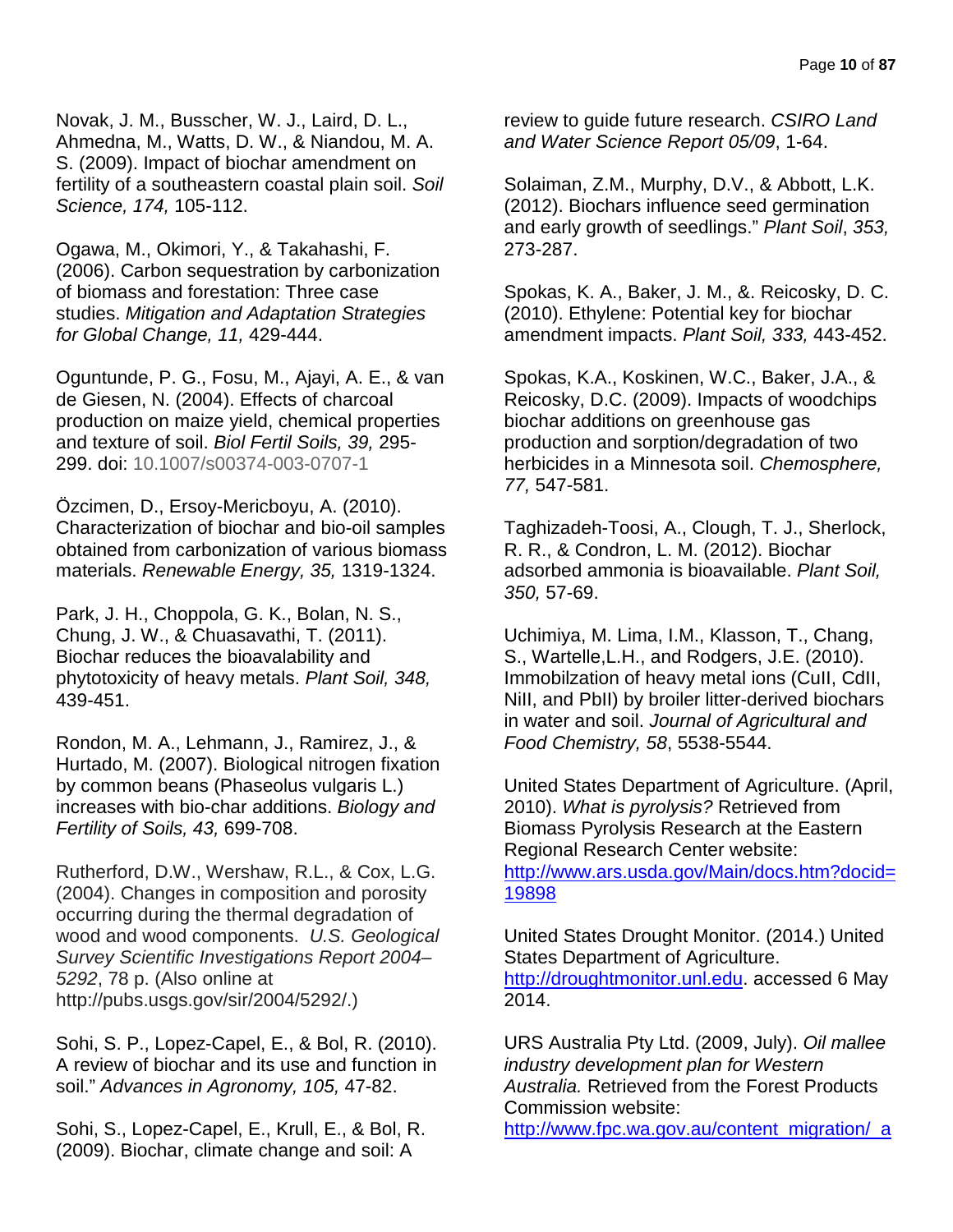Novak, J. M., Busscher, W. J., Laird, D. L., Ahmedna, M., Watts, D. W., & Niandou, M. A. S. (2009). Impact of biochar amendment on fertility of a southeastern coastal plain soil. *Soil Science, 174,* 105-112.

Ogawa, M., Okimori, Y., & Takahashi, F. (2006). Carbon sequestration by carbonization of biomass and forestation: Three case studies. *Mitigation and Adaptation Strategies for Global Change, 11,* 429-444.

Oguntunde, P. G., Fosu, M., Ajayi, A. E., & van de Giesen, N. (2004). Effects of charcoal production on maize yield, chemical properties and texture of soil. *Biol Fertil Soils, 39,* 295-299. doi: 10.1007/s00374-003-0707-1

Özcimen, D., Ersoy-Mericboyu, A. (2010). Characterization of biochar and bio-oil samples obtained from carbonization of various biomass materials. *Renewable Energy, 35,* 1319-1324.

Park, J. H., Choppola, G. K., Bolan, N. S., Chung, J. W., & Chuasavathi, T. (2011). Biochar reduces the bioavalability and phytotoxicity of heavy metals. *Plant Soil, 348,* 439-451.

Rondon, M. A., Lehmann, J., Ramirez, J., & Hurtado, M. (2007). Biological nitrogen fixation by common beans (Phaseolus vulgaris L.) increases with bio-char additions. *Biology and Fertility of Soils, 43,* 699-708.

Rutherford, D.W., Wershaw, R.L., & Cox, L.G. (2004). Changes in composition and porosity occurring during the thermal degradation of wood and wood components. *U.S. Geological Survey Scientific Investigations Report 2004–5292*, 78 p. (Also online at http://pubs.usgs.gov/sir/2004/5292/.)

Sohi, S. P., Lopez-Capel, E., & Bol, R. (2010). A review of biochar and its use and function in soil." *Advances in Agronomy, 105,* 47-82.

Sohi, S., Lopez-Capel, E., Krull, E., & Bol, R. (2009). Biochar, climate change and soil: A review to guide future research. *CSIRO Land and Water Science Report 05/09*, 1-64.

Solaiman, Z.M., Murphy, D.V., & Abbott, L.K. (2012). Biochars influence seed germination and early growth of seedlings." *Plant Soil*, *353,* 273-287.

Spokas, K. A., Baker, J. M., &. Reicosky, D. C. (2010). Ethylene: Potential key for biochar amendment impacts. *Plant Soil, 333,* 443-452.

Spokas, K.A., Koskinen, W.C., Baker, J.A., & Reicosky, D.C. (2009). Impacts of woodchips biochar additions on greenhouse gas production and sorption/degradation of two herbicides in a Minnesota soil. *Chemosphere, 77,* 547-581.

Taghizadeh-Toosi, A., Clough, T. J., Sherlock, R. R., & Condron, L. M. (2012). Biochar adsorbed ammonia is bioavailable. *Plant Soil, 350,* 57-69.

Uchimiya, M. Lima, I.M., Klasson, T., Chang, S., Wartelle,L.H., and Rodgers, J.E. (2010). Immobilzation of heavy metal ions (CuII, CdII, NiII, and PbII) by broiler litter-derived biochars in water and soil. *Journal of Agricultural and Food Chemistry, 58*, 5538-5544.

United States Department of Agriculture. (April, 2010). *What is pyrolysis?* Retrieved from Biomass Pyrolysis Research at the Eastern Regional Research Center website: http://www.ars.usda.gov/Main/docs.htm?docid=19898

United States Drought Monitor. (2014.) United States Department of Agriculture. http://droughtmonitor.unl.edu. accessed 6 May 2014.

URS Australia Pty Ltd. (2009, July). *Oil mallee industry development plan for Western Australia.* Retrieved from the Forest Products Commission website: http://www.fpc.wa.gov.au/content_migration/_a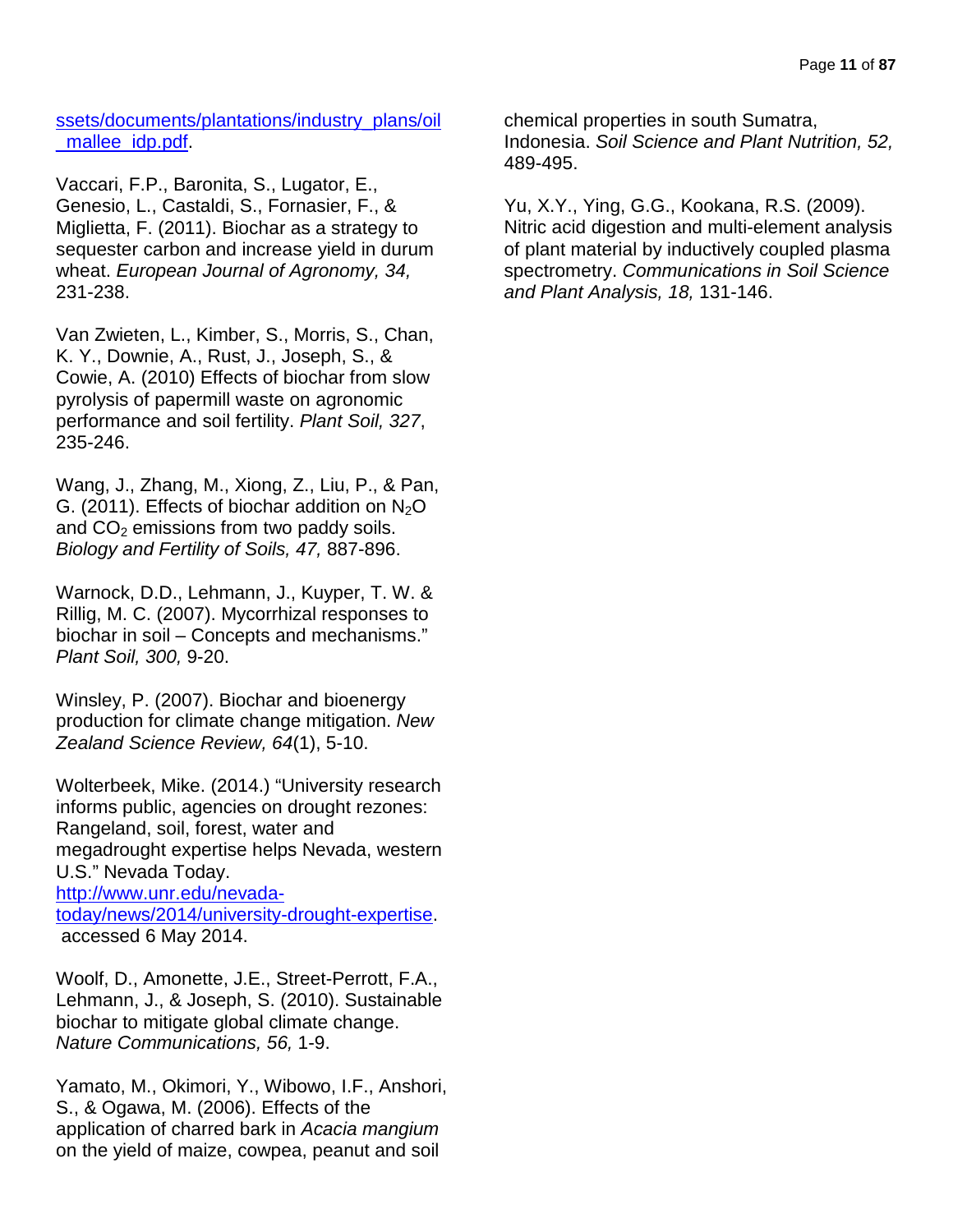ssets/documents/plantations/industry_plans/oil_mallee_idp.pdf.

Vaccari, F.P., Baronita, S., Lugator, E., Genesio, L., Castaldi, S., Fornasier, F., & Miglietta, F. (2011). Biochar as a strategy to sequester carbon and increase yield in durum wheat. *European Journal of Agronomy, 34,* 231-238.

Van Zwieten, L., Kimber, S., Morris, S., Chan, K. Y., Downie, A., Rust, J., Joseph, S., & Cowie, A. (2010) Effects of biochar from slow pyrolysis of papermill waste on agronomic performance and soil fertility. *Plant Soil, 327*, 235-246.

Wang, J., Zhang, M., Xiong, Z., Liu, P., & Pan, G. (2011). Effects of biochar addition on $N_2O$ and $CO_2$ emissions from two paddy soils. *Biology and Fertility of Soils, 47,* 887-896.

Warnock, D.D., Lehmann, J., Kuyper, T. W. & Rillig, M. C. (2007). Mycorrhizal responses to biochar in soil – Concepts and mechanisms." *Plant Soil, 300,* 9-20.

Winsley, P. (2007). Biochar and bioenergy production for climate change mitigation. *New Zealand Science Review, 64*(1), 5-10.

Wolterbeek, Mike. (2014.) "University research informs public, agencies on drought rezones: Rangeland, soil, forest, water and megadrought expertise helps Nevada, western U.S." Nevada Today. http://www.unr.edu/nevada-today/news/2014/university-drought-expertise. accessed 6 May 2014.

Woolf, D., Amonette, J.E., Street-Perrott, F.A., Lehmann, J., & Joseph, S. (2010). Sustainable biochar to mitigate global climate change. *Nature Communications, 56,* 1-9.

Yamato, M., Okimori, Y., Wibowo, I.F., Anshori, S., & Ogawa, M. (2006). Effects of the application of charred bark in *Acacia mangium* on the yield of maize, cowpea, peanut and soil chemical properties in south Sumatra, Indonesia. *Soil Science and Plant Nutrition, 52,* 489-495.

Yu, X.Y., Ying, G.G., Kookana, R.S. (2009). Nitric acid digestion and multi-element analysis of plant material by inductively coupled plasma spectrometry. *Communications in Soil Science and Plant Analysis, 18,* 131-146.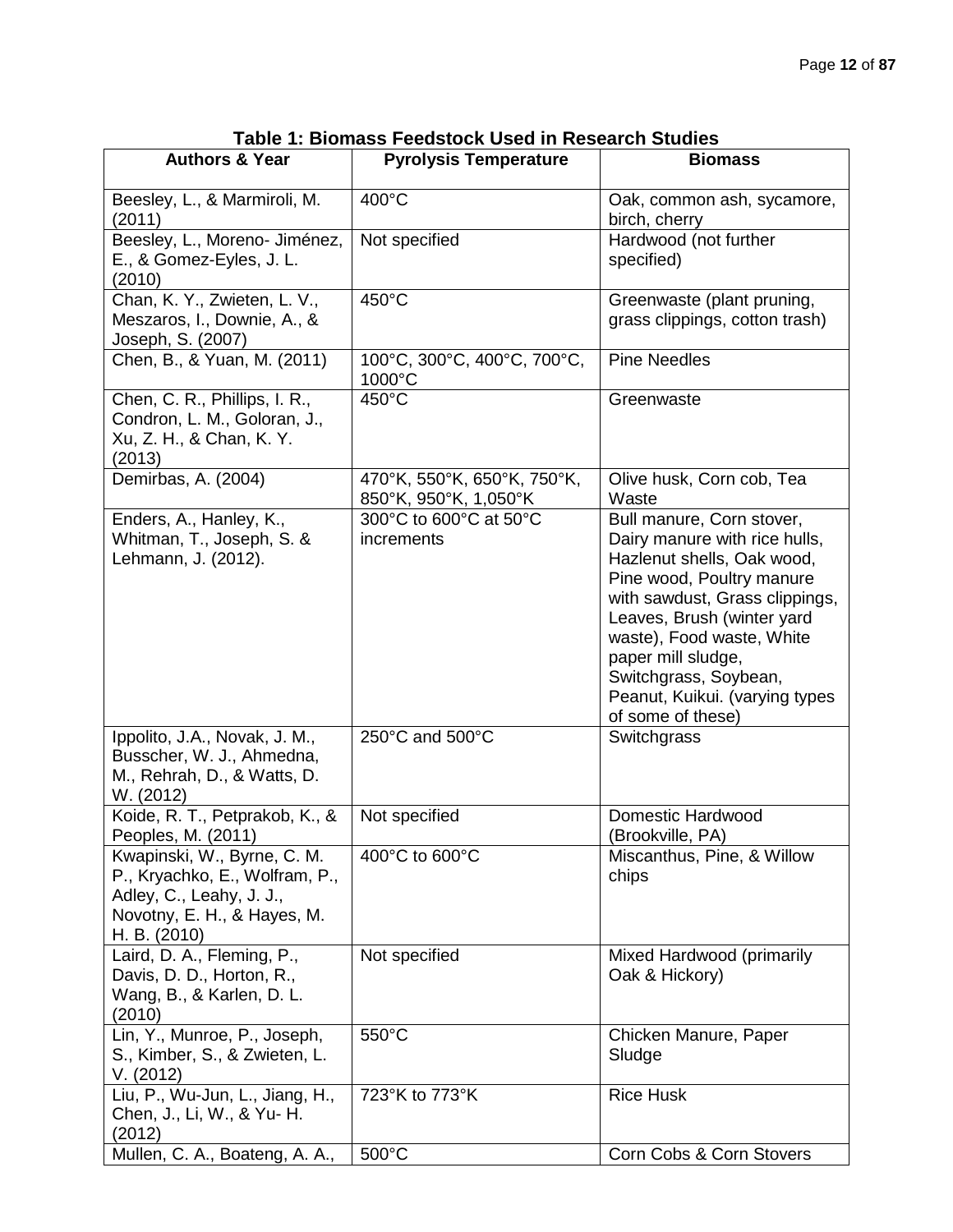**Table 1: Biomass Feedstock Used in Research Studies**

| Authors & Year | Pyrolysis Temperature | Biomass |
|---|---|---|
| Beesley, L., & Marmiroli, M. (2011) | 400°C | Oak, common ash, sycamore, birch, cherry |
| Beesley, L., Moreno- Jiménez, E., & Gomez-Eyles, J. L. (2010) | Not specified | Hardwood (not further specified) |
| Chan, K. Y., Zwieten, L. V., Meszaros, I., Downie, A., & Joseph, S. (2007) | 450°C | Greenwaste (plant pruning, grass clippings, cotton trash) |
| Chen, B., & Yuan, M. (2011) | 100°C, 300°C, 400°C, 700°C, 1000°C | Pine Needles |
| Chen, C. R., Phillips, I. R., Condron, L. M., Goloran, J., Xu, Z. H., & Chan, K. Y. (2013) | 450°C | Greenwaste |
| Demirbas, A. (2004) | 470°K, 550°K, 650°K, 750°K, 850°K, 950°K, 1,050°K | Olive husk, Corn cob, Tea Waste |
| Enders, A., Hanley, K., Whitman, T., Joseph, S. & Lehmann, J. (2012). | 300°C to 600°C at 50°C increments | Bull manure, Corn stover, Dairy manure with rice hulls, Hazlenut shells, Oak wood, Pine wood, Poultry manure with sawdust, Grass clippings, Leaves, Brush (winter yard waste), Food waste, White paper mill sludge, Switchgrass, Soybean, Peanut, Kuikui. (varying types of some of these) |
| Ippolito, J.A., Novak, J. M., Busscher, W. J., Ahmedna, M., Rehrah, D., & Watts, D. W. (2012) | 250°C and 500°C | Switchgrass |
| Koide, R. T., Petprakob, K., & Peoples, M. (2011) | Not specified | Domestic Hardwood (Brookville, PA) |
| Kwapinski, W., Byrne, C. M. P., Kryachko, E., Wolfram, P., Adley, C., Leahy, J. J., Novotny, E. H., & Hayes, M. H. B. (2010) | 400°C to 600°C | Miscanthus, Pine, & Willow chips |
| Laird, D. A., Fleming, P., Davis, D. D., Horton, R., Wang, B., & Karlen, D. L. (2010) | Not specified | Mixed Hardwood (primarily Oak & Hickory) |
| Lin, Y., Munroe, P., Joseph, S., Kimber, S., & Zwieten, L. V. (2012) | 550°C | Chicken Manure, Paper Sludge |
| Liu, P., Wu-Jun, L., Jiang, H., Chen, J., Li, W., & Yu- H. (2012) | 723°K to 773°K | Rice Husk |
| Mullen, C. A., Boateng, A. A., | 500°C | Corn Cobs & Corn Stovers |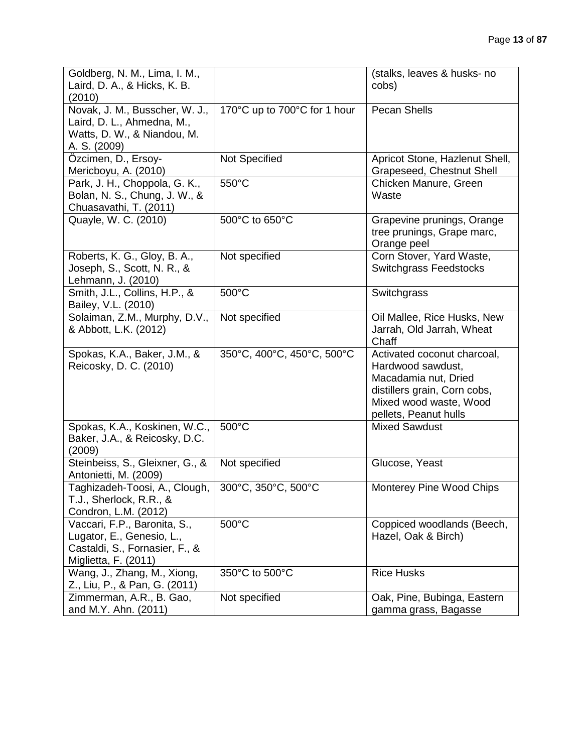| | | |
|---|---|---|
| Goldberg, N. M., Lima, I. M., Laird, D. A., & Hicks, K. B. (2010) | | (stalks, leaves & husks- no cobs) |
| Novak, J. M., Busscher, W. J., Laird, D. L., Ahmedna, M., Watts, D. W., & Niandou, M. A. S. (2009) | 170°C up to 700°C for 1 hour | Pecan Shells |
| Özcimen, D., Ersoy-Mericboyu, A. (2010) | Not Specified | Apricot Stone, Hazlenut Shell, Grapeseed, Chestnut Shell |
| Park, J. H., Choppola, G. K., Bolan, N. S., Chung, J. W., & Chuasavathi, T. (2011) | 550°C | Chicken Manure, Green Waste |
| Quayle, W. C. (2010) | 500°C to 650°C | Grapevine prunings, Orange tree prunings, Grape marc, Orange peel |
| Roberts, K. G., Gloy, B. A., Joseph, S., Scott, N. R., & Lehmann, J. (2010) | Not specified | Corn Stover, Yard Waste, Switchgrass Feedstocks |
| Smith, J.L., Collins, H.P., & Bailey, V.L. (2010) | 500°C | Switchgrass |
| Solaiman, Z.M., Murphy, D.V., & Abbott, L.K. (2012) | Not specified | Oil Mallee, Rice Husks, New Jarrah, Old Jarrah, Wheat Chaff |
| Spokas, K.A., Baker, J.M., & Reicosky, D. C. (2010) | 350°C, 400°C, 450°C, 500°C | Activated coconut charcoal, Hardwood sawdust, Macadamia nut, Dried distillers grain, Corn cobs, Mixed wood waste, Wood pellets, Peanut hulls |
| Spokas, K.A., Koskinen, W.C., Baker, J.A., & Reicosky, D.C. (2009) | 500°C | Mixed Sawdust |
| Steinbeiss, S., Gleixner, G., & Antonietti, M. (2009) | Not specified | Glucose, Yeast |
| Taghizadeh-Toosi, A., Clough, T.J., Sherlock, R.R., & Condron, L.M. (2012) | 300°C, 350°C, 500°C | Monterey Pine Wood Chips |
| Vaccari, F.P., Baronita, S., Lugator, E., Genesio, L., Castaldi, S., Fornasier, F., & Miglietta, F. (2011) | 500°C | Coppiced woodlands (Beech, Hazel, Oak & Birch) |
| Wang, J., Zhang, M., Xiong, Z., Liu, P., & Pan, G. (2011) | 350°C to 500°C | Rice Husks |
| Zimmerman, A.R., B. Gao, and M.Y. Ahn. (2011) | Not specified | Oak, Pine, Bubinga, Eastern gamma grass, Bagasse |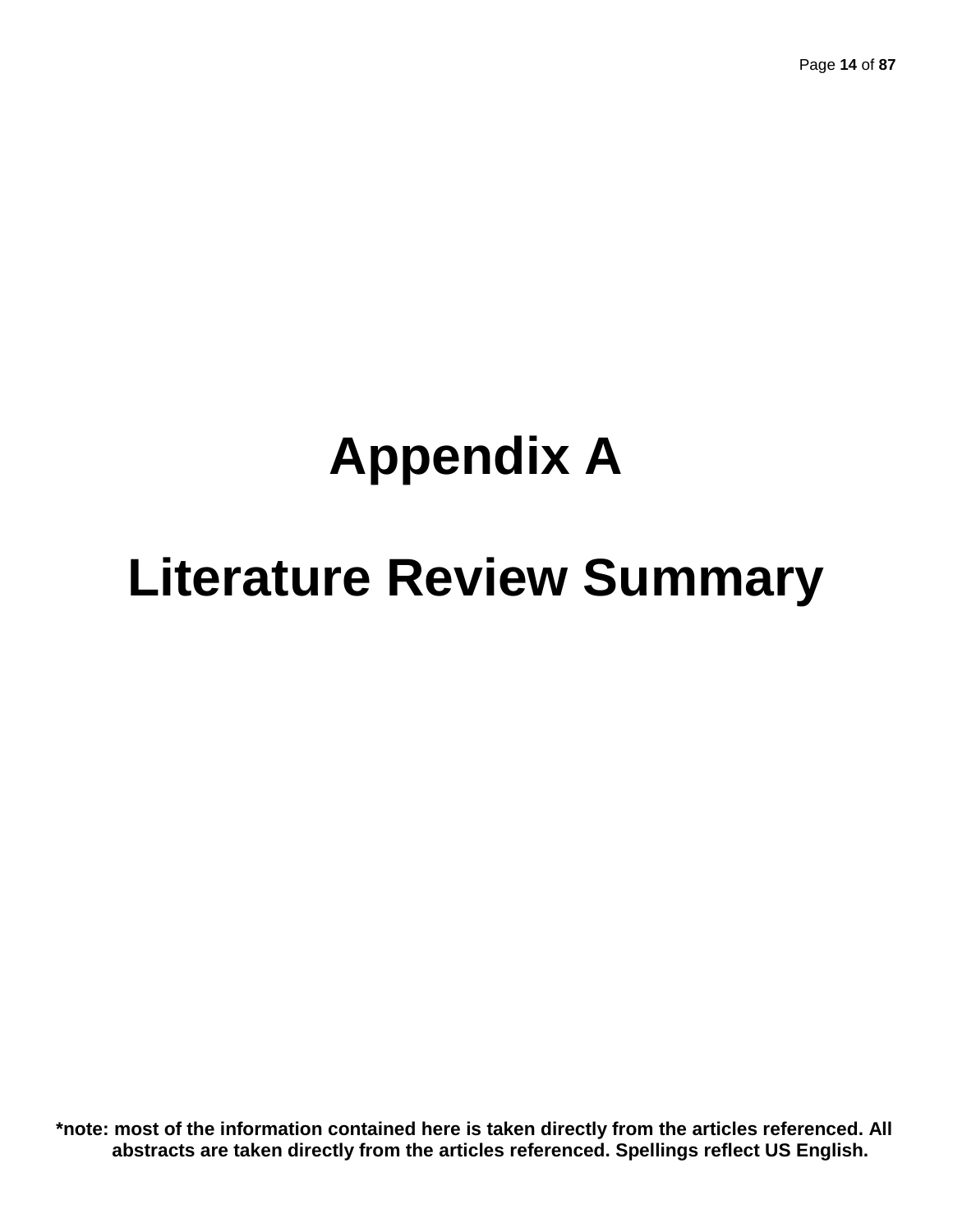# Appendix A

# Literature Review Summary

**\*note: most of the information contained here is taken directly from the articles referenced. All abstracts are taken directly from the articles referenced. Spellings reflect US English.**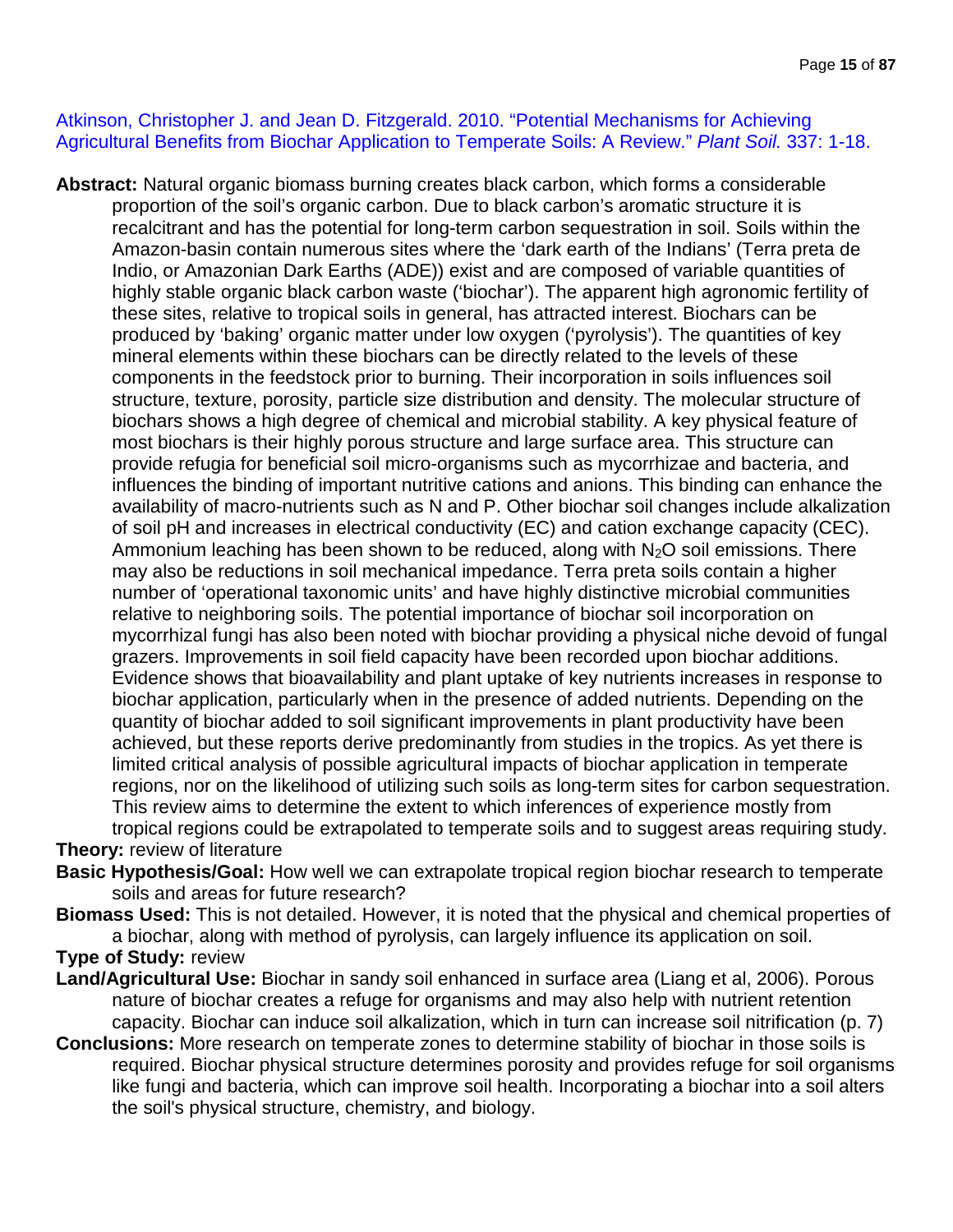Atkinson, Christopher J. and Jean D. Fitzgerald. 2010. "Potential Mechanisms for Achieving Agricultural Benefits from Biochar Application to Temperate Soils: A Review." *Plant Soil.* 337: 1-18.

**Abstract:** Natural organic biomass burning creates black carbon, which forms a considerable proportion of the soil's organic carbon. Due to black carbon's aromatic structure it is recalcitrant and has the potential for long-term carbon sequestration in soil. Soils within the Amazon-basin contain numerous sites where the 'dark earth of the Indians' (Terra preta de Indio, or Amazonian Dark Earths (ADE)) exist and are composed of variable quantities of highly stable organic black carbon waste ('biochar'). The apparent high agronomic fertility of these sites, relative to tropical soils in general, has attracted interest. Biochars can be produced by 'baking' organic matter under low oxygen ('pyrolysis'). The quantities of key mineral elements within these biochars can be directly related to the levels of these components in the feedstock prior to burning. Their incorporation in soils influences soil structure, texture, porosity, particle size distribution and density. The molecular structure of biochars shows a high degree of chemical and microbial stability. A key physical feature of most biochars is their highly porous structure and large surface area. This structure can provide refugia for beneficial soil micro-organisms such as mycorrhizae and bacteria, and influences the binding of important nutritive cations and anions. This binding can enhance the availability of macro-nutrients such as N and P. Other biochar soil changes include alkalization of soil pH and increases in electrical conductivity (EC) and cation exchange capacity (CEC). Ammonium leaching has been shown to be reduced, along with $N_2O$ soil emissions. There may also be reductions in soil mechanical impedance. Terra preta soils contain a higher number of 'operational taxonomic units' and have highly distinctive microbial communities relative to neighboring soils. The potential importance of biochar soil incorporation on mycorrhizal fungi has also been noted with biochar providing a physical niche devoid of fungal grazers. Improvements in soil field capacity have been recorded upon biochar additions. Evidence shows that bioavailability and plant uptake of key nutrients increases in response to biochar application, particularly when in the presence of added nutrients. Depending on the quantity of biochar added to soil significant improvements in plant productivity have been achieved, but these reports derive predominantly from studies in the tropics. As yet there is limited critical analysis of possible agricultural impacts of biochar application in temperate regions, nor on the likelihood of utilizing such soils as long-term sites for carbon sequestration. This review aims to determine the extent to which inferences of experience mostly from tropical regions could be extrapolated to temperate soils and to suggest areas requiring study.

**Theory:** review of literature

**Basic Hypothesis/Goal:** How well we can extrapolate tropical region biochar research to temperate soils and areas for future research?

**Biomass Used:** This is not detailed. However, it is noted that the physical and chemical properties of a biochar, along with method of pyrolysis, can largely influence its application on soil.

**Type of Study:** review

**Land/Agricultural Use:** Biochar in sandy soil enhanced in surface area (Liang et al, 2006). Porous nature of biochar creates a refuge for organisms and may also help with nutrient retention capacity. Biochar can induce soil alkalization, which in turn can increase soil nitrification (p. 7)

**Conclusions:** More research on temperate zones to determine stability of biochar in those soils is required. Biochar physical structure determines porosity and provides refuge for soil organisms like fungi and bacteria, which can improve soil health. Incorporating a biochar into a soil alters the soil's physical structure, chemistry, and biology.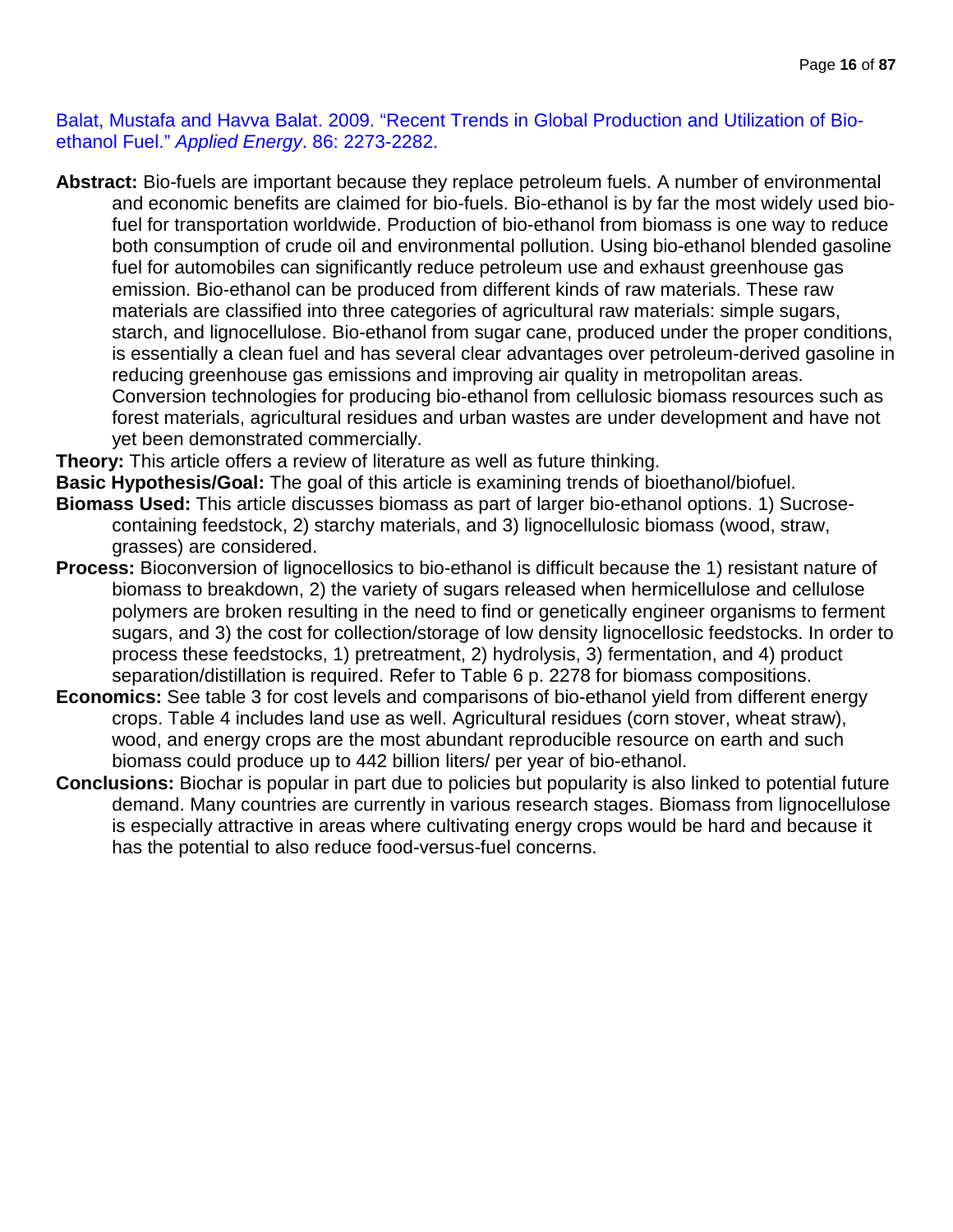Balat, Mustafa and Havva Balat. 2009. "Recent Trends in Global Production and Utilization of Bio-ethanol Fuel." *Applied Energy*. 86: 2273-2282.

**Abstract:** Bio-fuels are important because they replace petroleum fuels. A number of environmental and economic benefits are claimed for bio-fuels. Bio-ethanol is by far the most widely used bio-fuel for transportation worldwide. Production of bio-ethanol from biomass is one way to reduce both consumption of crude oil and environmental pollution. Using bio-ethanol blended gasoline fuel for automobiles can significantly reduce petroleum use and exhaust greenhouse gas emission. Bio-ethanol can be produced from different kinds of raw materials. These raw materials are classified into three categories of agricultural raw materials: simple sugars, starch, and lignocellulose. Bio-ethanol from sugar cane, produced under the proper conditions, is essentially a clean fuel and has several clear advantages over petroleum-derived gasoline in reducing greenhouse gas emissions and improving air quality in metropolitan areas. Conversion technologies for producing bio-ethanol from cellulosic biomass resources such as forest materials, agricultural residues and urban wastes are under development and have not yet been demonstrated commercially.

**Theory:** This article offers a review of literature as well as future thinking.

**Basic Hypothesis/Goal:** The goal of this article is examining trends of bioethanol/biofuel.

**Biomass Used:** This article discusses biomass as part of larger bio-ethanol options. 1) Sucrose-containing feedstock, 2) starchy materials, and 3) lignocellulosic biomass (wood, straw, grasses) are considered.

**Process:** Bioconversion of lignocellosics to bio-ethanol is difficult because the 1) resistant nature of biomass to breakdown, 2) the variety of sugars released when hermicellulose and cellulose polymers are broken resulting in the need to find or genetically engineer organisms to ferment sugars, and 3) the cost for collection/storage of low density lignocellosic feedstocks. In order to process these feedstocks, 1) pretreatment, 2) hydrolysis, 3) fermentation, and 4) product separation/distillation is required. Refer to Table 6 p. 2278 for biomass compositions.

**Economics:** See table 3 for cost levels and comparisons of bio-ethanol yield from different energy crops. Table 4 includes land use as well. Agricultural residues (corn stover, wheat straw), wood, and energy crops are the most abundant reproducible resource on earth and such biomass could produce up to 442 billion liters/ per year of bio-ethanol.

**Conclusions:** Biochar is popular in part due to policies but popularity is also linked to potential future demand. Many countries are currently in various research stages. Biomass from lignocellulose is especially attractive in areas where cultivating energy crops would be hard and because it has the potential to also reduce food-versus-fuel concerns.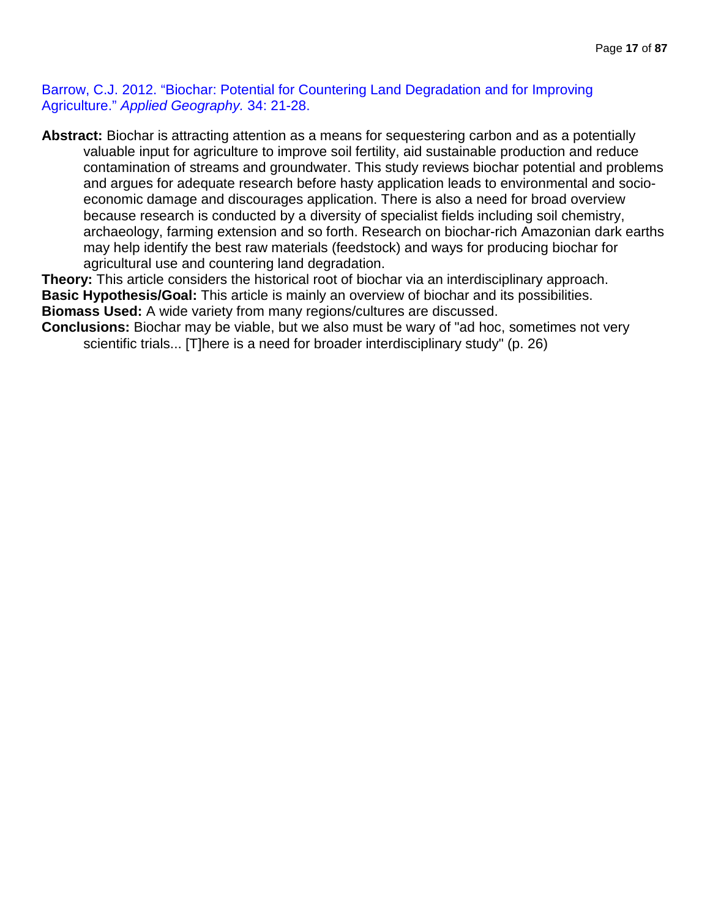Barrow, C.J. 2012. "Biochar: Potential for Countering Land Degradation and for Improving Agriculture." *Applied Geography.* 34: 21-28.

**Abstract:** Biochar is attracting attention as a means for sequestering carbon and as a potentially valuable input for agriculture to improve soil fertility, aid sustainable production and reduce contamination of streams and groundwater. This study reviews biochar potential and problems and argues for adequate research before hasty application leads to environmental and socio-economic damage and discourages application. There is also a need for broad overview because research is conducted by a diversity of specialist fields including soil chemistry, archaeology, farming extension and so forth. Research on biochar-rich Amazonian dark earths may help identify the best raw materials (feedstock) and ways for producing biochar for agricultural use and countering land degradation.

**Theory:** This article considers the historical root of biochar via an interdisciplinary approach.

**Basic Hypothesis/Goal:** This article is mainly an overview of biochar and its possibilities.

**Biomass Used:** A wide variety from many regions/cultures are discussed.

**Conclusions:** Biochar may be viable, but we also must be wary of "ad hoc, sometimes not very scientific trials... [T]here is a need for broader interdisciplinary study" (p. 26)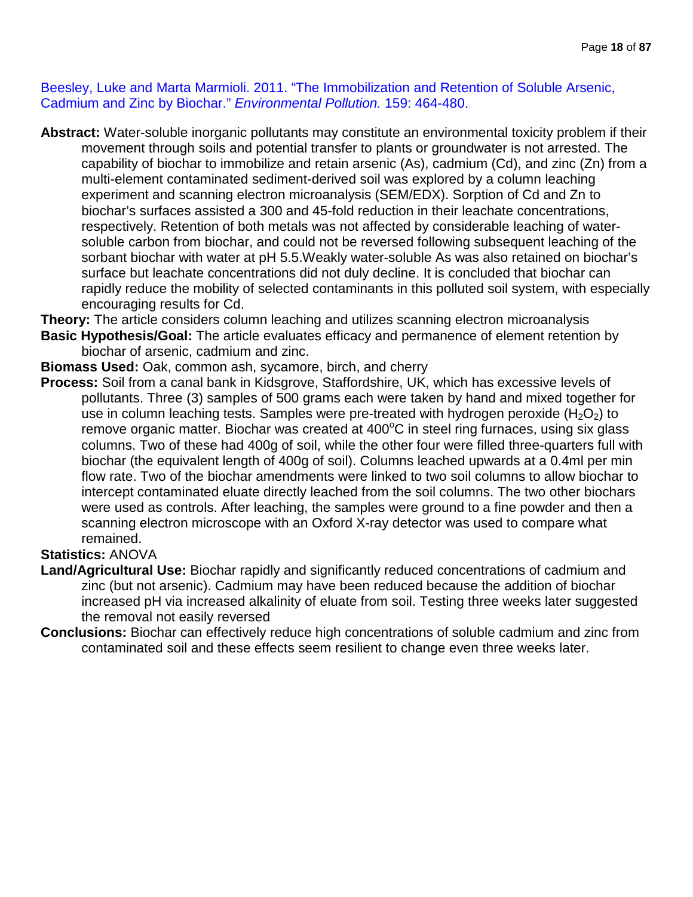Beesley, Luke and Marta Marmioli. 2011. "The Immobilization and Retention of Soluble Arsenic, Cadmium and Zinc by Biochar." *Environmental Pollution.* 159: 464-480.

**Abstract:** Water-soluble inorganic pollutants may constitute an environmental toxicity problem if their movement through soils and potential transfer to plants or groundwater is not arrested. The capability of biochar to immobilize and retain arsenic (As), cadmium (Cd), and zinc (Zn) from a multi-element contaminated sediment-derived soil was explored by a column leaching experiment and scanning electron microanalysis (SEM/EDX). Sorption of Cd and Zn to biochar's surfaces assisted a 300 and 45-fold reduction in their leachate concentrations, respectively. Retention of both metals was not affected by considerable leaching of water-soluble carbon from biochar, and could not be reversed following subsequent leaching of the sorbant biochar with water at pH 5.5.Weakly water-soluble As was also retained on biochar's surface but leachate concentrations did not duly decline. It is concluded that biochar can rapidly reduce the mobility of selected contaminants in this polluted soil system, with especially encouraging results for Cd.

**Theory:** The article considers column leaching and utilizes scanning electron microanalysis

**Basic Hypothesis/Goal:** The article evaluates efficacy and permanence of element retention by biochar of arsenic, cadmium and zinc.

**Biomass Used:** Oak, common ash, sycamore, birch, and cherry

**Process:** Soil from a canal bank in Kidsgrove, Staffordshire, UK, which has excessive levels of pollutants. Three (3) samples of 500 grams each were taken by hand and mixed together for use in column leaching tests. Samples were pre-treated with hydrogen peroxide ($H_2O_2$) to remove organic matter. Biochar was created at 400°C in steel ring furnaces, using six glass columns. Two of these had 400g of soil, while the other four were filled three-quarters full with biochar (the equivalent length of 400g of soil). Columns leached upwards at a 0.4ml per min flow rate. Two of the biochar amendments were linked to two soil columns to allow biochar to intercept contaminated eluate directly leached from the soil columns. The two other biochars were used as controls. After leaching, the samples were ground to a fine powder and then a scanning electron microscope with an Oxford X-ray detector was used to compare what remained.

**Statistics:** ANOVA

**Land/Agricultural Use:** Biochar rapidly and significantly reduced concentrations of cadmium and zinc (but not arsenic). Cadmium may have been reduced because the addition of biochar increased pH via increased alkalinity of eluate from soil. Testing three weeks later suggested the removal not easily reversed

**Conclusions:** Biochar can effectively reduce high concentrations of soluble cadmium and zinc from contaminated soil and these effects seem resilient to change even three weeks later.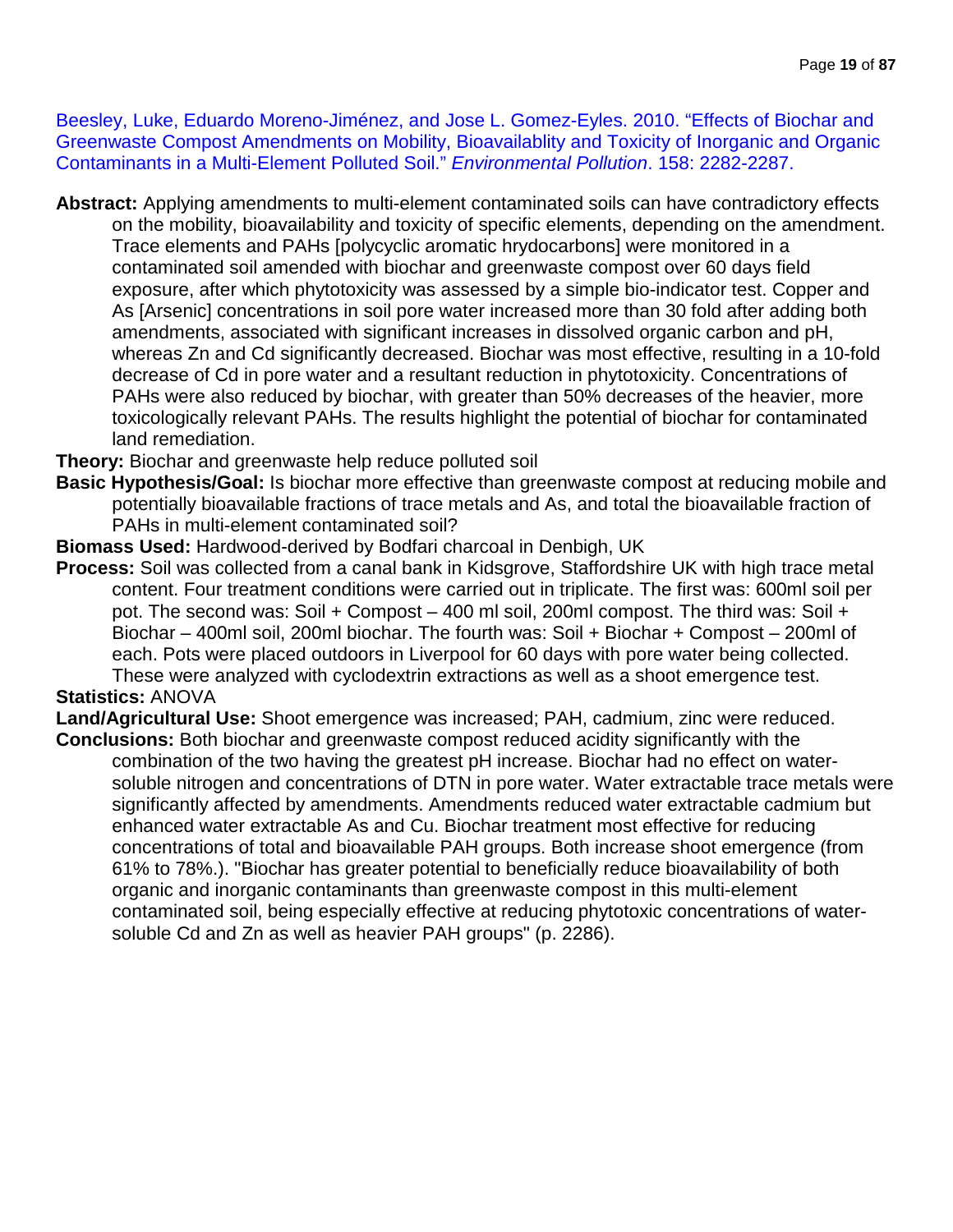Beesley, Luke, Eduardo Moreno-Jiménez, and Jose L. Gomez-Eyles. 2010. "Effects of Biochar and Greenwaste Compost Amendments on Mobility, Bioavailablity and Toxicity of Inorganic and Organic Contaminants in a Multi-Element Polluted Soil." *Environmental Pollution*. 158: 2282-2287.

**Abstract:** Applying amendments to multi-element contaminated soils can have contradictory effects on the mobility, bioavailability and toxicity of specific elements, depending on the amendment. Trace elements and PAHs [polycyclic aromatic hrydocarbons] were monitored in a contaminated soil amended with biochar and greenwaste compost over 60 days field exposure, after which phytotoxicity was assessed by a simple bio-indicator test. Copper and As [Arsenic] concentrations in soil pore water increased more than 30 fold after adding both amendments, associated with significant increases in dissolved organic carbon and pH, whereas Zn and Cd significantly decreased. Biochar was most effective, resulting in a 10-fold decrease of Cd in pore water and a resultant reduction in phytotoxicity. Concentrations of PAHs were also reduced by biochar, with greater than 50% decreases of the heavier, more toxicologically relevant PAHs. The results highlight the potential of biochar for contaminated land remediation.

**Theory:** Biochar and greenwaste help reduce polluted soil

**Basic Hypothesis/Goal:** Is biochar more effective than greenwaste compost at reducing mobile and potentially bioavailable fractions of trace metals and As, and total the bioavailable fraction of PAHs in multi-element contaminated soil?

**Biomass Used:** Hardwood-derived by Bodfari charcoal in Denbigh, UK

**Process:** Soil was collected from a canal bank in Kidsgrove, Staffordshire UK with high trace metal content. Four treatment conditions were carried out in triplicate. The first was: 600ml soil per pot. The second was: Soil + Compost – 400 ml soil, 200ml compost. The third was: Soil + Biochar – 400ml soil, 200ml biochar. The fourth was: Soil + Biochar + Compost – 200ml of each. Pots were placed outdoors in Liverpool for 60 days with pore water being collected. These were analyzed with cyclodextrin extractions as well as a shoot emergence test.

**Statistics:** ANOVA

**Land/Agricultural Use:** Shoot emergence was increased; PAH, cadmium, zinc were reduced.

**Conclusions:** Both biochar and greenwaste compost reduced acidity significantly with the combination of the two having the greatest pH increase. Biochar had no effect on water-soluble nitrogen and concentrations of DTN in pore water. Water extractable trace metals were significantly affected by amendments. Amendments reduced water extractable cadmium but enhanced water extractable As and Cu. Biochar treatment most effective for reducing concentrations of total and bioavailable PAH groups. Both increase shoot emergence (from 61% to 78%.). "Biochar has greater potential to beneficially reduce bioavailability of both organic and inorganic contaminants than greenwaste compost in this multi-element contaminated soil, being especially effective at reducing phytotoxic concentrations of water-soluble Cd and Zn as well as heavier PAH groups" (p. 2286).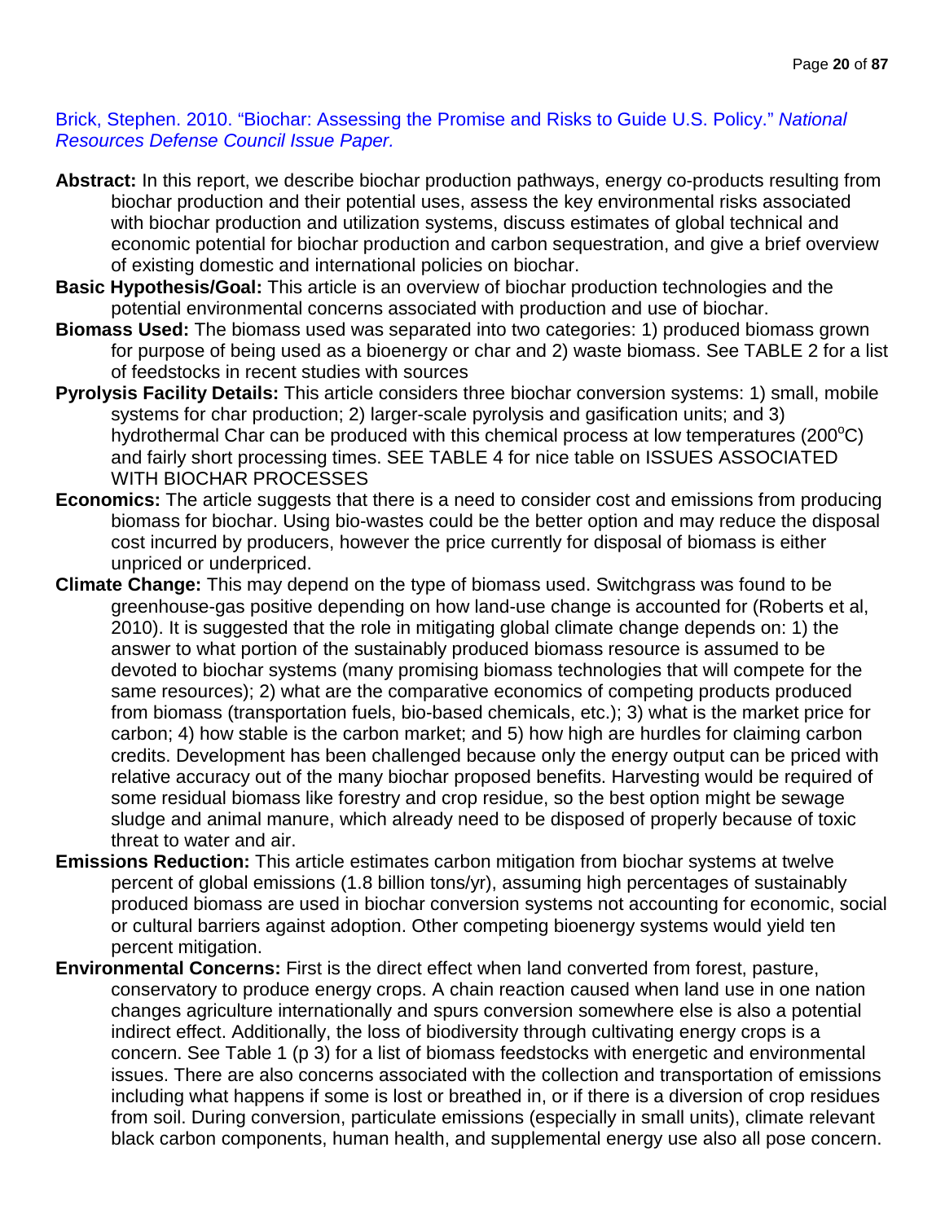Brick, Stephen. 2010. "Biochar: Assessing the Promise and Risks to Guide U.S. Policy." *National Resources Defense Council Issue Paper.*

**Abstract:** In this report, we describe biochar production pathways, energy co-products resulting from biochar production and their potential uses, assess the key environmental risks associated with biochar production and utilization systems, discuss estimates of global technical and economic potential for biochar production and carbon sequestration, and give a brief overview of existing domestic and international policies on biochar.

**Basic Hypothesis/Goal:** This article is an overview of biochar production technologies and the potential environmental concerns associated with production and use of biochar.

**Biomass Used:** The biomass used was separated into two categories: 1) produced biomass grown for purpose of being used as a bioenergy or char and 2) waste biomass. See TABLE 2 for a list of feedstocks in recent studies with sources

**Pyrolysis Facility Details:** This article considers three biochar conversion systems: 1) small, mobile systems for char production; 2) larger-scale pyrolysis and gasification units; and 3) hydrothermal Char can be produced with this chemical process at low temperatures (200$^{o}$C) and fairly short processing times. SEE TABLE 4 for nice table on ISSUES ASSOCIATED WITH BIOCHAR PROCESSES

**Economics:** The article suggests that there is a need to consider cost and emissions from producing biomass for biochar. Using bio-wastes could be the better option and may reduce the disposal cost incurred by producers, however the price currently for disposal of biomass is either unpriced or underpriced.

**Climate Change:** This may depend on the type of biomass used. Switchgrass was found to be greenhouse-gas positive depending on how land-use change is accounted for (Roberts et al, 2010). It is suggested that the role in mitigating global climate change depends on: 1) the answer to what portion of the sustainably produced biomass resource is assumed to be devoted to biochar systems (many promising biomass technologies that will compete for the same resources); 2) what are the comparative economics of competing products produced from biomass (transportation fuels, bio-based chemicals, etc.); 3) what is the market price for carbon; 4) how stable is the carbon market; and 5) how high are hurdles for claiming carbon credits. Development has been challenged because only the energy output can be priced with relative accuracy out of the many biochar proposed benefits. Harvesting would be required of some residual biomass like forestry and crop residue, so the best option might be sewage sludge and animal manure, which already need to be disposed of properly because of toxic threat to water and air.

**Emissions Reduction:** This article estimates carbon mitigation from biochar systems at twelve percent of global emissions (1.8 billion tons/yr), assuming high percentages of sustainably produced biomass are used in biochar conversion systems not accounting for economic, social or cultural barriers against adoption. Other competing bioenergy systems would yield ten percent mitigation.

**Environmental Concerns:** First is the direct effect when land converted from forest, pasture, conservatory to produce energy crops. A chain reaction caused when land use in one nation changes agriculture internationally and spurs conversion somewhere else is also a potential indirect effect. Additionally, the loss of biodiversity through cultivating energy crops is a concern. See Table 1 (p 3) for a list of biomass feedstocks with energetic and environmental issues. There are also concerns associated with the collection and transportation of emissions including what happens if some is lost or breathed in, or if there is a diversion of crop residues from soil. During conversion, particulate emissions (especially in small units), climate relevant black carbon components, human health, and supplemental energy use also all pose concern.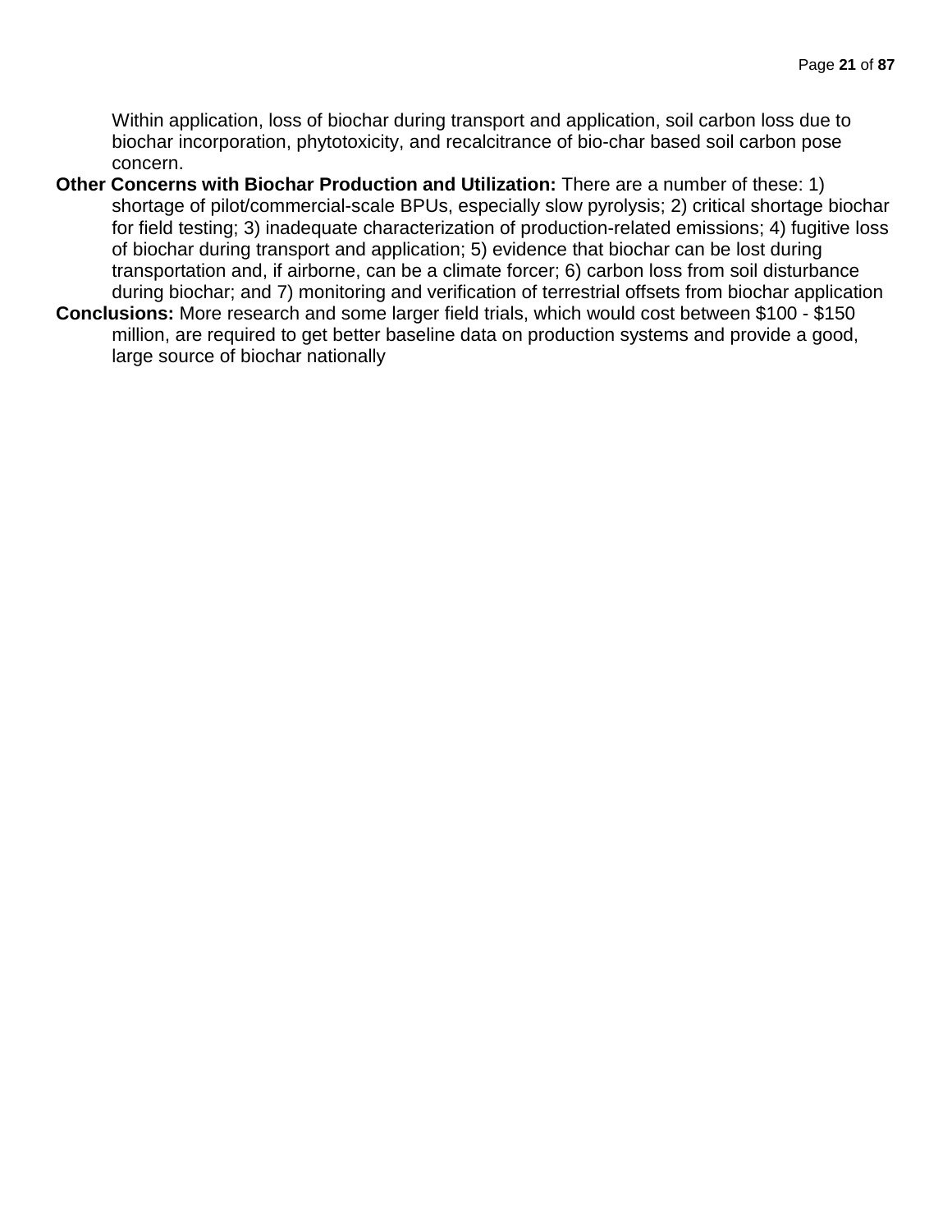Within application, loss of biochar during transport and application, soil carbon loss due to biochar incorporation, phytotoxicity, and recalcitrance of bio-char based soil carbon pose concern.

**Other Concerns with Biochar Production and Utilization:** There are a number of these: 1) shortage of pilot/commercial-scale BPUs, especially slow pyrolysis; 2) critical shortage biochar for field testing; 3) inadequate characterization of production-related emissions; 4) fugitive loss of biochar during transport and application; 5) evidence that biochar can be lost during transportation and, if airborne, can be a climate forcer; 6) carbon loss from soil disturbance during biochar; and 7) monitoring and verification of terrestrial offsets from biochar application

**Conclusions:** More research and some larger field trials, which would cost between $100 - $150 million, are required to get better baseline data on production systems and provide a good, large source of biochar nationally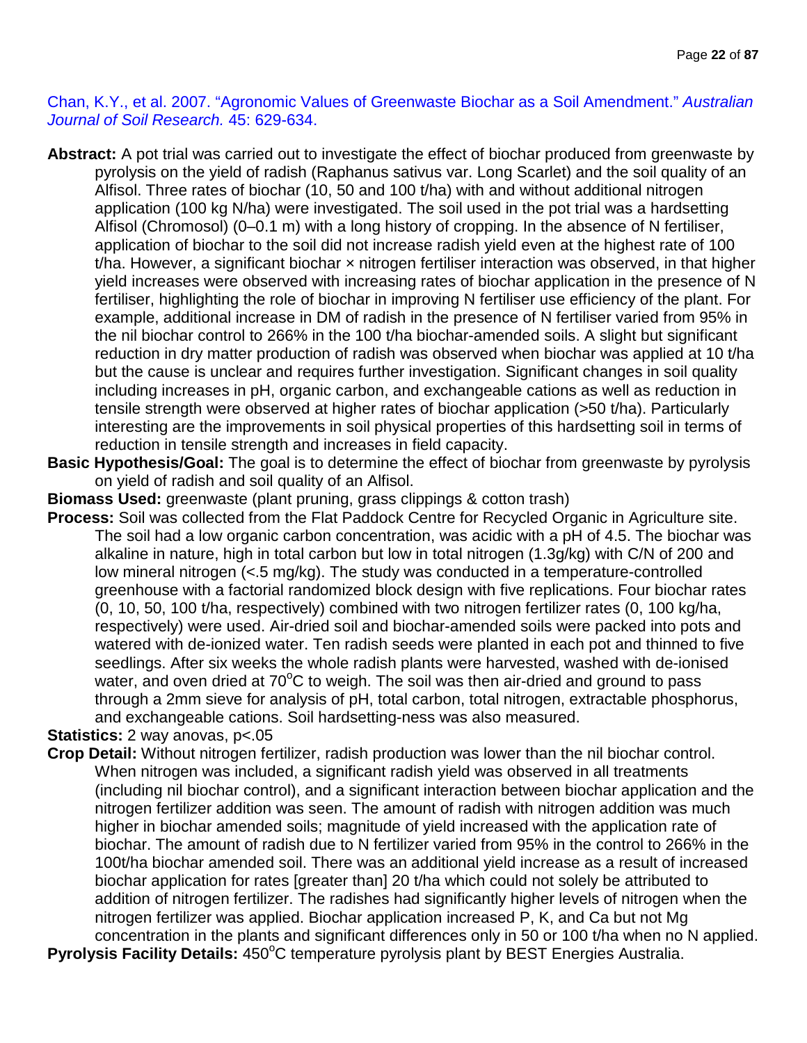Chan, K.Y., et al. 2007. "Agronomic Values of Greenwaste Biochar as a Soil Amendment." *Australian Journal of Soil Research.* 45: 629-634.

**Abstract:** A pot trial was carried out to investigate the effect of biochar produced from greenwaste by pyrolysis on the yield of radish (Raphanus sativus var. Long Scarlet) and the soil quality of an Alfisol. Three rates of biochar (10, 50 and 100 t/ha) with and without additional nitrogen application (100 kg N/ha) were investigated. The soil used in the pot trial was a hardsetting Alfisol (Chromosol) (0–0.1 m) with a long history of cropping. In the absence of N fertiliser, application of biochar to the soil did not increase radish yield even at the highest rate of 100 t/ha. However, a significant biochar × nitrogen fertiliser interaction was observed, in that higher yield increases were observed with increasing rates of biochar application in the presence of N fertiliser, highlighting the role of biochar in improving N fertiliser use efficiency of the plant. For example, additional increase in DM of radish in the presence of N fertiliser varied from 95% in the nil biochar control to 266% in the 100 t/ha biochar-amended soils. A slight but significant reduction in dry matter production of radish was observed when biochar was applied at 10 t/ha but the cause is unclear and requires further investigation. Significant changes in soil quality including increases in pH, organic carbon, and exchangeable cations as well as reduction in tensile strength were observed at higher rates of biochar application (>50 t/ha). Particularly interesting are the improvements in soil physical properties of this hardsetting soil in terms of reduction in tensile strength and increases in field capacity.

**Basic Hypothesis/Goal:** The goal is to determine the effect of biochar from greenwaste by pyrolysis on yield of radish and soil quality of an Alfisol.

**Biomass Used:** greenwaste (plant pruning, grass clippings & cotton trash)

**Process:** Soil was collected from the Flat Paddock Centre for Recycled Organic in Agriculture site. The soil had a low organic carbon concentration, was acidic with a pH of 4.5. The biochar was alkaline in nature, high in total carbon but low in total nitrogen (1.3g/kg) with C/N of 200 and low mineral nitrogen (<.5 mg/kg). The study was conducted in a temperature-controlled greenhouse with a factorial randomized block design with five replications. Four biochar rates (0, 10, 50, 100 t/ha, respectively) combined with two nitrogen fertilizer rates (0, 100 kg/ha, respectively) were used. Air-dried soil and biochar-amended soils were packed into pots and watered with de-ionized water. Ten radish seeds were planted in each pot and thinned to five seedlings. After six weeks the whole radish plants were harvested, washed with de-ionised water, and oven dried at 70$^{o}$C to weigh. The soil was then air-dried and ground to pass through a 2mm sieve for analysis of pH, total carbon, total nitrogen, extractable phosphorus, and exchangeable cations. Soil hardsetting-ness was also measured.

**Statistics:** 2 way anovas, p<.05

**Crop Detail:** Without nitrogen fertilizer, radish production was lower than the nil biochar control. When nitrogen was included, a significant radish yield was observed in all treatments (including nil biochar control), and a significant interaction between biochar application and the nitrogen fertilizer addition was seen. The amount of radish with nitrogen addition was much higher in biochar amended soils; magnitude of yield increased with the application rate of biochar. The amount of radish due to N fertilizer varied from 95% in the control to 266% in the 100t/ha biochar amended soil. There was an additional yield increase as a result of increased biochar application for rates [greater than] 20 t/ha which could not solely be attributed to addition of nitrogen fertilizer. The radishes had significantly higher levels of nitrogen when the nitrogen fertilizer was applied. Biochar application increased P, K, and Ca but not Mg concentration in the plants and significant differences only in 50 or 100 t/ha when no N applied.

**Pyrolysis Facility Details:** 450$^{o}$C temperature pyrolysis plant by BEST Energies Australia.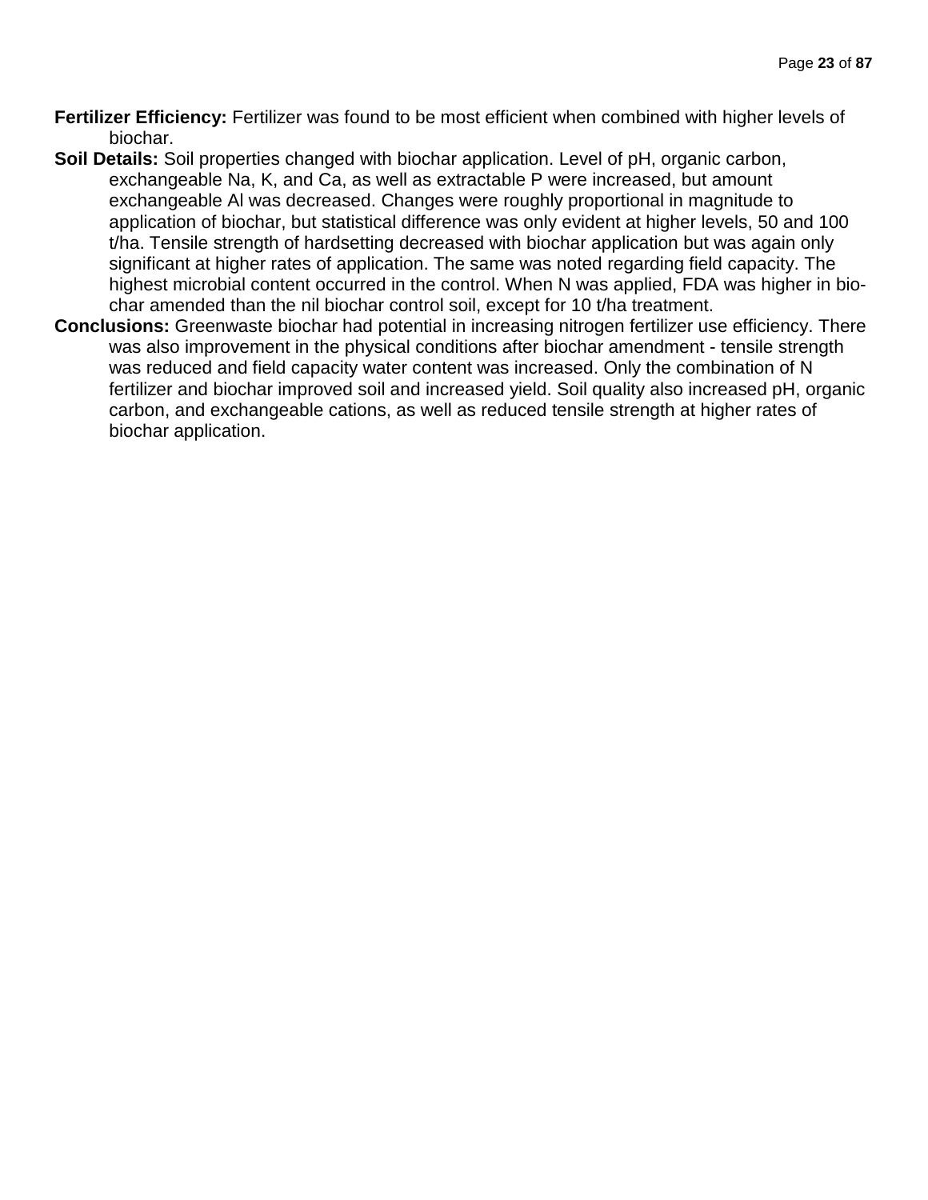**Fertilizer Efficiency:** Fertilizer was found to be most efficient when combined with higher levels of biochar.

**Soil Details:** Soil properties changed with biochar application. Level of pH, organic carbon, exchangeable Na, K, and Ca, as well as extractable P were increased, but amount exchangeable Al was decreased. Changes were roughly proportional in magnitude to application of biochar, but statistical difference was only evident at higher levels, 50 and 100 t/ha. Tensile strength of hardsetting decreased with biochar application but was again only significant at higher rates of application. The same was noted regarding field capacity. The highest microbial content occurred in the control. When N was applied, FDA was higher in bio-char amended than the nil biochar control soil, except for 10 t/ha treatment.

**Conclusions:** Greenwaste biochar had potential in increasing nitrogen fertilizer use efficiency. There was also improvement in the physical conditions after biochar amendment - tensile strength was reduced and field capacity water content was increased. Only the combination of N fertilizer and biochar improved soil and increased yield. Soil quality also increased pH, organic carbon, and exchangeable cations, as well as reduced tensile strength at higher rates of biochar application.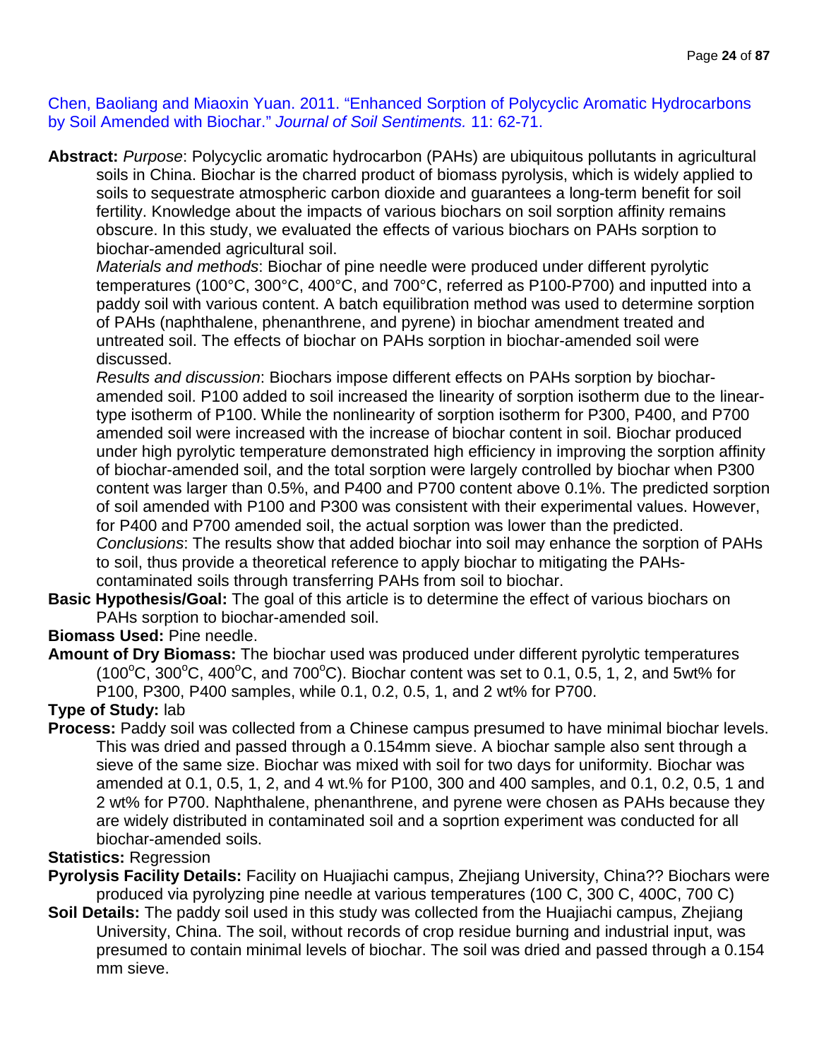Chen, Baoliang and Miaoxin Yuan. 2011. "Enhanced Sorption of Polycyclic Aromatic Hydrocarbons by Soil Amended with Biochar." *Journal of Soil Sentiments.* 11: 62-71.

**Abstract:** *Purpose*: Polycyclic aromatic hydrocarbon (PAHs) are ubiquitous pollutants in agricultural soils in China. Biochar is the charred product of biomass pyrolysis, which is widely applied to soils to sequestrate atmospheric carbon dioxide and guarantees a long-term benefit for soil fertility. Knowledge about the impacts of various biochars on soil sorption affinity remains obscure. In this study, we evaluated the effects of various biochars on PAHs sorption to biochar-amended agricultural soil.

*Materials and methods*: Biochar of pine needle were produced under different pyrolytic temperatures (100°C, 300°C, 400°C, and 700°C, referred as P100-P700) and inputted into a paddy soil with various content. A batch equilibration method was used to determine sorption of PAHs (naphthalene, phenanthrene, and pyrene) in biochar amendment treated and untreated soil. The effects of biochar on PAHs sorption in biochar-amended soil were discussed.

*Results and discussion*: Biochars impose different effects on PAHs sorption by biochar-amended soil. P100 added to soil increased the linearity of sorption isotherm due to the linear-type isotherm of P100. While the nonlinearity of sorption isotherm for P300, P400, and P700 amended soil were increased with the increase of biochar content in soil. Biochar produced under high pyrolytic temperature demonstrated high efficiency in improving the sorption affinity of biochar-amended soil, and the total sorption were largely controlled by biochar when P300 content was larger than 0.5%, and P400 and P700 content above 0.1%. The predicted sorption of soil amended with P100 and P300 was consistent with their experimental values. However, for P400 and P700 amended soil, the actual sorption was lower than the predicted.

*Conclusions*: The results show that added biochar into soil may enhance the sorption of PAHs to soil, thus provide a theoretical reference to apply biochar to mitigating the PAHs-contaminated soils through transferring PAHs from soil to biochar.

**Basic Hypothesis/Goal:** The goal of this article is to determine the effect of various biochars on PAHs sorption to biochar-amended soil.

**Biomass Used:** Pine needle.

**Amount of Dry Biomass:** The biochar used was produced under different pyrolytic temperatures (100°C, 300°C, 400°C, and 700°C). Biochar content was set to 0.1, 0.5, 1, 2, and 5wt% for P100, P300, P400 samples, while 0.1, 0.2, 0.5, 1, and 2 wt% for P700.

**Type of Study:** lab

**Process:** Paddy soil was collected from a Chinese campus presumed to have minimal biochar levels. This was dried and passed through a 0.154mm sieve. A biochar sample also sent through a sieve of the same size. Biochar was mixed with soil for two days for uniformity. Biochar was amended at 0.1, 0.5, 1, 2, and 4 wt.% for P100, 300 and 400 samples, and 0.1, 0.2, 0.5, 1 and 2 wt% for P700. Naphthalene, phenanthrene, and pyrene were chosen as PAHs because they are widely distributed in contaminated soil and a soprtion experiment was conducted for all biochar-amended soils.

**Statistics:** Regression

**Pyrolysis Facility Details:** Facility on Huajiachi campus, Zhejiang University, China?? Biochars were produced via pyrolyzing pine needle at various temperatures (100 C, 300 C, 400C, 700 C)

**Soil Details:** The paddy soil used in this study was collected from the Huajiachi campus, Zhejiang University, China. The soil, without records of crop residue burning and industrial input, was presumed to contain minimal levels of biochar. The soil was dried and passed through a 0.154 mm sieve.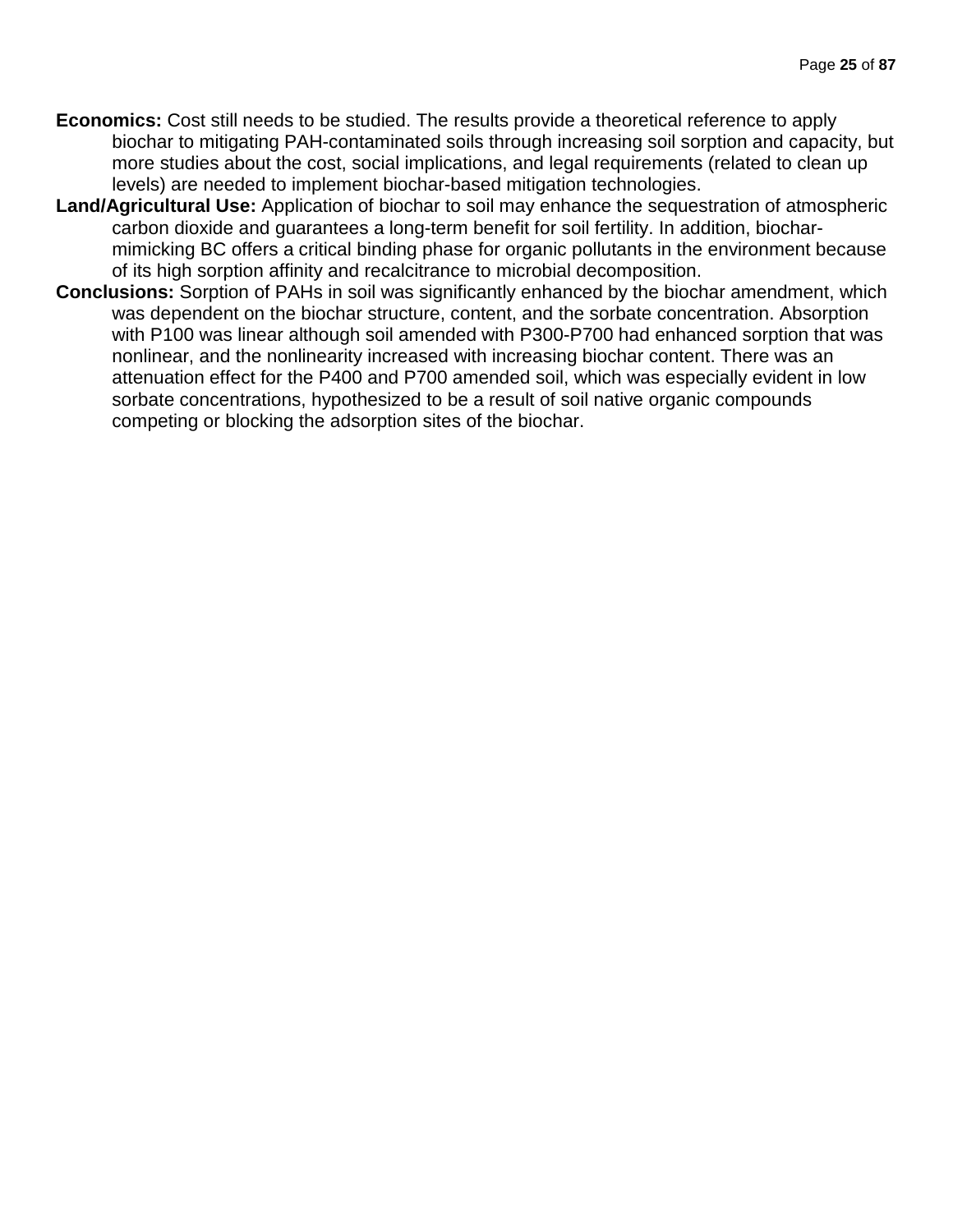**Economics:** Cost still needs to be studied. The results provide a theoretical reference to apply biochar to mitigating PAH-contaminated soils through increasing soil sorption and capacity, but more studies about the cost, social implications, and legal requirements (related to clean up levels) are needed to implement biochar-based mitigation technologies.

**Land/Agricultural Use:** Application of biochar to soil may enhance the sequestration of atmospheric carbon dioxide and guarantees a long-term benefit for soil fertility. In addition, biochar-mimicking BC offers a critical binding phase for organic pollutants in the environment because of its high sorption affinity and recalcitrance to microbial decomposition.

**Conclusions:** Sorption of PAHs in soil was significantly enhanced by the biochar amendment, which was dependent on the biochar structure, content, and the sorbate concentration. Absorption with P100 was linear although soil amended with P300-P700 had enhanced sorption that was nonlinear, and the nonlinearity increased with increasing biochar content. There was an attenuation effect for the P400 and P700 amended soil, which was especially evident in low sorbate concentrations, hypothesized to be a result of soil native organic compounds competing or blocking the adsorption sites of the biochar.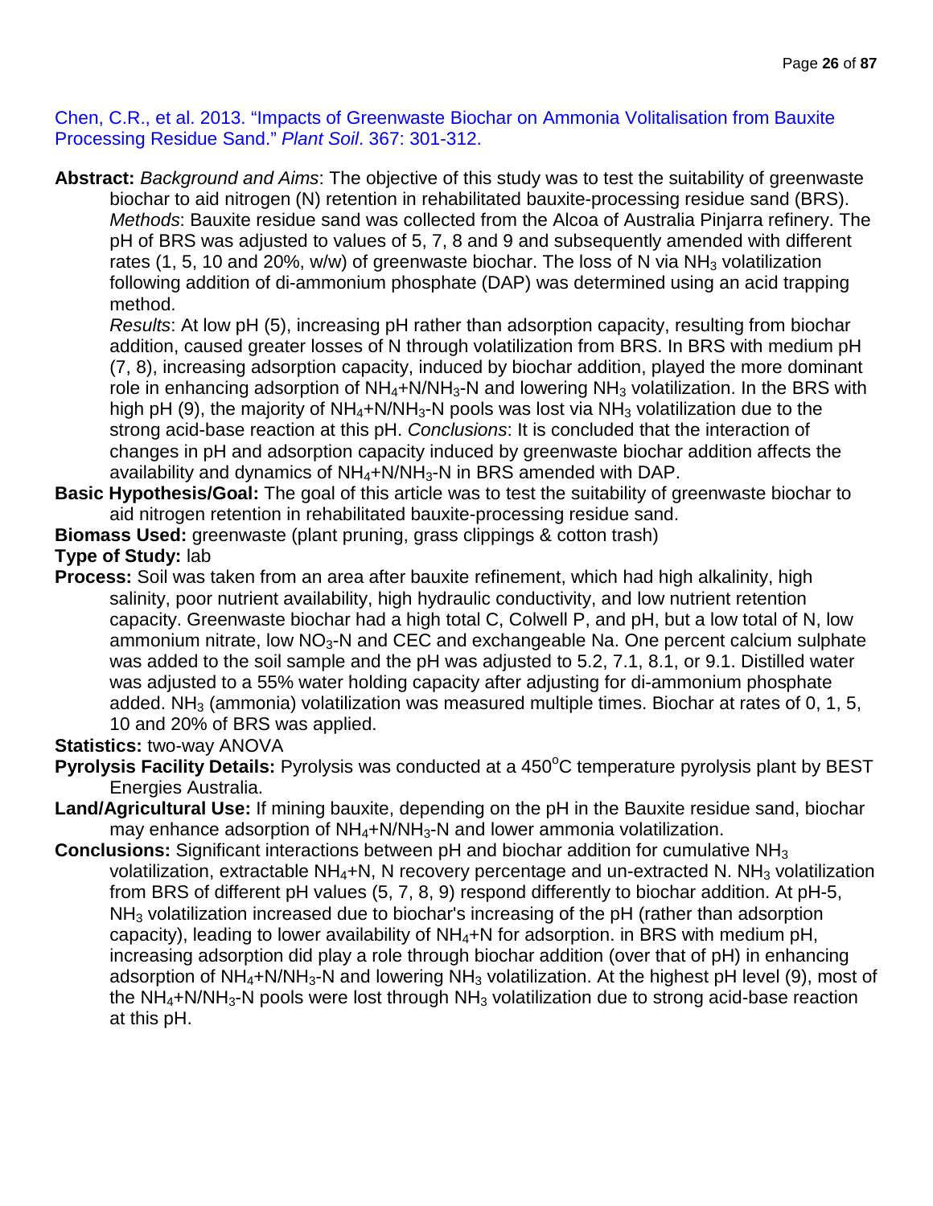Chen, C.R., et al. 2013. “Impacts of Greenwaste Biochar on Ammonia Volitalisation from Bauxite Processing Residue Sand.” *Plant Soil*. 367: 301-312.

**Abstract:** *Background and Aims*: The objective of this study was to test the suitability of greenwaste biochar to aid nitrogen (N) retention in rehabilitated bauxite-processing residue sand (BRS). *Methods*: Bauxite residue sand was collected from the Alcoa of Australia Pinjarra refinery. The pH of BRS was adjusted to values of 5, 7, 8 and 9 and subsequently amended with different rates (1, 5, 10 and 20%, w/w) of greenwaste biochar. The loss of N via $NH_3$ volatilization following addition of di-ammonium phosphate (DAP) was determined using an acid trapping method.

*Results*: At low pH (5), increasing pH rather than adsorption capacity, resulting from biochar addition, caused greater losses of N through volatilization from BRS. In BRS with medium pH (7, 8), increasing adsorption capacity, induced by biochar addition, played the more dominant role in enhancing adsorption of $NH_4$+N/$NH_3$-N and lowering $NH_3$ volatilization. In the BRS with high pH (9), the majority of $NH_4$+N/$NH_3$-N pools was lost via $NH_3$ volatilization due to the strong acid-base reaction at this pH. *Conclusions*: It is concluded that the interaction of changes in pH and adsorption capacity induced by greenwaste biochar addition affects the availability and dynamics of $NH_4$+N/$NH_3$-N in BRS amended with DAP.

**Basic Hypothesis/Goal:** The goal of this article was to test the suitability of greenwaste biochar to aid nitrogen retention in rehabilitated bauxite-processing residue sand.

**Biomass Used:** greenwaste (plant pruning, grass clippings & cotton trash)

**Type of Study:** lab

**Process:** Soil was taken from an area after bauxite refinement, which had high alkalinity, high salinity, poor nutrient availability, high hydraulic conductivity, and low nutrient retention capacity. Greenwaste biochar had a high total C, Colwell P, and pH, but a low total of N, low ammonium nitrate, low $NO_3$-N and CEC and exchangeable Na. One percent calcium sulphate was added to the soil sample and the pH was adjusted to 5.2, 7.1, 8.1, or 9.1. Distilled water was adjusted to a 55% water holding capacity after adjusting for di-ammonium phosphate added. $NH_3$ (ammonia) volatilization was measured multiple times. Biochar at rates of 0, 1, 5, 10 and 20% of BRS was applied.

**Statistics:** two-way ANOVA

**Pyrolysis Facility Details:** Pyrolysis was conducted at a 450°C temperature pyrolysis plant by BEST Energies Australia.

**Land/Agricultural Use:** If mining bauxite, depending on the pH in the Bauxite residue sand, biochar may enhance adsorption of $NH_4$+N/$NH_3$-N and lower ammonia volatilization.

**Conclusions:** Significant interactions between pH and biochar addition for cumulative $NH_3$ volatilization, extractable $NH_4$+N, N recovery percentage and un-extracted N. $NH_3$ volatilization from BRS of different pH values (5, 7, 8, 9) respond differently to biochar addition. At pH-5, $NH_3$ volatilization increased due to biochar's increasing of the pH (rather than adsorption capacity), leading to lower availability of $NH_4$+N for adsorption. in BRS with medium pH, increasing adsorption did play a role through biochar addition (over that of pH) in enhancing adsorption of $NH_4$+N/$NH_3$-N and lowering $NH_3$ volatilization. At the highest pH level (9), most of the $NH_4$+N/$NH_3$-N pools were lost through $NH_3$ volatilization due to strong acid-base reaction at this pH.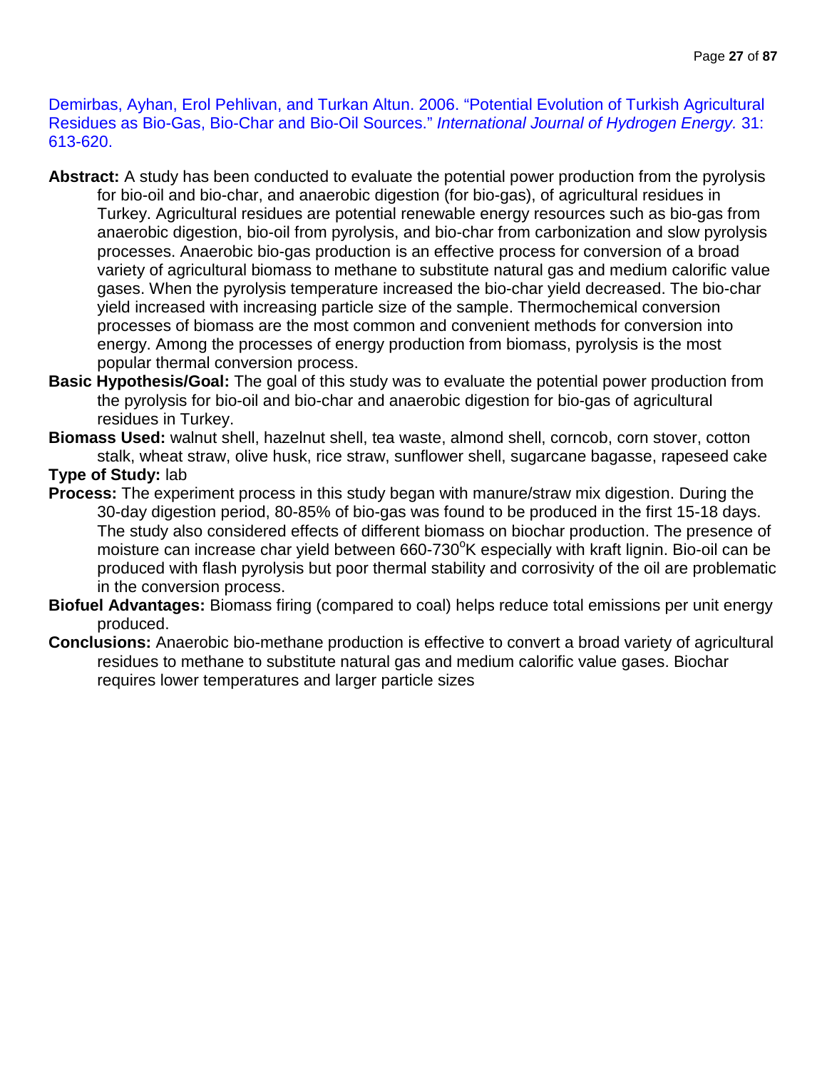Demirbas, Ayhan, Erol Pehlivan, and Turkan Altun. 2006. "Potential Evolution of Turkish Agricultural Residues as Bio-Gas, Bio-Char and Bio-Oil Sources." *International Journal of Hydrogen Energy.* 31: 613-620.

**Abstract:** A study has been conducted to evaluate the potential power production from the pyrolysis for bio-oil and bio-char, and anaerobic digestion (for bio-gas), of agricultural residues in Turkey. Agricultural residues are potential renewable energy resources such as bio-gas from anaerobic digestion, bio-oil from pyrolysis, and bio-char from carbonization and slow pyrolysis processes. Anaerobic bio-gas production is an effective process for conversion of a broad variety of agricultural biomass to methane to substitute natural gas and medium calorific value gases. When the pyrolysis temperature increased the bio-char yield decreased. The bio-char yield increased with increasing particle size of the sample. Thermochemical conversion processes of biomass are the most common and convenient methods for conversion into energy. Among the processes of energy production from biomass, pyrolysis is the most popular thermal conversion process.

**Basic Hypothesis/Goal:** The goal of this study was to evaluate the potential power production from the pyrolysis for bio-oil and bio-char and anaerobic digestion for bio-gas of agricultural residues in Turkey.

**Biomass Used:** walnut shell, hazelnut shell, tea waste, almond shell, corncob, corn stover, cotton stalk, wheat straw, olive husk, rice straw, sunflower shell, sugarcane bagasse, rapeseed cake

**Type of Study:** lab

**Process:** The experiment process in this study began with manure/straw mix digestion. During the 30-day digestion period, 80-85% of bio-gas was found to be produced in the first 15-18 days. The study also considered effects of different biomass on biochar production. The presence of moisture can increase char yield between 660-730$^{o}$K especially with kraft lignin. Bio-oil can be produced with flash pyrolysis but poor thermal stability and corrosivity of the oil are problematic in the conversion process.

**Biofuel Advantages:** Biomass firing (compared to coal) helps reduce total emissions per unit energy produced.

**Conclusions:** Anaerobic bio-methane production is effective to convert a broad variety of agricultural residues to methane to substitute natural gas and medium calorific value gases. Biochar requires lower temperatures and larger particle sizes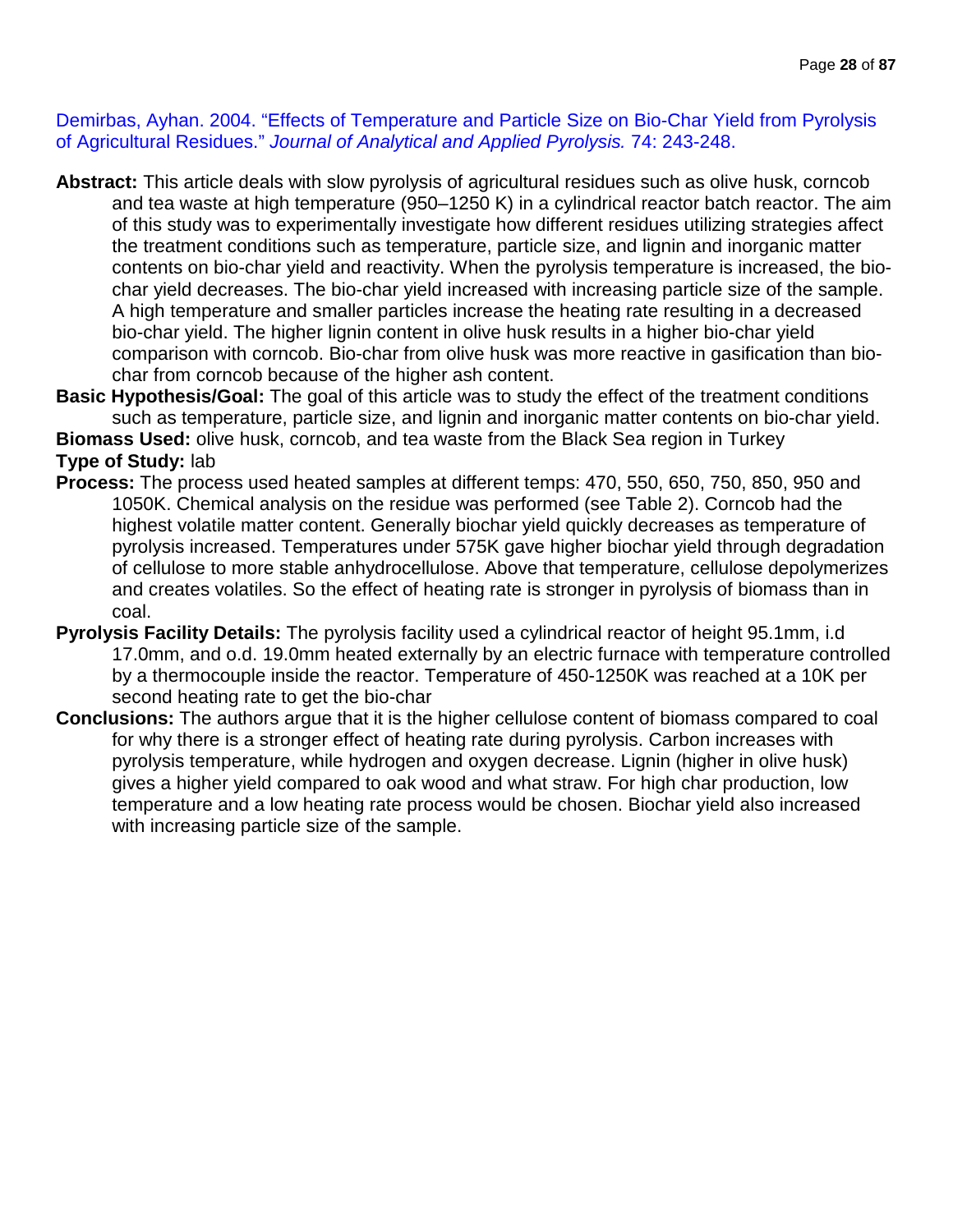Demirbas, Ayhan. 2004. "Effects of Temperature and Particle Size on Bio-Char Yield from Pyrolysis of Agricultural Residues." *Journal of Analytical and Applied Pyrolysis.* 74: 243-248.

**Abstract:** This article deals with slow pyrolysis of agricultural residues such as olive husk, corncob and tea waste at high temperature (950–1250 K) in a cylindrical reactor batch reactor. The aim of this study was to experimentally investigate how different residues utilizing strategies affect the treatment conditions such as temperature, particle size, and lignin and inorganic matter contents on bio-char yield and reactivity. When the pyrolysis temperature is increased, the bio-char yield decreases. The bio-char yield increased with increasing particle size of the sample. A high temperature and smaller particles increase the heating rate resulting in a decreased bio-char yield. The higher lignin content in olive husk results in a higher bio-char yield comparison with corncob. Bio-char from olive husk was more reactive in gasification than bio-char from corncob because of the higher ash content.

**Basic Hypothesis/Goal:** The goal of this article was to study the effect of the treatment conditions such as temperature, particle size, and lignin and inorganic matter contents on bio-char yield.

**Biomass Used:** olive husk, corncob, and tea waste from the Black Sea region in Turkey

**Type of Study:** lab

**Process:** The process used heated samples at different temps: 470, 550, 650, 750, 850, 950 and 1050K. Chemical analysis on the residue was performed (see Table 2). Corncob had the highest volatile matter content. Generally biochar yield quickly decreases as temperature of pyrolysis increased. Temperatures under 575K gave higher biochar yield through degradation of cellulose to more stable anhydrocellulose. Above that temperature, cellulose depolymerizes and creates volatiles. So the effect of heating rate is stronger in pyrolysis of biomass than in coal.

**Pyrolysis Facility Details:** The pyrolysis facility used a cylindrical reactor of height 95.1mm, i.d 17.0mm, and o.d. 19.0mm heated externally by an electric furnace with temperature controlled by a thermocouple inside the reactor. Temperature of 450-1250K was reached at a 10K per second heating rate to get the bio-char

**Conclusions:** The authors argue that it is the higher cellulose content of biomass compared to coal for why there is a stronger effect of heating rate during pyrolysis. Carbon increases with pyrolysis temperature, while hydrogen and oxygen decrease. Lignin (higher in olive husk) gives a higher yield compared to oak wood and what straw. For high char production, low temperature and a low heating rate process would be chosen. Biochar yield also increased with increasing particle size of the sample.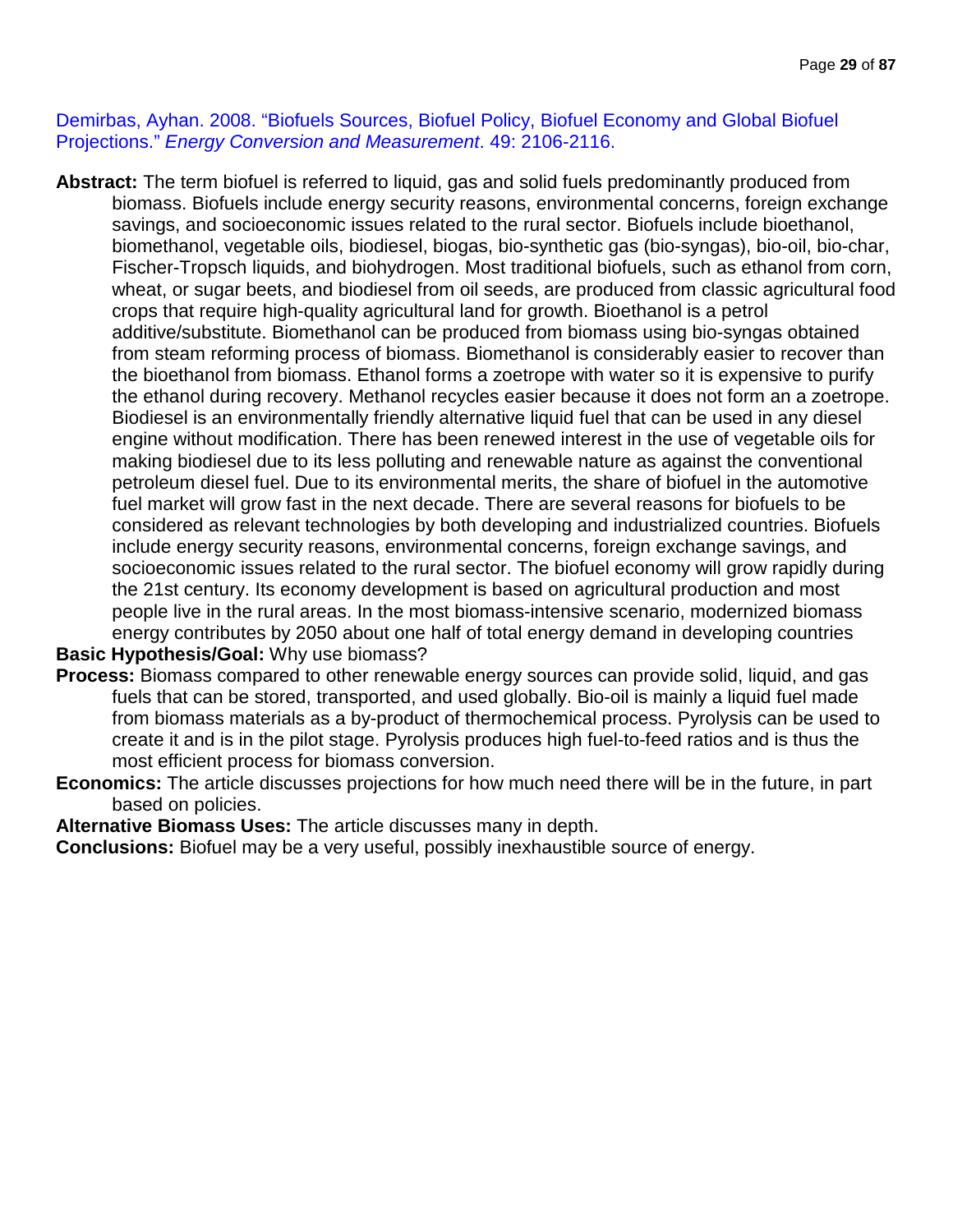Demirbas, Ayhan. 2008. "Biofuels Sources, Biofuel Policy, Biofuel Economy and Global Biofuel Projections." *Energy Conversion and Measurement*. 49: 2106-2116.

**Abstract:** The term biofuel is referred to liquid, gas and solid fuels predominantly produced from biomass. Biofuels include energy security reasons, environmental concerns, foreign exchange savings, and socioeconomic issues related to the rural sector. Biofuels include bioethanol, biomethanol, vegetable oils, biodiesel, biogas, bio-synthetic gas (bio-syngas), bio-oil, bio-char, Fischer-Tropsch liquids, and biohydrogen. Most traditional biofuels, such as ethanol from corn, wheat, or sugar beets, and biodiesel from oil seeds, are produced from classic agricultural food crops that require high-quality agricultural land for growth. Bioethanol is a petrol additive/substitute. Biomethanol can be produced from biomass using bio-syngas obtained from steam reforming process of biomass. Biomethanol is considerably easier to recover than the bioethanol from biomass. Ethanol forms a zoetrope with water so it is expensive to purify the ethanol during recovery. Methanol recycles easier because it does not form an a zoetrope. Biodiesel is an environmentally friendly alternative liquid fuel that can be used in any diesel engine without modification. There has been renewed interest in the use of vegetable oils for making biodiesel due to its less polluting and renewable nature as against the conventional petroleum diesel fuel. Due to its environmental merits, the share of biofuel in the automotive fuel market will grow fast in the next decade. There are several reasons for biofuels to be considered as relevant technologies by both developing and industrialized countries. Biofuels include energy security reasons, environmental concerns, foreign exchange savings, and socioeconomic issues related to the rural sector. The biofuel economy will grow rapidly during the 21st century. Its economy development is based on agricultural production and most people live in the rural areas. In the most biomass-intensive scenario, modernized biomass energy contributes by 2050 about one half of total energy demand in developing countries

**Basic Hypothesis/Goal:** Why use biomass?

**Process:** Biomass compared to other renewable energy sources can provide solid, liquid, and gas fuels that can be stored, transported, and used globally. Bio-oil is mainly a liquid fuel made from biomass materials as a by-product of thermochemical process. Pyrolysis can be used to create it and is in the pilot stage. Pyrolysis produces high fuel-to-feed ratios and is thus the most efficient process for biomass conversion.

**Economics:** The article discusses projections for how much need there will be in the future, in part based on policies.

**Alternative Biomass Uses:** The article discusses many in depth.

**Conclusions:** Biofuel may be a very useful, possibly inexhaustible source of energy.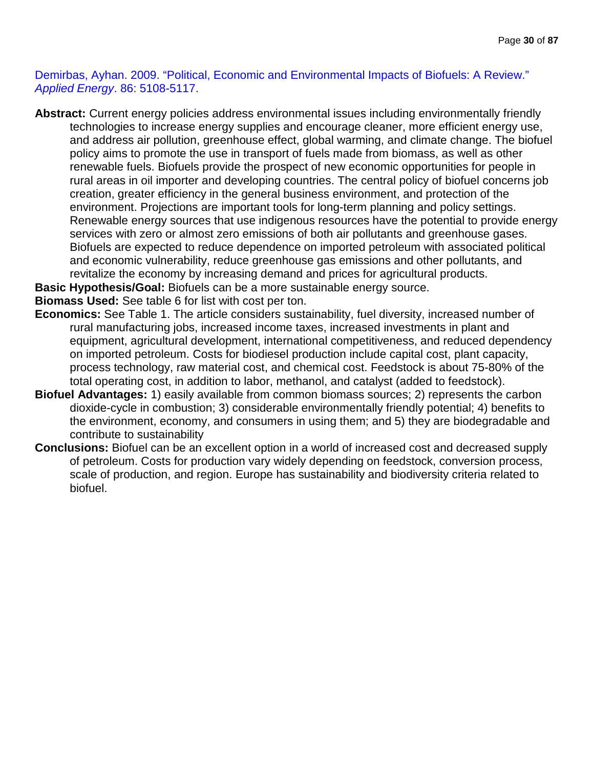Demirbas, Ayhan. 2009. "Political, Economic and Environmental Impacts of Biofuels: A Review." *Applied Energy*. 86: 5108-5117.

**Abstract:** Current energy policies address environmental issues including environmentally friendly technologies to increase energy supplies and encourage cleaner, more efficient energy use, and address air pollution, greenhouse effect, global warming, and climate change. The biofuel policy aims to promote the use in transport of fuels made from biomass, as well as other renewable fuels. Biofuels provide the prospect of new economic opportunities for people in rural areas in oil importer and developing countries. The central policy of biofuel concerns job creation, greater efficiency in the general business environment, and protection of the environment. Projections are important tools for long-term planning and policy settings. Renewable energy sources that use indigenous resources have the potential to provide energy services with zero or almost zero emissions of both air pollutants and greenhouse gases. Biofuels are expected to reduce dependence on imported petroleum with associated political and economic vulnerability, reduce greenhouse gas emissions and other pollutants, and revitalize the economy by increasing demand and prices for agricultural products.

**Basic Hypothesis/Goal:** Biofuels can be a more sustainable energy source.

**Biomass Used:** See table 6 for list with cost per ton.

**Economics:** See Table 1. The article considers sustainability, fuel diversity, increased number of rural manufacturing jobs, increased income taxes, increased investments in plant and equipment, agricultural development, international competitiveness, and reduced dependency on imported petroleum. Costs for biodiesel production include capital cost, plant capacity, process technology, raw material cost, and chemical cost. Feedstock is about 75-80% of the total operating cost, in addition to labor, methanol, and catalyst (added to feedstock).

**Biofuel Advantages:** 1) easily available from common biomass sources; 2) represents the carbon dioxide-cycle in combustion; 3) considerable environmentally friendly potential; 4) benefits to the environment, economy, and consumers in using them; and 5) they are biodegradable and contribute to sustainability

**Conclusions:** Biofuel can be an excellent option in a world of increased cost and decreased supply of petroleum. Costs for production vary widely depending on feedstock, conversion process, scale of production, and region. Europe has sustainability and biodiversity criteria related to biofuel.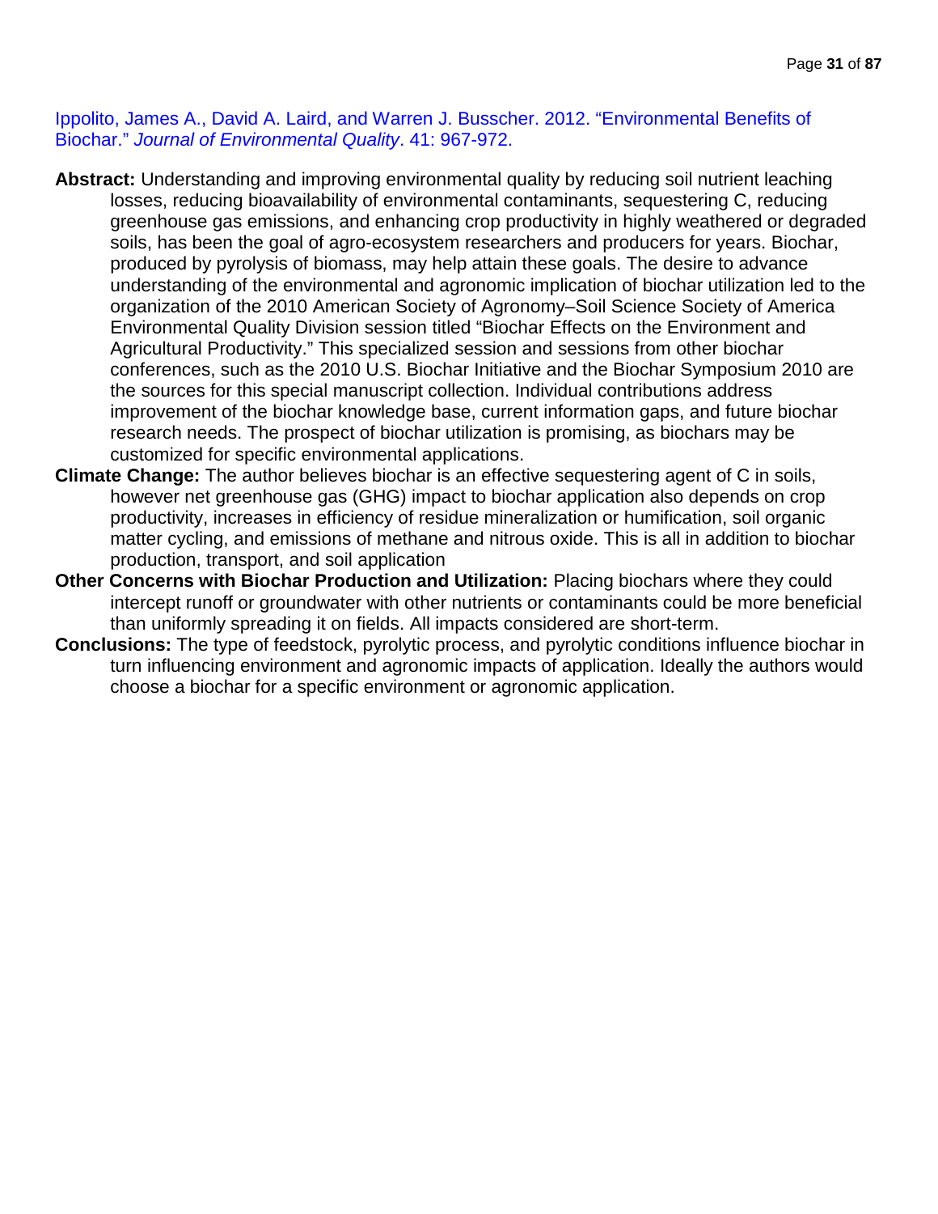Ippolito, James A., David A. Laird, and Warren J. Busscher. 2012. "Environmental Benefits of Biochar." *Journal of Environmental Quality*. 41: 967-972.

**Abstract:** Understanding and improving environmental quality by reducing soil nutrient leaching losses, reducing bioavailability of environmental contaminants, sequestering C, reducing greenhouse gas emissions, and enhancing crop productivity in highly weathered or degraded soils, has been the goal of agro-ecosystem researchers and producers for years. Biochar, produced by pyrolysis of biomass, may help attain these goals. The desire to advance understanding of the environmental and agronomic implication of biochar utilization led to the organization of the 2010 American Society of Agronomy–Soil Science Society of America Environmental Quality Division session titled "Biochar Effects on the Environment and Agricultural Productivity." This specialized session and sessions from other biochar conferences, such as the 2010 U.S. Biochar Initiative and the Biochar Symposium 2010 are the sources for this special manuscript collection. Individual contributions address improvement of the biochar knowledge base, current information gaps, and future biochar research needs. The prospect of biochar utilization is promising, as biochars may be customized for specific environmental applications.

**Climate Change:** The author believes biochar is an effective sequestering agent of C in soils, however net greenhouse gas (GHG) impact to biochar application also depends on crop productivity, increases in efficiency of residue mineralization or humification, soil organic matter cycling, and emissions of methane and nitrous oxide. This is all in addition to biochar production, transport, and soil application

**Other Concerns with Biochar Production and Utilization:** Placing biochars where they could intercept runoff or groundwater with other nutrients or contaminants could be more beneficial than uniformly spreading it on fields. All impacts considered are short-term.

**Conclusions:** The type of feedstock, pyrolytic process, and pyrolytic conditions influence biochar in turn influencing environment and agronomic impacts of application. Ideally the authors would choose a biochar for a specific environment or agronomic application.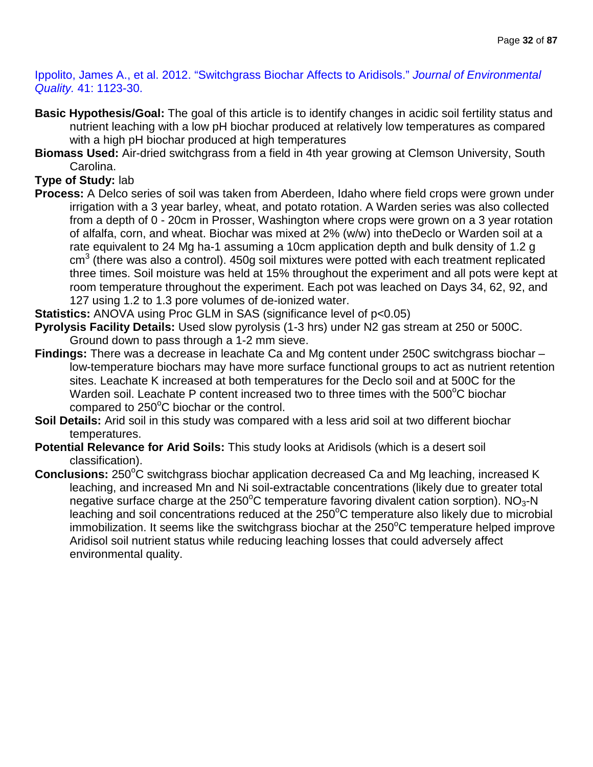Ippolito, James A., et al. 2012. "Switchgrass Biochar Affects to Aridisols." *Journal of Environmental Quality.* 41: 1123-30.

**Basic Hypothesis/Goal:** The goal of this article is to identify changes in acidic soil fertility status and nutrient leaching with a low pH biochar produced at relatively low temperatures as compared with a high pH biochar produced at high temperatures

**Biomass Used:** Air-dried switchgrass from a field in 4th year growing at Clemson University, South Carolina.

**Type of Study:** lab

**Process:** A Delco series of soil was taken from Aberdeen, Idaho where field crops were grown under irrigation with a 3 year barley, wheat, and potato rotation. A Warden series was also collected from a depth of 0 - 20cm in Prosser, Washington where crops were grown on a 3 year rotation of alfalfa, corn, and wheat. Biochar was mixed at 2% (w/w) into theDeclo or Warden soil at a rate equivalent to 24 Mg ha-1 assuming a 10cm application depth and bulk density of 1.2 g $cm^3$ (there was also a control). 450g soil mixtures were potted with each treatment replicated three times. Soil moisture was held at 15% throughout the experiment and all pots were kept at room temperature throughout the experiment. Each pot was leached on Days 34, 62, 92, and 127 using 1.2 to 1.3 pore volumes of de-ionized water.

**Statistics:** ANOVA using Proc GLM in SAS (significance level of $p<0.05$)

**Pyrolysis Facility Details:** Used slow pyrolysis (1-3 hrs) under N2 gas stream at 250 or 500C. Ground down to pass through a 1-2 mm sieve.

**Findings:** There was a decrease in leachate Ca and Mg content under 250C switchgrass biochar – low-temperature biochars may have more surface functional groups to act as nutrient retention sites. Leachate K increased at both temperatures for the Declo soil and at 500C for the Warden soil. Leachate P content increased two to three times with the 500°C biochar compared to 250°C biochar or the control.

**Soil Details:** Arid soil in this study was compared with a less arid soil at two different biochar temperatures.

**Potential Relevance for Arid Soils:** This study looks at Aridisols (which is a desert soil classification).

**Conclusions:** 250°C switchgrass biochar application decreased Ca and Mg leaching, increased K leaching, and increased Mn and Ni soil-extractable concentrations (likely due to greater total negative surface charge at the 250°C temperature favoring divalent cation sorption). $NO_3$-N leaching and soil concentrations reduced at the 250°C temperature also likely due to microbial immobilization. It seems like the switchgrass biochar at the 250°C temperature helped improve Aridisol soil nutrient status while reducing leaching losses that could adversely affect environmental quality.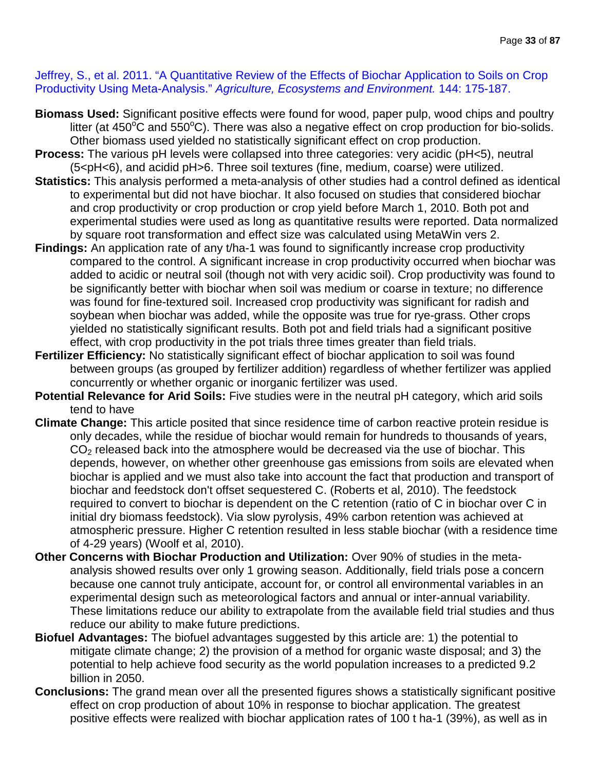Jeffrey, S., et al. 2011. "A Quantitative Review of the Effects of Biochar Application to Soils on Crop Productivity Using Meta-Analysis." *Agriculture, Ecosystems and Environment.* 144: 175-187.

**Biomass Used:** Significant positive effects were found for wood, paper pulp, wood chips and poultry litter (at 450$^oC$ and 550$^oC$). There was also a negative effect on crop production for bio-solids. Other biomass used yielded no statistically significant effect on crop production.

**Process:** The various pH levels were collapsed into three categories: very acidic (pH<5), neutral (5<pH<6), and acidid pH>6. Three soil textures (fine, medium, coarse) were utilized.

**Statistics:** This analysis performed a meta-analysis of other studies had a control defined as identical to experimental but did not have biochar. It also focused on studies that considered biochar and crop productivity or crop production or crop yield before March 1, 2010. Both pot and experimental studies were used as long as quantitative results were reported. Data normalized by square root transformation and effect size was calculated using MetaWin vers 2.

**Findings:** An application rate of any t/ha-1 was found to significantly increase crop productivity compared to the control. A significant increase in crop productivity occurred when biochar was added to acidic or neutral soil (though not with very acidic soil). Crop productivity was found to be significantly better with biochar when soil was medium or coarse in texture; no difference was found for fine-textured soil. Increased crop productivity was significant for radish and soybean when biochar was added, while the opposite was true for rye-grass. Other crops yielded no statistically significant results. Both pot and field trials had a significant positive effect, with crop productivity in the pot trials three times greater than field trials.

**Fertilizer Efficiency:** No statistically significant effect of biochar application to soil was found between groups (as grouped by fertilizer addition) regardless of whether fertilizer was applied concurrently or whether organic or inorganic fertilizer was used.

**Potential Relevance for Arid Soils:** Five studies were in the neutral pH category, which arid soils tend to have

**Climate Change:** This article posited that since residence time of carbon reactive protein residue is only decades, while the residue of biochar would remain for hundreds to thousands of years, $CO_2$ released back into the atmosphere would be decreased via the use of biochar. This depends, however, on whether other greenhouse gas emissions from soils are elevated when biochar is applied and we must also take into account the fact that production and transport of biochar and feedstock don't offset sequestered C. (Roberts et al, 2010). The feedstock required to convert to biochar is dependent on the C retention (ratio of C in biochar over C in initial dry biomass feedstock). Via slow pyrolysis, 49% carbon retention was achieved at atmospheric pressure. Higher C retention resulted in less stable biochar (with a residence time of 4-29 years) (Woolf et al, 2010).

**Other Concerns with Biochar Production and Utilization:** Over 90% of studies in the meta-analysis showed results over only 1 growing season. Additionally, field trials pose a concern because one cannot truly anticipate, account for, or control all environmental variables in an experimental design such as meteorological factors and annual or inter-annual variability. These limitations reduce our ability to extrapolate from the available field trial studies and thus reduce our ability to make future predictions.

**Biofuel Advantages:** The biofuel advantages suggested by this article are: 1) the potential to mitigate climate change; 2) the provision of a method for organic waste disposal; and 3) the potential to help achieve food security as the world population increases to a predicted 9.2 billion in 2050.

**Conclusions:** The grand mean over all the presented figures shows a statistically significant positive effect on crop production of about 10% in response to biochar application. The greatest positive effects were realized with biochar application rates of 100 t ha-1 (39%), as well as in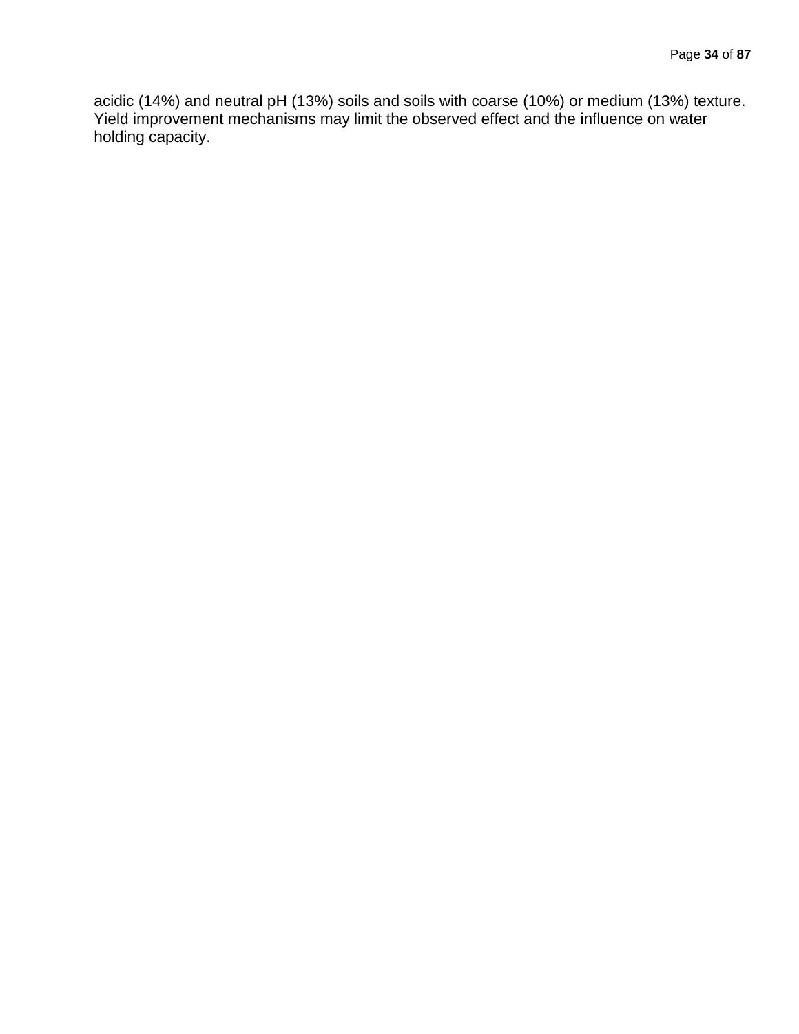acidic (14%) and neutral pH (13%) soils and soils with coarse (10%) or medium (13%) texture. Yield improvement mechanisms may limit the observed effect and the influence on water holding capacity.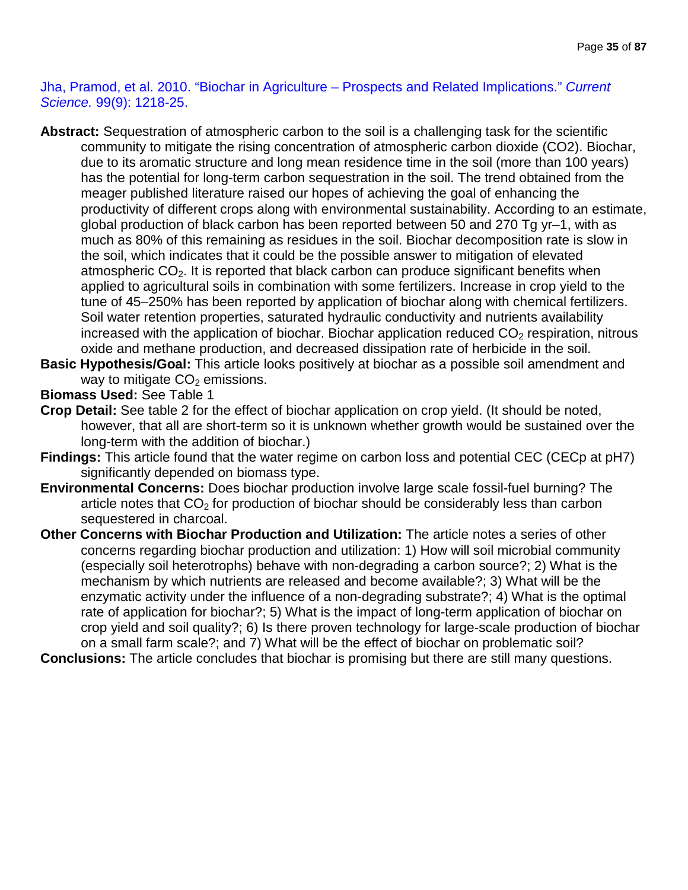Jha, Pramod, et al. 2010. "Biochar in Agriculture – Prospects and Related Implications." *Current Science.* 99(9): 1218-25.

**Abstract:** Sequestration of atmospheric carbon to the soil is a challenging task for the scientific community to mitigate the rising concentration of atmospheric carbon dioxide (CO2). Biochar, due to its aromatic structure and long mean residence time in the soil (more than 100 years) has the potential for long-term carbon sequestration in the soil. The trend obtained from the meager published literature raised our hopes of achieving the goal of enhancing the productivity of different crops along with environmental sustainability. According to an estimate, global production of black carbon has been reported between 50 and 270 Tg yr–1, with as much as 80% of this remaining as residues in the soil. Biochar decomposition rate is slow in the soil, which indicates that it could be the possible answer to mitigation of elevated atmospheric $CO_2$. It is reported that black carbon can produce significant benefits when applied to agricultural soils in combination with some fertilizers. Increase in crop yield to the tune of 45–250% has been reported by application of biochar along with chemical fertilizers. Soil water retention properties, saturated hydraulic conductivity and nutrients availability increased with the application of biochar. Biochar application reduced $CO_2$ respiration, nitrous oxide and methane production, and decreased dissipation rate of herbicide in the soil.

**Basic Hypothesis/Goal:** This article looks positively at biochar as a possible soil amendment and way to mitigate $CO_2$ emissions.

**Biomass Used:** See Table 1

**Crop Detail:** See table 2 for the effect of biochar application on crop yield. (It should be noted, however, that all are short-term so it is unknown whether growth would be sustained over the long-term with the addition of biochar.)

**Findings:** This article found that the water regime on carbon loss and potential CEC (CECp at pH7) significantly depended on biomass type.

**Environmental Concerns:** Does biochar production involve large scale fossil-fuel burning? The article notes that $CO_2$ for production of biochar should be considerably less than carbon sequestered in charcoal.

**Other Concerns with Biochar Production and Utilization:** The article notes a series of other concerns regarding biochar production and utilization: 1) How will soil microbial community (especially soil heterotrophs) behave with non-degrading a carbon source?; 2) What is the mechanism by which nutrients are released and become available?; 3) What will be the enzymatic activity under the influence of a non-degrading substrate?; 4) What is the optimal rate of application for biochar?; 5) What is the impact of long-term application of biochar on crop yield and soil quality?; 6) Is there proven technology for large-scale production of biochar on a small farm scale?; and 7) What will be the effect of biochar on problematic soil?

**Conclusions:** The article concludes that biochar is promising but there are still many questions.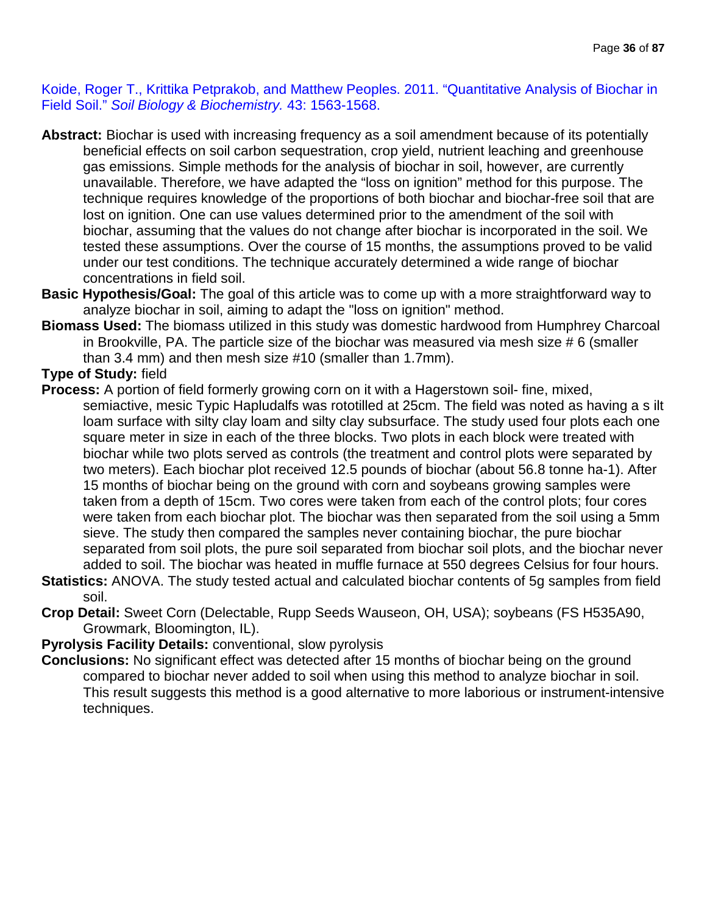Koide, Roger T., Krittika Petprakob, and Matthew Peoples. 2011. "Quantitative Analysis of Biochar in Field Soil." *Soil Biology & Biochemistry.* 43: 1563-1568.

**Abstract:** Biochar is used with increasing frequency as a soil amendment because of its potentially beneficial effects on soil carbon sequestration, crop yield, nutrient leaching and greenhouse gas emissions. Simple methods for the analysis of biochar in soil, however, are currently unavailable. Therefore, we have adapted the "loss on ignition" method for this purpose. The technique requires knowledge of the proportions of both biochar and biochar-free soil that are lost on ignition. One can use values determined prior to the amendment of the soil with biochar, assuming that the values do not change after biochar is incorporated in the soil. We tested these assumptions. Over the course of 15 months, the assumptions proved to be valid under our test conditions. The technique accurately determined a wide range of biochar concentrations in field soil.

**Basic Hypothesis/Goal:** The goal of this article was to come up with a more straightforward way to analyze biochar in soil, aiming to adapt the "loss on ignition" method.

**Biomass Used:** The biomass utilized in this study was domestic hardwood from Humphrey Charcoal in Brookville, PA. The particle size of the biochar was measured via mesh size # 6 (smaller than 3.4 mm) and then mesh size #10 (smaller than 1.7mm).

**Type of Study:** field

**Process:** A portion of field formerly growing corn on it with a Hagerstown soil- fine, mixed, semiactive, mesic Typic Hapludalfs was rototilled at 25cm. The field was noted as having a s ilt loam surface with silty clay loam and silty clay subsurface. The study used four plots each one square meter in size in each of the three blocks. Two plots in each block were treated with biochar while two plots served as controls (the treatment and control plots were separated by two meters). Each biochar plot received 12.5 pounds of biochar (about 56.8 tonne ha-1). After 15 months of biochar being on the ground with corn and soybeans growing samples were taken from a depth of 15cm. Two cores were taken from each of the control plots; four cores were taken from each biochar plot. The biochar was then separated from the soil using a 5mm sieve. The study then compared the samples never containing biochar, the pure biochar separated from soil plots, the pure soil separated from biochar soil plots, and the biochar never added to soil. The biochar was heated in muffle furnace at 550 degrees Celsius for four hours.

**Statistics:** ANOVA. The study tested actual and calculated biochar contents of 5g samples from field soil.

**Crop Detail:** Sweet Corn (Delectable, Rupp Seeds Wauseon, OH, USA); soybeans (FS H535A90, Growmark, Bloomington, IL).

**Pyrolysis Facility Details:** conventional, slow pyrolysis

**Conclusions:** No significant effect was detected after 15 months of biochar being on the ground compared to biochar never added to soil when using this method to analyze biochar in soil. This result suggests this method is a good alternative to more laborious or instrument-intensive techniques.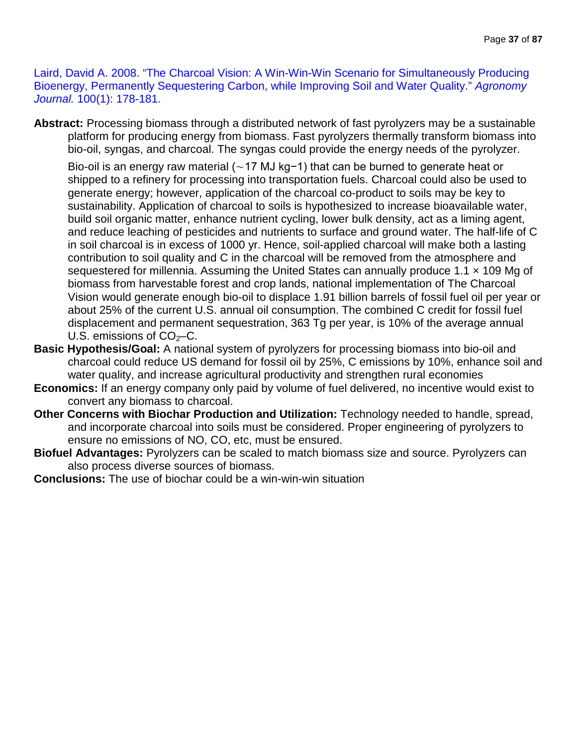Laird, David A. 2008. "The Charcoal Vision: A Win-Win-Win Scenario for Simultaneously Producing Bioenergy, Permanently Sequestering Carbon, while Improving Soil and Water Quality." *Agronomy Journal.* 100(1): 178-181.

**Abstract:** Processing biomass through a distributed network of fast pyrolyzers may be a sustainable platform for producing energy from biomass. Fast pyrolyzers thermally transform biomass into bio-oil, syngas, and charcoal. The syngas could provide the energy needs of the pyrolyzer.

Bio-oil is an energy raw material (∼17 MJ $kg^{-1}$) that can be burned to generate heat or shipped to a refinery for processing into transportation fuels. Charcoal could also be used to generate energy; however, application of the charcoal co-product to soils may be key to sustainability. Application of charcoal to soils is hypothesized to increase bioavailable water, build soil organic matter, enhance nutrient cycling, lower bulk density, act as a liming agent, and reduce leaching of pesticides and nutrients to surface and ground water. The half-life of C in soil charcoal is in excess of 1000 yr. Hence, soil-applied charcoal will make both a lasting contribution to soil quality and C in the charcoal will be removed from the atmosphere and sequestered for millennia. Assuming the United States can annually produce 1.1 × 109 Mg of biomass from harvestable forest and crop lands, national implementation of The Charcoal Vision would generate enough bio-oil to displace 1.91 billion barrels of fossil fuel oil per year or about 25% of the current U.S. annual oil consumption. The combined C credit for fossil fuel displacement and permanent sequestration, 363 Tg per year, is 10% of the average annual U.S. emissions of $CO_2$–C.

**Basic Hypothesis/Goal:** A national system of pyrolyzers for processing biomass into bio-oil and charcoal could reduce US demand for fossil oil by 25%, C emissions by 10%, enhance soil and water quality, and increase agricultural productivity and strengthen rural economies

**Economics:** If an energy company only paid by volume of fuel delivered, no incentive would exist to convert any biomass to charcoal.

**Other Concerns with Biochar Production and Utilization:** Technology needed to handle, spread, and incorporate charcoal into soils must be considered. Proper engineering of pyrolyzers to ensure no emissions of NO, CO, etc, must be ensured.

**Biofuel Advantages:** Pyrolyzers can be scaled to match biomass size and source. Pyrolyzers can also process diverse sources of biomass.

**Conclusions:** The use of biochar could be a win-win-win situation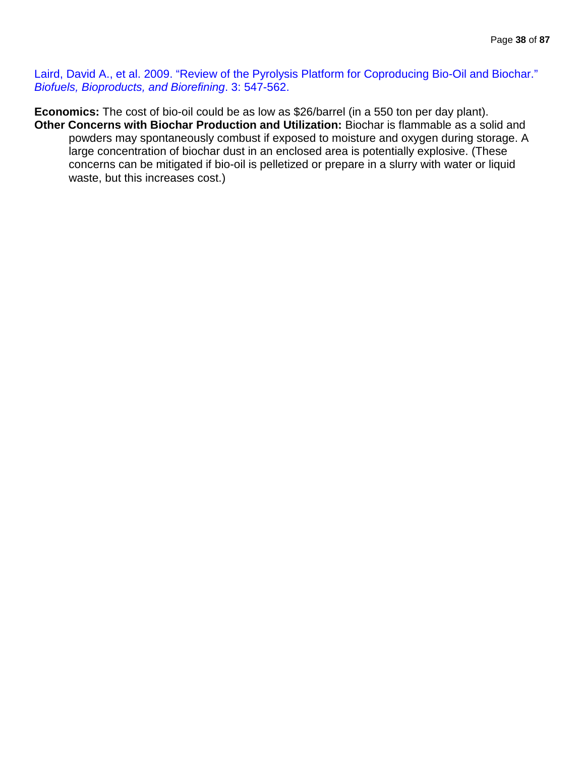Laird, David A., et al. 2009. "Review of the Pyrolysis Platform for Coproducing Bio-Oil and Biochar." *Biofuels, Bioproducts, and Biorefining*. 3: 547-562.

**Economics:** The cost of bio-oil could be as low as $26/barrel (in a 550 ton per day plant).

**Other Concerns with Biochar Production and Utilization:** Biochar is flammable as a solid and powders may spontaneously combust if exposed to moisture and oxygen during storage. A large concentration of biochar dust in an enclosed area is potentially explosive. (These concerns can be mitigated if bio-oil is pelletized or prepare in a slurry with water or liquid waste, but this increases cost.)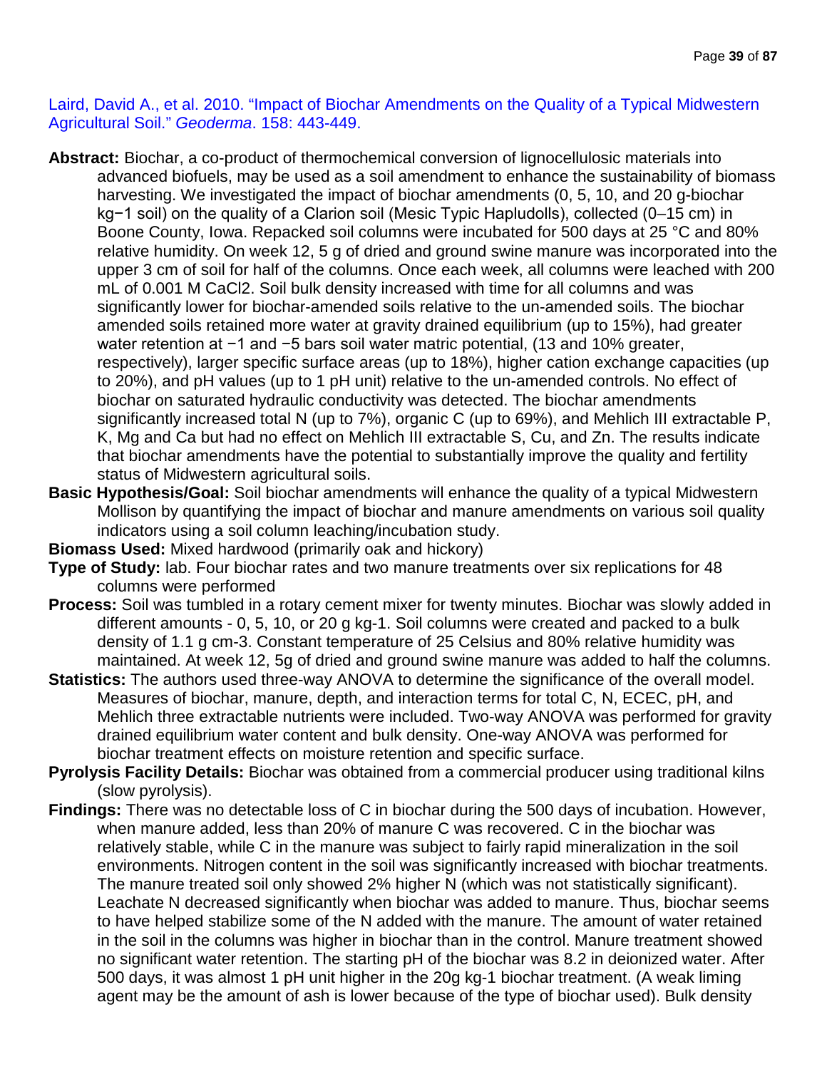Laird, David A., et al. 2010. "Impact of Biochar Amendments on the Quality of a Typical Midwestern Agricultural Soil." *Geoderma*. 158: 443-449.

**Abstract:** Biochar, a co-product of thermochemical conversion of lignocellulosic materials into advanced biofuels, may be used as a soil amendment to enhance the sustainability of biomass harvesting. We investigated the impact of biochar amendments (0, 5, 10, and 20 g-biochar $kg^{-1}$ soil) on the quality of a Clarion soil (Mesic Typic Hapludolls), collected (0–15 cm) in Boone County, Iowa. Repacked soil columns were incubated for 500 days at 25 °C and 80% relative humidity. On week 12, 5 g of dried and ground swine manure was incorporated into the upper 3 cm of soil for half of the columns. Once each week, all columns were leached with 200 mL of 0.001 M $CaCl_2$. Soil bulk density increased with time for all columns and was significantly lower for biochar-amended soils relative to the un-amended soils. The biochar amended soils retained more water at gravity drained equilibrium (up to 15%), had greater water retention at −1 and −5 bars soil water matric potential, (13 and 10% greater, respectively), larger specific surface areas (up to 18%), higher cation exchange capacities (up to 20%), and pH values (up to 1 pH unit) relative to the un-amended controls. No effect of biochar on saturated hydraulic conductivity was detected. The biochar amendments significantly increased total N (up to 7%), organic C (up to 69%), and Mehlich III extractable P, K, Mg and Ca but had no effect on Mehlich III extractable S, Cu, and Zn. The results indicate that biochar amendments have the potential to substantially improve the quality and fertility status of Midwestern agricultural soils.

**Basic Hypothesis/Goal:** Soil biochar amendments will enhance the quality of a typical Midwestern Mollison by quantifying the impact of biochar and manure amendments on various soil quality indicators using a soil column leaching/incubation study.

**Biomass Used:** Mixed hardwood (primarily oak and hickory)

**Type of Study:** lab. Four biochar rates and two manure treatments over six replications for 48 columns were performed

**Process:** Soil was tumbled in a rotary cement mixer for twenty minutes. Biochar was slowly added in different amounts - 0, 5, 10, or 20 g $kg^{-1}$. Soil columns were created and packed to a bulk density of 1.1 g $cm^{-3}$. Constant temperature of 25 Celsius and 80% relative humidity was maintained. At week 12, 5g of dried and ground swine manure was added to half the columns.

**Statistics:** The authors used three-way ANOVA to determine the significance of the overall model. Measures of biochar, manure, depth, and interaction terms for total C, N, ECEC, pH, and Mehlich three extractable nutrients were included. Two-way ANOVA was performed for gravity drained equilibrium water content and bulk density. One-way ANOVA was performed for biochar treatment effects on moisture retention and specific surface.

**Pyrolysis Facility Details:** Biochar was obtained from a commercial producer using traditional kilns (slow pyrolysis).

**Findings:** There was no detectable loss of C in biochar during the 500 days of incubation. However, when manure added, less than 20% of manure C was recovered. C in the biochar was relatively stable, while C in the manure was subject to fairly rapid mineralization in the soil environments. Nitrogen content in the soil was significantly increased with biochar treatments. The manure treated soil only showed 2% higher N (which was not statistically significant). Leachate N decreased significantly when biochar was added to manure. Thus, biochar seems to have helped stabilize some of the N added with the manure. The amount of water retained in the soil in the columns was higher in biochar than in the control. Manure treatment showed no significant water retention. The starting pH of the biochar was 8.2 in deionized water. After 500 days, it was almost 1 pH unit higher in the 20g $kg^{-1}$ biochar treatment. (A weak liming agent may be the amount of ash is lower because of the type of biochar used). Bulk density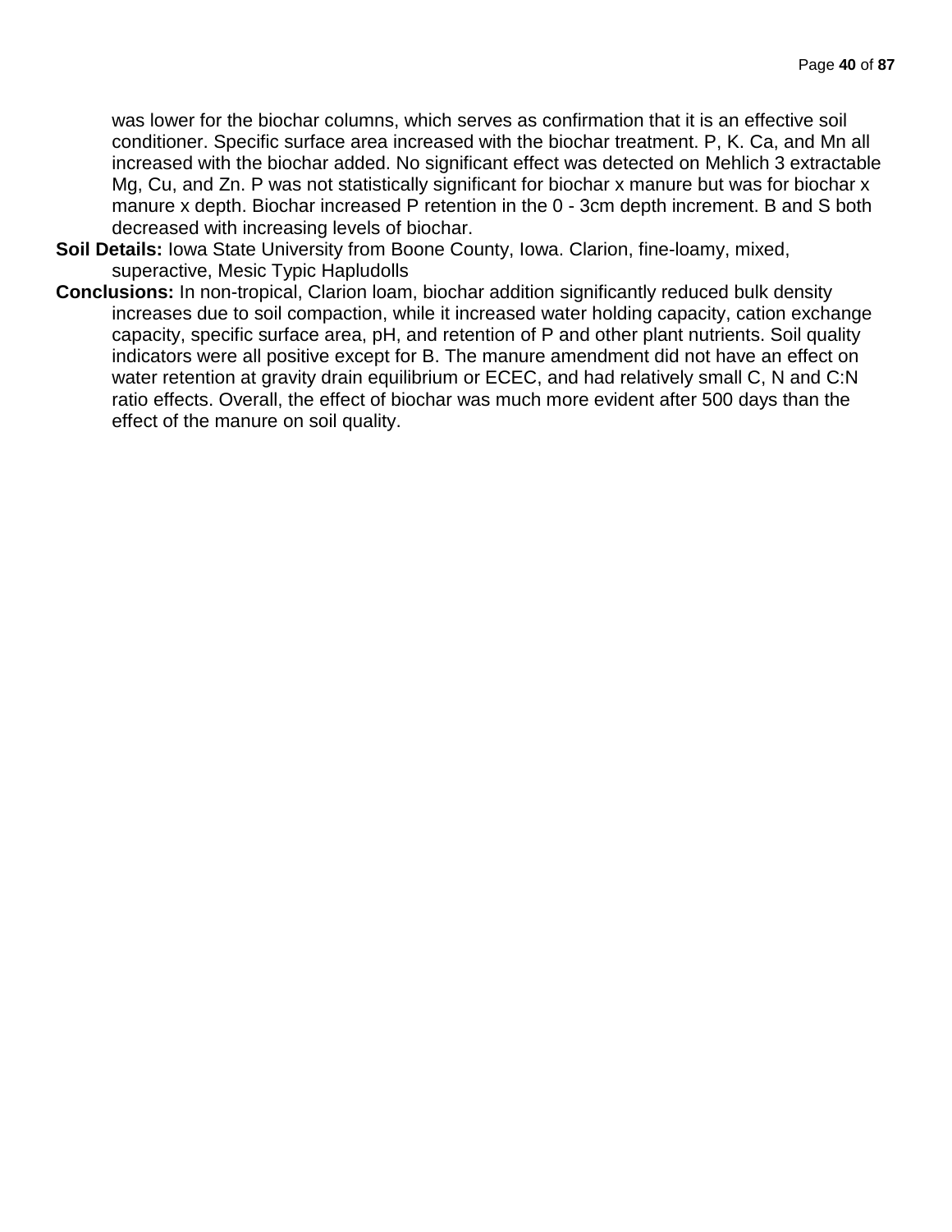was lower for the biochar columns, which serves as confirmation that it is an effective soil conditioner. Specific surface area increased with the biochar treatment. P, K. Ca, and Mn all increased with the biochar added. No significant effect was detected on Mehlich 3 extractable Mg, Cu, and Zn. P was not statistically significant for biochar x manure but was for biochar x manure x depth. Biochar increased P retention in the 0 - 3cm depth increment. B and S both decreased with increasing levels of biochar.

**Soil Details:** Iowa State University from Boone County, Iowa. Clarion, fine-loamy, mixed, superactive, Mesic Typic Hapludolls

**Conclusions:** In non-tropical, Clarion loam, biochar addition significantly reduced bulk density increases due to soil compaction, while it increased water holding capacity, cation exchange capacity, specific surface area, pH, and retention of P and other plant nutrients. Soil quality indicators were all positive except for B. The manure amendment did not have an effect on water retention at gravity drain equilibrium or ECEC, and had relatively small C, N and C:N ratio effects. Overall, the effect of biochar was much more evident after 500 days than the effect of the manure on soil quality.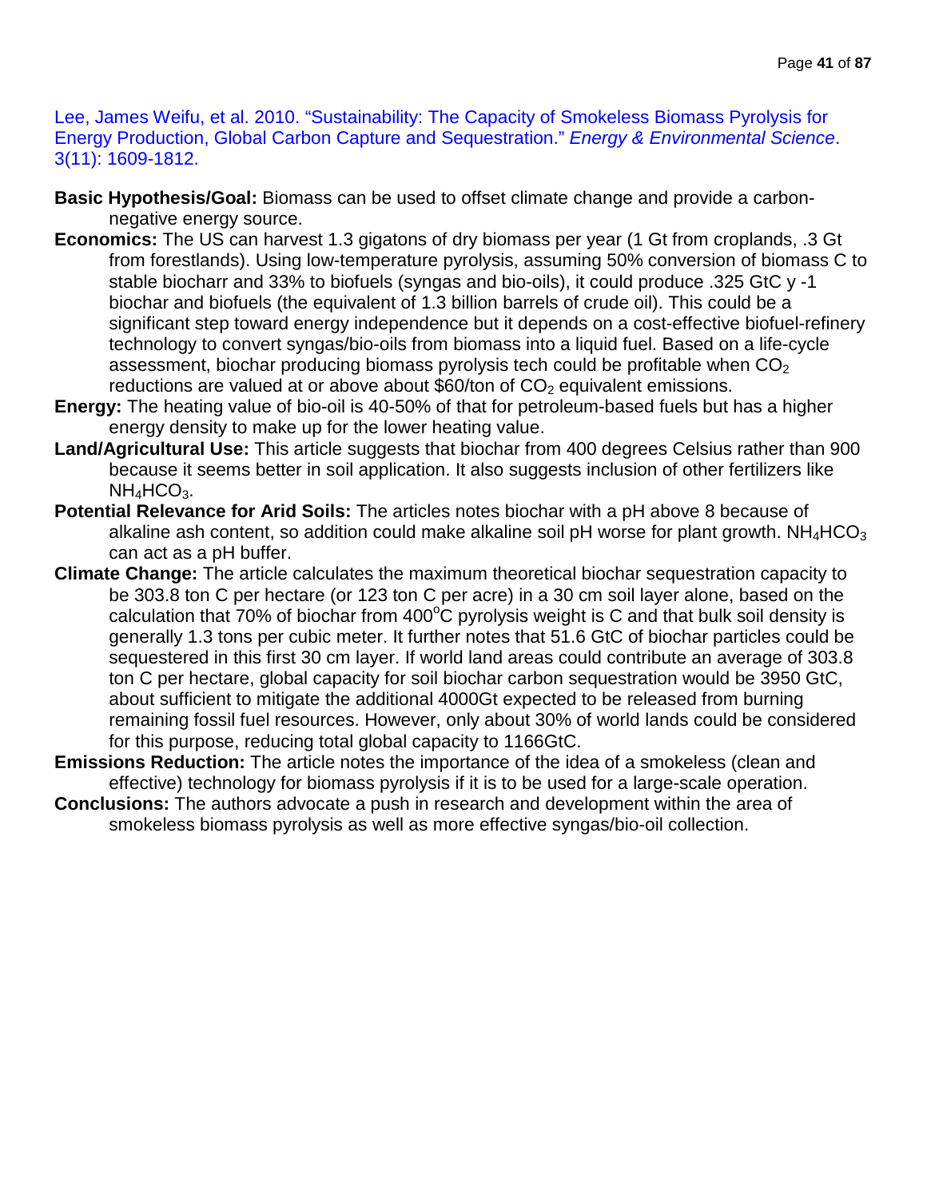Lee, James Weifu, et al. 2010. "Sustainability: The Capacity of Smokeless Biomass Pyrolysis for Energy Production, Global Carbon Capture and Sequestration." *Energy & Environmental Science*. 3(11): 1609-1812.

**Basic Hypothesis/Goal:** Biomass can be used to offset climate change and provide a carbon-negative energy source.

**Economics:** The US can harvest 1.3 gigatons of dry biomass per year (1 Gt from croplands, .3 Gt from forestlands). Using low-temperature pyrolysis, assuming 50% conversion of biomass C to stable biocharr and 33% to biofuels (syngas and bio-oils), it could produce .325 GtC y -1 biochar and biofuels (the equivalent of 1.3 billion barrels of crude oil). This could be a significant step toward energy independence but it depends on a cost-effective biofuel-refinery technology to convert syngas/bio-oils from biomass into a liquid fuel. Based on a life-cycle assessment, biochar producing biomass pyrolysis tech could be profitable when $CO_2$ reductions are valued at or above about $60/ton of $CO_2$ equivalent emissions.

**Energy:** The heating value of bio-oil is 40-50% of that for petroleum-based fuels but has a higher energy density to make up for the lower heating value.

**Land/Agricultural Use:** This article suggests that biochar from 400 degrees Celsius rather than 900 because it seems better in soil application. It also suggests inclusion of other fertilizers like $NH_4HCO_3$.

**Potential Relevance for Arid Soils:** The articles notes biochar with a pH above 8 because of alkaline ash content, so addition could make alkaline soil pH worse for plant growth. $NH_4HCO_3$ can act as a pH buffer.

**Climate Change:** The article calculates the maximum theoretical biochar sequestration capacity to be 303.8 ton C per hectare (or 123 ton C per acre) in a 30 cm soil layer alone, based on the calculation that 70% of biochar from 400$^{o}$C pyrolysis weight is C and that bulk soil density is generally 1.3 tons per cubic meter. It further notes that 51.6 GtC of biochar particles could be sequestered in this first 30 cm layer. If world land areas could contribute an average of 303.8 ton C per hectare, global capacity for soil biochar carbon sequestration would be 3950 GtC, about sufficient to mitigate the additional 4000Gt expected to be released from burning remaining fossil fuel resources. However, only about 30% of world lands could be considered for this purpose, reducing total global capacity to 1166GtC.

**Emissions Reduction:** The article notes the importance of the idea of a smokeless (clean and effective) technology for biomass pyrolysis if it is to be used for a large-scale operation.

**Conclusions:** The authors advocate a push in research and development within the area of smokeless biomass pyrolysis as well as more effective syngas/bio-oil collection.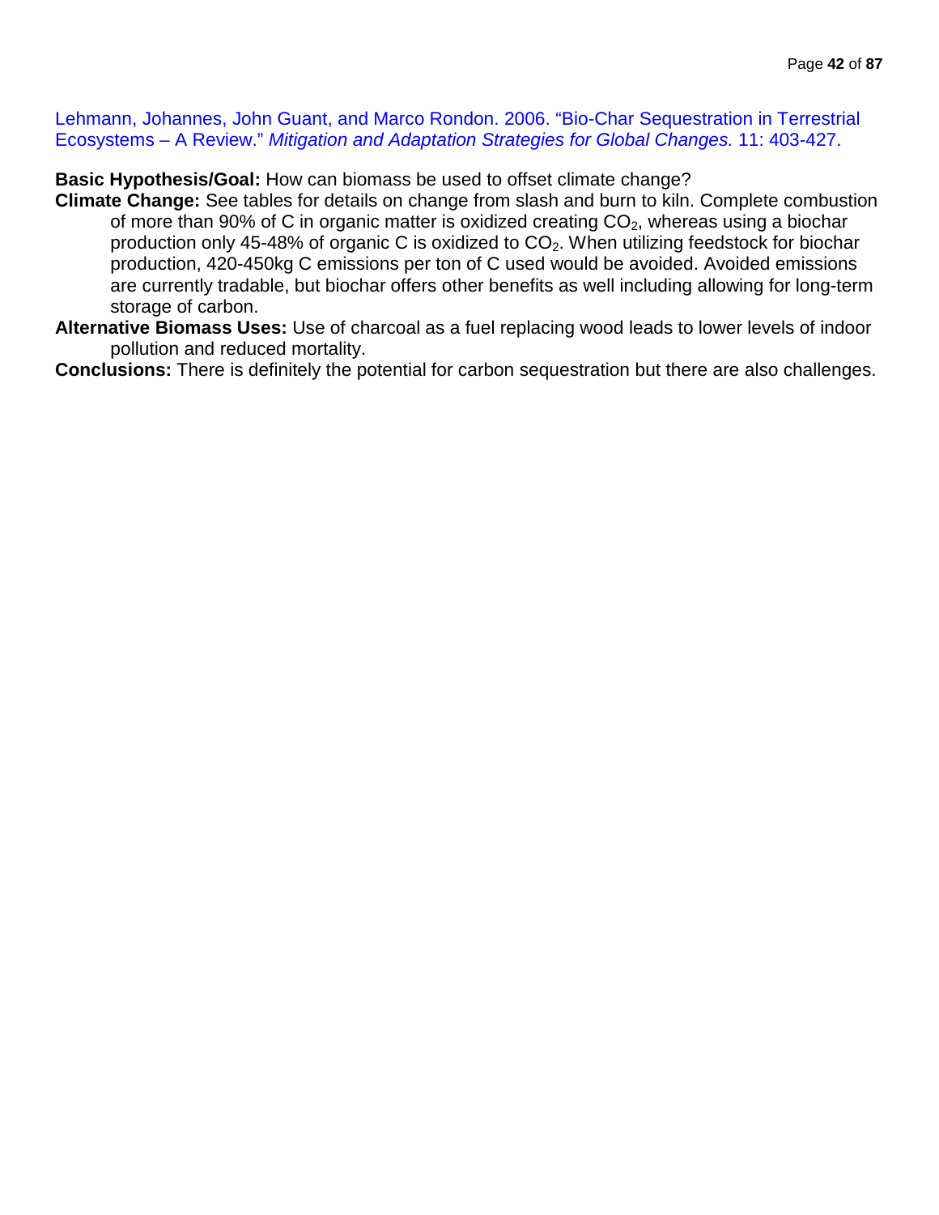Lehmann, Johannes, John Guant, and Marco Rondon. 2006. "Bio-Char Sequestration in Terrestrial Ecosystems – A Review." *Mitigation and Adaptation Strategies for Global Changes.* 11: 403-427.

**Basic Hypothesis/Goal:** How can biomass be used to offset climate change?

**Climate Change:** See tables for details on change from slash and burn to kiln. Complete combustion of more than 90% of C in organic matter is oxidized creating $CO_2$, whereas using a biochar production only 45-48% of organic C is oxidized to $CO_2$. When utilizing feedstock for biochar production, 420-450kg C emissions per ton of C used would be avoided. Avoided emissions are currently tradable, but biochar offers other benefits as well including allowing for long-term storage of carbon.

**Alternative Biomass Uses:** Use of charcoal as a fuel replacing wood leads to lower levels of indoor pollution and reduced mortality.

**Conclusions:** There is definitely the potential for carbon sequestration but there are also challenges.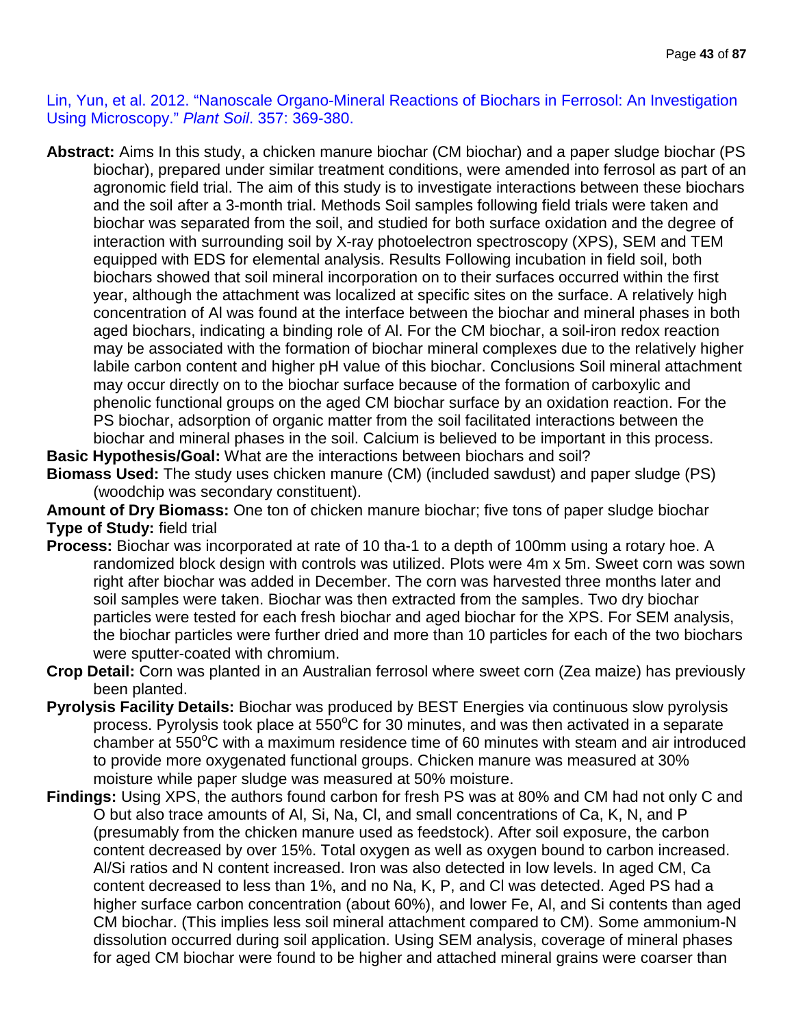Lin, Yun, et al. 2012. "Nanoscale Organo-Mineral Reactions of Biochars in Ferrosol: An Investigation Using Microscopy." *Plant Soil*. 357: 369-380.

**Abstract:** Aims In this study, a chicken manure biochar (CM biochar) and a paper sludge biochar (PS biochar), prepared under similar treatment conditions, were amended into ferrosol as part of an agronomic field trial. The aim of this study is to investigate interactions between these biochars and the soil after a 3-month trial. Methods Soil samples following field trials were taken and biochar was separated from the soil, and studied for both surface oxidation and the degree of interaction with surrounding soil by X-ray photoelectron spectroscopy (XPS), SEM and TEM equipped with EDS for elemental analysis. Results Following incubation in field soil, both biochars showed that soil mineral incorporation on to their surfaces occurred within the first year, although the attachment was localized at specific sites on the surface. A relatively high concentration of Al was found at the interface between the biochar and mineral phases in both aged biochars, indicating a binding role of Al. For the CM biochar, a soil-iron redox reaction may be associated with the formation of biochar mineral complexes due to the relatively higher labile carbon content and higher pH value of this biochar. Conclusions Soil mineral attachment may occur directly on to the biochar surface because of the formation of carboxylic and phenolic functional groups on the aged CM biochar surface by an oxidation reaction. For the PS biochar, adsorption of organic matter from the soil facilitated interactions between the biochar and mineral phases in the soil. Calcium is believed to be important in this process.

**Basic Hypothesis/Goal:** What are the interactions between biochars and soil?

**Biomass Used:** The study uses chicken manure (CM) (included sawdust) and paper sludge (PS) (woodchip was secondary constituent).

**Amount of Dry Biomass:** One ton of chicken manure biochar; five tons of paper sludge biochar

**Type of Study:** field trial

**Process:** Biochar was incorporated at rate of 10 tha-1 to a depth of 100mm using a rotary hoe. A randomized block design with controls was utilized. Plots were 4m x 5m. Sweet corn was sown right after biochar was added in December. The corn was harvested three months later and soil samples were taken. Biochar was then extracted from the samples. Two dry biochar particles were tested for each fresh biochar and aged biochar for the XPS. For SEM analysis, the biochar particles were further dried and more than 10 particles for each of the two biochars were sputter-coated with chromium.

**Crop Detail:** Corn was planted in an Australian ferrosol where sweet corn (Zea maize) has previously been planted.

**Pyrolysis Facility Details:** Biochar was produced by BEST Energies via continuous slow pyrolysis process. Pyrolysis took place at 550°C for 30 minutes, and was then activated in a separate chamber at 550°C with a maximum residence time of 60 minutes with steam and air introduced to provide more oxygenated functional groups. Chicken manure was measured at 30% moisture while paper sludge was measured at 50% moisture.

**Findings:** Using XPS, the authors found carbon for fresh PS was at 80% and CM had not only C and O but also trace amounts of Al, Si, Na, Cl, and small concentrations of Ca, K, N, and P (presumably from the chicken manure used as feedstock). After soil exposure, the carbon content decreased by over 15%. Total oxygen as well as oxygen bound to carbon increased. Al/Si ratios and N content increased. Iron was also detected in low levels. In aged CM, Ca content decreased to less than 1%, and no Na, K, P, and Cl was detected. Aged PS had a higher surface carbon concentration (about 60%), and lower Fe, Al, and Si contents than aged CM biochar. (This implies less soil mineral attachment compared to CM). Some ammonium-N dissolution occurred during soil application. Using SEM analysis, coverage of mineral phases for aged CM biochar were found to be higher and attached mineral grains were coarser than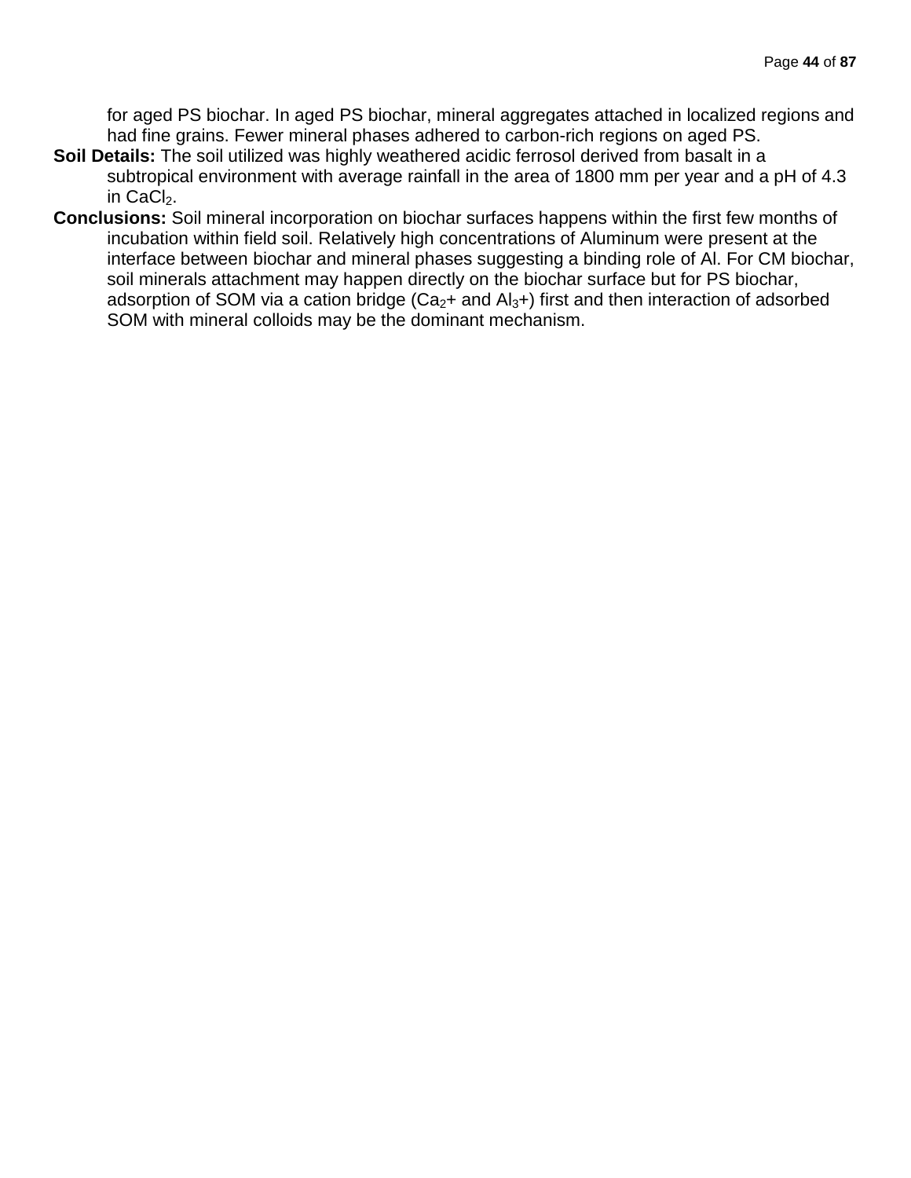for aged PS biochar. In aged PS biochar, mineral aggregates attached in localized regions and had fine grains. Fewer mineral phases adhered to carbon-rich regions on aged PS.

**Soil Details:** The soil utilized was highly weathered acidic ferrosol derived from basalt in a subtropical environment with average rainfall in the area of 1800 mm per year and a pH of 4.3 in $CaCl_2$.

**Conclusions:** Soil mineral incorporation on biochar surfaces happens within the first few months of incubation within field soil. Relatively high concentrations of Aluminum were present at the interface between biochar and mineral phases suggesting a binding role of Al. For CM biochar, soil minerals attachment may happen directly on the biochar surface but for PS biochar, adsorption of SOM via a cation bridge ($Ca_2$+ and $Al_3$+) first and then interaction of adsorbed SOM with mineral colloids may be the dominant mechanism.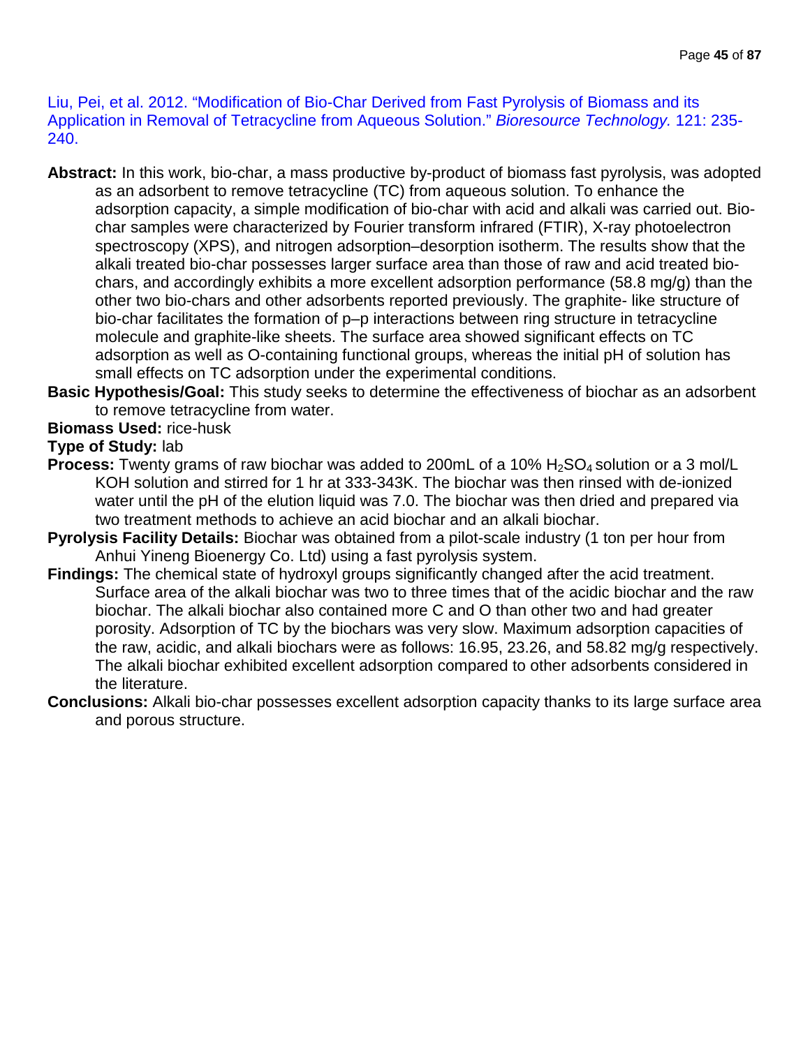Liu, Pei, et al. 2012. "Modification of Bio-Char Derived from Fast Pyrolysis of Biomass and its Application in Removal of Tetracycline from Aqueous Solution." *Bioresource Technology.* 121: 235-240.

**Abstract:** In this work, bio-char, a mass productive by-product of biomass fast pyrolysis, was adopted as an adsorbent to remove tetracycline (TC) from aqueous solution. To enhance the adsorption capacity, a simple modification of bio-char with acid and alkali was carried out. Bio-char samples were characterized by Fourier transform infrared (FTIR), X-ray photoelectron spectroscopy (XPS), and nitrogen adsorption–desorption isotherm. The results show that the alkali treated bio-char possesses larger surface area than those of raw and acid treated bio-chars, and accordingly exhibits a more excellent adsorption performance (58.8 mg/g) than the other two bio-chars and other adsorbents reported previously. The graphite- like structure of bio-char facilitates the formation of p–p interactions between ring structure in tetracycline molecule and graphite-like sheets. The surface area showed significant effects on TC adsorption as well as O-containing functional groups, whereas the initial pH of solution has small effects on TC adsorption under the experimental conditions.

**Basic Hypothesis/Goal:** This study seeks to determine the effectiveness of biochar as an adsorbent to remove tetracycline from water.

**Biomass Used:** rice-husk

**Type of Study:** lab

**Process:** Twenty grams of raw biochar was added to 200mL of a 10% $H_2SO_4$ solution or a 3 mol/L KOH solution and stirred for 1 hr at 333-343K. The biochar was then rinsed with de-ionized water until the pH of the elution liquid was 7.0. The biochar was then dried and prepared via two treatment methods to achieve an acid biochar and an alkali biochar.

**Pyrolysis Facility Details:** Biochar was obtained from a pilot-scale industry (1 ton per hour from Anhui Yineng Bioenergy Co. Ltd) using a fast pyrolysis system.

**Findings:** The chemical state of hydroxyl groups significantly changed after the acid treatment. Surface area of the alkali biochar was two to three times that of the acidic biochar and the raw biochar. The alkali biochar also contained more C and O than other two and had greater porosity. Adsorption of TC by the biochars was very slow. Maximum adsorption capacities of the raw, acidic, and alkali biochars were as follows: 16.95, 23.26, and 58.82 mg/g respectively. The alkali biochar exhibited excellent adsorption compared to other adsorbents considered in the literature.

**Conclusions:** Alkali bio-char possesses excellent adsorption capacity thanks to its large surface area and porous structure.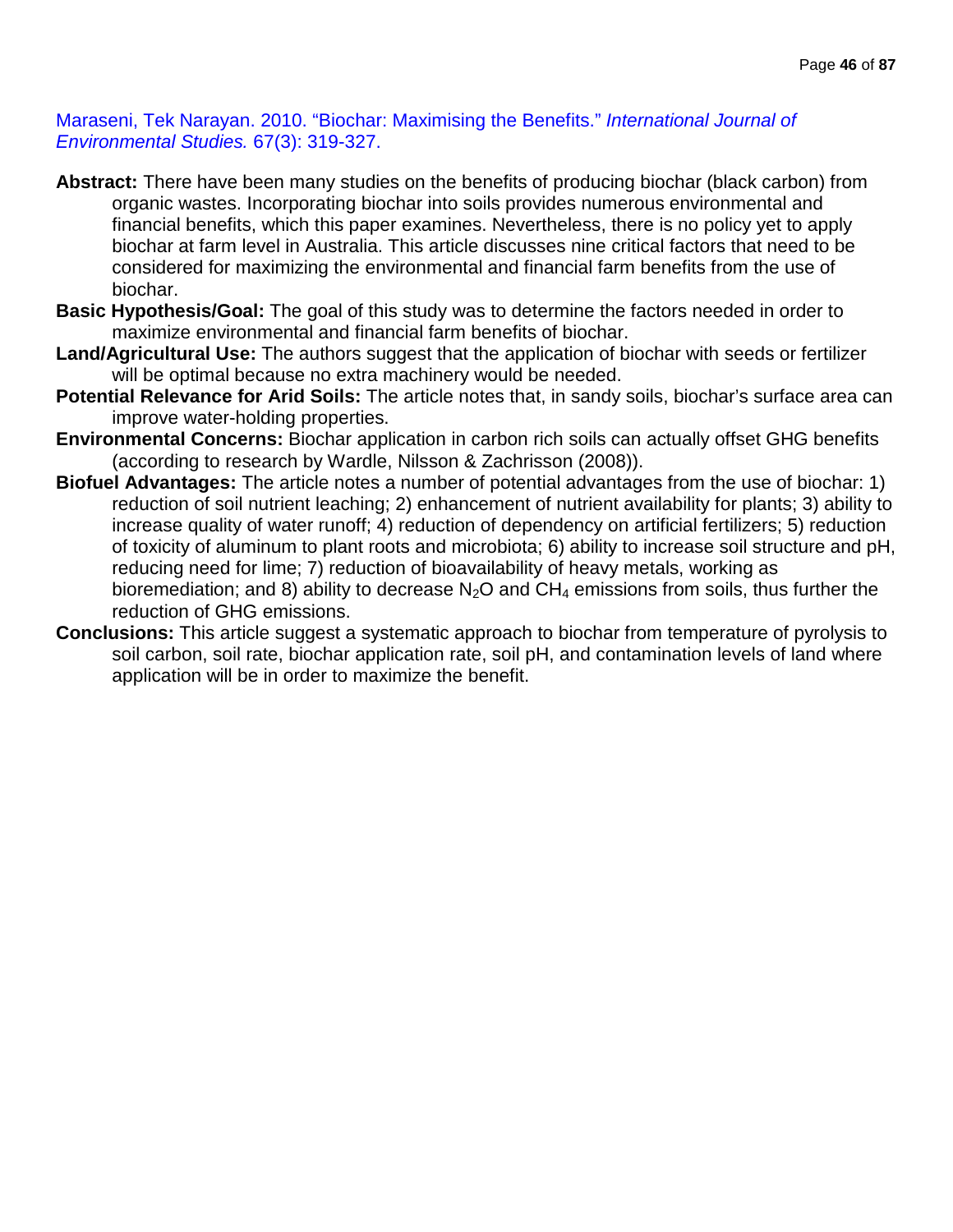Maraseni, Tek Narayan. 2010. "Biochar: Maximising the Benefits." *International Journal of Environmental Studies.* 67(3): 319-327.

**Abstract:** There have been many studies on the benefits of producing biochar (black carbon) from organic wastes. Incorporating biochar into soils provides numerous environmental and financial benefits, which this paper examines. Nevertheless, there is no policy yet to apply biochar at farm level in Australia. This article discusses nine critical factors that need to be considered for maximizing the environmental and financial farm benefits from the use of biochar.

**Basic Hypothesis/Goal:** The goal of this study was to determine the factors needed in order to maximize environmental and financial farm benefits of biochar.

**Land/Agricultural Use:** The authors suggest that the application of biochar with seeds or fertilizer will be optimal because no extra machinery would be needed.

**Potential Relevance for Arid Soils:** The article notes that, in sandy soils, biochar's surface area can improve water-holding properties.

**Environmental Concerns:** Biochar application in carbon rich soils can actually offset GHG benefits (according to research by Wardle, Nilsson & Zachrisson (2008)).

**Biofuel Advantages:** The article notes a number of potential advantages from the use of biochar: 1) reduction of soil nutrient leaching; 2) enhancement of nutrient availability for plants; 3) ability to increase quality of water runoff; 4) reduction of dependency on artificial fertilizers; 5) reduction of toxicity of aluminum to plant roots and microbiota; 6) ability to increase soil structure and pH, reducing need for lime; 7) reduction of bioavailability of heavy metals, working as bioremediation; and 8) ability to decrease $N_2O$ and $CH_4$ emissions from soils, thus further the reduction of GHG emissions.

**Conclusions:** This article suggest a systematic approach to biochar from temperature of pyrolysis to soil carbon, soil rate, biochar application rate, soil pH, and contamination levels of land where application will be in order to maximize the benefit.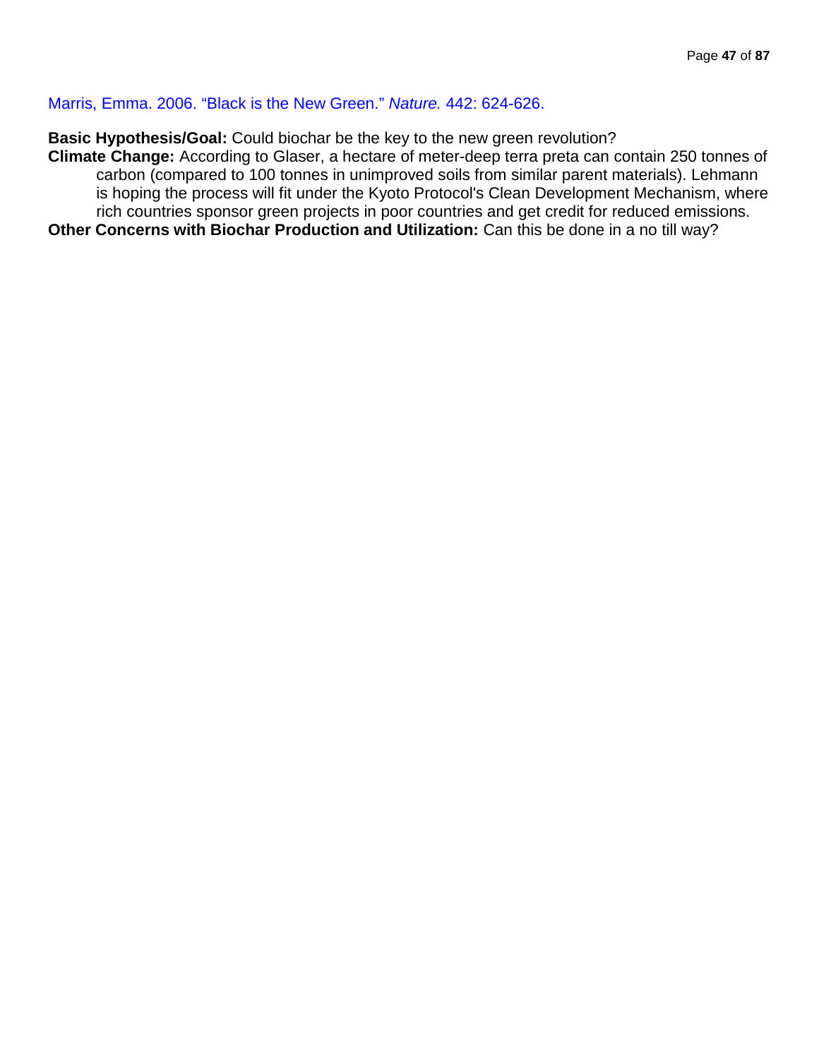Marris, Emma. 2006. "Black is the New Green." *Nature.* 442: 624-626.

**Basic Hypothesis/Goal:** Could biochar be the key to the new green revolution?

**Climate Change:** According to Glaser, a hectare of meter-deep terra preta can contain 250 tonnes of carbon (compared to 100 tonnes in unimproved soils from similar parent materials). Lehmann is hoping the process will fit under the Kyoto Protocol's Clean Development Mechanism, where rich countries sponsor green projects in poor countries and get credit for reduced emissions.

**Other Concerns with Biochar Production and Utilization:** Can this be done in a no till way?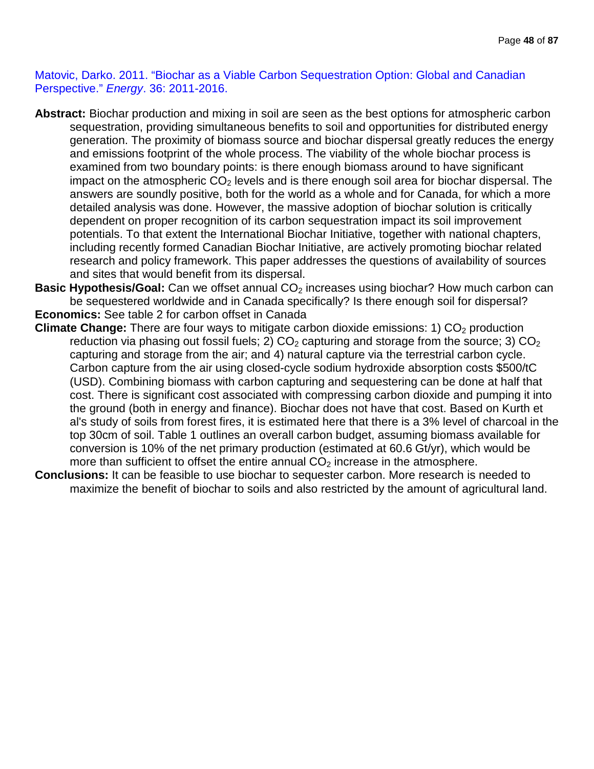Matovic, Darko. 2011. "Biochar as a Viable Carbon Sequestration Option: Global and Canadian Perspective." *Energy*. 36: 2011-2016.

**Abstract:** Biochar production and mixing in soil are seen as the best options for atmospheric carbon sequestration, providing simultaneous benefits to soil and opportunities for distributed energy generation. The proximity of biomass source and biochar dispersal greatly reduces the energy and emissions footprint of the whole process. The viability of the whole biochar process is examined from two boundary points: is there enough biomass around to have significant impact on the atmospheric $CO_2$ levels and is there enough soil area for biochar dispersal. The answers are soundly positive, both for the world as a whole and for Canada, for which a more detailed analysis was done. However, the massive adoption of biochar solution is critically dependent on proper recognition of its carbon sequestration impact its soil improvement potentials. To that extent the International Biochar Initiative, together with national chapters, including recently formed Canadian Biochar Initiative, are actively promoting biochar related research and policy framework. This paper addresses the questions of availability of sources and sites that would benefit from its dispersal.

**Basic Hypothesis/Goal:** Can we offset annual $CO_2$ increases using biochar? How much carbon can be sequestered worldwide and in Canada specifically? Is there enough soil for dispersal?

**Economics:** See table 2 for carbon offset in Canada

**Climate Change:** There are four ways to mitigate carbon dioxide emissions: 1) $CO_2$ production reduction via phasing out fossil fuels; 2) $CO_2$ capturing and storage from the source; 3) $CO_2$ capturing and storage from the air; and 4) natural capture via the terrestrial carbon cycle. Carbon capture from the air using closed-cycle sodium hydroxide absorption costs $500/tC (USD). Combining biomass with carbon capturing and sequestering can be done at half that cost. There is significant cost associated with compressing carbon dioxide and pumping it into the ground (both in energy and finance). Biochar does not have that cost. Based on Kurth et al's study of soils from forest fires, it is estimated here that there is a 3% level of charcoal in the top 30cm of soil. Table 1 outlines an overall carbon budget, assuming biomass available for conversion is 10% of the net primary production (estimated at 60.6 Gt/yr), which would be more than sufficient to offset the entire annual $CO_2$ increase in the atmosphere.

**Conclusions:** It can be feasible to use biochar to sequester carbon. More research is needed to maximize the benefit of biochar to soils and also restricted by the amount of agricultural land.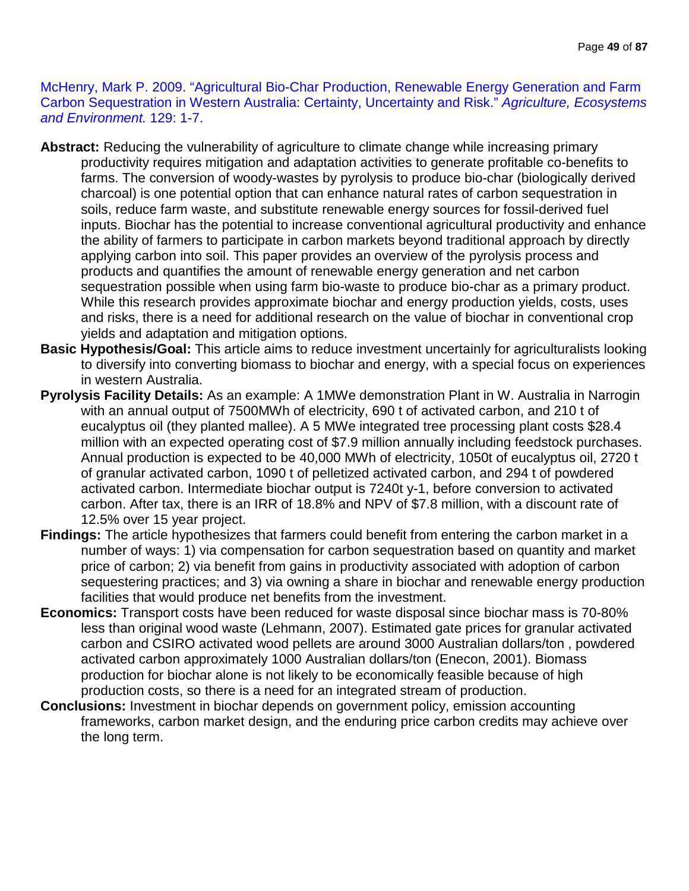McHenry, Mark P. 2009. "Agricultural Bio-Char Production, Renewable Energy Generation and Farm Carbon Sequestration in Western Australia: Certainty, Uncertainty and Risk." *Agriculture, Ecosystems and Environment.* 129: 1-7.

**Abstract:** Reducing the vulnerability of agriculture to climate change while increasing primary productivity requires mitigation and adaptation activities to generate profitable co-benefits to farms. The conversion of woody-wastes by pyrolysis to produce bio-char (biologically derived charcoal) is one potential option that can enhance natural rates of carbon sequestration in soils, reduce farm waste, and substitute renewable energy sources for fossil-derived fuel inputs. Biochar has the potential to increase conventional agricultural productivity and enhance the ability of farmers to participate in carbon markets beyond traditional approach by directly applying carbon into soil. This paper provides an overview of the pyrolysis process and products and quantifies the amount of renewable energy generation and net carbon sequestration possible when using farm bio-waste to produce bio-char as a primary product. While this research provides approximate biochar and energy production yields, costs, uses and risks, there is a need for additional research on the value of biochar in conventional crop yields and adaptation and mitigation options.

**Basic Hypothesis/Goal:** This article aims to reduce investment uncertainly for agriculturalists looking to diversify into converting biomass to biochar and energy, with a special focus on experiences in western Australia.

**Pyrolysis Facility Details:** As an example: A 1MWe demonstration Plant in W. Australia in Narrogin with an annual output of 7500MWh of electricity, 690 t of activated carbon, and 210 t of eucalyptus oil (they planted mallee). A 5 MWe integrated tree processing plant costs $28.4 million with an expected operating cost of $7.9 million annually including feedstock purchases. Annual production is expected to be 40,000 MWh of electricity, 1050t of eucalyptus oil, 2720 t of granular activated carbon, 1090 t of pelletized activated carbon, and 294 t of powdered activated carbon. Intermediate biochar output is 7240t y-1, before conversion to activated carbon. After tax, there is an IRR of 18.8% and NPV of $7.8 million, with a discount rate of 12.5% over 15 year project.

**Findings:** The article hypothesizes that farmers could benefit from entering the carbon market in a number of ways: 1) via compensation for carbon sequestration based on quantity and market price of carbon; 2) via benefit from gains in productivity associated with adoption of carbon sequestering practices; and 3) via owning a share in biochar and renewable energy production facilities that would produce net benefits from the investment.

**Economics:** Transport costs have been reduced for waste disposal since biochar mass is 70-80% less than original wood waste (Lehmann, 2007). Estimated gate prices for granular activated carbon and CSIRO activated wood pellets are around 3000 Australian dollars/ton , powdered activated carbon approximately 1000 Australian dollars/ton (Enecon, 2001). Biomass production for biochar alone is not likely to be economically feasible because of high production costs, so there is a need for an integrated stream of production.

**Conclusions:** Investment in biochar depends on government policy, emission accounting frameworks, carbon market design, and the enduring price carbon credits may achieve over the long term.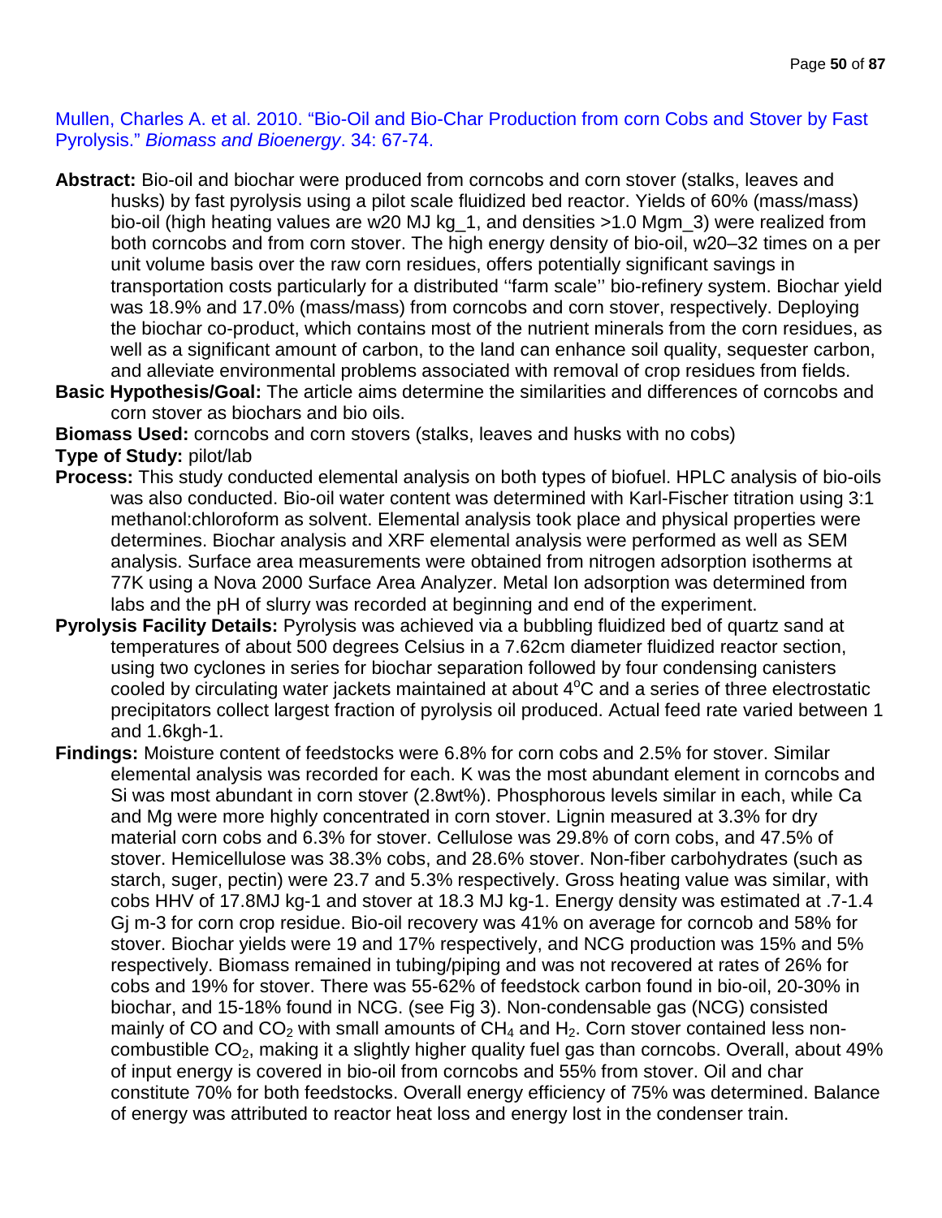Mullen, Charles A. et al. 2010. "Bio-Oil and Bio-Char Production from corn Cobs and Stover by Fast Pyrolysis." *Biomass and Bioenergy*. 34: 67-74.

**Abstract:** Bio-oil and biochar were produced from corncobs and corn stover (stalks, leaves and husks) by fast pyrolysis using a pilot scale fluidized bed reactor. Yields of 60% (mass/mass) bio-oil (high heating values are w20 MJ kg_1, and densities >1.0 Mgm_3) were realized from both corncobs and from corn stover. The high energy density of bio-oil, w20–32 times on a per unit volume basis over the raw corn residues, offers potentially significant savings in transportation costs particularly for a distributed ''farm scale'' bio-refinery system. Biochar yield was 18.9% and 17.0% (mass/mass) from corncobs and corn stover, respectively. Deploying the biochar co-product, which contains most of the nutrient minerals from the corn residues, as well as a significant amount of carbon, to the land can enhance soil quality, sequester carbon, and alleviate environmental problems associated with removal of crop residues from fields.

**Basic Hypothesis/Goal:** The article aims determine the similarities and differences of corncobs and corn stover as biochars and bio oils.

**Biomass Used:** corncobs and corn stovers (stalks, leaves and husks with no cobs)

**Type of Study:** pilot/lab

**Process:** This study conducted elemental analysis on both types of biofuel. HPLC analysis of bio-oils was also conducted. Bio-oil water content was determined with Karl-Fischer titration using 3:1 methanol:chloroform as solvent. Elemental analysis took place and physical properties were determines. Biochar analysis and XRF elemental analysis were performed as well as SEM analysis. Surface area measurements were obtained from nitrogen adsorption isotherms at 77K using a Nova 2000 Surface Area Analyzer. Metal Ion adsorption was determined from labs and the pH of slurry was recorded at beginning and end of the experiment.

**Pyrolysis Facility Details:** Pyrolysis was achieved via a bubbling fluidized bed of quartz sand at temperatures of about 500 degrees Celsius in a 7.62cm diameter fluidized reactor section, using two cyclones in series for biochar separation followed by four condensing canisters cooled by circulating water jackets maintained at about $4^oC$ and a series of three electrostatic precipitators collect largest fraction of pyrolysis oil produced. Actual feed rate varied between 1 and 1.6kgh-1.

**Findings:** Moisture content of feedstocks were 6.8% for corn cobs and 2.5% for stover. Similar elemental analysis was recorded for each. K was the most abundant element in corncobs and Si was most abundant in corn stover (2.8wt%). Phosphorous levels similar in each, while Ca and Mg were more highly concentrated in corn stover. Lignin measured at 3.3% for dry material corn cobs and 6.3% for stover. Cellulose was 29.8% of corn cobs, and 47.5% of stover. Hemicellulose was 38.3% cobs, and 28.6% stover. Non-fiber carbohydrates (such as starch, suger, pectin) were 23.7 and 5.3% respectively. Gross heating value was similar, with cobs HHV of 17.8MJ kg-1 and stover at 18.3 MJ kg-1. Energy density was estimated at .7-1.4 Gj m-3 for corn crop residue. Bio-oil recovery was 41% on average for corncob and 58% for stover. Biochar yields were 19 and 17% respectively, and NCG production was 15% and 5% respectively. Biomass remained in tubing/piping and was not recovered at rates of 26% for cobs and 19% for stover. There was 55-62% of feedstock carbon found in bio-oil, 20-30% in biochar, and 15-18% found in NCG. (see Fig 3). Non-condensable gas (NCG) consisted mainly of CO and $CO_2$ with small amounts of $CH_4$ and $H_2$. Corn stover contained less non-combustible $CO_2$, making it a slightly higher quality fuel gas than corncobs. Overall, about 49% of input energy is covered in bio-oil from corncobs and 55% from stover. Oil and char constitute 70% for both feedstocks. Overall energy efficiency of 75% was determined. Balance of energy was attributed to reactor heat loss and energy lost in the condenser train.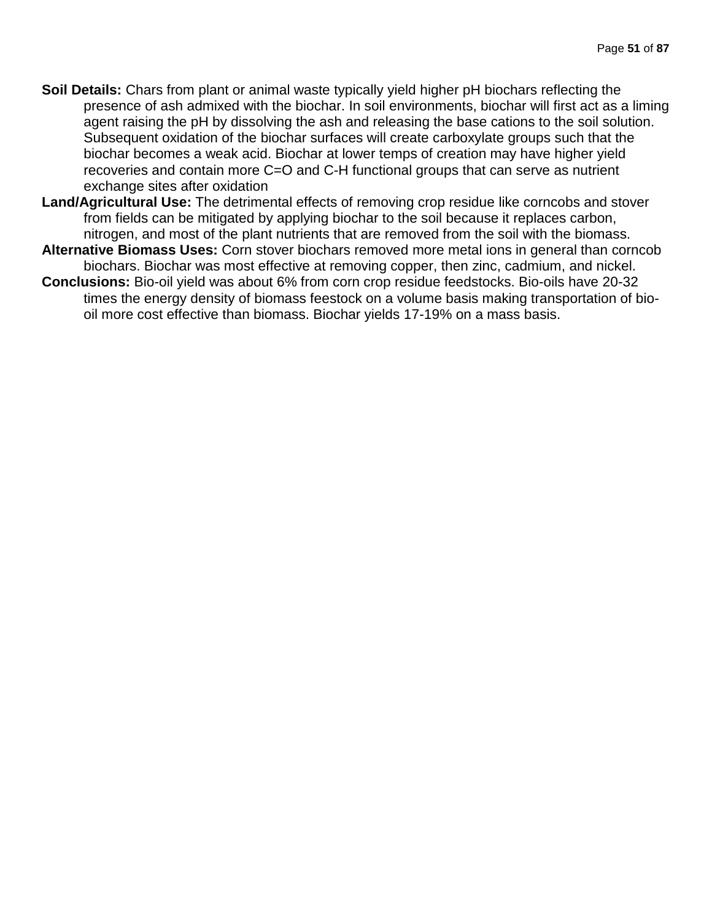**Soil Details:** Chars from plant or animal waste typically yield higher pH biochars reflecting the presence of ash admixed with the biochar. In soil environments, biochar will first act as a liming agent raising the pH by dissolving the ash and releasing the base cations to the soil solution. Subsequent oxidation of the biochar surfaces will create carboxylate groups such that the biochar becomes a weak acid. Biochar at lower temps of creation may have higher yield recoveries and contain more C=O and C-H functional groups that can serve as nutrient exchange sites after oxidation

**Land/Agricultural Use:** The detrimental effects of removing crop residue like corncobs and stover from fields can be mitigated by applying biochar to the soil because it replaces carbon, nitrogen, and most of the plant nutrients that are removed from the soil with the biomass.

**Alternative Biomass Uses:** Corn stover biochars removed more metal ions in general than corncob biochars. Biochar was most effective at removing copper, then zinc, cadmium, and nickel.

**Conclusions:** Bio-oil yield was about 6% from corn crop residue feedstocks. Bio-oils have 20-32 times the energy density of biomass feestock on a volume basis making transportation of bio-oil more cost effective than biomass. Biochar yields 17-19% on a mass basis.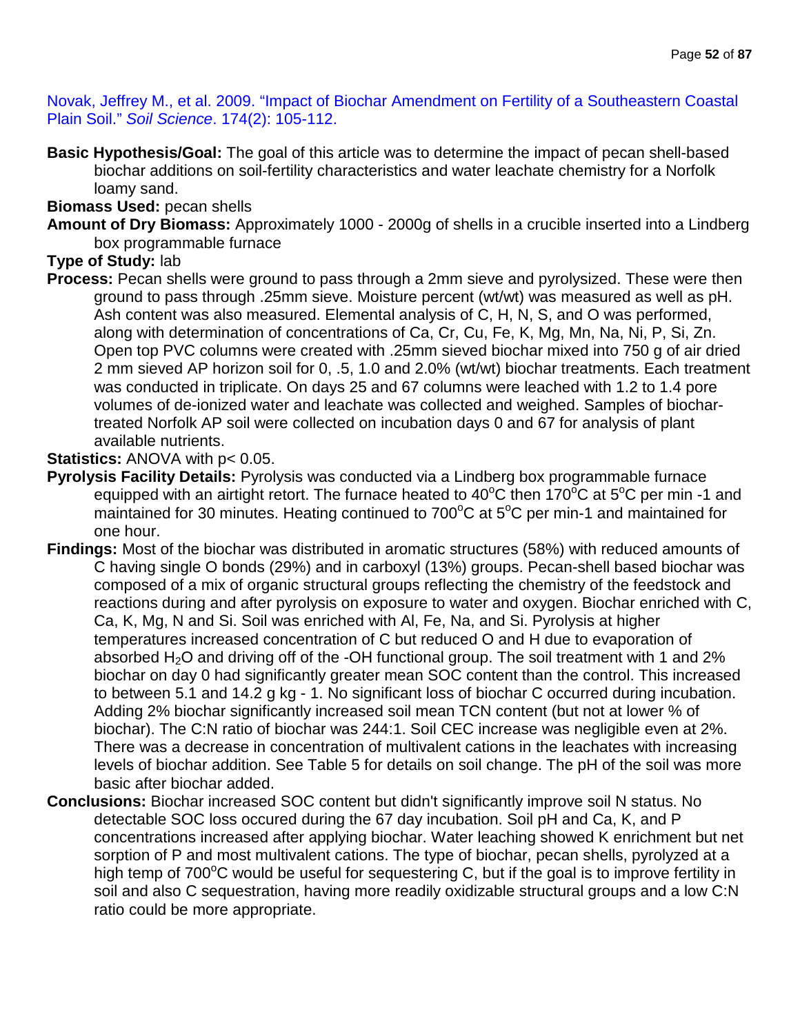Novak, Jeffrey M., et al. 2009. "Impact of Biochar Amendment on Fertility of a Southeastern Coastal Plain Soil." *Soil Science*. 174(2): 105-112.

**Basic Hypothesis/Goal:** The goal of this article was to determine the impact of pecan shell-based biochar additions on soil-fertility characteristics and water leachate chemistry for a Norfolk loamy sand.

**Biomass Used:** pecan shells

**Amount of Dry Biomass:** Approximately 1000 - 2000g of shells in a crucible inserted into a Lindberg box programmable furnace

**Type of Study:** lab

**Process:** Pecan shells were ground to pass through a 2mm sieve and pyrolysized. These were then ground to pass through .25mm sieve. Moisture percent (wt/wt) was measured as well as pH. Ash content was also measured. Elemental analysis of C, H, N, S, and O was performed, along with determination of concentrations of Ca, Cr, Cu, Fe, K, Mg, Mn, Na, Ni, P, Si, Zn. Open top PVC columns were created with .25mm sieved biochar mixed into 750 g of air dried 2 mm sieved AP horizon soil for 0, .5, 1.0 and 2.0% (wt/wt) biochar treatments. Each treatment was conducted in triplicate. On days 25 and 67 columns were leached with 1.2 to 1.4 pore volumes of de-ionized water and leachate was collected and weighed. Samples of biochar-treated Norfolk AP soil were collected on incubation days 0 and 67 for analysis of plant available nutrients.

**Statistics:** ANOVA with $p < 0.05$.

**Pyrolysis Facility Details:** Pyrolysis was conducted via a Lindberg box programmable furnace equipped with an airtight retort. The furnace heated to $40^oC$ then $170^oC$ at $5^oC$ per min -1 and maintained for 30 minutes. Heating continued to $700^oC$ at $5^oC$ per min-1 and maintained for one hour.

**Findings:** Most of the biochar was distributed in aromatic structures (58%) with reduced amounts of C having single O bonds (29%) and in carboxyl (13%) groups. Pecan-shell based biochar was composed of a mix of organic structural groups reflecting the chemistry of the feedstock and reactions during and after pyrolysis on exposure to water and oxygen. Biochar enriched with C, Ca, K, Mg, N and Si. Soil was enriched with Al, Fe, Na, and Si. Pyrolysis at higher temperatures increased concentration of C but reduced O and H due to evaporation of absorbed $H_2O$ and driving off of the -OH functional group. The soil treatment with 1 and 2% biochar on day 0 had significantly greater mean SOC content than the control. This increased to between 5.1 and 14.2 g kg - 1. No significant loss of biochar C occurred during incubation. Adding 2% biochar significantly increased soil mean TCN content (but not at lower % of biochar). The C:N ratio of biochar was 244:1. Soil CEC increase was negligible even at 2%. There was a decrease in concentration of multivalent cations in the leachates with increasing levels of biochar addition. See Table 5 for details on soil change. The pH of the soil was more basic after biochar added.

**Conclusions:** Biochar increased SOC content but didn't significantly improve soil N status. No detectable SOC loss occured during the 67 day incubation. Soil pH and Ca, K, and P concentrations increased after applying biochar. Water leaching showed K enrichment but net sorption of P and most multivalent cations. The type of biochar, pecan shells, pyrolyzed at a high temp of $700^oC$ would be useful for sequestering C, but if the goal is to improve fertility in soil and also C sequestration, having more readily oxidizable structural groups and a low C:N ratio could be more appropriate.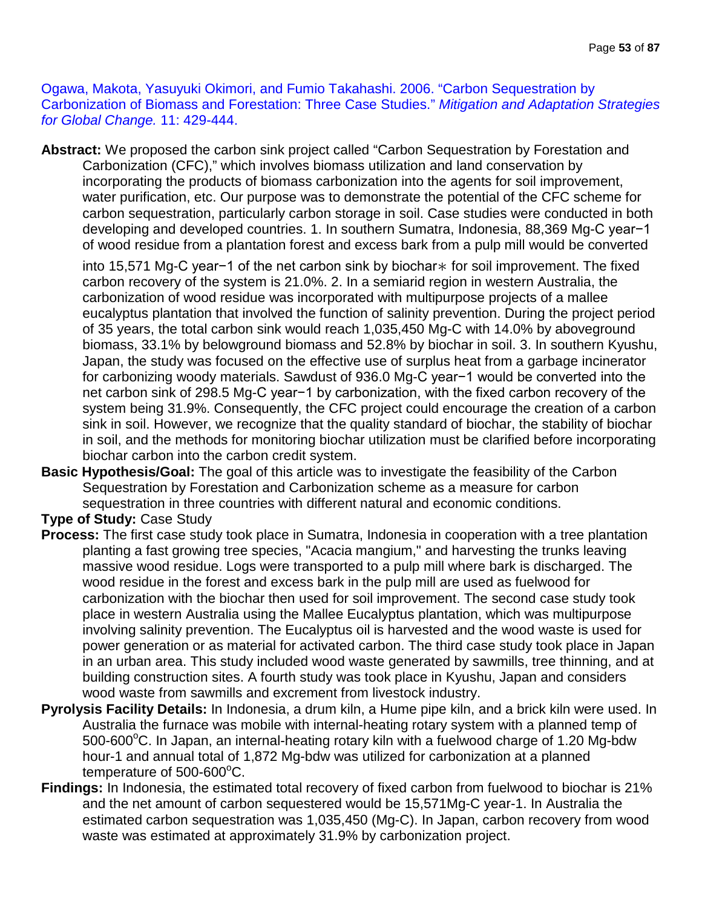Ogawa, Makota, Yasuyuki Okimori, and Fumio Takahashi. 2006. "Carbon Sequestration by Carbonization of Biomass and Forestation: Three Case Studies." *Mitigation and Adaptation Strategies for Global Change.* 11: 429-444.

**Abstract:** We proposed the carbon sink project called "Carbon Sequestration by Forestation and Carbonization (CFC)," which involves biomass utilization and land conservation by incorporating the products of biomass carbonization into the agents for soil improvement, water purification, etc. Our purpose was to demonstrate the potential of the CFC scheme for carbon sequestration, particularly carbon storage in soil. Case studies were conducted in both developing and developed countries. 1. In southern Sumatra, Indonesia, 88,369 Mg-C year$^{-1}$ of wood residue from a plantation forest and excess bark from a pulp mill would be converted into 15,571 Mg-C year$^{-1}$ of the net carbon sink by biochar∗ for soil improvement. The fixed carbon recovery of the system is 21.0%. 2. In a semiarid region in western Australia, the carbonization of wood residue was incorporated with multipurpose projects of a mallee eucalyptus plantation that involved the function of salinity prevention. During the project period of 35 years, the total carbon sink would reach 1,035,450 Mg-C with 14.0% by aboveground biomass, 33.1% by belowground biomass and 52.8% by biochar in soil. 3. In southern Kyushu, Japan, the study was focused on the effective use of surplus heat from a garbage incinerator for carbonizing woody materials. Sawdust of 936.0 Mg-C year$^{-1}$ would be converted into the net carbon sink of 298.5 Mg-C year$^{-1}$ by carbonization, with the fixed carbon recovery of the system being 31.9%. Consequently, the CFC project could encourage the creation of a carbon sink in soil. However, we recognize that the quality standard of biochar, the stability of biochar in soil, and the methods for monitoring biochar utilization must be clarified before incorporating biochar carbon into the carbon credit system.

**Basic Hypothesis/Goal:** The goal of this article was to investigate the feasibility of the Carbon Sequestration by Forestation and Carbonization scheme as a measure for carbon sequestration in three countries with different natural and economic conditions.

**Type of Study:** Case Study

**Process:** The first case study took place in Sumatra, Indonesia in cooperation with a tree plantation planting a fast growing tree species, "Acacia mangium," and harvesting the trunks leaving massive wood residue. Logs were transported to a pulp mill where bark is discharged. The wood residue in the forest and excess bark in the pulp mill are used as fuelwood for carbonization with the biochar then used for soil improvement. The second case study took place in western Australia using the Mallee Eucalyptus plantation, which was multipurpose involving salinity prevention. The Eucalyptus oil is harvested and the wood waste is used for power generation or as material for activated carbon. The third case study took place in Japan in an urban area. This study included wood waste generated by sawmills, tree thinning, and at building construction sites. A fourth study was took place in Kyushu, Japan and considers wood waste from sawmills and excrement from livestock industry.

**Pyrolysis Facility Details:** In Indonesia, a drum kiln, a Hume pipe kiln, and a brick kiln were used. In Australia the furnace was mobile with internal-heating rotary system with a planned temp of 500-600$^{o}$C. In Japan, an internal-heating rotary kiln with a fuelwood charge of 1.20 Mg-bdw hour-1 and annual total of 1,872 Mg-bdw was utilized for carbonization at a planned temperature of 500-600$^{o}$C.

**Findings:** In Indonesia, the estimated total recovery of fixed carbon from fuelwood to biochar is 21% and the net amount of carbon sequestered would be 15,571Mg-C year-1. In Australia the estimated carbon sequestration was 1,035,450 (Mg-C). In Japan, carbon recovery from wood waste was estimated at approximately 31.9% by carbonization project.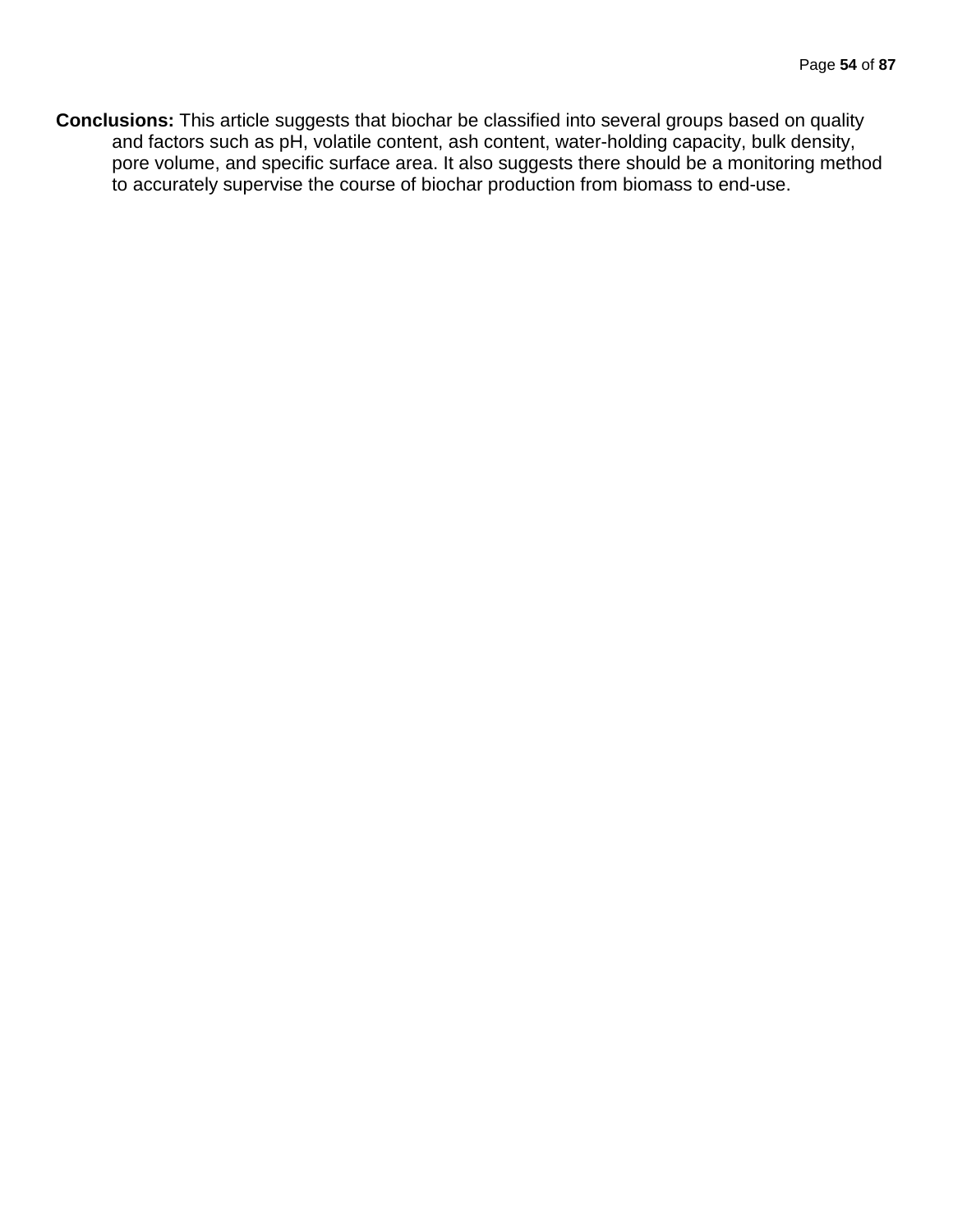**Conclusions:** This article suggests that biochar be classified into several groups based on quality and factors such as pH, volatile content, ash content, water-holding capacity, bulk density, pore volume, and specific surface area. It also suggests there should be a monitoring method to accurately supervise the course of biochar production from biomass to end-use.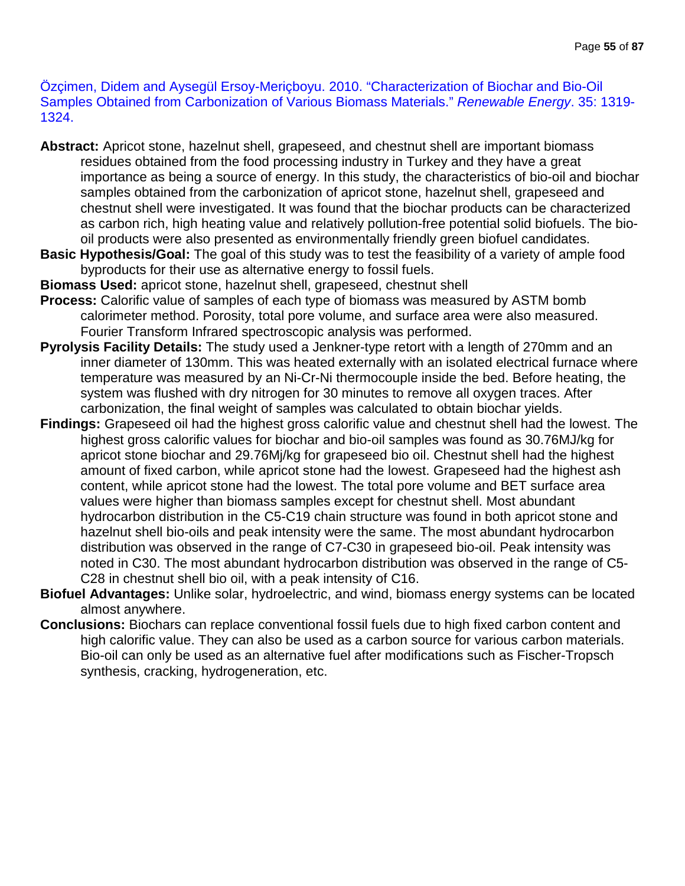Özçimen, Didem and Aysegül Ersoy-Meriçboyu. 2010. "Characterization of Biochar and Bio-Oil Samples Obtained from Carbonization of Various Biomass Materials." *Renewable Energy*. 35: 1319-1324.

**Abstract:** Apricot stone, hazelnut shell, grapeseed, and chestnut shell are important biomass residues obtained from the food processing industry in Turkey and they have a great importance as being a source of energy. In this study, the characteristics of bio-oil and biochar samples obtained from the carbonization of apricot stone, hazelnut shell, grapeseed and chestnut shell were investigated. It was found that the biochar products can be characterized as carbon rich, high heating value and relatively pollution-free potential solid biofuels. The bio-oil products were also presented as environmentally friendly green biofuel candidates.

**Basic Hypothesis/Goal:** The goal of this study was to test the feasibility of a variety of ample food byproducts for their use as alternative energy to fossil fuels.

**Biomass Used:** apricot stone, hazelnut shell, grapeseed, chestnut shell

**Process:** Calorific value of samples of each type of biomass was measured by ASTM bomb calorimeter method. Porosity, total pore volume, and surface area were also measured. Fourier Transform Infrared spectroscopic analysis was performed.

**Pyrolysis Facility Details:** The study used a Jenkner-type retort with a length of 270mm and an inner diameter of 130mm. This was heated externally with an isolated electrical furnace where temperature was measured by an Ni-Cr-Ni thermocouple inside the bed. Before heating, the system was flushed with dry nitrogen for 30 minutes to remove all oxygen traces. After carbonization, the final weight of samples was calculated to obtain biochar yields.

**Findings:** Grapeseed oil had the highest gross calorific value and chestnut shell had the lowest. The highest gross calorific values for biochar and bio-oil samples was found as 30.76MJ/kg for apricot stone biochar and 29.76Mj/kg for grapeseed bio oil. Chestnut shell had the highest amount of fixed carbon, while apricot stone had the lowest. Grapeseed had the highest ash content, while apricot stone had the lowest. The total pore volume and BET surface area values were higher than biomass samples except for chestnut shell. Most abundant hydrocarbon distribution in the C5-C19 chain structure was found in both apricot stone and hazelnut shell bio-oils and peak intensity were the same. The most abundant hydrocarbon distribution was observed in the range of C7-C30 in grapeseed bio-oil. Peak intensity was noted in C30. The most abundant hydrocarbon distribution was observed in the range of C5-C28 in chestnut shell bio oil, with a peak intensity of C16.

**Biofuel Advantages:** Unlike solar, hydroelectric, and wind, biomass energy systems can be located almost anywhere.

**Conclusions:** Biochars can replace conventional fossil fuels due to high fixed carbon content and high calorific value. They can also be used as a carbon source for various carbon materials. Bio-oil can only be used as an alternative fuel after modifications such as Fischer-Tropsch synthesis, cracking, hydrogeneration, etc.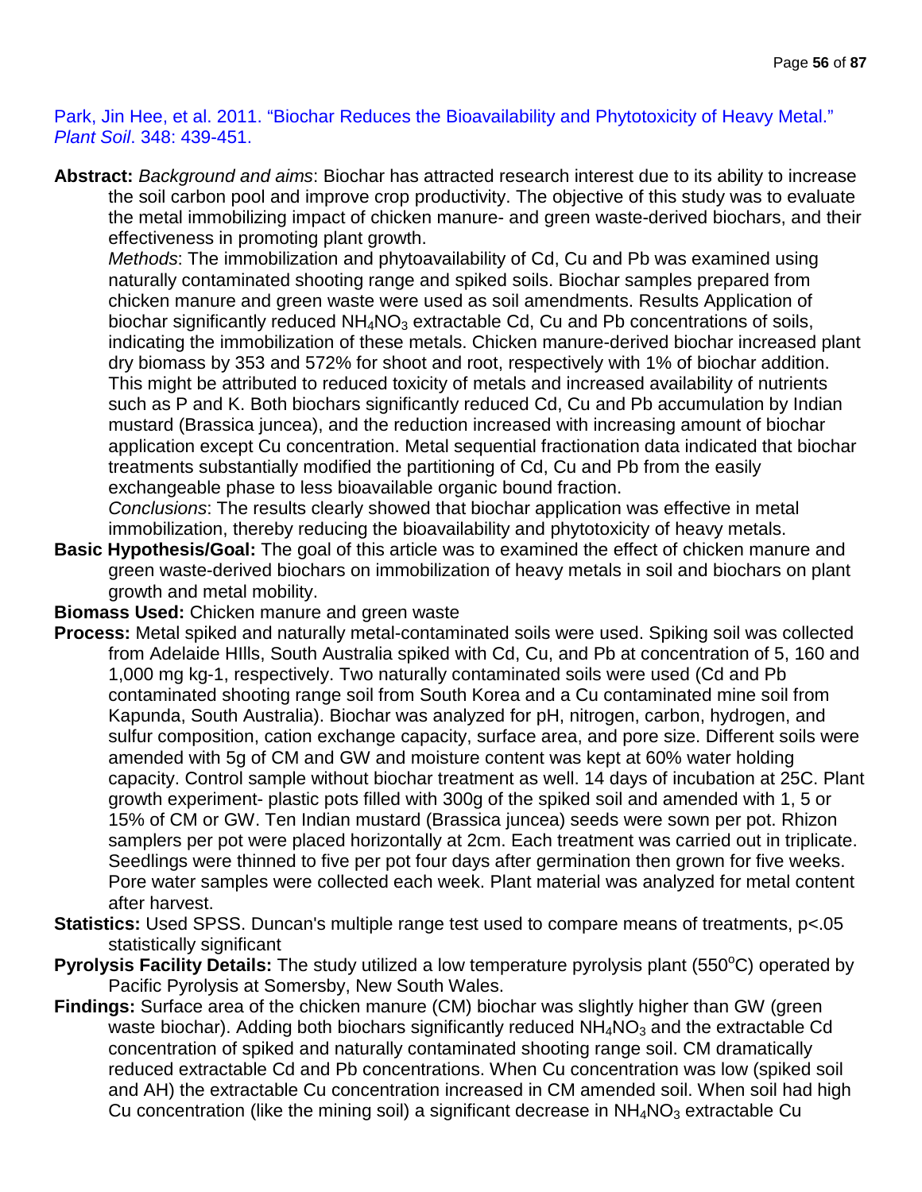Park, Jin Hee, et al. 2011. "Biochar Reduces the Bioavailability and Phytotoxicity of Heavy Metal." *Plant Soil*. 348: 439-451.

**Abstract:** *Background and aims*: Biochar has attracted research interest due to its ability to increase the soil carbon pool and improve crop productivity. The objective of this study was to evaluate the metal immobilizing impact of chicken manure- and green waste-derived biochars, and their effectiveness in promoting plant growth.
*Methods*: The immobilization and phytoavailability of Cd, Cu and Pb was examined using naturally contaminated shooting range and spiked soils. Biochar samples prepared from chicken manure and green waste were used as soil amendments. Results Application of biochar significantly reduced $NH_4NO_3$ extractable Cd, Cu and Pb concentrations of soils, indicating the immobilization of these metals. Chicken manure-derived biochar increased plant dry biomass by 353 and 572% for shoot and root, respectively with 1% of biochar addition. This might be attributed to reduced toxicity of metals and increased availability of nutrients such as P and K. Both biochars significantly reduced Cd, Cu and Pb accumulation by Indian mustard (Brassica juncea), and the reduction increased with increasing amount of biochar application except Cu concentration. Metal sequential fractionation data indicated that biochar treatments substantially modified the partitioning of Cd, Cu and Pb from the easily exchangeable phase to less bioavailable organic bound fraction.
*Conclusions*: The results clearly showed that biochar application was effective in metal immobilization, thereby reducing the bioavailability and phytotoxicity of heavy metals.

**Basic Hypothesis/Goal:** The goal of this article was to examined the effect of chicken manure and green waste-derived biochars on immobilization of heavy metals in soil and biochars on plant growth and metal mobility.

**Biomass Used:** Chicken manure and green waste

**Process:** Metal spiked and naturally metal-contaminated soils were used. Spiking soil was collected from Adelaide HIlls, South Australia spiked with Cd, Cu, and Pb at concentration of 5, 160 and 1,000 mg kg-1, respectively. Two naturally contaminated soils were used (Cd and Pb contaminated shooting range soil from South Korea and a Cu contaminated mine soil from Kapunda, South Australia). Biochar was analyzed for pH, nitrogen, carbon, hydrogen, and sulfur composition, cation exchange capacity, surface area, and pore size. Different soils were amended with 5g of CM and GW and moisture content was kept at 60% water holding capacity. Control sample without biochar treatment as well. 14 days of incubation at 25C. Plant growth experiment- plastic pots filled with 300g of the spiked soil and amended with 1, 5 or 15% of CM or GW. Ten Indian mustard (Brassica juncea) seeds were sown per pot. Rhizon samplers per pot were placed horizontally at 2cm. Each treatment was carried out in triplicate. Seedlings were thinned to five per pot four days after germination then grown for five weeks. Pore water samples were collected each week. Plant material was analyzed for metal content after harvest.

**Statistics:** Used SPSS. Duncan's multiple range test used to compare means of treatments, p<.05 statistically significant

**Pyrolysis Facility Details:** The study utilized a low temperature pyrolysis plant (550$^{o}$C) operated by Pacific Pyrolysis at Somersby, New South Wales.

**Findings:** Surface area of the chicken manure (CM) biochar was slightly higher than GW (green waste biochar). Adding both biochars significantly reduced $NH_4NO_3$ and the extractable Cd concentration of spiked and naturally contaminated shooting range soil. CM dramatically reduced extractable Cd and Pb concentrations. When Cu concentration was low (spiked soil and AH) the extractable Cu concentration increased in CM amended soil. When soil had high Cu concentration (like the mining soil) a significant decrease in $NH_4NO_3$ extractable Cu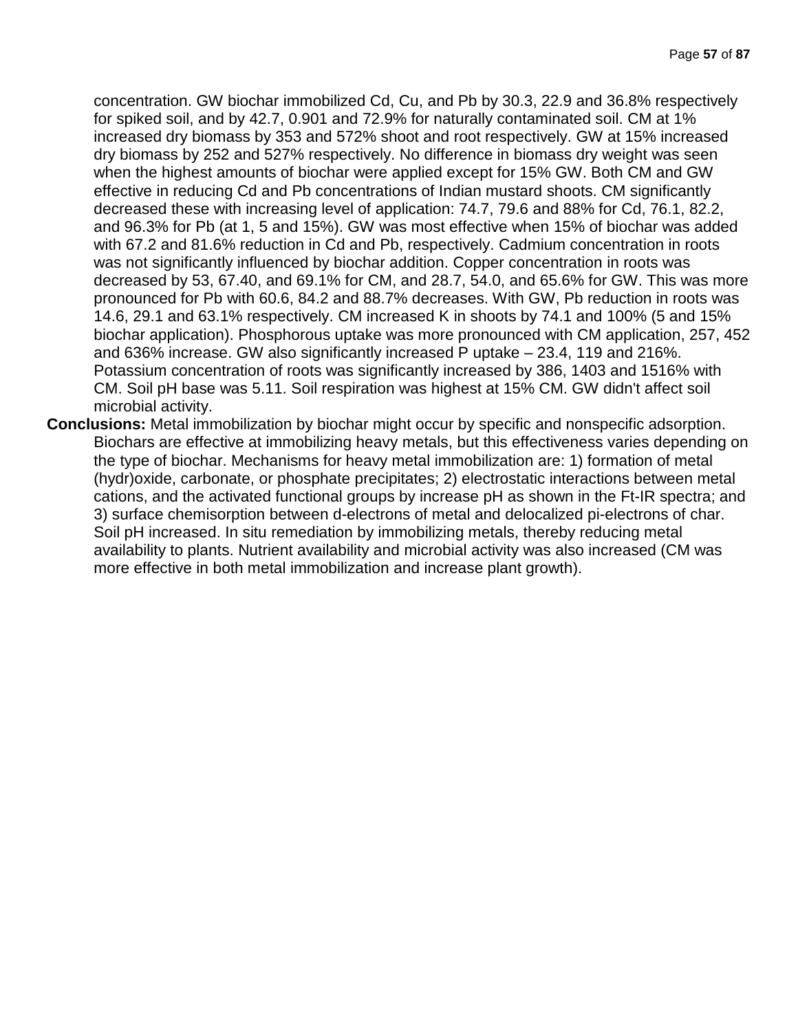concentration. GW biochar immobilized Cd, Cu, and Pb by 30.3, 22.9 and 36.8% respectively for spiked soil, and by 42.7, 0.901 and 72.9% for naturally contaminated soil. CM at 1% increased dry biomass by 353 and 572% shoot and root respectively. GW at 15% increased dry biomass by 252 and 527% respectively. No difference in biomass dry weight was seen when the highest amounts of biochar were applied except for 15% GW. Both CM and GW effective in reducing Cd and Pb concentrations of Indian mustard shoots. CM significantly decreased these with increasing level of application: 74.7, 79.6 and 88% for Cd, 76.1, 82.2, and 96.3% for Pb (at 1, 5 and 15%). GW was most effective when 15% of biochar was added with 67.2 and 81.6% reduction in Cd and Pb, respectively. Cadmium concentration in roots was not significantly influenced by biochar addition. Copper concentration in roots was decreased by 53, 67.40, and 69.1% for CM, and 28.7, 54.0, and 65.6% for GW. This was more pronounced for Pb with 60.6, 84.2 and 88.7% decreases. With GW, Pb reduction in roots was 14.6, 29.1 and 63.1% respectively. CM increased K in shoots by 74.1 and 100% (5 and 15% biochar application). Phosphorous uptake was more pronounced with CM application, 257, 452 and 636% increase. GW also significantly increased P uptake – 23.4, 119 and 216%. Potassium concentration of roots was significantly increased by 386, 1403 and 1516% with CM. Soil pH base was 5.11. Soil respiration was highest at 15% CM. GW didn't affect soil microbial activity.

**Conclusions:** Metal immobilization by biochar might occur by specific and nonspecific adsorption. Biochars are effective at immobilizing heavy metals, but this effectiveness varies depending on the type of biochar. Mechanisms for heavy metal immobilization are: 1) formation of metal (hydr)oxide, carbonate, or phosphate precipitates; 2) electrostatic interactions between metal cations, and the activated functional groups by increase pH as shown in the Ft-IR spectra; and 3) surface chemisorption between d-electrons of metal and delocalized pi-electrons of char. Soil pH increased. In situ remediation by immobilizing metals, thereby reducing metal availability to plants. Nutrient availability and microbial activity was also increased (CM was more effective in both metal immobilization and increase plant growth).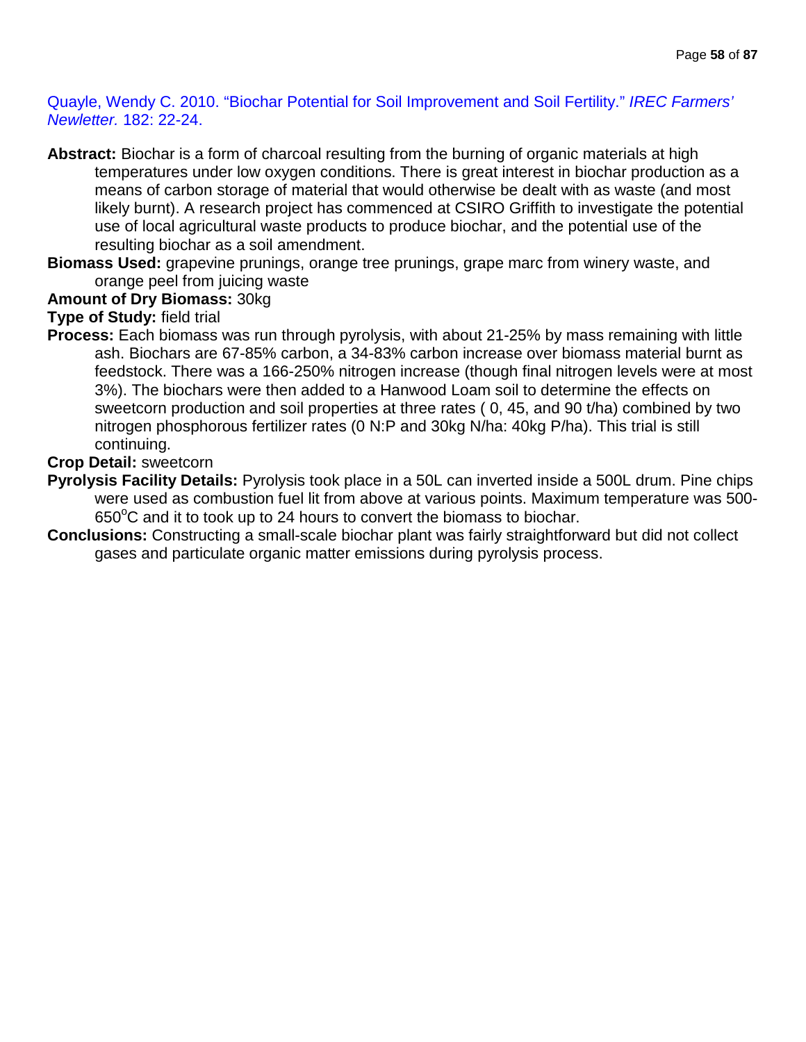Quayle, Wendy C. 2010. "Biochar Potential for Soil Improvement and Soil Fertility." *IREC Farmers' Newletter.* 182: 22-24.

**Abstract:** Biochar is a form of charcoal resulting from the burning of organic materials at high temperatures under low oxygen conditions. There is great interest in biochar production as a means of carbon storage of material that would otherwise be dealt with as waste (and most likely burnt). A research project has commenced at CSIRO Griffith to investigate the potential use of local agricultural waste products to produce biochar, and the potential use of the resulting biochar as a soil amendment.

**Biomass Used:** grapevine prunings, orange tree prunings, grape marc from winery waste, and orange peel from juicing waste

**Amount of Dry Biomass:** 30kg

**Type of Study:** field trial

**Process:** Each biomass was run through pyrolysis, with about 21-25% by mass remaining with little ash. Biochars are 67-85% carbon, a 34-83% carbon increase over biomass material burnt as feedstock. There was a 166-250% nitrogen increase (though final nitrogen levels were at most 3%). The biochars were then added to a Hanwood Loam soil to determine the effects on sweetcorn production and soil properties at three rates ( 0, 45, and 90 t/ha) combined by two nitrogen phosphorous fertilizer rates (0 N:P and 30kg N/ha: 40kg P/ha). This trial is still continuing.

**Crop Detail:** sweetcorn

**Pyrolysis Facility Details:** Pyrolysis took place in a 50L can inverted inside a 500L drum. Pine chips were used as combustion fuel lit from above at various points. Maximum temperature was 500-650$^{o}$C and it to took up to 24 hours to convert the biomass to biochar.

**Conclusions:** Constructing a small-scale biochar plant was fairly straightforward but did not collect gases and particulate organic matter emissions during pyrolysis process.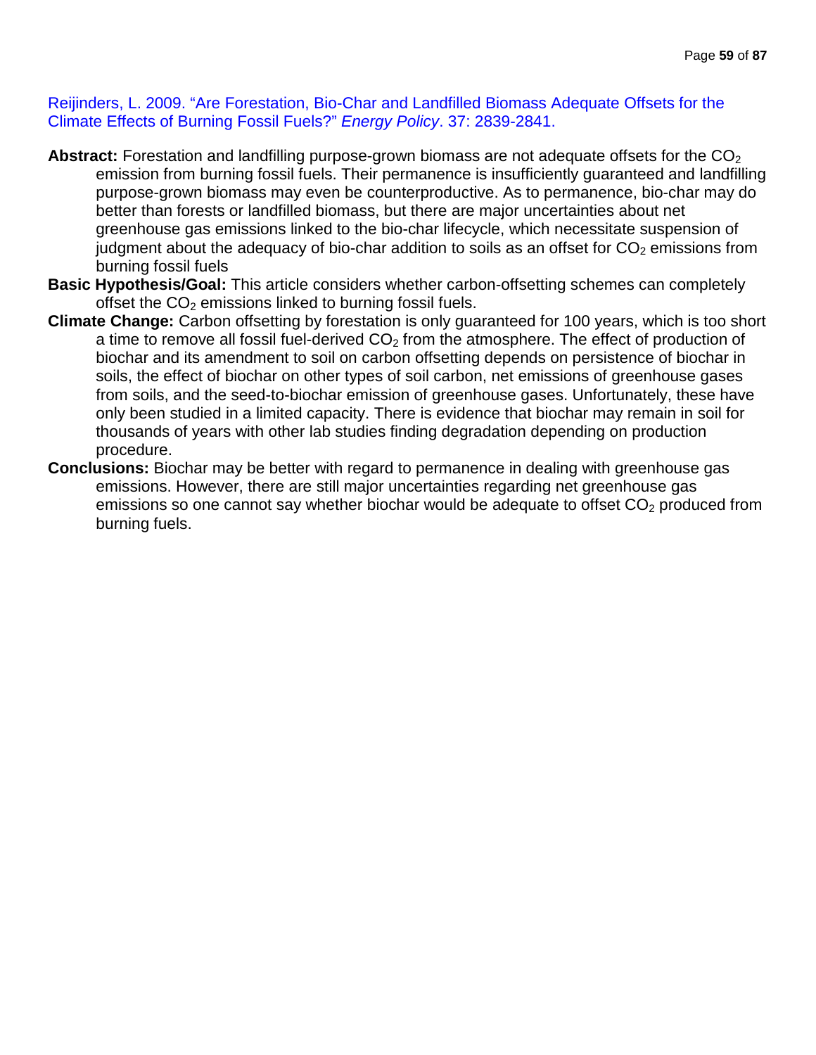Reijinders, L. 2009. "Are Forestation, Bio-Char and Landfilled Biomass Adequate Offsets for the Climate Effects of Burning Fossil Fuels?" *Energy Policy*. 37: 2839-2841.

**Abstract:** Forestation and landfilling purpose-grown biomass are not adequate offsets for the $CO_2$ emission from burning fossil fuels. Their permanence is insufficiently guaranteed and landfilling purpose-grown biomass may even be counterproductive. As to permanence, bio-char may do better than forests or landfilled biomass, but there are major uncertainties about net greenhouse gas emissions linked to the bio-char lifecycle, which necessitate suspension of judgment about the adequacy of bio-char addition to soils as an offset for $CO_2$ emissions from burning fossil fuels

**Basic Hypothesis/Goal:** This article considers whether carbon-offsetting schemes can completely offset the $CO_2$ emissions linked to burning fossil fuels.

**Climate Change:** Carbon offsetting by forestation is only guaranteed for 100 years, which is too short a time to remove all fossil fuel-derived $CO_2$ from the atmosphere. The effect of production of biochar and its amendment to soil on carbon offsetting depends on persistence of biochar in soils, the effect of biochar on other types of soil carbon, net emissions of greenhouse gases from soils, and the seed-to-biochar emission of greenhouse gases. Unfortunately, these have only been studied in a limited capacity. There is evidence that biochar may remain in soil for thousands of years with other lab studies finding degradation depending on production procedure.

**Conclusions:** Biochar may be better with regard to permanence in dealing with greenhouse gas emissions. However, there are still major uncertainties regarding net greenhouse gas emissions so one cannot say whether biochar would be adequate to offset $CO_2$ produced from burning fuels.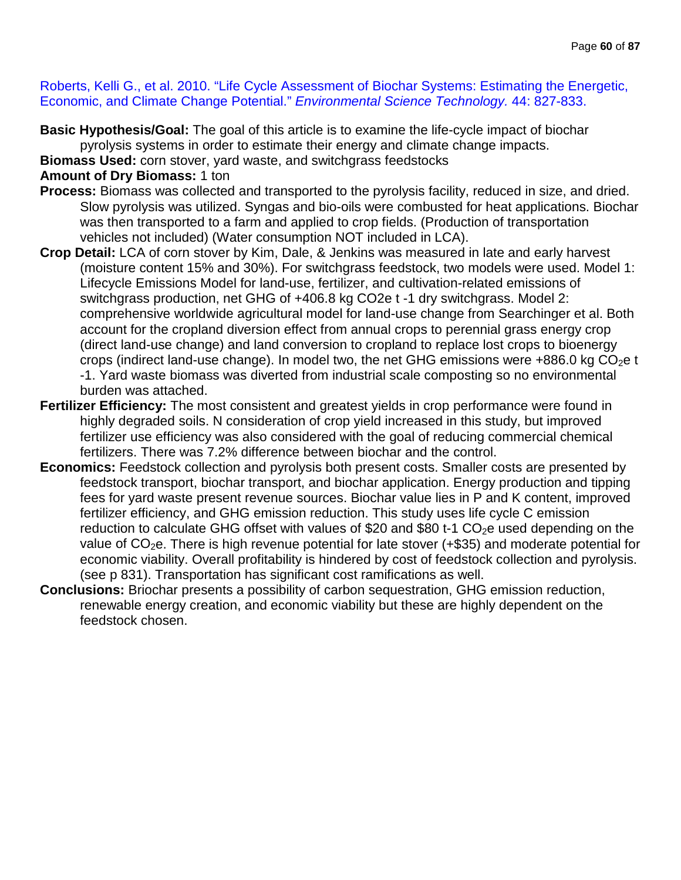Roberts, Kelli G., et al. 2010. "Life Cycle Assessment of Biochar Systems: Estimating the Energetic, Economic, and Climate Change Potential." *Environmental Science Technology.* 44: 827-833.

**Basic Hypothesis/Goal:** The goal of this article is to examine the life-cycle impact of biochar pyrolysis systems in order to estimate their energy and climate change impacts.

**Biomass Used:** corn stover, yard waste, and switchgrass feedstocks

**Amount of Dry Biomass:** 1 ton

**Process:** Biomass was collected and transported to the pyrolysis facility, reduced in size, and dried. Slow pyrolysis was utilized. Syngas and bio-oils were combusted for heat applications. Biochar was then transported to a farm and applied to crop fields. (Production of transportation vehicles not included) (Water consumption NOT included in LCA).

**Crop Detail:** LCA of corn stover by Kim, Dale, & Jenkins was measured in late and early harvest (moisture content 15% and 30%). For switchgrass feedstock, two models were used. Model 1: Lifecycle Emissions Model for land-use, fertilizer, and cultivation-related emissions of switchgrass production, net GHG of +406.8 kg CO2e t -1 dry switchgrass. Model 2: comprehensive worldwide agricultural model for land-use change from Searchinger et al. Both account for the cropland diversion effect from annual crops to perennial grass energy crop (direct land-use change) and land conversion to cropland to replace lost crops to bioenergy crops (indirect land-use change). In model two, the net GHG emissions were +886.0 kg $CO_2$e t -1. Yard waste biomass was diverted from industrial scale composting so no environmental burden was attached.

**Fertilizer Efficiency:** The most consistent and greatest yields in crop performance were found in highly degraded soils. N consideration of crop yield increased in this study, but improved fertilizer use efficiency was also considered with the goal of reducing commercial chemical fertilizers. There was 7.2% difference between biochar and the control.

**Economics:** Feedstock collection and pyrolysis both present costs. Smaller costs are presented by feedstock transport, biochar transport, and biochar application. Energy production and tipping fees for yard waste present revenue sources. Biochar value lies in P and K content, improved fertilizer efficiency, and GHG emission reduction. This study uses life cycle C emission reduction to calculate GHG offset with values of $20 and $80 t-1 $CO_2$e used depending on the value of $CO_2$e. There is high revenue potential for late stover (+$35) and moderate potential for economic viability. Overall profitability is hindered by cost of feedstock collection and pyrolysis. (see p 831). Transportation has significant cost ramifications as well.

**Conclusions:** Briochar presents a possibility of carbon sequestration, GHG emission reduction, renewable energy creation, and economic viability but these are highly dependent on the feedstock chosen.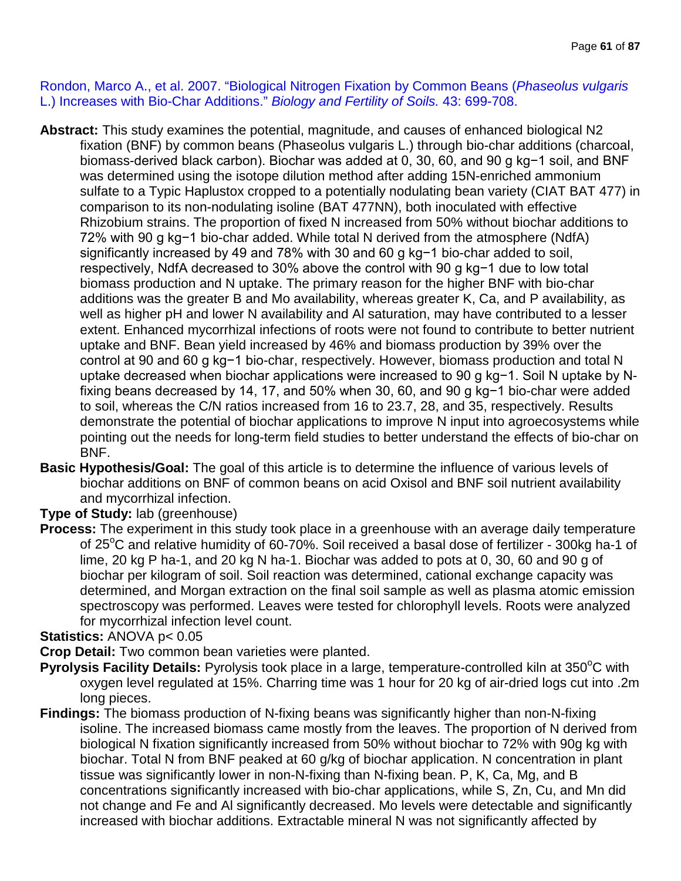Rondon, Marco A., et al. 2007. "Biological Nitrogen Fixation by Common Beans (*Phaseolus vulgaris* L.) Increases with Bio-Char Additions." *Biology and Fertility of Soils.* 43: 699-708.

**Abstract:** This study examines the potential, magnitude, and causes of enhanced biological N2 fixation (BNF) by common beans (Phaseolus vulgaris L.) through bio-char additions (charcoal, biomass-derived black carbon). Biochar was added at 0, 30, 60, and 90 g kg−1 soil, and BNF was determined using the isotope dilution method after adding 15N-enriched ammonium sulfate to a Typic Haplustox cropped to a potentially nodulating bean variety (CIAT BAT 477) in comparison to its non-nodulating isoline (BAT 477NN), both inoculated with effective Rhizobium strains. The proportion of fixed N increased from 50% without biochar additions to 72% with 90 g kg−1 bio-char added. While total N derived from the atmosphere (NdfA) significantly increased by 49 and 78% with 30 and 60 g kg−1 bio-char added to soil, respectively, NdfA decreased to 30% above the control with 90 g kg−1 due to low total biomass production and N uptake. The primary reason for the higher BNF with bio-char additions was the greater B and Mo availability, whereas greater K, Ca, and P availability, as well as higher pH and lower N availability and Al saturation, may have contributed to a lesser extent. Enhanced mycorrhizal infections of roots were not found to contribute to better nutrient uptake and BNF. Bean yield increased by 46% and biomass production by 39% over the control at 90 and 60 g kg−1 bio-char, respectively. However, biomass production and total N uptake decreased when biochar applications were increased to 90 g kg−1. Soil N uptake by N-fixing beans decreased by 14, 17, and 50% when 30, 60, and 90 g kg−1 bio-char were added to soil, whereas the C/N ratios increased from 16 to 23.7, 28, and 35, respectively. Results demonstrate the potential of biochar applications to improve N input into agroecosystems while pointing out the needs for long-term field studies to better understand the effects of bio-char on BNF.

**Basic Hypothesis/Goal:** The goal of this article is to determine the influence of various levels of biochar additions on BNF of common beans on acid Oxisol and BNF soil nutrient availability and mycorrhizal infection.

**Type of Study:** lab (greenhouse)

**Process:** The experiment in this study took place in a greenhouse with an average daily temperature of 25$^{o}$C and relative humidity of 60-70%. Soil received a basal dose of fertilizer - 300kg ha-1 of lime, 20 kg P ha-1, and 20 kg N ha-1. Biochar was added to pots at 0, 30, 60 and 90 g of biochar per kilogram of soil. Soil reaction was determined, cational exchange capacity was determined, and Morgan extraction on the final soil sample as well as plasma atomic emission spectroscopy was performed. Leaves were tested for chlorophyll levels. Roots were analyzed for mycorrhizal infection level count.

**Statistics:** ANOVA $p< 0.05$

**Crop Detail:** Two common bean varieties were planted.

**Pyrolysis Facility Details:** Pyrolysis took place in a large, temperature-controlled kiln at 350$^{o}$C with oxygen level regulated at 15%. Charring time was 1 hour for 20 kg of air-dried logs cut into .2m long pieces.

**Findings:** The biomass production of N-fixing beans was significantly higher than non-N-fixing isoline. The increased biomass came mostly from the leaves. The proportion of N derived from biological N fixation significantly increased from 50% without biochar to 72% with 90g kg with biochar. Total N from BNF peaked at 60 g/kg of biochar application. N concentration in plant tissue was significantly lower in non-N-fixing than N-fixing bean. P, K, Ca, Mg, and B concentrations significantly increased with bio-char applications, while S, Zn, Cu, and Mn did not change and Fe and Al significantly decreased. Mo levels were detectable and significantly increased with biochar additions. Extractable mineral N was not significantly affected by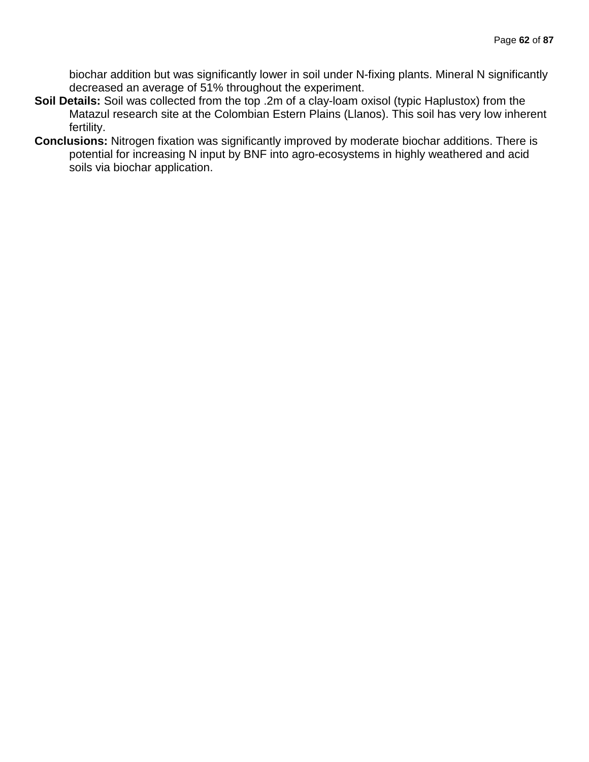biochar addition but was significantly lower in soil under N-fixing plants. Mineral N significantly decreased an average of 51% throughout the experiment.

**Soil Details:** Soil was collected from the top .2m of a clay-loam oxisol (typic Haplustox) from the Matazul research site at the Colombian Estern Plains (Llanos). This soil has very low inherent fertility.

**Conclusions:** Nitrogen fixation was significantly improved by moderate biochar additions. There is potential for increasing N input by BNF into agro-ecosystems in highly weathered and acid soils via biochar application.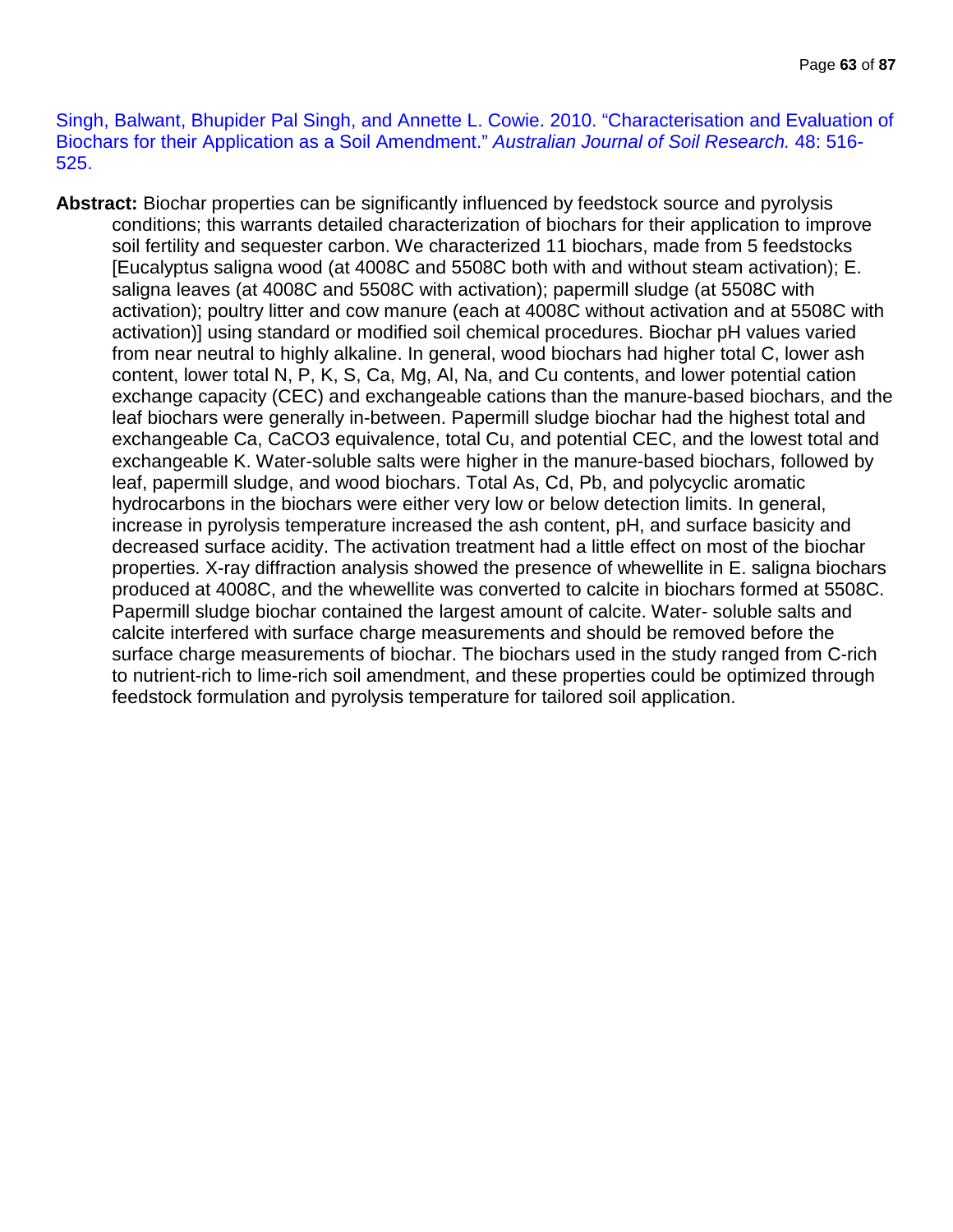Singh, Balwant, Bhupider Pal Singh, and Annette L. Cowie. 2010. "Characterisation and Evaluation of Biochars for their Application as a Soil Amendment." *Australian Journal of Soil Research.* 48: 516-525.

**Abstract:** Biochar properties can be significantly influenced by feedstock source and pyrolysis conditions; this warrants detailed characterization of biochars for their application to improve soil fertility and sequester carbon. We characterized 11 biochars, made from 5 feedstocks [Eucalyptus saligna wood (at 4008C and 5508C both with and without steam activation); E. saligna leaves (at 4008C and 5508C with activation); papermill sludge (at 5508C with activation); poultry litter and cow manure (each at 4008C without activation and at 5508C with activation)] using standard or modified soil chemical procedures. Biochar pH values varied from near neutral to highly alkaline. In general, wood biochars had higher total C, lower ash content, lower total N, P, K, S, Ca, Mg, Al, Na, and Cu contents, and lower potential cation exchange capacity (CEC) and exchangeable cations than the manure-based biochars, and the leaf biochars were generally in-between. Papermill sludge biochar had the highest total and exchangeable Ca, $CaCO_3$ equivalence, total Cu, and potential CEC, and the lowest total and exchangeable K. Water-soluble salts were higher in the manure-based biochars, followed by leaf, papermill sludge, and wood biochars. Total As, Cd, Pb, and polycyclic aromatic hydrocarbons in the biochars were either very low or below detection limits. In general, increase in pyrolysis temperature increased the ash content, pH, and surface basicity and decreased surface acidity. The activation treatment had a little effect on most of the biochar properties. X-ray diffraction analysis showed the presence of whewellite in E. saligna biochars produced at 4008C, and the whewellite was converted to calcite in biochars formed at 5508C. Papermill sludge biochar contained the largest amount of calcite. Water- soluble salts and calcite interfered with surface charge measurements and should be removed before the surface charge measurements of biochar. The biochars used in the study ranged from C-rich to nutrient-rich to lime-rich soil amendment, and these properties could be optimized through feedstock formulation and pyrolysis temperature for tailored soil application.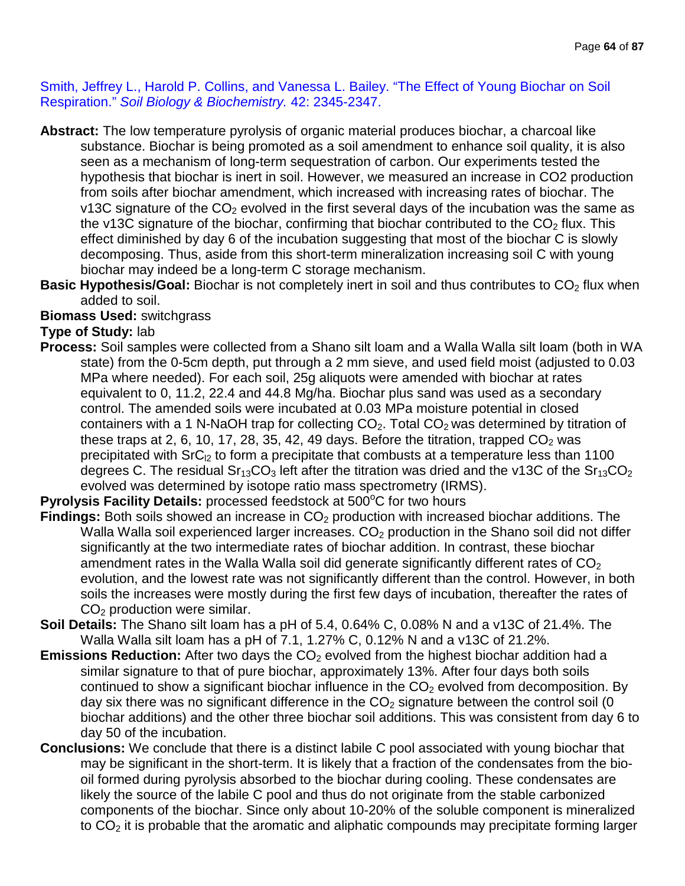Smith, Jeffrey L., Harold P. Collins, and Vanessa L. Bailey. "The Effect of Young Biochar on Soil Respiration." *Soil Biology & Biochemistry.* 42: 2345-2347.

**Abstract:** The low temperature pyrolysis of organic material produces biochar, a charcoal like substance. Biochar is being promoted as a soil amendment to enhance soil quality, it is also seen as a mechanism of long-term sequestration of carbon. Our experiments tested the hypothesis that biochar is inert in soil. However, we measured an increase in CO2 production from soils after biochar amendment, which increased with increasing rates of biochar. The v13C signature of the $CO_2$ evolved in the first several days of the incubation was the same as the v13C signature of the biochar, confirming that biochar contributed to the $CO_2$ flux. This effect diminished by day 6 of the incubation suggesting that most of the biochar C is slowly decomposing. Thus, aside from this short-term mineralization increasing soil C with young biochar may indeed be a long-term C storage mechanism.

**Basic Hypothesis/Goal:** Biochar is not completely inert in soil and thus contributes to $CO_2$ flux when added to soil.

**Biomass Used:** switchgrass

**Type of Study:** lab

**Process:** Soil samples were collected from a Shano silt loam and a Walla Walla silt loam (both in WA state) from the 0-5cm depth, put through a 2 mm sieve, and used field moist (adjusted to 0.03 MPa where needed). For each soil, 25g aliquots were amended with biochar at rates equivalent to 0, 11.2, 22.4 and 44.8 Mg/ha. Biochar plus sand was used as a secondary control. The amended soils were incubated at 0.03 MPa moisture potential in closed containers with a 1 N-NaOH trap for collecting $CO_2$. Total $CO_2$ was determined by titration of these traps at 2, 6, 10, 17, 28, 35, 42, 49 days. Before the titration, trapped $CO_2$ was precipitated with $SrC_{l2}$ to form a precipitate that combusts at a temperature less than 1100 degrees C. The residual $Sr_{13}CO_3$ left after the titration was dried and the v13C of the $Sr_{13}CO_2$ evolved was determined by isotope ratio mass spectrometry (IRMS).

**Pyrolysis Facility Details:** processed feedstock at 500°C for two hours

**Findings:** Both soils showed an increase in $CO_2$ production with increased biochar additions. The Walla Walla soil experienced larger increases. $CO_2$ production in the Shano soil did not differ significantly at the two intermediate rates of biochar addition. In contrast, these biochar amendment rates in the Walla Walla soil did generate significantly different rates of $CO_2$ evolution, and the lowest rate was not significantly different than the control. However, in both soils the increases were mostly during the first few days of incubation, thereafter the rates of $CO_2$ production were similar.

**Soil Details:** The Shano silt loam has a pH of 5.4, 0.64% C, 0.08% N and a v13C of 21.4%. The Walla Walla silt loam has a pH of 7.1, 1.27% C, 0.12% N and a v13C of 21.2%.

**Emissions Reduction:** After two days the $CO_2$ evolved from the highest biochar addition had a similar signature to that of pure biochar, approximately 13%. After four days both soils continued to show a significant biochar influence in the $CO_2$ evolved from decomposition. By day six there was no significant difference in the $CO_2$ signature between the control soil (0 biochar additions) and the other three biochar soil additions. This was consistent from day 6 to day 50 of the incubation.

**Conclusions:** We conclude that there is a distinct labile C pool associated with young biochar that may be significant in the short-term. It is likely that a fraction of the condensates from the bio-oil formed during pyrolysis absorbed to the biochar during cooling. These condensates are likely the source of the labile C pool and thus do not originate from the stable carbonized components of the biochar. Since only about 10-20% of the soluble component is mineralized to $CO_2$ it is probable that the aromatic and aliphatic compounds may precipitate forming larger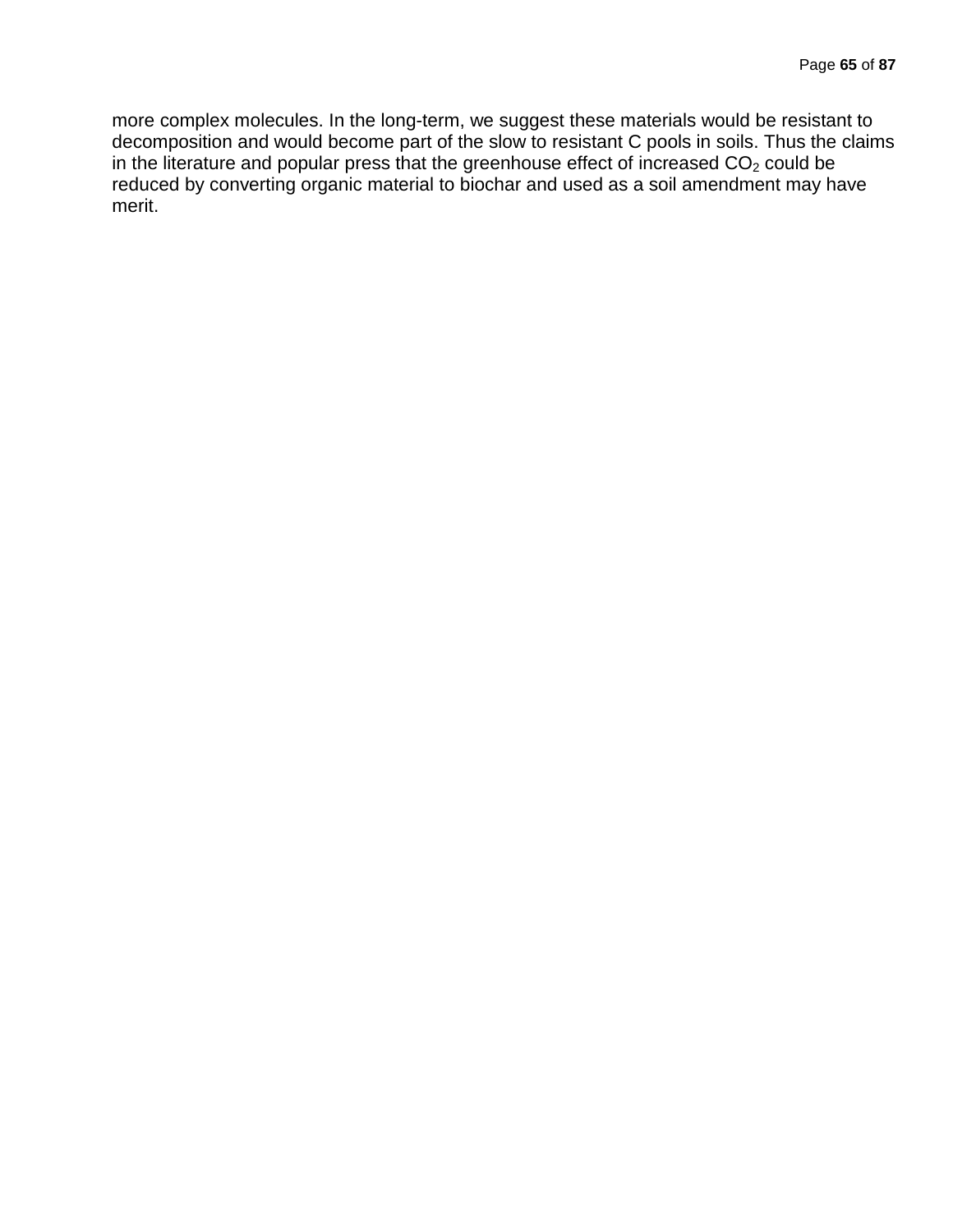more complex molecules. In the long-term, we suggest these materials would be resistant to decomposition and would become part of the slow to resistant C pools in soils. Thus the claims in the literature and popular press that the greenhouse effect of increased $CO_2$ could be reduced by converting organic material to biochar and used as a soil amendment may have merit.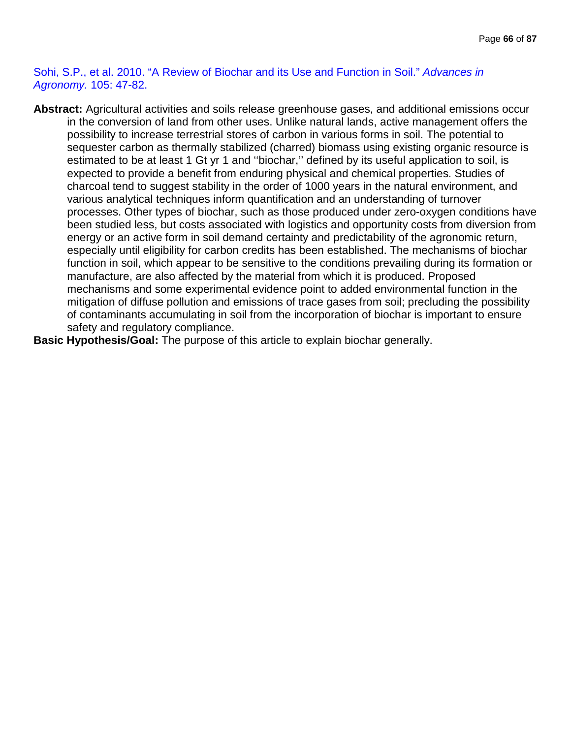Sohi, S.P., et al. 2010. “A Review of Biochar and its Use and Function in Soil.” *Advances in Agronomy*. 105: 47-82.

**Abstract:** Agricultural activities and soils release greenhouse gases, and additional emissions occur in the conversion of land from other uses. Unlike natural lands, active management offers the possibility to increase terrestrial stores of carbon in various forms in soil. The potential to sequester carbon as thermally stabilized (charred) biomass using existing organic resource is estimated to be at least 1 Gt yr 1 and ‘‘biochar,’’ defined by its useful application to soil, is expected to provide a benefit from enduring physical and chemical properties. Studies of charcoal tend to suggest stability in the order of 1000 years in the natural environment, and various analytical techniques inform quantification and an understanding of turnover processes. Other types of biochar, such as those produced under zero-oxygen conditions have been studied less, but costs associated with logistics and opportunity costs from diversion from energy or an active form in soil demand certainty and predictability of the agronomic return, especially until eligibility for carbon credits has been established. The mechanisms of biochar function in soil, which appear to be sensitive to the conditions prevailing during its formation or manufacture, are also affected by the material from which it is produced. Proposed mechanisms and some experimental evidence point to added environmental function in the mitigation of diffuse pollution and emissions of trace gases from soil; precluding the possibility of contaminants accumulating in soil from the incorporation of biochar is important to ensure safety and regulatory compliance.

**Basic Hypothesis/Goal:** The purpose of this article to explain biochar generally.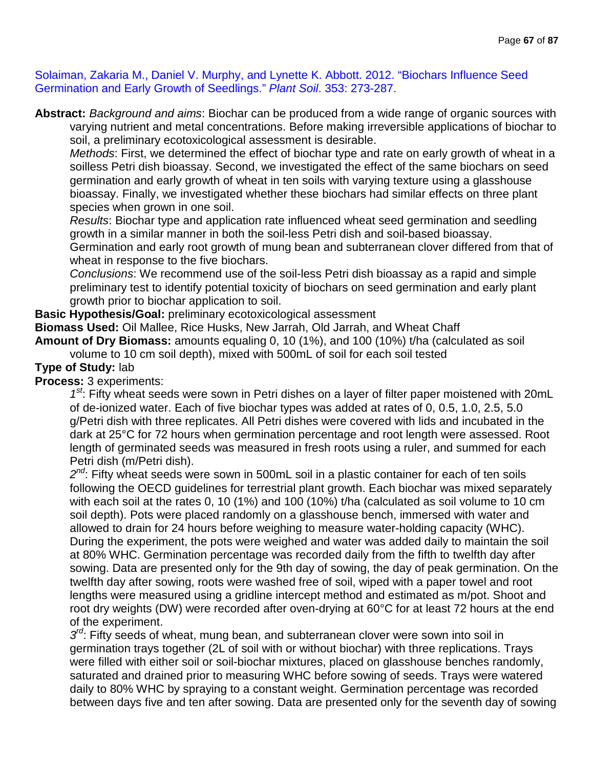Solaiman, Zakaria M., Daniel V. Murphy, and Lynette K. Abbott. 2012. "Biochars Influence Seed Germination and Early Growth of Seedlings." *Plant Soil*. 353: 273-287.

**Abstract:** *Background and aims*: Biochar can be produced from a wide range of organic sources with varying nutrient and metal concentrations. Before making irreversible applications of biochar to soil, a preliminary ecotoxicological assessment is desirable.

*Methods*: First, we determined the effect of biochar type and rate on early growth of wheat in a soilless Petri dish bioassay. Second, we investigated the effect of the same biochars on seed germination and early growth of wheat in ten soils with varying texture using a glasshouse bioassay. Finally, we investigated whether these biochars had similar effects on three plant species when grown in one soil.

*Results*: Biochar type and application rate influenced wheat seed germination and seedling growth in a similar manner in both the soil-less Petri dish and soil-based bioassay. Germination and early root growth of mung bean and subterranean clover differed from that of wheat in response to the five biochars.

*Conclusions*: We recommend use of the soil-less Petri dish bioassay as a rapid and simple preliminary test to identify potential toxicity of biochars on seed germination and early plant growth prior to biochar application to soil.

**Basic Hypothesis/Goal:** preliminary ecotoxicological assessment

**Biomass Used:** Oil Mallee, Rice Husks, New Jarrah, Old Jarrah, and Wheat Chaff

**Amount of Dry Biomass:** amounts equaling 0, 10 (1%), and 100 (10%) t/ha (calculated as soil volume to 10 cm soil depth), mixed with 500mL of soil for each soil tested

**Type of Study:** lab

**Process:** 3 experiments:

1st: Fifty wheat seeds were sown in Petri dishes on a layer of filter paper moistened with 20mL of de-ionized water. Each of five biochar types was added at rates of 0, 0.5, 1.0, 2.5, 5.0 g/Petri dish with three replicates. All Petri dishes were covered with lids and incubated in the dark at 25°C for 72 hours when germination percentage and root length were assessed. Root length of germinated seeds was measured in fresh roots using a ruler, and summed for each Petri dish (m/Petri dish).

2nd: Fifty wheat seeds were sown in 500mL soil in a plastic container for each of ten soils following the OECD guidelines for terrestrial plant growth. Each biochar was mixed separately with each soil at the rates 0, 10 (1%) and 100 (10%) t/ha (calculated as soil volume to 10 cm soil depth). Pots were placed randomly on a glasshouse bench, immersed with water and allowed to drain for 24 hours before weighing to measure water-holding capacity (WHC). During the experiment, the pots were weighed and water was added daily to maintain the soil at 80% WHC. Germination percentage was recorded daily from the fifth to twelfth day after sowing. Data are presented only for the 9th day of sowing, the day of peak germination. On the twelfth day after sowing, roots were washed free of soil, wiped with a paper towel and root lengths were measured using a gridline intercept method and estimated as m/pot. Shoot and root dry weights (DW) were recorded after oven-drying at 60°C for at least 72 hours at the end of the experiment.

3rd: Fifty seeds of wheat, mung bean, and subterranean clover were sown into soil in germination trays together (2L of soil with or without biochar) with three replications. Trays were filled with either soil or soil-biochar mixtures, placed on glasshouse benches randomly, saturated and drained prior to measuring WHC before sowing of seeds. Trays were watered daily to 80% WHC by spraying to a constant weight. Germination percentage was recorded between days five and ten after sowing. Data are presented only for the seventh day of sowing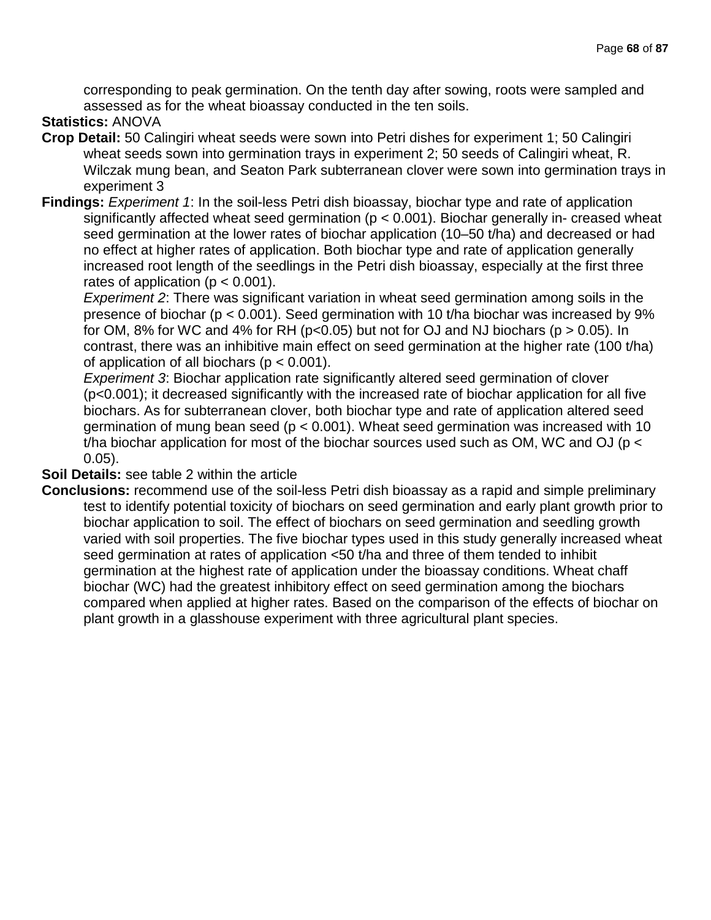corresponding to peak germination. On the tenth day after sowing, roots were sampled and assessed as for the wheat bioassay conducted in the ten soils.

**Statistics:** ANOVA

**Crop Detail:** 50 Calingiri wheat seeds were sown into Petri dishes for experiment 1; 50 Calingiri wheat seeds sown into germination trays in experiment 2; 50 seeds of Calingiri wheat, R. Wilczak mung bean, and Seaton Park subterranean clover were sown into germination trays in experiment 3

**Findings:** *Experiment 1*: In the soil-less Petri dish bioassay, biochar type and rate of application significantly affected wheat seed germination ($p < 0.001$). Biochar generally in- creased wheat seed germination at the lower rates of biochar application (10–50 t/ha) and decreased or had no effect at higher rates of application. Both biochar type and rate of application generally increased root length of the seedlings in the Petri dish bioassay, especially at the first three rates of application ($p < 0.001$).

*Experiment 2*: There was significant variation in wheat seed germination among soils in the presence of biochar ($p < 0.001$). Seed germination with 10 t/ha biochar was increased by 9% for OM, 8% for WC and 4% for RH ($p<0.05$) but not for OJ and NJ biochars ($p > 0.05$). In contrast, there was an inhibitive main effect on seed germination at the higher rate (100 t/ha) of application of all biochars ($p < 0.001$).

*Experiment 3*: Biochar application rate significantly altered seed germination of clover ($p<0.001$); it decreased significantly with the increased rate of biochar application for all five biochars. As for subterranean clover, both biochar type and rate of application altered seed germination of mung bean seed ($p < 0.001$). Wheat seed germination was increased with 10 t/ha biochar application for most of the biochar sources used such as OM, WC and OJ ($p < 0.05$).

**Soil Details:** see table 2 within the article

**Conclusions:** recommend use of the soil-less Petri dish bioassay as a rapid and simple preliminary test to identify potential toxicity of biochars on seed germination and early plant growth prior to biochar application to soil. The effect of biochars on seed germination and seedling growth varied with soil properties. The five biochar types used in this study generally increased wheat seed germination at rates of application <50 t/ha and three of them tended to inhibit germination at the highest rate of application under the bioassay conditions. Wheat chaff biochar (WC) had the greatest inhibitory effect on seed germination among the biochars compared when applied at higher rates. Based on the comparison of the effects of biochar on plant growth in a glasshouse experiment with three agricultural plant species.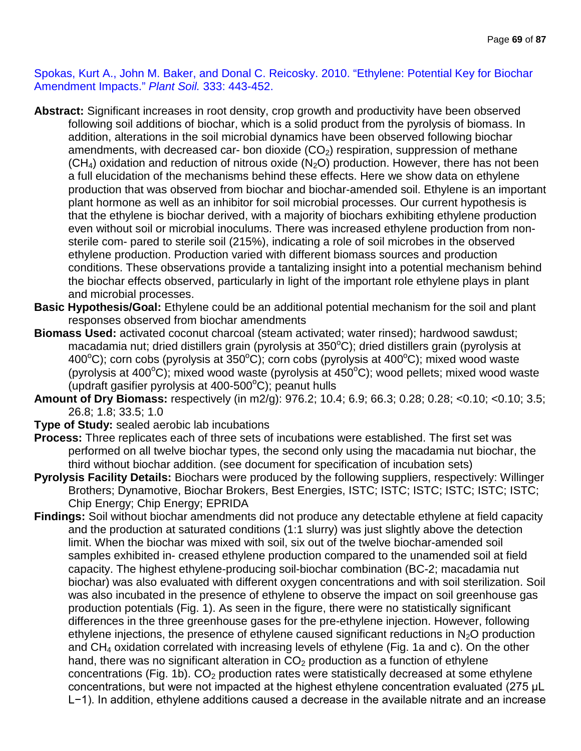Spokas, Kurt A., John M. Baker, and Donal C. Reicosky. 2010. "Ethylene: Potential Key for Biochar Amendment Impacts." *Plant Soil.* 333: 443-452.

**Abstract:** Significant increases in root density, crop growth and productivity have been observed following soil additions of biochar, which is a solid product from the pyrolysis of biomass. In addition, alterations in the soil microbial dynamics have been observed following biochar amendments, with decreased car- bon dioxide ($CO_2$) respiration, suppression of methane ($CH_4$) oxidation and reduction of nitrous oxide ($N_2O$) production. However, there has not been a full elucidation of the mechanisms behind these effects. Here we show data on ethylene production that was observed from biochar and biochar-amended soil. Ethylene is an important plant hormone as well as an inhibitor for soil microbial processes. Our current hypothesis is that the ethylene is biochar derived, with a majority of biochars exhibiting ethylene production even without soil or microbial inoculums. There was increased ethylene production from non-sterile com- pared to sterile soil (215%), indicating a role of soil microbes in the observed ethylene production. Production varied with different biomass sources and production conditions. These observations provide a tantalizing insight into a potential mechanism behind the biochar effects observed, particularly in light of the important role ethylene plays in plant and microbial processes.

**Basic Hypothesis/Goal:** Ethylene could be an additional potential mechanism for the soil and plant responses observed from biochar amendments

**Biomass Used:** activated coconut charcoal (steam activated; water rinsed); hardwood sawdust; macadamia nut; dried distillers grain (pyrolysis at 350$^oC$); dried distillers grain (pyrolysis at 400$^oC$); corn cobs (pyrolysis at 350$^oC$); corn cobs (pyrolysis at 400$^oC$); mixed wood waste (pyrolysis at 400$^oC$); mixed wood waste (pyrolysis at 450$^oC$); wood pellets; mixed wood waste (updraft gasifier pyrolysis at 400-500$^oC$); peanut hulls

**Amount of Dry Biomass:** respectively (in m2/g): 976.2; 10.4; 6.9; 66.3; 0.28; 0.28; <0.10; <0.10; 3.5; 26.8; 1.8; 33.5; 1.0

**Type of Study:** sealed aerobic lab incubations

**Process:** Three replicates each of three sets of incubations were established. The first set was performed on all twelve biochar types, the second only using the macadamia nut biochar, the third without biochar addition. (see document for specification of incubation sets)

**Pyrolysis Facility Details:** Biochars were produced by the following suppliers, respectively: Willinger Brothers; Dynamotive, Biochar Brokers, Best Energies, ISTC; ISTC; ISTC; ISTC; ISTC; ISTC; Chip Energy; Chip Energy; EPRIDA

**Findings:** Soil without biochar amendments did not produce any detectable ethylene at field capacity and the production at saturated conditions (1:1 slurry) was just slightly above the detection limit. When the biochar was mixed with soil, six out of the twelve biochar-amended soil samples exhibited in- creased ethylene production compared to the unamended soil at field capacity. The highest ethylene-producing soil-biochar combination (BC-2; macadamia nut biochar) was also evaluated with different oxygen concentrations and with soil sterilization. Soil was also incubated in the presence of ethylene to observe the impact on soil greenhouse gas production potentials (Fig. 1). As seen in the figure, there were no statistically significant differences in the three greenhouse gases for the pre-ethylene injection. However, following ethylene injections, the presence of ethylene caused significant reductions in $N_2O$ production and $CH_4$ oxidation correlated with increasing levels of ethylene (Fig. 1a and c). On the other hand, there was no significant alteration in $CO_2$ production as a function of ethylene concentrations (Fig. 1b). $CO_2$ production rates were statistically decreased at some ethylene concentrations, but were not impacted at the highest ethylene concentration evaluated (275 μL L−1). In addition, ethylene additions caused a decrease in the available nitrate and an increase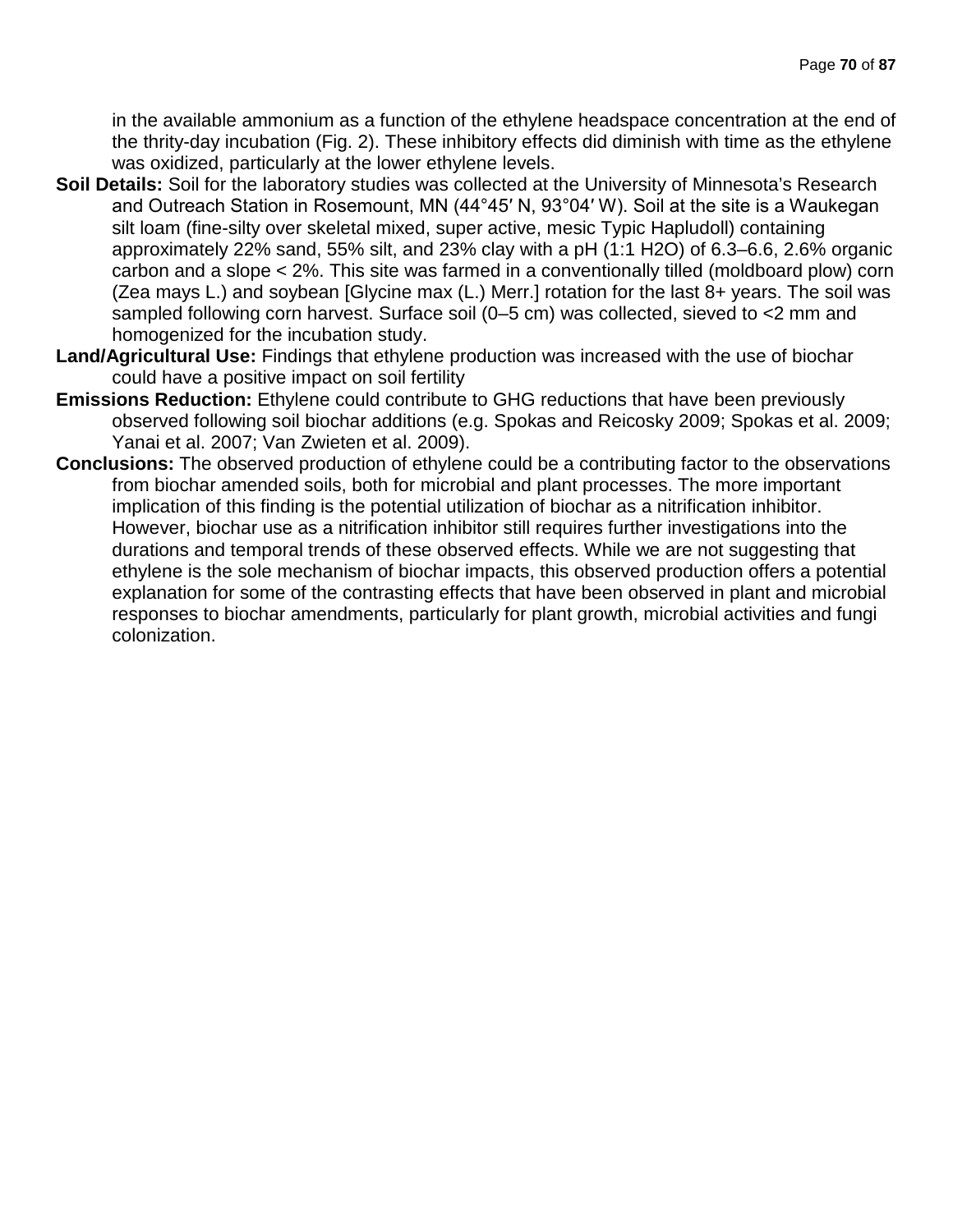in the available ammonium as a function of the ethylene headspace concentration at the end of the thrity-day incubation (Fig. 2). These inhibitory effects did diminish with time as the ethylene was oxidized, particularly at the lower ethylene levels.

**Soil Details:** Soil for the laboratory studies was collected at the University of Minnesota's Research and Outreach Station in Rosemount, MN (44°45′ N, 93°04′ W). Soil at the site is a Waukegan silt loam (fine-silty over skeletal mixed, super active, mesic Typic Hapludoll) containing approximately 22% sand, 55% silt, and 23% clay with a pH (1:1 $H_2O$) of 6.3–6.6, 2.6% organic carbon and a slope < 2%. This site was farmed in a conventionally tilled (moldboard plow) corn (Zea mays L.) and soybean [Glycine max (L.) Merr.] rotation for the last 8+ years. The soil was sampled following corn harvest. Surface soil (0–5 cm) was collected, sieved to <2 mm and homogenized for the incubation study.

**Land/Agricultural Use:** Findings that ethylene production was increased with the use of biochar could have a positive impact on soil fertility

**Emissions Reduction:** Ethylene could contribute to GHG reductions that have been previously observed following soil biochar additions (e.g. Spokas and Reicosky 2009; Spokas et al. 2009; Yanai et al. 2007; Van Zwieten et al. 2009).

**Conclusions:** The observed production of ethylene could be a contributing factor to the observations from biochar amended soils, both for microbial and plant processes. The more important implication of this finding is the potential utilization of biochar as a nitrification inhibitor. However, biochar use as a nitrification inhibitor still requires further investigations into the durations and temporal trends of these observed effects. While we are not suggesting that ethylene is the sole mechanism of biochar impacts, this observed production offers a potential explanation for some of the contrasting effects that have been observed in plant and microbial responses to biochar amendments, particularly for plant growth, microbial activities and fungi colonization.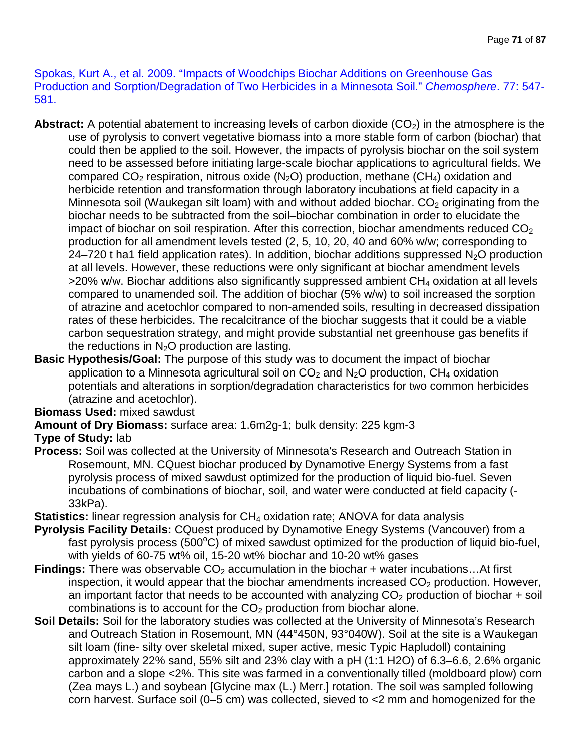Spokas, Kurt A., et al. 2009. "Impacts of Woodchips Biochar Additions on Greenhouse Gas Production and Sorption/Degradation of Two Herbicides in a Minnesota Soil." *Chemosphere*. 77: 547-581.

**Abstract:** A potential abatement to increasing levels of carbon dioxide ($CO_2$) in the atmosphere is the use of pyrolysis to convert vegetative biomass into a more stable form of carbon (biochar) that could then be applied to the soil. However, the impacts of pyrolysis biochar on the soil system need to be assessed before initiating large-scale biochar applications to agricultural fields. We compared $CO_2$ respiration, nitrous oxide ($N_2O$) production, methane ($CH_4$) oxidation and herbicide retention and transformation through laboratory incubations at field capacity in a Minnesota soil (Waukegan silt loam) with and without added biochar. $CO_2$ originating from the biochar needs to be subtracted from the soil–biochar combination in order to elucidate the impact of biochar on soil respiration. After this correction, biochar amendments reduced $CO_2$ production for all amendment levels tested (2, 5, 10, 20, 40 and 60% w/w; corresponding to 24–720 t ha1 field application rates). In addition, biochar additions suppressed $N_2O$ production at all levels. However, these reductions were only significant at biochar amendment levels >20% w/w. Biochar additions also significantly suppressed ambient $CH_4$ oxidation at all levels compared to unamended soil. The addition of biochar (5% w/w) to soil increased the sorption of atrazine and acetochlor compared to non-amended soils, resulting in decreased dissipation rates of these herbicides. The recalcitrance of the biochar suggests that it could be a viable carbon sequestration strategy, and might provide substantial net greenhouse gas benefits if the reductions in $N_2O$ production are lasting.

**Basic Hypothesis/Goal:** The purpose of this study was to document the impact of biochar application to a Minnesota agricultural soil on $CO_2$ and $N_2O$ production, $CH_4$ oxidation potentials and alterations in sorption/degradation characteristics for two common herbicides (atrazine and acetochlor).

**Biomass Used:** mixed sawdust

**Amount of Dry Biomass:** surface area: 1.6m2g-1; bulk density: 225 kgm-3

**Type of Study:** lab

**Process:** Soil was collected at the University of Minnesota's Research and Outreach Station in Rosemount, MN. CQuest biochar produced by Dynamotive Energy Systems from a fast pyrolysis process of mixed sawdust optimized for the production of liquid bio-fuel. Seven incubations of combinations of biochar, soil, and water were conducted at field capacity (-33kPa).

**Statistics:** linear regression analysis for $CH_4$ oxidation rate; ANOVA for data analysis

**Pyrolysis Facility Details:** CQuest produced by Dynamotive Enegy Systems (Vancouver) from a fast pyrolysis process (500°C) of mixed sawdust optimized for the production of liquid bio-fuel, with yields of 60-75 wt% oil, 15-20 wt% biochar and 10-20 wt% gases

**Findings:** There was observable $CO_2$ accumulation in the biochar + water incubations…At first inspection, it would appear that the biochar amendments increased $CO_2$ production. However, an important factor that needs to be accounted with analyzing $CO_2$ production of biochar + soil combinations is to account for the $CO_2$ production from biochar alone.

**Soil Details:** Soil for the laboratory studies was collected at the University of Minnesota's Research and Outreach Station in Rosemount, MN (44°450N, 93°040W). Soil at the site is a Waukegan silt loam (fine- silty over skeletal mixed, super active, mesic Typic Hapludoll) containing approximately 22% sand, 55% silt and 23% clay with a pH (1:1 H2O) of 6.3–6.6, 2.6% organic carbon and a slope <2%. This site was farmed in a conventionally tilled (moldboard plow) corn (Zea mays L.) and soybean [Glycine max (L.) Merr.] rotation. The soil was sampled following corn harvest. Surface soil (0–5 cm) was collected, sieved to <2 mm and homogenized for the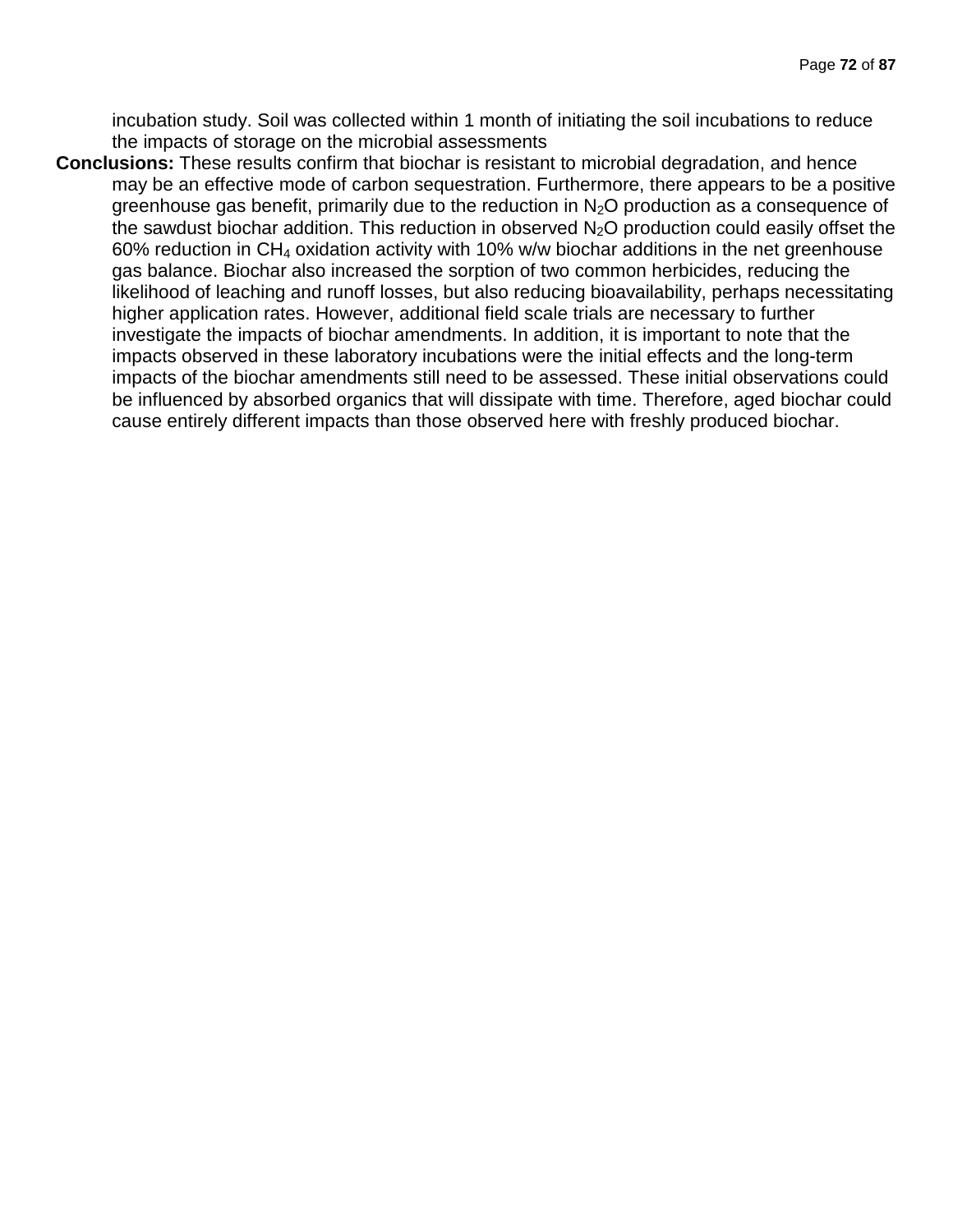incubation study. Soil was collected within 1 month of initiating the soil incubations to reduce the impacts of storage on the microbial assessments

**Conclusions:** These results confirm that biochar is resistant to microbial degradation, and hence may be an effective mode of carbon sequestration. Furthermore, there appears to be a positive greenhouse gas benefit, primarily due to the reduction in $N_2O$ production as a consequence of the sawdust biochar addition. This reduction in observed $N_2O$ production could easily offset the 60% reduction in $CH_4$ oxidation activity with 10% w/w biochar additions in the net greenhouse gas balance. Biochar also increased the sorption of two common herbicides, reducing the likelihood of leaching and runoff losses, but also reducing bioavailability, perhaps necessitating higher application rates. However, additional field scale trials are necessary to further investigate the impacts of biochar amendments. In addition, it is important to note that the impacts observed in these laboratory incubations were the initial effects and the long-term impacts of the biochar amendments still need to be assessed. These initial observations could be influenced by absorbed organics that will dissipate with time. Therefore, aged biochar could cause entirely different impacts than those observed here with freshly produced biochar.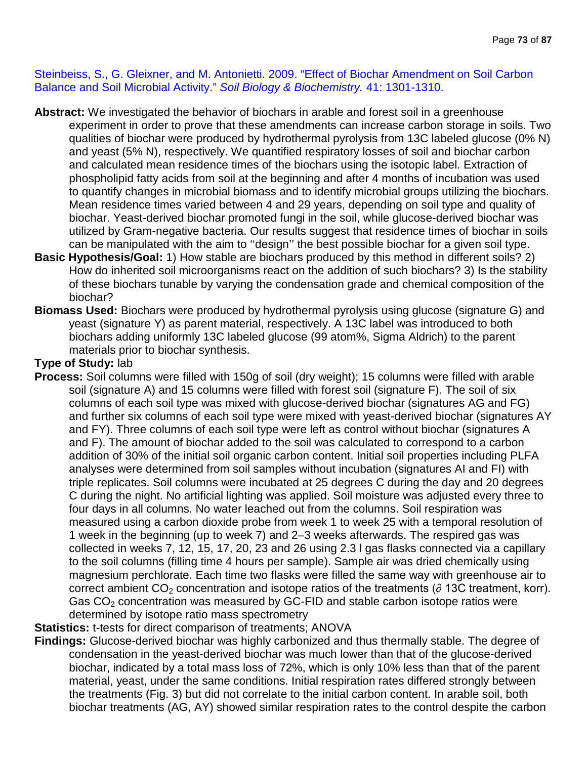Steinbeiss, S., G. Gleixner, and M. Antonietti. 2009. "Effect of Biochar Amendment on Soil Carbon Balance and Soil Microbial Activity." *Soil Biology & Biochemistry.* 41: 1301-1310.

**Abstract:** We investigated the behavior of biochars in arable and forest soil in a greenhouse experiment in order to prove that these amendments can increase carbon storage in soils. Two qualities of biochar were produced by hydrothermal pyrolysis from 13C labeled glucose (0% N) and yeast (5% N), respectively. We quantified respiratory losses of soil and biochar carbon and calculated mean residence times of the biochars using the isotopic label. Extraction of phospholipid fatty acids from soil at the beginning and after 4 months of incubation was used to quantify changes in microbial biomass and to identify microbial groups utilizing the biochars. Mean residence times varied between 4 and 29 years, depending on soil type and quality of biochar. Yeast-derived biochar promoted fungi in the soil, while glucose-derived biochar was utilized by Gram-negative bacteria. Our results suggest that residence times of biochar in soils can be manipulated with the aim to ''design'' the best possible biochar for a given soil type.

**Basic Hypothesis/Goal:** 1) How stable are biochars produced by this method in different soils? 2) How do inherited soil microorganisms react on the addition of such biochars? 3) Is the stability of these biochars tunable by varying the condensation grade and chemical composition of the biochar?

**Biomass Used:** Biochars were produced by hydrothermal pyrolysis using glucose (signature G) and yeast (signature Y) as parent material, respectively. A 13C label was introduced to both biochars adding uniformly 13C labeled glucose (99 atom%, Sigma Aldrich) to the parent materials prior to biochar synthesis.

**Type of Study:** lab

**Process:** Soil columns were filled with 150g of soil (dry weight); 15 columns were filled with arable soil (signature A) and 15 columns were filled with forest soil (signature F). The soil of six columns of each soil type was mixed with glucose-derived biochar (signatures AG and FG) and further six columns of each soil type were mixed with yeast-derived biochar (signatures AY and FY). Three columns of each soil type were left as control without biochar (signatures A and F). The amount of biochar added to the soil was calculated to correspond to a carbon addition of 30% of the initial soil organic carbon content. Initial soil properties including PLFA analyses were determined from soil samples without incubation (signatures AI and FI) with triple replicates. Soil columns were incubated at 25 degrees C during the day and 20 degrees C during the night. No artificial lighting was applied. Soil moisture was adjusted every three to four days in all columns. No water leached out from the columns. Soil respiration was measured using a carbon dioxide probe from week 1 to week 25 with a temporal resolution of 1 week in the beginning (up to week 7) and 2–3 weeks afterwards. The respired gas was collected in weeks 7, 12, 15, 17, 20, 23 and 26 using 2.3 l gas flasks connected via a capillary to the soil columns (filling time 4 hours per sample). Sample air was dried chemically using magnesium perchlorate. Each time two flasks were filled the same way with greenhouse air to correct ambient $CO_2$ concentration and isotope ratios of the treatments (∂ 13C treatment, korr). Gas $CO_2$ concentration was measured by GC-FID and stable carbon isotope ratios were determined by isotope ratio mass spectrometry

**Statistics:** t-tests for direct comparison of treatments; ANOVA

**Findings:** Glucose-derived biochar was highly carbonized and thus thermally stable. The degree of condensation in the yeast-derived biochar was much lower than that of the glucose-derived biochar, indicated by a total mass loss of 72%, which is only 10% less than that of the parent material, yeast, under the same conditions. Initial respiration rates differed strongly between the treatments (Fig. 3) but did not correlate to the initial carbon content. In arable soil, both biochar treatments (AG, AY) showed similar respiration rates to the control despite the carbon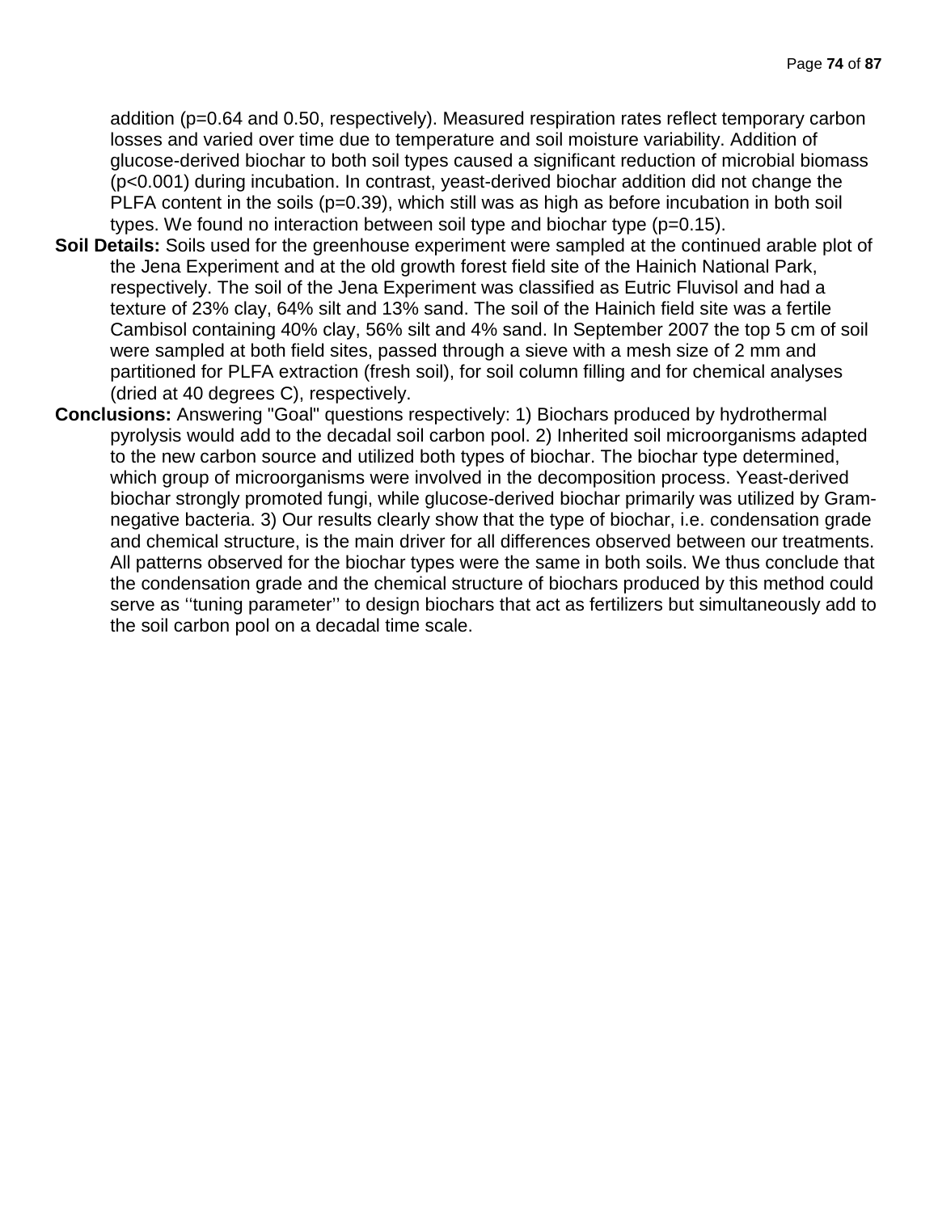addition ($p=0.64$ and $0.50$, respectively). Measured respiration rates reflect temporary carbon losses and varied over time due to temperature and soil moisture variability. Addition of glucose-derived biochar to both soil types caused a significant reduction of microbial biomass ($p<0.001$) during incubation. In contrast, yeast-derived biochar addition did not change the PLFA content in the soils ($p=0.39$), which still was as high as before incubation in both soil types. We found no interaction between soil type and biochar type ($p=0.15$).

**Soil Details:** Soils used for the greenhouse experiment were sampled at the continued arable plot of the Jena Experiment and at the old growth forest field site of the Hainich National Park, respectively. The soil of the Jena Experiment was classified as Eutric Fluvisol and had a texture of 23% clay, 64% silt and 13% sand. The soil of the Hainich field site was a fertile Cambisol containing 40% clay, 56% silt and 4% sand. In September 2007 the top 5 cm of soil were sampled at both field sites, passed through a sieve with a mesh size of 2 mm and partitioned for PLFA extraction (fresh soil), for soil column filling and for chemical analyses (dried at 40 degrees C), respectively.

**Conclusions:** Answering "Goal" questions respectively: 1) Biochars produced by hydrothermal pyrolysis would add to the decadal soil carbon pool. 2) Inherited soil microorganisms adapted to the new carbon source and utilized both types of biochar. The biochar type determined, which group of microorganisms were involved in the decomposition process. Yeast-derived biochar strongly promoted fungi, while glucose-derived biochar primarily was utilized by Gram-negative bacteria. 3) Our results clearly show that the type of biochar, i.e. condensation grade and chemical structure, is the main driver for all differences observed between our treatments. All patterns observed for the biochar types were the same in both soils. We thus conclude that the condensation grade and the chemical structure of biochars produced by this method could serve as ''tuning parameter'' to design biochars that act as fertilizers but simultaneously add to the soil carbon pool on a decadal time scale.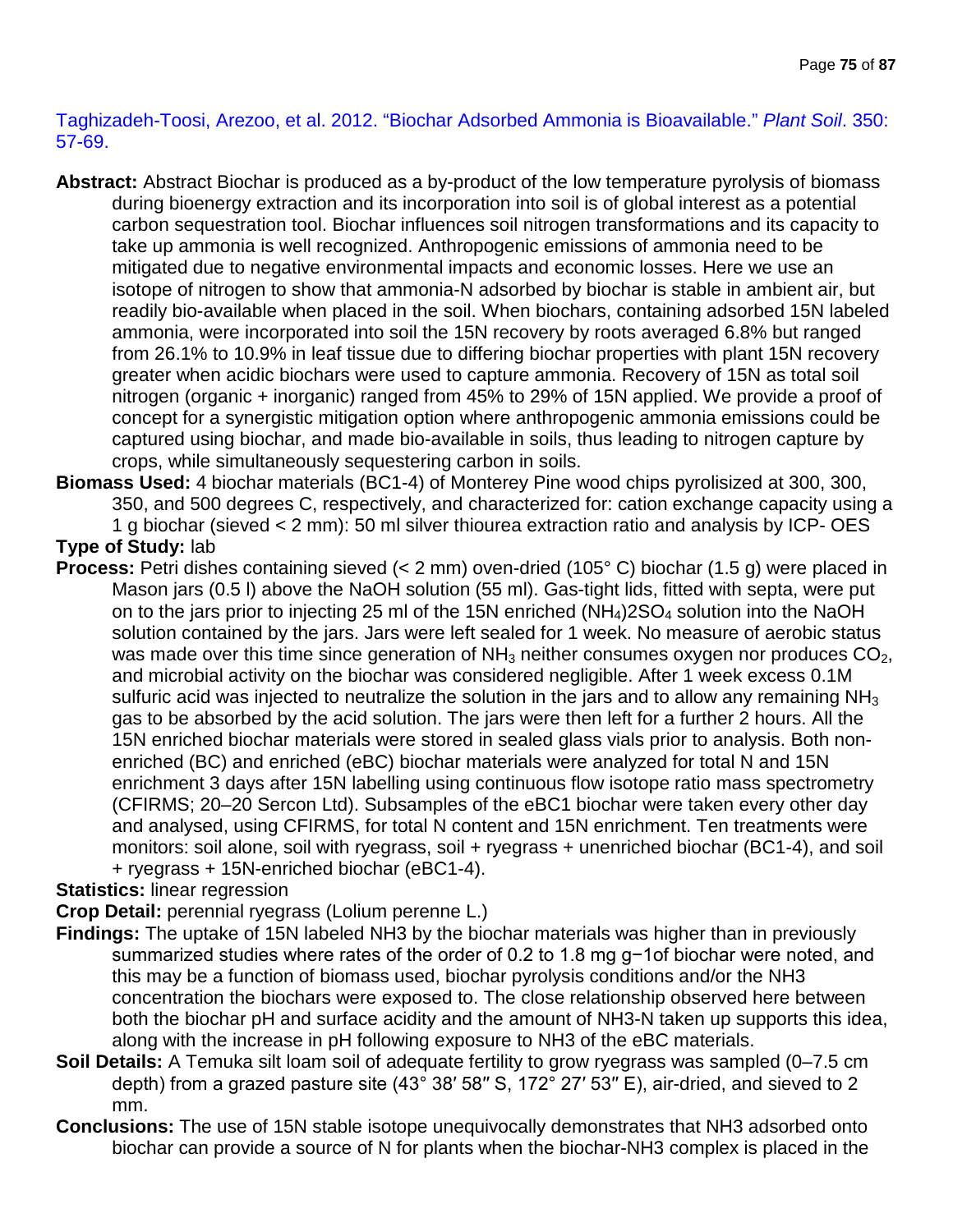Taghizadeh-Toosi, Arezoo, et al. 2012. "Biochar Adsorbed Ammonia is Bioavailable." *Plant Soil*. 350: 57-69.

**Abstract:** Abstract Biochar is produced as a by-product of the low temperature pyrolysis of biomass during bioenergy extraction and its incorporation into soil is of global interest as a potential carbon sequestration tool. Biochar influences soil nitrogen transformations and its capacity to take up ammonia is well recognized. Anthropogenic emissions of ammonia need to be mitigated due to negative environmental impacts and economic losses. Here we use an isotope of nitrogen to show that ammonia-N adsorbed by biochar is stable in ambient air, but readily bio-available when placed in the soil. When biochars, containing adsorbed 15N labeled ammonia, were incorporated into soil the 15N recovery by roots averaged 6.8% but ranged from 26.1% to 10.9% in leaf tissue due to differing biochar properties with plant 15N recovery greater when acidic biochars were used to capture ammonia. Recovery of 15N as total soil nitrogen (organic + inorganic) ranged from 45% to 29% of 15N applied. We provide a proof of concept for a synergistic mitigation option where anthropogenic ammonia emissions could be captured using biochar, and made bio-available in soils, thus leading to nitrogen capture by crops, while simultaneously sequestering carbon in soils.

**Biomass Used:** 4 biochar materials (BC1-4) of Monterey Pine wood chips pyrolized at 300, 300, 350, and 500 degrees C, respectively, and characterized for: cation exchange capacity using a 1 g biochar (sieved < 2 mm): 50 ml silver thiourea extraction ratio and analysis by ICP- OES

**Type of Study:** lab

**Process:** Petri dishes containing sieved (< 2 mm) oven-dried (105° C) biochar (1.5 g) were placed in Mason jars (0.5 l) above the NaOH solution (55 ml). Gas-tight lids, fitted with septa, were put on to the jars prior to injecting 25 ml of the 15N enriched $(NH_4)2SO_4$ solution into the NaOH solution contained by the jars. Jars were left sealed for 1 week. No measure of aerobic status was made over this time since generation of $NH_3$ neither consumes oxygen nor produces $CO_2$, and microbial activity on the biochar was considered negligible. After 1 week excess 0.1M sulfuric acid was injected to neutralize the solution in the jars and to allow any remaining $NH_3$ gas to be absorbed by the acid solution. The jars were then left for a further 2 hours. All the 15N enriched biochar materials were stored in sealed glass vials prior to analysis. Both non-enriched (BC) and enriched (eBC) biochar materials were analyzed for total N and 15N enrichment 3 days after 15N labelling using continuous flow isotope ratio mass spectrometry (CFIRMS; 20–20 Sercon Ltd). Subsamples of the eBC1 biochar were taken every other day and analysed, using CFIRMS, for total N content and 15N enrichment. Ten treatments were monitors: soil alone, soil with ryegrass, soil + ryegrass + unenriched biochar (BC1-4), and soil + ryegrass + 15N-enriched biochar (eBC1-4).

**Statistics:** linear regression

**Crop Detail:** perennial ryegrass (Lolium perenne L.)

**Findings:** The uptake of 15N labeled NH3 by the biochar materials was higher than in previously summarized studies where rates of the order of 0.2 to 1.8 mg $g^{-1}$of biochar were noted, and this may be a function of biomass used, biochar pyrolysis conditions and/or the NH3 concentration the biochars were exposed to. The close relationship observed here between both the biochar pH and surface acidity and the amount of NH3-N taken up supports this idea, along with the increase in pH following exposure to NH3 of the eBC materials.

**Soil Details:** A Temuka silt loam soil of adequate fertility to grow ryegrass was sampled (0–7.5 cm depth) from a grazed pasture site (43° 38′ 58″ S, 172° 27′ 53″ E), air-dried, and sieved to 2 mm.

**Conclusions:** The use of 15N stable isotope unequivocally demonstrates that NH3 adsorbed onto biochar can provide a source of N for plants when the biochar-NH3 complex is placed in the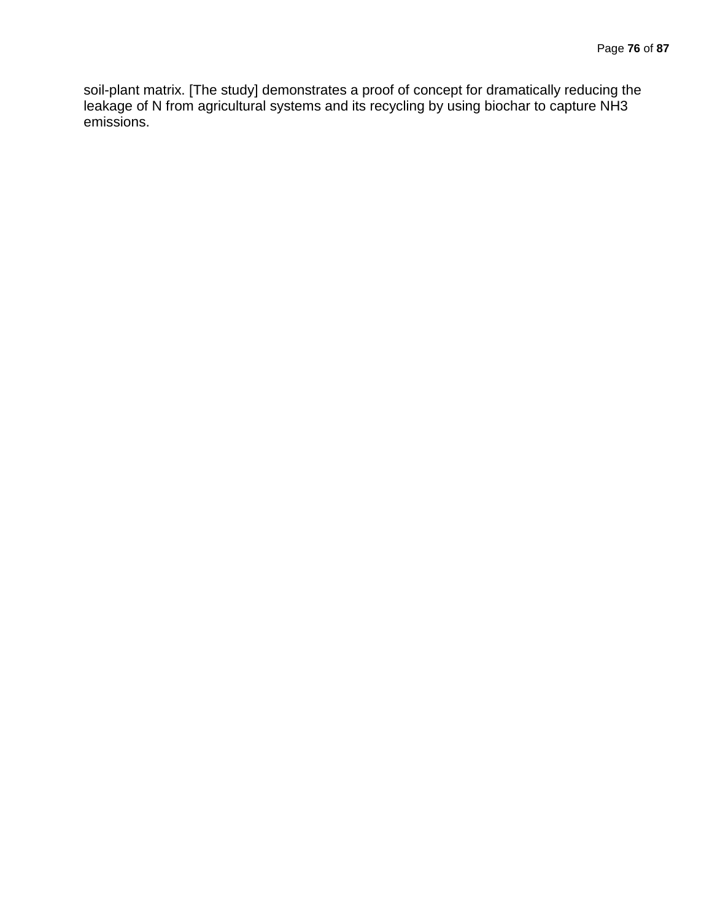soil-plant matrix. [The study] demonstrates a proof of concept for dramatically reducing the leakage of N from agricultural systems and its recycling by using biochar to capture $NH_3$ emissions.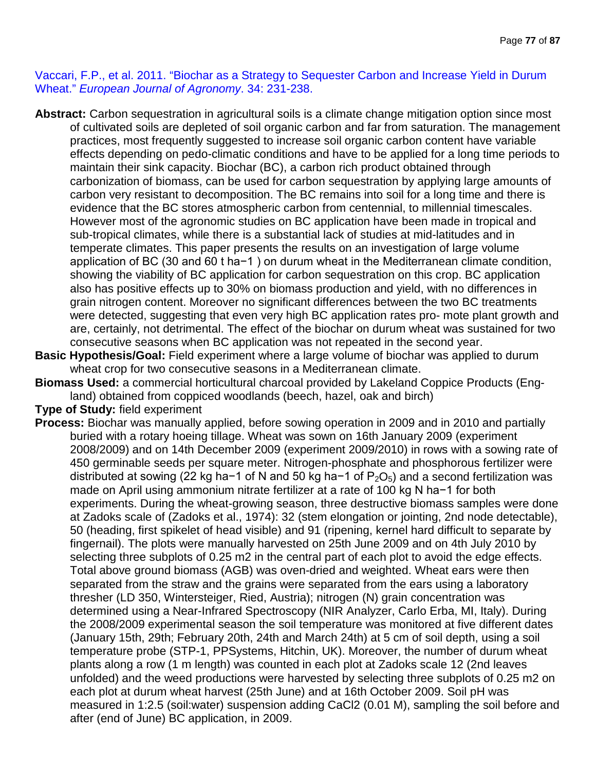Vaccari, F.P., et al. 2011. "Biochar as a Strategy to Sequester Carbon and Increase Yield in Durum Wheat." *European Journal of Agronomy*. 34: 231-238.

**Abstract:** Carbon sequestration in agricultural soils is a climate change mitigation option since most of cultivated soils are depleted of soil organic carbon and far from saturation. The management practices, most frequently suggested to increase soil organic carbon content have variable effects depending on pedo-climatic conditions and have to be applied for a long time periods to maintain their sink capacity. Biochar (BC), a carbon rich product obtained through carbonization of biomass, can be used for carbon sequestration by applying large amounts of carbon very resistant to decomposition. The BC remains into soil for a long time and there is evidence that the BC stores atmospheric carbon from centennial, to millennial timescales. However most of the agronomic studies on BC application have been made in tropical and sub-tropical climates, while there is a substantial lack of studies at mid-latitudes and in temperate climates. This paper presents the results on an investigation of large volume application of BC (30 and 60 t ha−1 ) on durum wheat in the Mediterranean climate condition, showing the viability of BC application for carbon sequestration on this crop. BC application also has positive effects up to 30% on biomass production and yield, with no differences in grain nitrogen content. Moreover no significant differences between the two BC treatments were detected, suggesting that even very high BC application rates pro- mote plant growth and are, certainly, not detrimental. The effect of the biochar on durum wheat was sustained for two consecutive seasons when BC application was not repeated in the second year.

**Basic Hypothesis/Goal:** Field experiment where a large volume of biochar was applied to durum wheat crop for two consecutive seasons in a Mediterranean climate.

**Biomass Used:** a commercial horticultural charcoal provided by Lakeland Coppice Products (England) obtained from coppiced woodlands (beech, hazel, oak and birch)

**Type of Study:** field experiment

**Process:** Biochar was manually applied, before sowing operation in 2009 and in 2010 and partially buried with a rotary hoeing tillage. Wheat was sown on 16th January 2009 (experiment 2008/2009) and on 14th December 2009 (experiment 2009/2010) in rows with a sowing rate of 450 germinable seeds per square meter. Nitrogen-phosphate and phosphorous fertilizer were distributed at sowing (22 kg ha−1 of N and 50 kg ha−1 of $P_2O_5$) and a second fertilization was made on April using ammonium nitrate fertilizer at a rate of 100 kg N ha−1 for both experiments. During the wheat-growing season, three destructive biomass samples were done at Zadoks scale of (Zadoks et al., 1974): 32 (stem elongation or jointing, 2nd node detectable), 50 (heading, first spikelet of head visible) and 91 (ripening, kernel hard difficult to separate by fingernail). The plots were manually harvested on 25th June 2009 and on 4th July 2010 by selecting three subplots of 0.25 m2 in the central part of each plot to avoid the edge effects. Total above ground biomass (AGB) was oven-dried and weighted. Wheat ears were then separated from the straw and the grains were separated from the ears using a laboratory thresher (LD 350, Wintersteiger, Ried, Austria); nitrogen (N) grain concentration was determined using a Near-Infrared Spectroscopy (NIR Analyzer, Carlo Erba, MI, Italy). During the 2008/2009 experimental season the soil temperature was monitored at five different dates (January 15th, 29th; February 20th, 24th and March 24th) at 5 cm of soil depth, using a soil temperature probe (STP-1, PPSystems, Hitchin, UK). Moreover, the number of durum wheat plants along a row (1 m length) was counted in each plot at Zadoks scale 12 (2nd leaves unfolded) and the weed productions were harvested by selecting three subplots of 0.25 m2 on each plot at durum wheat harvest (25th June) and at 16th October 2009. Soil pH was measured in 1:2.5 (soil:water) suspension adding $CaCl_2$ (0.01 M), sampling the soil before and after (end of June) BC application, in 2009.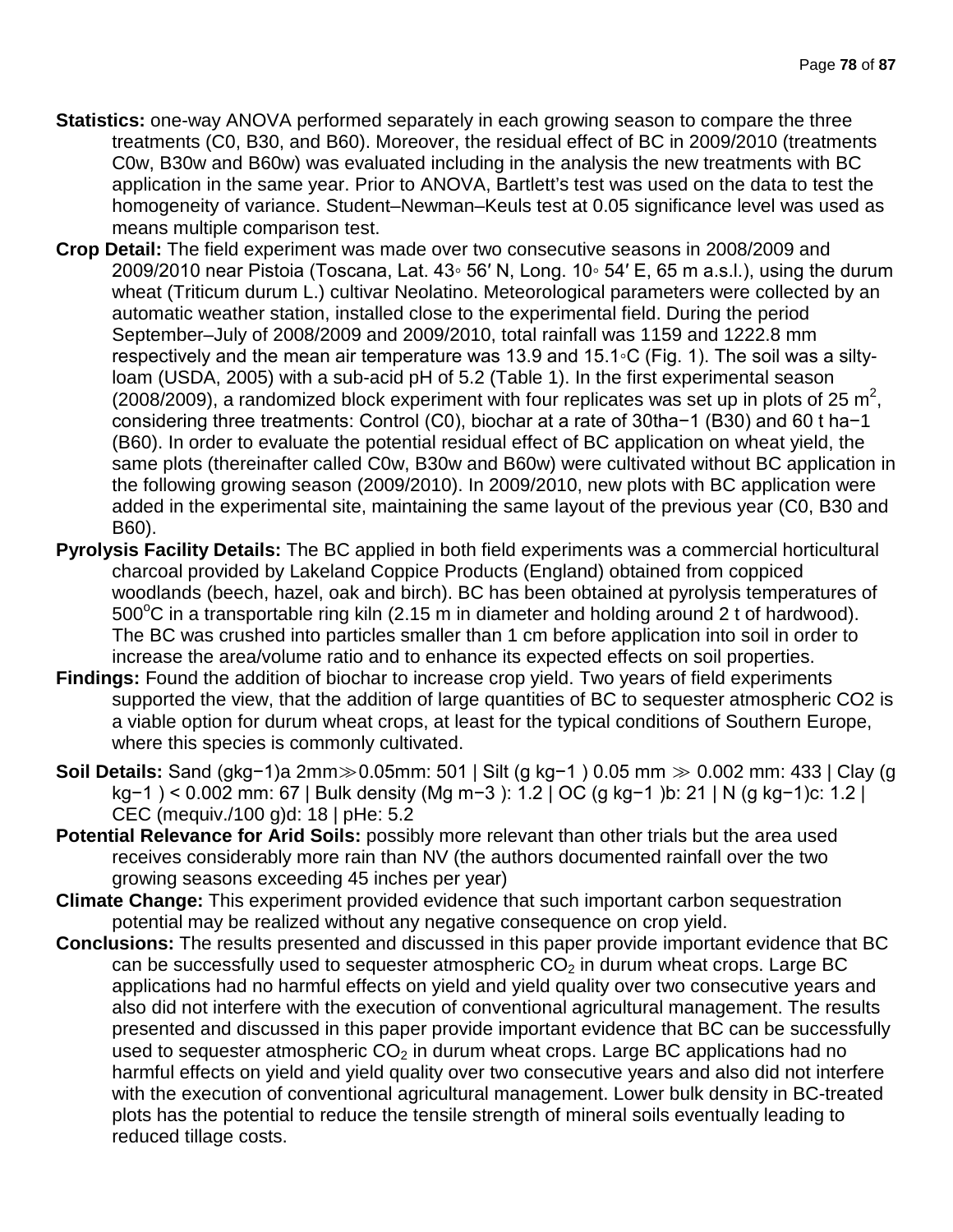**Statistics:** one-way ANOVA performed separately in each growing season to compare the three treatments (C0, B30, and B60). Moreover, the residual effect of BC in 2009/2010 (treatments C0w, B30w and B60w) was evaluated including in the analysis the new treatments with BC application in the same year. Prior to ANOVA, Bartlett's test was used on the data to test the homogeneity of variance. Student–Newman–Keuls test at 0.05 significance level was used as means multiple comparison test.

**Crop Detail:** The field experiment was made over two consecutive seasons in 2008/2009 and 2009/2010 near Pistoia (Toscana, Lat. 43◦ 56′ N, Long. 10◦ 54′ E, 65 m a.s.l.), using the durum wheat (Triticum durum L.) cultivar Neolatino. Meteorological parameters were collected by an automatic weather station, installed close to the experimental field. During the period September–July of 2008/2009 and 2009/2010, total rainfall was 1159 and 1222.8 mm respectively and the mean air temperature was 13.9 and 15.1◦C (Fig. 1). The soil was a silty-loam (USDA, 2005) with a sub-acid pH of 5.2 (Table 1). In the first experimental season (2008/2009), a randomized block experiment with four replicates was set up in plots of 25 $m^2$, considering three treatments: Control (C0), biochar at a rate of 30tha−1 (B30) and 60 t ha−1 (B60). In order to evaluate the potential residual effect of BC application on wheat yield, the same plots (thereinafter called C0w, B30w and B60w) were cultivated without BC application in the following growing season (2009/2010). In 2009/2010, new plots with BC application were added in the experimental site, maintaining the same layout of the previous year (C0, B30 and B60).

**Pyrolysis Facility Details:** The BC applied in both field experiments was a commercial horticultural charcoal provided by Lakeland Coppice Products (England) obtained from coppiced woodlands (beech, hazel, oak and birch). BC has been obtained at pyrolysis temperatures of 500$^o$C in a transportable ring kiln (2.15 m in diameter and holding around 2 t of hardwood). The BC was crushed into particles smaller than 1 cm before application into soil in order to increase the area/volume ratio and to enhance its expected effects on soil properties.

**Findings:** Found the addition of biochar to increase crop yield. Two years of field experiments supported the view, that the addition of large quantities of BC to sequester atmospheric CO2 is a viable option for durum wheat crops, at least for the typical conditions of Southern Europe, where this species is commonly cultivated.

**Soil Details:** Sand (gkg−1)a 2mm≫0.05mm: 501 | Silt (g kg−1 ) 0.05 mm ≫ 0.002 mm: 433 | Clay (g kg−1 ) < 0.002 mm: 67 | Bulk density (Mg m−3 ): 1.2 | OC (g kg−1 )b: 21 | N (g kg−1)c: 1.2 | CEC (mequiv./100 g)d: 18 | pHe: 5.2

**Potential Relevance for Arid Soils:** possibly more relevant than other trials but the area used receives considerably more rain than NV (the authors documented rainfall over the two growing seasons exceeding 45 inches per year)

**Climate Change:** This experiment provided evidence that such important carbon sequestration potential may be realized without any negative consequence on crop yield.

**Conclusions:** The results presented and discussed in this paper provide important evidence that BC can be successfully used to sequester atmospheric $CO_2$ in durum wheat crops. Large BC applications had no harmful effects on yield and yield quality over two consecutive years and also did not interfere with the execution of conventional agricultural management. The results presented and discussed in this paper provide important evidence that BC can be successfully used to sequester atmospheric $CO_2$ in durum wheat crops. Large BC applications had no harmful effects on yield and yield quality over two consecutive years and also did not interfere with the execution of conventional agricultural management. Lower bulk density in BC-treated plots has the potential to reduce the tensile strength of mineral soils eventually leading to reduced tillage costs.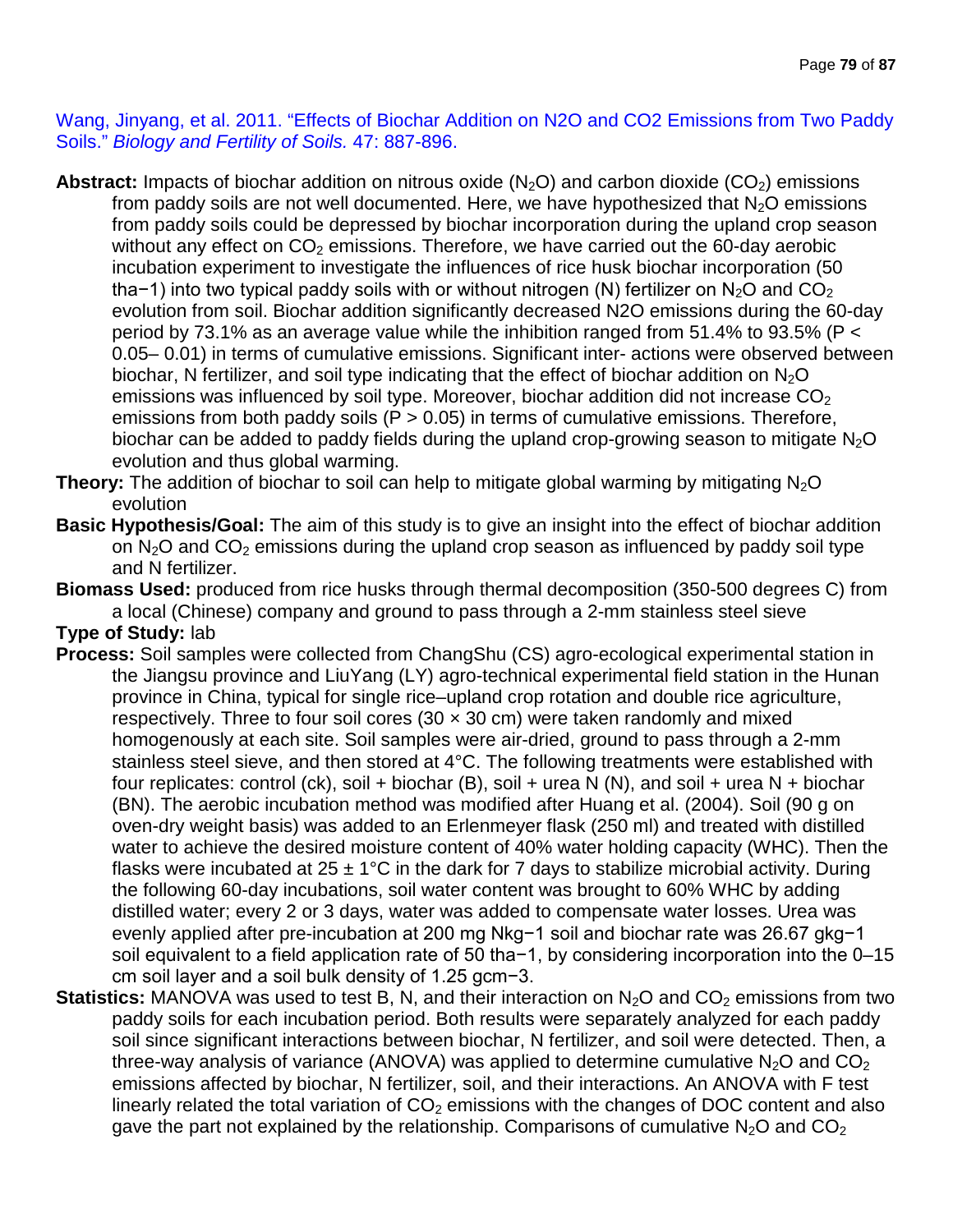Wang, Jinyang, et al. 2011. "Effects of Biochar Addition on N2O and CO2 Emissions from Two Paddy Soils." *Biology and Fertility of Soils.* 47: 887-896.

**Abstract:** Impacts of biochar addition on nitrous oxide ($N_2O$) and carbon dioxide ($CO_2$) emissions from paddy soils are not well documented. Here, we have hypothesized that $N_2O$ emissions from paddy soils could be depressed by biochar incorporation during the upland crop season without any effect on $CO_2$ emissions. Therefore, we have carried out the 60-day aerobic incubation experiment to investigate the influences of rice husk biochar incorporation (50 tha−1) into two typical paddy soils with or without nitrogen (N) fertilizer on $N_2O$ and $CO_2$ evolution from soil. Biochar addition significantly decreased N2O emissions during the 60-day period by 73.1% as an average value while the inhibition ranged from 51.4% to 93.5% ($P <$ 0.05– 0.01) in terms of cumulative emissions. Significant inter- actions were observed between biochar, N fertilizer, and soil type indicating that the effect of biochar addition on $N_2O$ emissions was influenced by soil type. Moreover, biochar addition did not increase $CO_2$ emissions from both paddy soils ($P > 0.05$) in terms of cumulative emissions. Therefore, biochar can be added to paddy fields during the upland crop-growing season to mitigate $N_2O$ evolution and thus global warming.

**Theory:** The addition of biochar to soil can help to mitigate global warming by mitigating $N_2O$ evolution

**Basic Hypothesis/Goal:** The aim of this study is to give an insight into the effect of biochar addition on $N_2O$ and $CO_2$ emissions during the upland crop season as influenced by paddy soil type and N fertilizer.

**Biomass Used:** produced from rice husks through thermal decomposition (350-500 degrees C) from a local (Chinese) company and ground to pass through a 2-mm stainless steel sieve

**Type of Study:** lab

**Process:** Soil samples were collected from ChangShu (CS) agro-ecological experimental station in the Jiangsu province and LiuYang (LY) agro-technical experimental field station in the Hunan province in China, typical for single rice–upland crop rotation and double rice agriculture, respectively. Three to four soil cores (30 × 30 cm) were taken randomly and mixed homogenously at each site. Soil samples were air-dried, ground to pass through a 2-mm stainless steel sieve, and then stored at 4°C. The following treatments were established with four replicates: control (ck), soil + biochar (B), soil + urea N (N), and soil + urea N + biochar (BN). The aerobic incubation method was modified after Huang et al. (2004). Soil (90 g on oven-dry weight basis) was added to an Erlenmeyer flask (250 ml) and treated with distilled water to achieve the desired moisture content of 40% water holding capacity (WHC). Then the flasks were incubated at 25 ± 1°C in the dark for 7 days to stabilize microbial activity. During the following 60-day incubations, soil water content was brought to 60% WHC by adding distilled water; every 2 or 3 days, water was added to compensate water losses. Urea was evenly applied after pre-incubation at 200 mg Nkg−1 soil and biochar rate was 26.67 gkg−1 soil equivalent to a field application rate of 50 tha−1, by considering incorporation into the 0–15 cm soil layer and a soil bulk density of 1.25 gcm−3.

**Statistics:** MANOVA was used to test B, N, and their interaction on $N_2O$ and $CO_2$ emissions from two paddy soils for each incubation period. Both results were separately analyzed for each paddy soil since significant interactions between biochar, N fertilizer, and soil were detected. Then, a three-way analysis of variance (ANOVA) was applied to determine cumulative $N_2O$ and $CO_2$ emissions affected by biochar, N fertilizer, soil, and their interactions. An ANOVA with F test linearly related the total variation of $CO_2$ emissions with the changes of DOC content and also gave the part not explained by the relationship. Comparisons of cumulative $N_2O$ and $CO_2$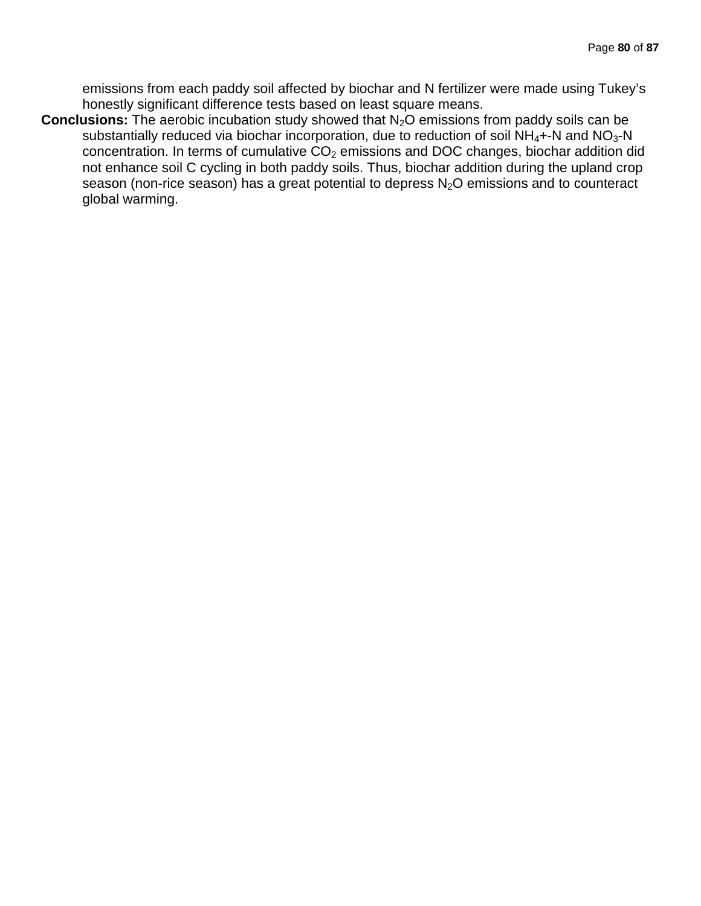emissions from each paddy soil affected by biochar and N fertilizer were made using Tukey's honestly significant difference tests based on least square means.

**Conclusions:** The aerobic incubation study showed that $N_2O$ emissions from paddy soils can be substantially reduced via biochar incorporation, due to reduction of soil $NH_4$+-N and $NO_3$-N concentration. In terms of cumulative $CO_2$ emissions and DOC changes, biochar addition did not enhance soil C cycling in both paddy soils. Thus, biochar addition during the upland crop season (non-rice season) has a great potential to depress $N_2O$ emissions and to counteract global warming.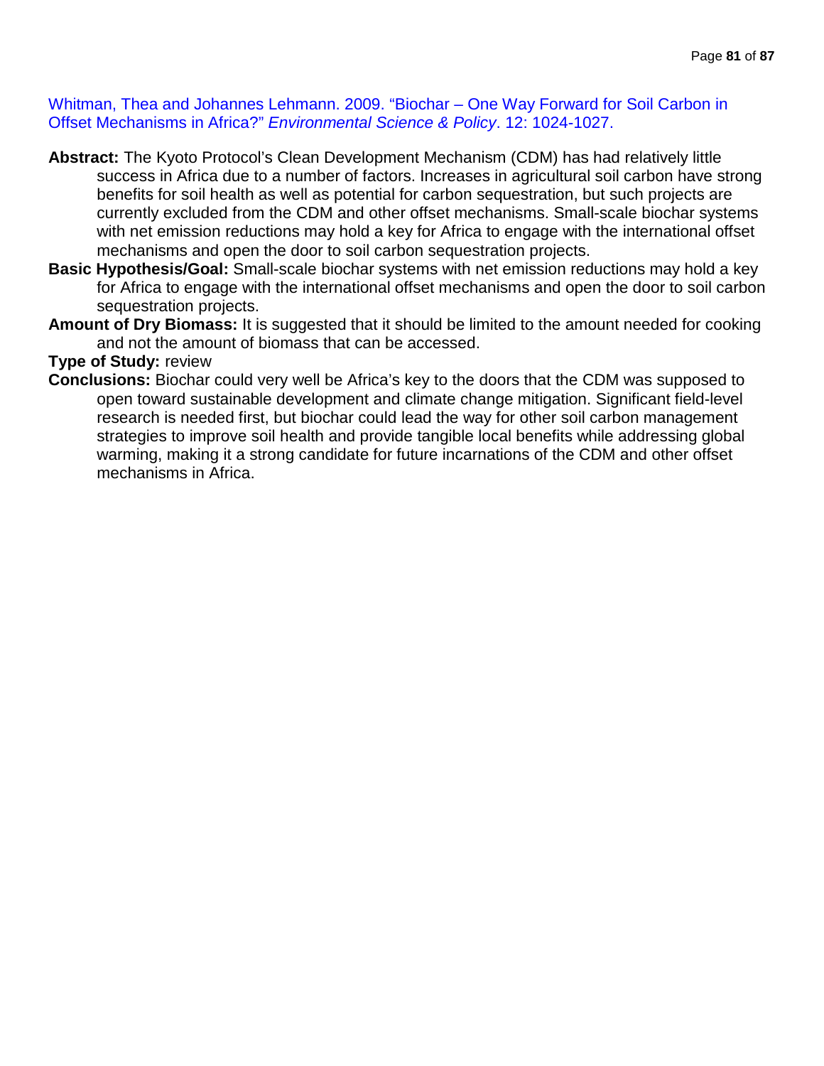Whitman, Thea and Johannes Lehmann. 2009. “Biochar – One Way Forward for Soil Carbon in Offset Mechanisms in Africa?” *Environmental Science & Policy*. 12: 1024-1027.

**Abstract:** The Kyoto Protocol’s Clean Development Mechanism (CDM) has had relatively little success in Africa due to a number of factors. Increases in agricultural soil carbon have strong benefits for soil health as well as potential for carbon sequestration, but such projects are currently excluded from the CDM and other offset mechanisms. Small-scale biochar systems with net emission reductions may hold a key for Africa to engage with the international offset mechanisms and open the door to soil carbon sequestration projects.

**Basic Hypothesis/Goal:** Small-scale biochar systems with net emission reductions may hold a key for Africa to engage with the international offset mechanisms and open the door to soil carbon sequestration projects.

**Amount of Dry Biomass:** It is suggested that it should be limited to the amount needed for cooking and not the amount of biomass that can be accessed.

**Type of Study:** review

**Conclusions:** Biochar could very well be Africa’s key to the doors that the CDM was supposed to open toward sustainable development and climate change mitigation. Significant field-level research is needed first, but biochar could lead the way for other soil carbon management strategies to improve soil health and provide tangible local benefits while addressing global warming, making it a strong candidate for future incarnations of the CDM and other offset mechanisms in Africa.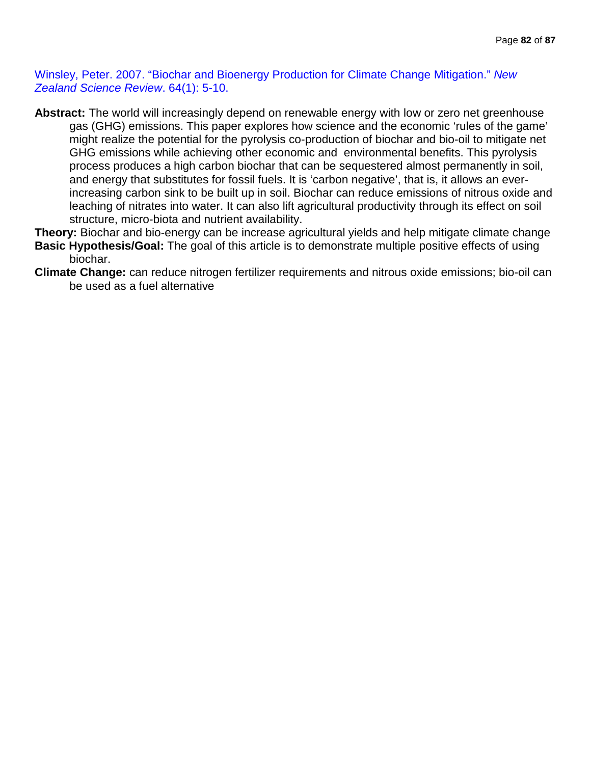Winsley, Peter. 2007. "Biochar and Bioenergy Production for Climate Change Mitigation." *New Zealand Science Review*. 64(1): 5-10.

**Abstract:** The world will increasingly depend on renewable energy with low or zero net greenhouse gas (GHG) emissions. This paper explores how science and the economic 'rules of the game' might realize the potential for the pyrolysis co-production of biochar and bio-oil to mitigate net GHG emissions while achieving other economic and environmental benefits. This pyrolysis process produces a high carbon biochar that can be sequestered almost permanently in soil, and energy that substitutes for fossil fuels. It is 'carbon negative', that is, it allows an ever-increasing carbon sink to be built up in soil. Biochar can reduce emissions of nitrous oxide and leaching of nitrates into water. It can also lift agricultural productivity through its effect on soil structure, micro-biota and nutrient availability.

**Theory:** Biochar and bio-energy can be increase agricultural yields and help mitigate climate change

**Basic Hypothesis/Goal:** The goal of this article is to demonstrate multiple positive effects of using biochar.

**Climate Change:** can reduce nitrogen fertilizer requirements and nitrous oxide emissions; bio-oil can be used as a fuel alternative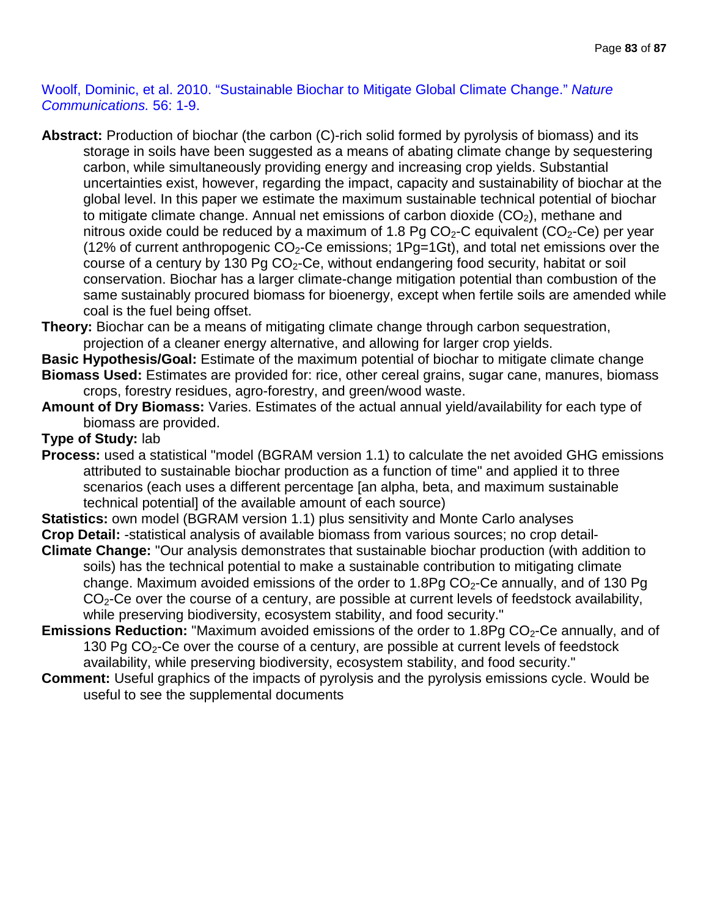Woolf, Dominic, et al. 2010. "Sustainable Biochar to Mitigate Global Climate Change." *Nature Communications.* 56: 1-9.

**Abstract:** Production of biochar (the carbon (C)-rich solid formed by pyrolysis of biomass) and its storage in soils have been suggested as a means of abating climate change by sequestering carbon, while simultaneously providing energy and increasing crop yields. Substantial uncertainties exist, however, regarding the impact, capacity and sustainability of biochar at the global level. In this paper we estimate the maximum sustainable technical potential of biochar to mitigate climate change. Annual net emissions of carbon dioxide ($CO_2$), methane and nitrous oxide could be reduced by a maximum of 1.8 Pg $CO_2$-C equivalent ($CO_2$-Ce) per year (12% of current anthropogenic $CO_2$-Ce emissions; 1Pg=1Gt), and total net emissions over the course of a century by 130 Pg $CO_2$-Ce, without endangering food security, habitat or soil conservation. Biochar has a larger climate-change mitigation potential than combustion of the same sustainably procured biomass for bioenergy, except when fertile soils are amended while coal is the fuel being offset.

**Theory:** Biochar can be a means of mitigating climate change through carbon sequestration, projection of a cleaner energy alternative, and allowing for larger crop yields.

**Basic Hypothesis/Goal:** Estimate of the maximum potential of biochar to mitigate climate change

**Biomass Used:** Estimates are provided for: rice, other cereal grains, sugar cane, manures, biomass crops, forestry residues, agro-forestry, and green/wood waste.

**Amount of Dry Biomass:** Varies. Estimates of the actual annual yield/availability for each type of biomass are provided.

**Type of Study:** lab

**Process:** used a statistical "model (BGRAM version 1.1) to calculate the net avoided GHG emissions attributed to sustainable biochar production as a function of time" and applied it to three scenarios (each uses a different percentage [an alpha, beta, and maximum sustainable technical potential] of the available amount of each source)

**Statistics:** own model (BGRAM version 1.1) plus sensitivity and Monte Carlo analyses

**Crop Detail:** -statistical analysis of available biomass from various sources; no crop detail-

**Climate Change:** "Our analysis demonstrates that sustainable biochar production (with addition to soils) has the technical potential to make a sustainable contribution to mitigating climate change. Maximum avoided emissions of the order to 1.8Pg $CO_2$-Ce annually, and of 130 Pg $CO_2$-Ce over the course of a century, are possible at current levels of feedstock availability, while preserving biodiversity, ecosystem stability, and food security."

**Emissions Reduction:** "Maximum avoided emissions of the order to 1.8Pg $CO_2$-Ce annually, and of 130 Pg $CO_2$-Ce over the course of a century, are possible at current levels of feedstock availability, while preserving biodiversity, ecosystem stability, and food security."

**Comment:** Useful graphics of the impacts of pyrolysis and the pyrolysis emissions cycle. Would be useful to see the supplemental documents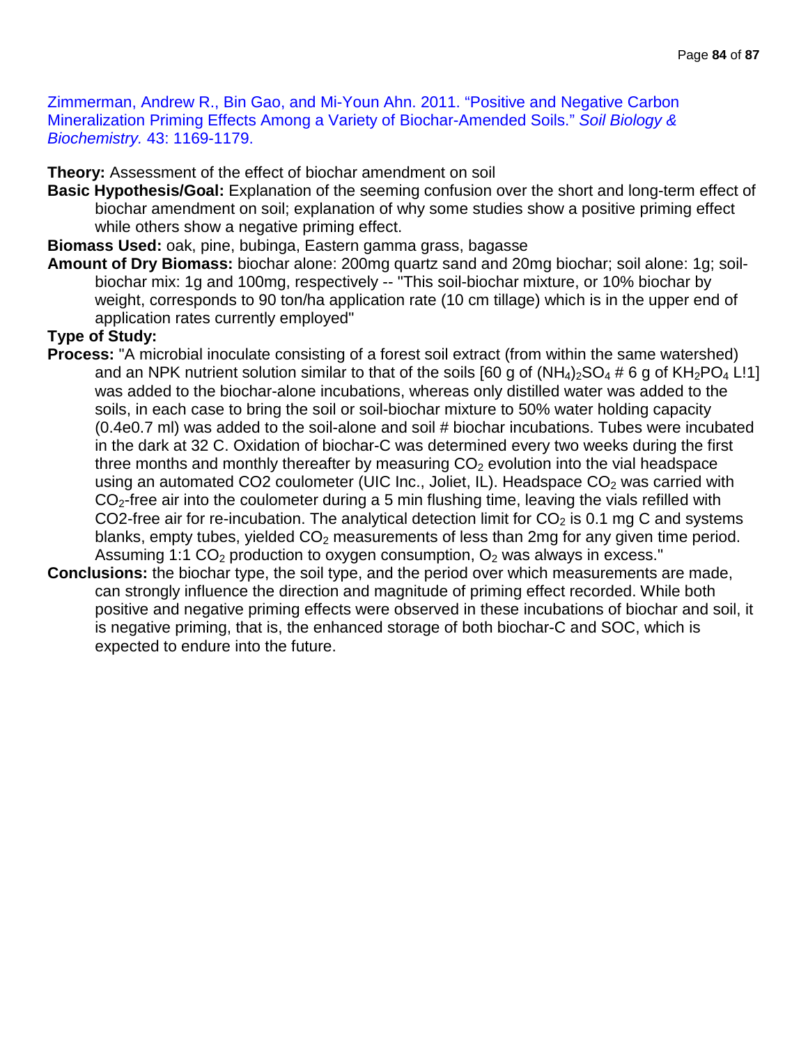Zimmerman, Andrew R., Bin Gao, and Mi-Youn Ahn. 2011. "Positive and Negative Carbon Mineralization Priming Effects Among a Variety of Biochar-Amended Soils." *Soil Biology & Biochemistry.* 43: 1169-1179.

**Theory:** Assessment of the effect of biochar amendment on soil

**Basic Hypothesis/Goal:** Explanation of the seeming confusion over the short and long-term effect of biochar amendment on soil; explanation of why some studies show a positive priming effect while others show a negative priming effect.

**Biomass Used:** oak, pine, bubinga, Eastern gamma grass, bagasse

**Amount of Dry Biomass:** biochar alone: 200mg quartz sand and 20mg biochar; soil alone: 1g; soil-biochar mix: 1g and 100mg, respectively -- "This soil-biochar mixture, or 10% biochar by weight, corresponds to 90 ton/ha application rate (10 cm tillage) which is in the upper end of application rates currently employed"

**Type of Study:**

**Process:** "A microbial inoculate consisting of a forest soil extract (from within the same watershed) and an NPK nutrient solution similar to that of the soils [60 g of $(NH_4)_2SO_4$ # 6 g of $KH_2PO_4$ L!1] was added to the biochar-alone incubations, whereas only distilled water was added to the soils, in each case to bring the soil or soil-biochar mixture to 50% water holding capacity (0.4e0.7 ml) was added to the soil-alone and soil # biochar incubations. Tubes were incubated in the dark at 32 C. Oxidation of biochar-C was determined every two weeks during the first three months and monthly thereafter by measuring $CO_2$ evolution into the vial headspace using an automated CO2 coulometer (UIC Inc., Joliet, IL). Headspace $CO_2$ was carried with $CO_2$-free air into the coulometer during a 5 min flushing time, leaving the vials refilled with CO2-free air for re-incubation. The analytical detection limit for $CO_2$ is 0.1 mg C and systems blanks, empty tubes, yielded $CO_2$ measurements of less than 2mg for any given time period. Assuming 1:1 $CO_2$ production to oxygen consumption, $O_2$ was always in excess."

**Conclusions:** the biochar type, the soil type, and the period over which measurements are made, can strongly influence the direction and magnitude of priming effect recorded. While both positive and negative priming effects were observed in these incubations of biochar and soil, it is negative priming, that is, the enhanced storage of both biochar-C and SOC, which is expected to endure into the future.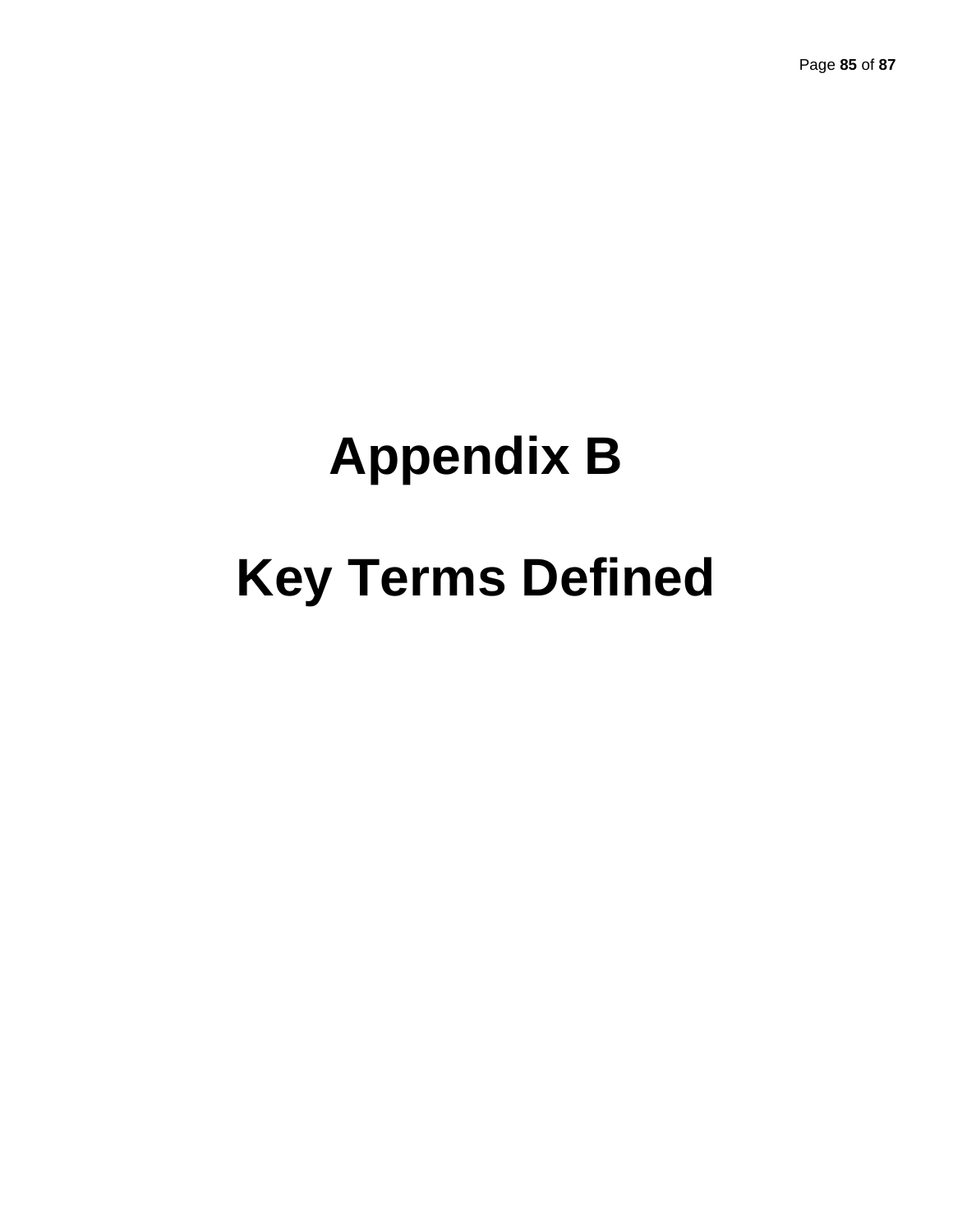# Appendix B

# Key Terms Defined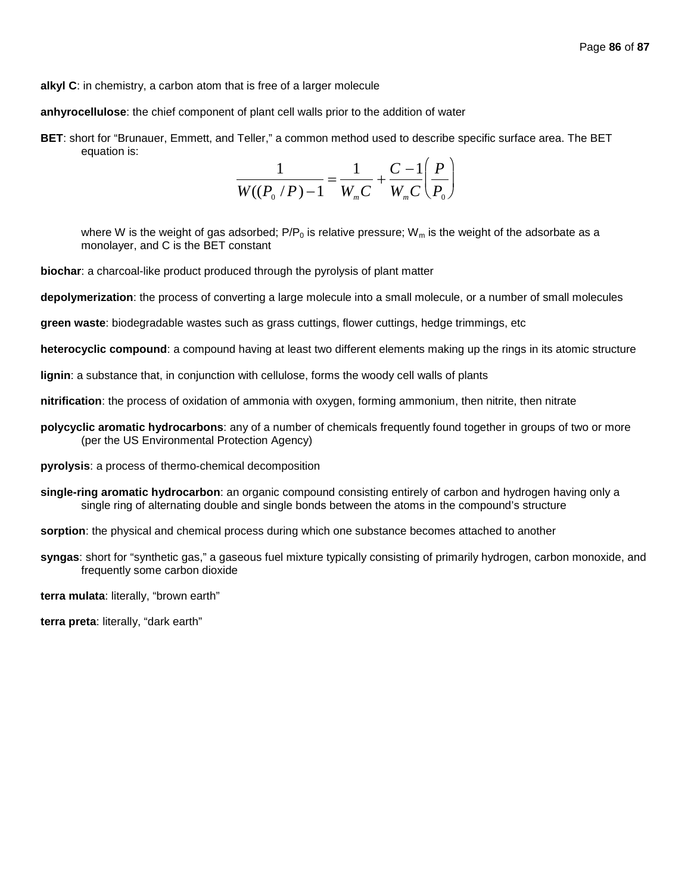**alkyl C**: in chemistry, a carbon atom that is free of a larger molecule

**anhyrocellulose**: the chief component of plant cell walls prior to the addition of water

**BET**: short for "Brunauer, Emmett, and Teller," a common method used to describe specific surface area. The BET equation is:

$$\frac{1}{W((P_0/P)-1} = \frac{1}{W_m C} + \frac{C-1}{W_m C}\left(\frac{P}{P_0}\right)$$

where W is the weight of gas adsorbed; $P/P_0$ is relative pressure; $W_m$ is the weight of the adsorbate as a monolayer, and C is the BET constant

**biochar**: a charcoal-like product produced through the pyrolysis of plant matter

**depolymerization**: the process of converting a large molecule into a small molecule, or a number of small molecules

**green waste**: biodegradable wastes such as grass cuttings, flower cuttings, hedge trimmings, etc

**heterocyclic compound**: a compound having at least two different elements making up the rings in its atomic structure

**lignin**: a substance that, in conjunction with cellulose, forms the woody cell walls of plants

**nitrification**: the process of oxidation of ammonia with oxygen, forming ammonium, then nitrite, then nitrate

**polycyclic aromatic hydrocarbons**: any of a number of chemicals frequently found together in groups of two or more (per the US Environmental Protection Agency)

**pyrolysis**: a process of thermo-chemical decomposition

**single-ring aromatic hydrocarbon**: an organic compound consisting entirely of carbon and hydrogen having only a single ring of alternating double and single bonds between the atoms in the compound's structure

**sorption**: the physical and chemical process during which one substance becomes attached to another

**syngas**: short for "synthetic gas," a gaseous fuel mixture typically consisting of primarily hydrogen, carbon monoxide, and frequently some carbon dioxide

**terra mulata**: literally, "brown earth"

**terra preta**: literally, "dark earth"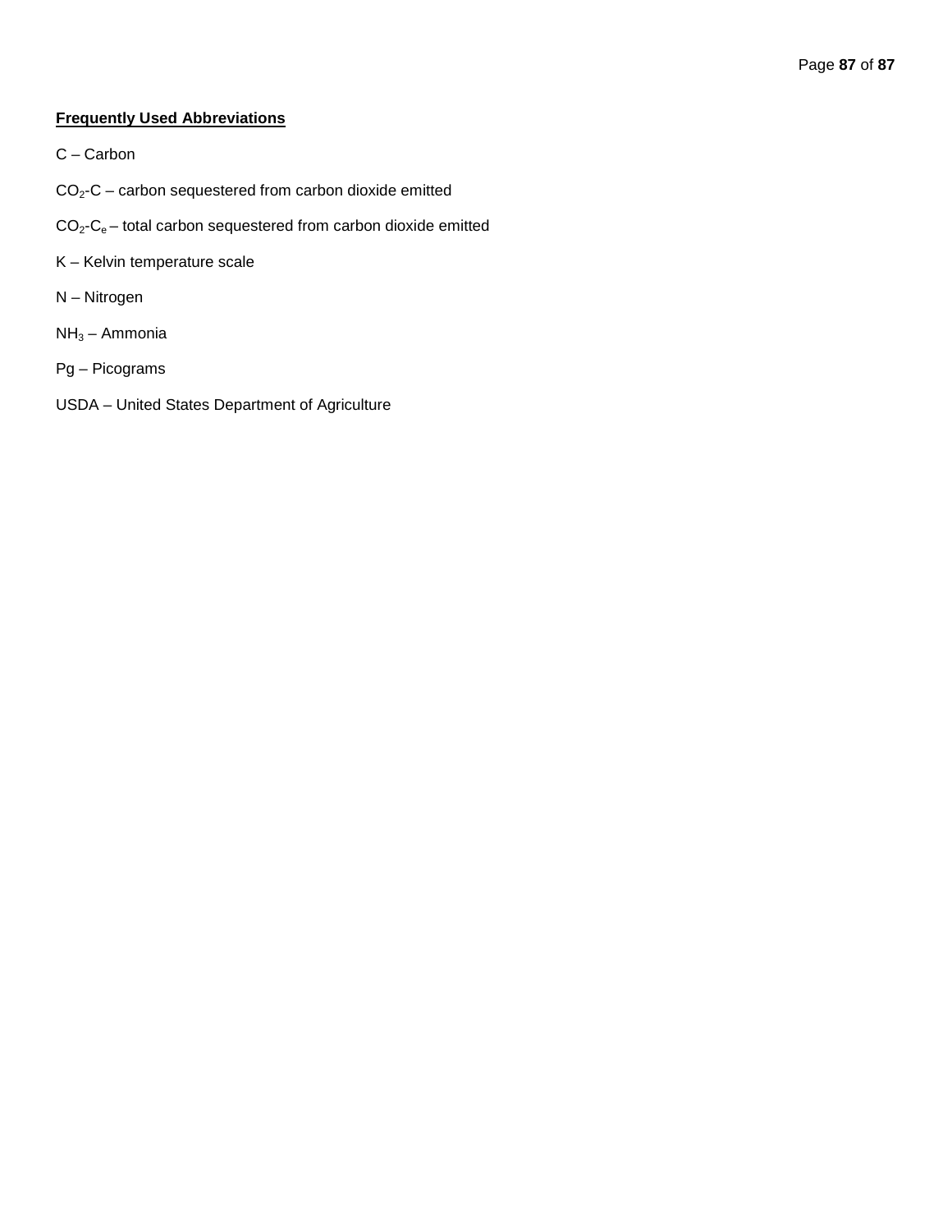**Frequently Used Abbreviations**

C – Carbon

$CO_2$-C – carbon sequestered from carbon dioxide emitted

$CO_2$-$C_e$ – total carbon sequestered from carbon dioxide emitted

K – Kelvin temperature scale

N – Nitrogen

$NH_3$ – Ammonia

Pg – Picograms

USDA – United States Department of Agriculture